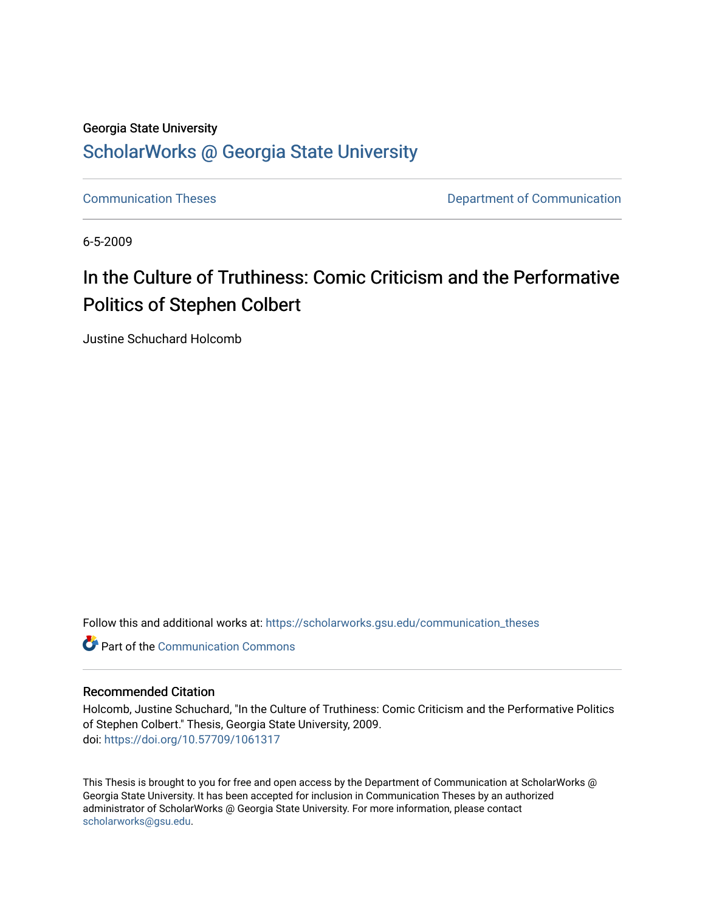Georgia State University

# ScholarWorks @ Georgia State University

Communication Theses

Department of Communication

6-5-2009

## In the Culture of Truthiness: Comic Criticism and the Performative Politics of Stephen Colbert

Justine Schuchard Holcomb

Follow this and additional works at: https://scholarworks.gsu.edu/communication_theses

Part of the Communication Commons

### Recommended Citation

Holcomb, Justine Schuchard, "In the Culture of Truthiness: Comic Criticism and the Performative Politics of Stephen Colbert." Thesis, Georgia State University, 2009.
doi: https://doi.org/10.57709/1061317

This Thesis is brought to you for free and open access by the Department of Communication at ScholarWorks @ Georgia State University. It has been accepted for inclusion in Communication Theses by an authorized administrator of ScholarWorks @ Georgia State University. For more information, please contact scholarworks@gsu.edu.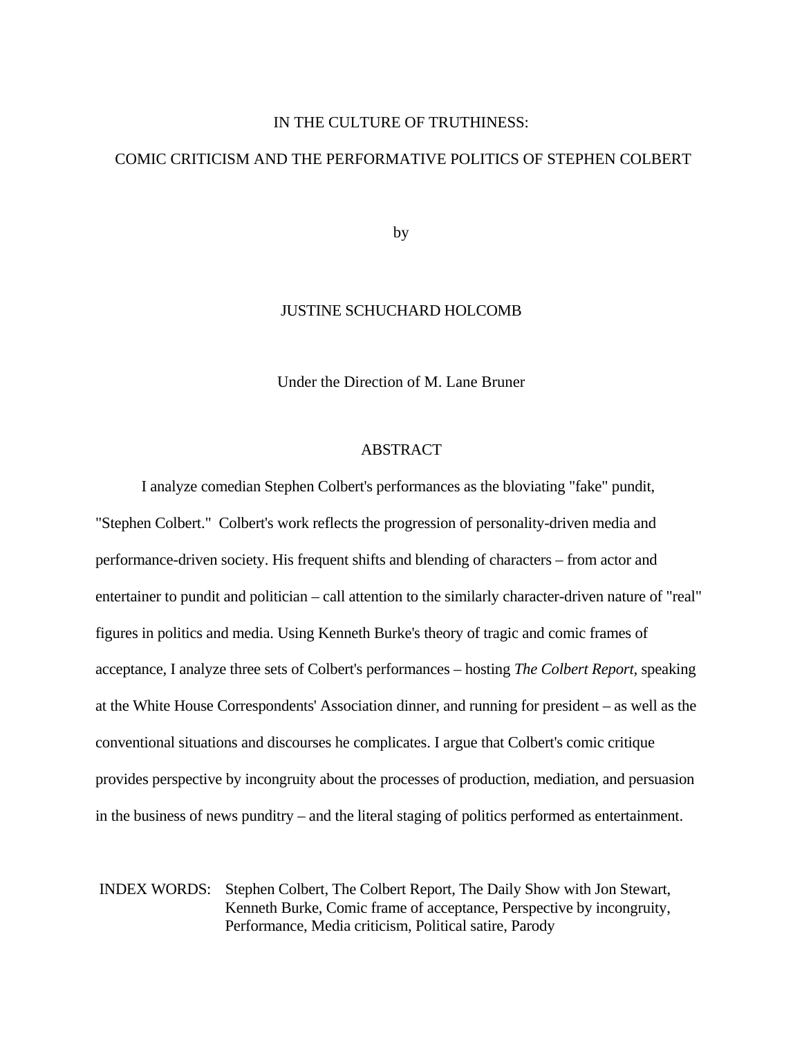IN THE CULTURE OF TRUTHINESS:

COMIC CRITICISM AND THE PERFORMATIVE POLITICS OF STEPHEN COLBERT

by

JUSTINE SCHUCHARD HOLCOMB

Under the Direction of M. Lane Bruner

## ABSTRACT

I analyze comedian Stephen Colbert's performances as the bloviating "fake" pundit, "Stephen Colbert." Colbert's work reflects the progression of personality-driven media and performance-driven society. His frequent shifts and blending of characters – from actor and entertainer to pundit and politician – call attention to the similarly character-driven nature of "real" figures in politics and media. Using Kenneth Burke's theory of tragic and comic frames of acceptance, I analyze three sets of Colbert's performances – hosting *The Colbert Report*, speaking at the White House Correspondents' Association dinner, and running for president – as well as the conventional situations and discourses he complicates. I argue that Colbert's comic critique provides perspective by incongruity about the processes of production, mediation, and persuasion in the business of news punditry – and the literal staging of politics performed as entertainment.

INDEX WORDS: Stephen Colbert, The Colbert Report, The Daily Show with Jon Stewart, Kenneth Burke, Comic frame of acceptance, Perspective by incongruity, Performance, Media criticism, Political satire, Parody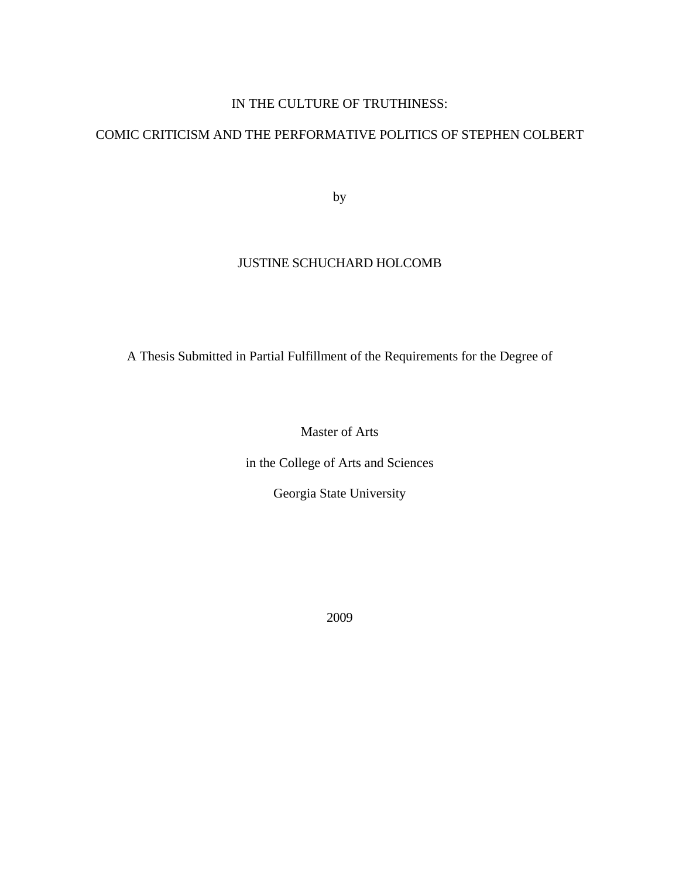# IN THE CULTURE OF TRUTHINESS:

# COMIC CRITICISM AND THE PERFORMATIVE POLITICS OF STEPHEN COLBERT

by

JUSTINE SCHUCHARD HOLCOMB

A Thesis Submitted in Partial Fulfillment of the Requirements for the Degree of

Master of Arts

in the College of Arts and Sciences

Georgia State University

2009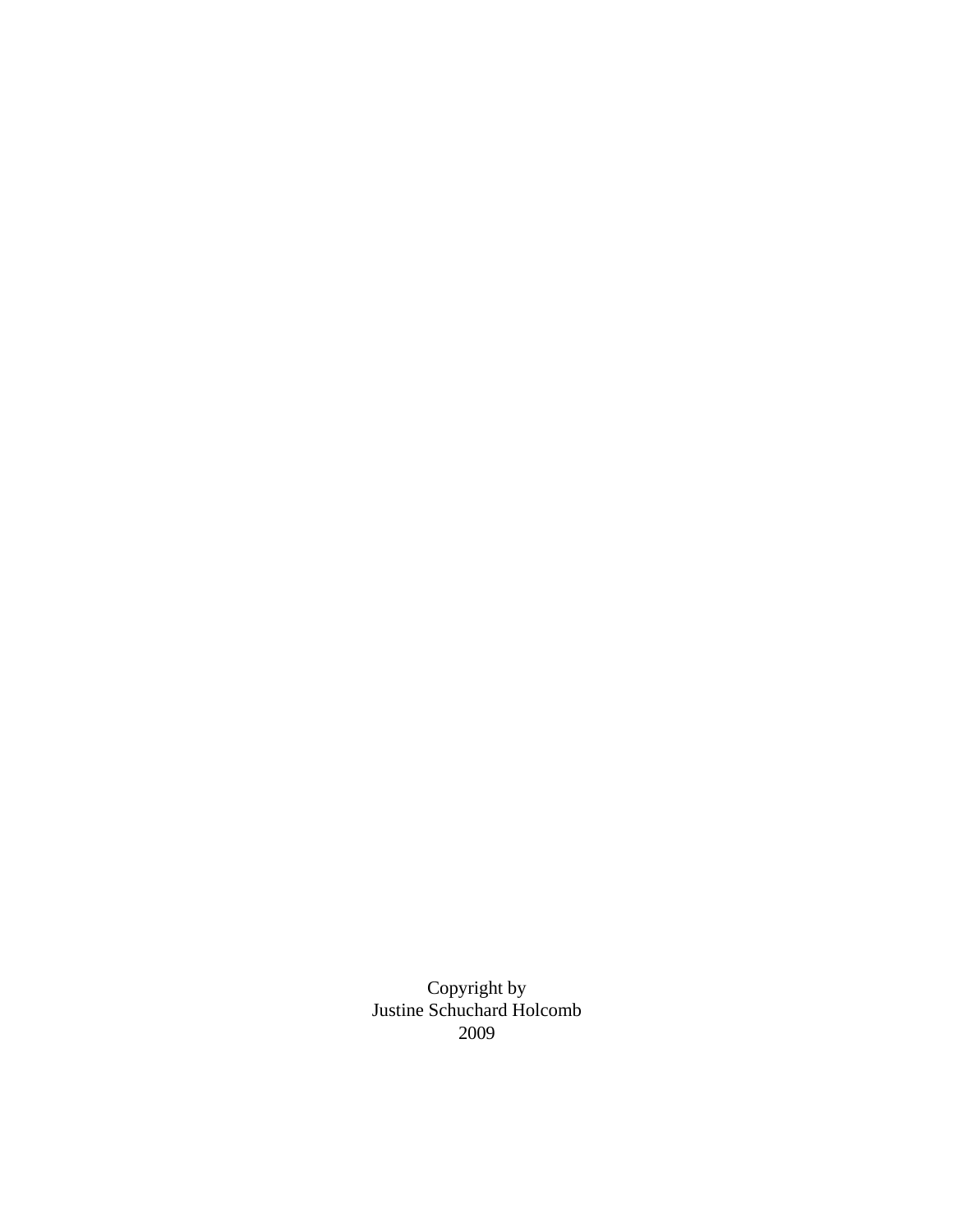Copyright by
Justine Schuchard Holcomb
2009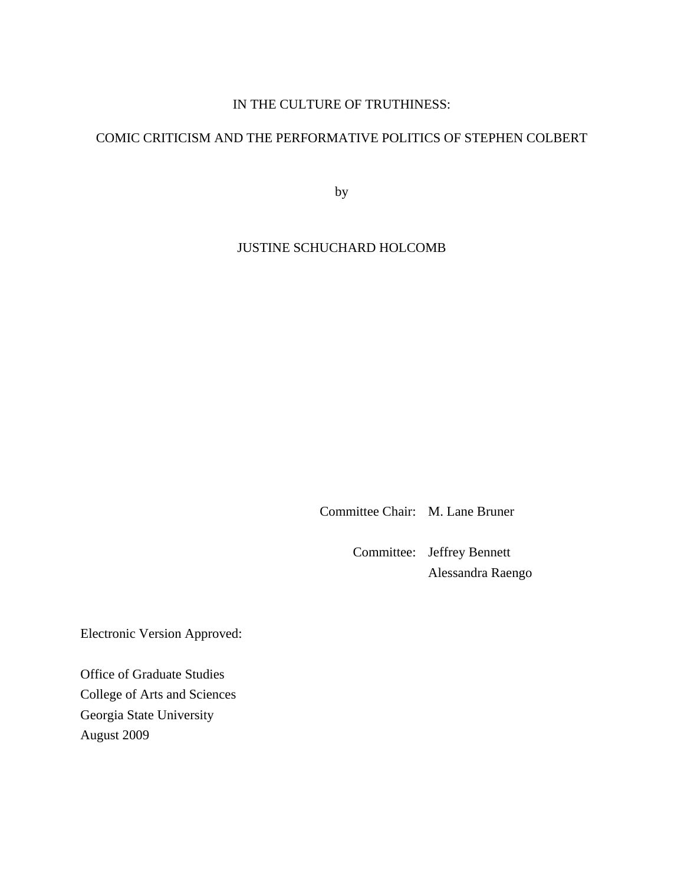IN THE CULTURE OF TRUTHINESS:

COMIC CRITICISM AND THE PERFORMATIVE POLITICS OF STEPHEN COLBERT

by

JUSTINE SCHUCHARD HOLCOMB

Committee Chair: M. Lane Bruner

Committee: Jeffrey Bennett
Alessandra Raengo

Electronic Version Approved:

Office of Graduate Studies
College of Arts and Sciences
Georgia State University
August 2009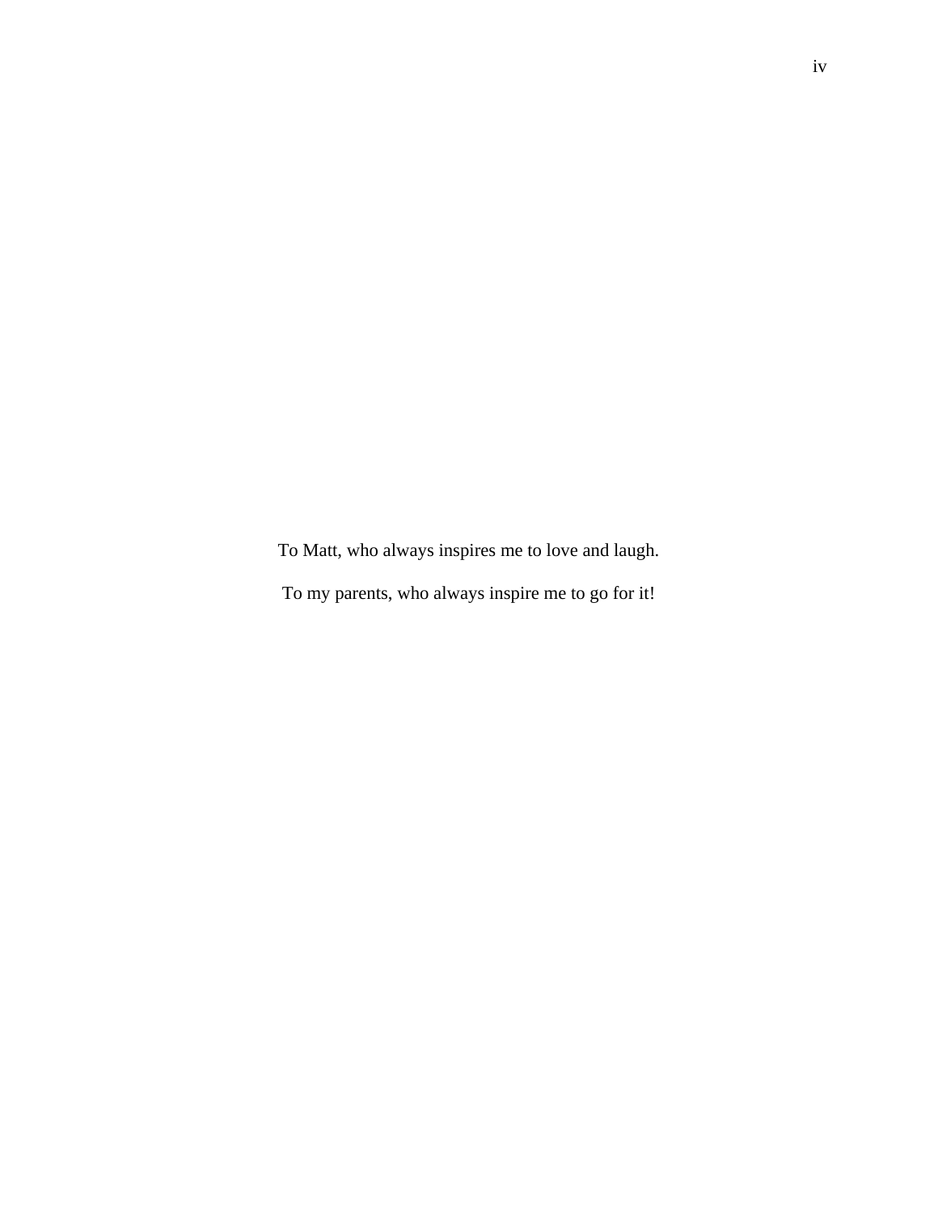To Matt, who always inspires me to love and laugh.

To my parents, who always inspire me to go for it!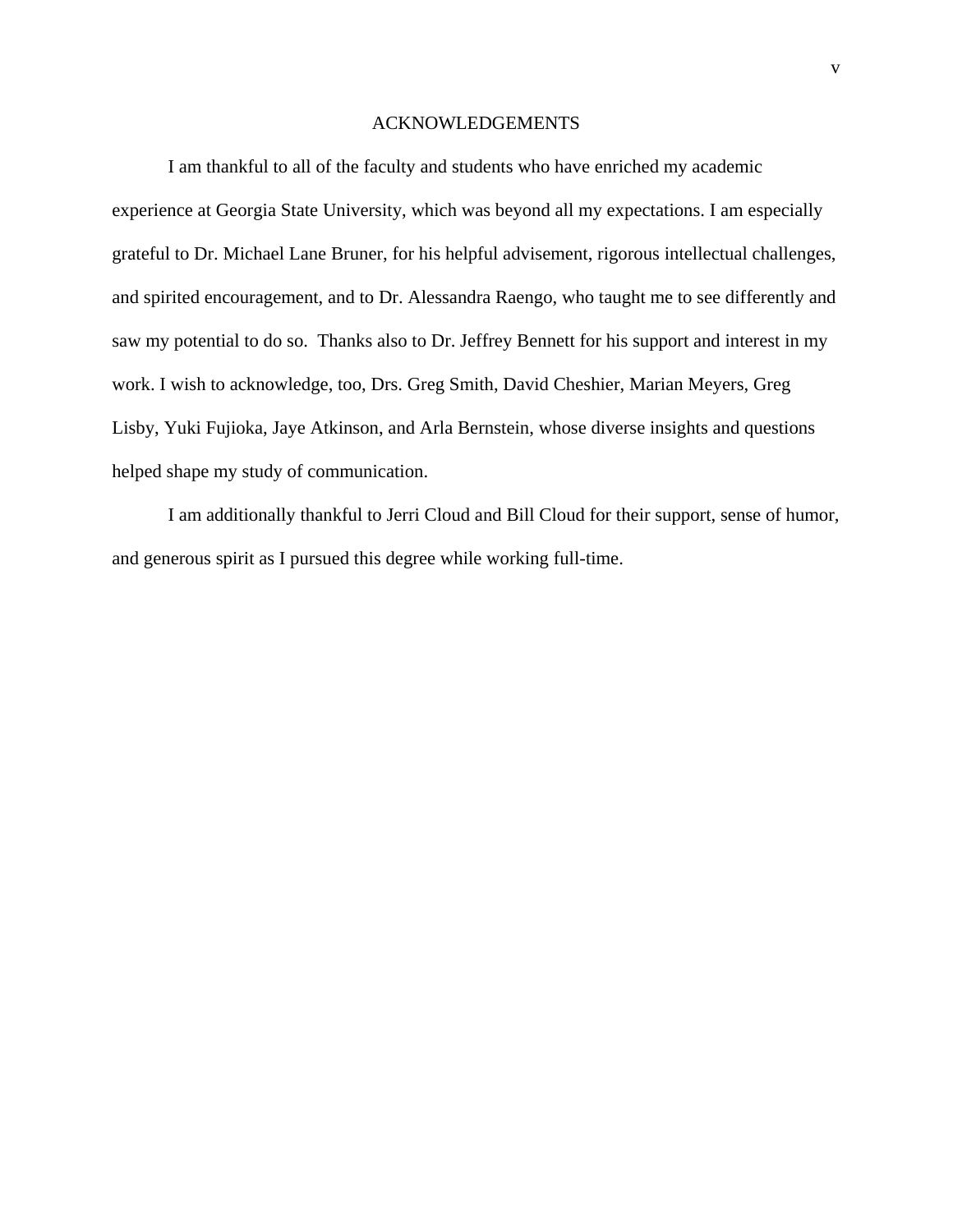# ACKNOWLEDGEMENTS

I am thankful to all of the faculty and students who have enriched my academic experience at Georgia State University, which was beyond all my expectations. I am especially grateful to Dr. Michael Lane Bruner, for his helpful advisement, rigorous intellectual challenges, and spirited encouragement, and to Dr. Alessandra Raengo, who taught me to see differently and saw my potential to do so. Thanks also to Dr. Jeffrey Bennett for his support and interest in my work. I wish to acknowledge, too, Drs. Greg Smith, David Cheshier, Marian Meyers, Greg Lisby, Yuki Fujioka, Jaye Atkinson, and Arla Bernstein, whose diverse insights and questions helped shape my study of communication.

I am additionally thankful to Jerri Cloud and Bill Cloud for their support, sense of humor, and generous spirit as I pursued this degree while working full-time.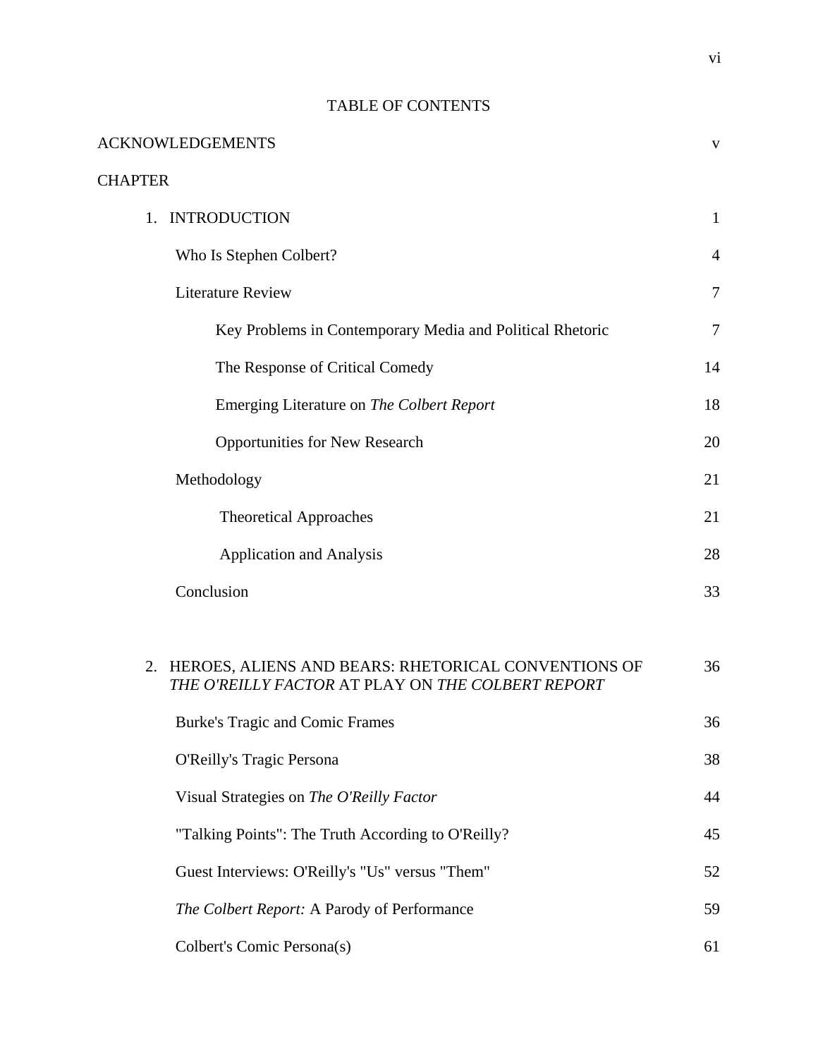# TABLE OF CONTENTS

ACKNOWLEDGEMENTS v

CHAPTER

1. INTRODUCTION 1

    Who Is Stephen Colbert? 4

    Literature Review 7

        Key Problems in Contemporary Media and Political Rhetoric 7

        The Response of Critical Comedy 14

        Emerging Literature on *The Colbert Report* 18

        Opportunities for New Research 20

    Methodology 21

        Theoretical Approaches 21

        Application and Analysis 28

    Conclusion 33

2. HEROES, ALIENS AND BEARS: RHETORICAL CONVENTIONS OF *THE O'REILLY FACTOR* AT PLAY ON *THE COLBERT REPORT* 36

    Burke's Tragic and Comic Frames 36

    O'Reilly's Tragic Persona 38

    Visual Strategies on *The O'Reilly Factor* 44

    "Talking Points": The Truth According to O'Reilly? 45

    Guest Interviews: O'Reilly's "Us" versus "Them" 52

    *The Colbert Report:* A Parody of Performance 59

    Colbert's Comic Persona(s) 61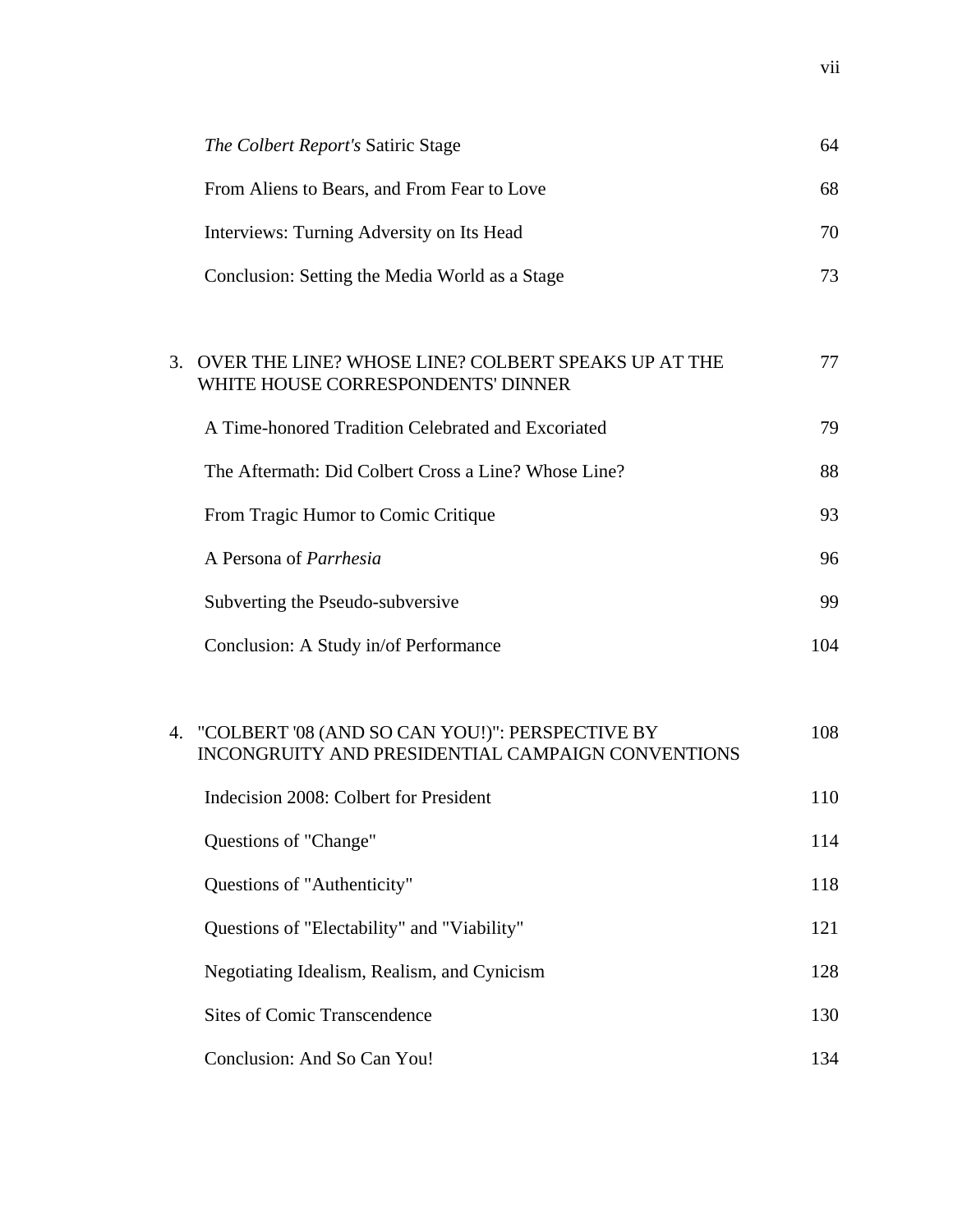*The Colbert Report's* Satiric Stage 64

From Aliens to Bears, and From Fear to Love 68

Interviews: Turning Adversity on Its Head 70

Conclusion: Setting the Media World as a Stage 73

3. OVER THE LINE? WHOSE LINE? COLBERT SPEAKS UP AT THE WHITE HOUSE CORRESPONDENTS' DINNER 77

A Time-honored Tradition Celebrated and Excoriated 79

The Aftermath: Did Colbert Cross a Line? Whose Line? 88

From Tragic Humor to Comic Critique 93

A Persona of *Parrhesia* 96

Subverting the Pseudo-subversive 99

Conclusion: A Study in/of Performance 104

4. "COLBERT '08 (AND SO CAN YOU!)": PERSPECTIVE BY INCONGRUITY AND PRESIDENTIAL CAMPAIGN CONVENTIONS 108

Indecision 2008: Colbert for President 110

Questions of "Change" 114

Questions of "Authenticity" 118

Questions of "Electability" and "Viability" 121

Negotiating Idealism, Realism, and Cynicism 128

Sites of Comic Transcendence 130

Conclusion: And So Can You! 134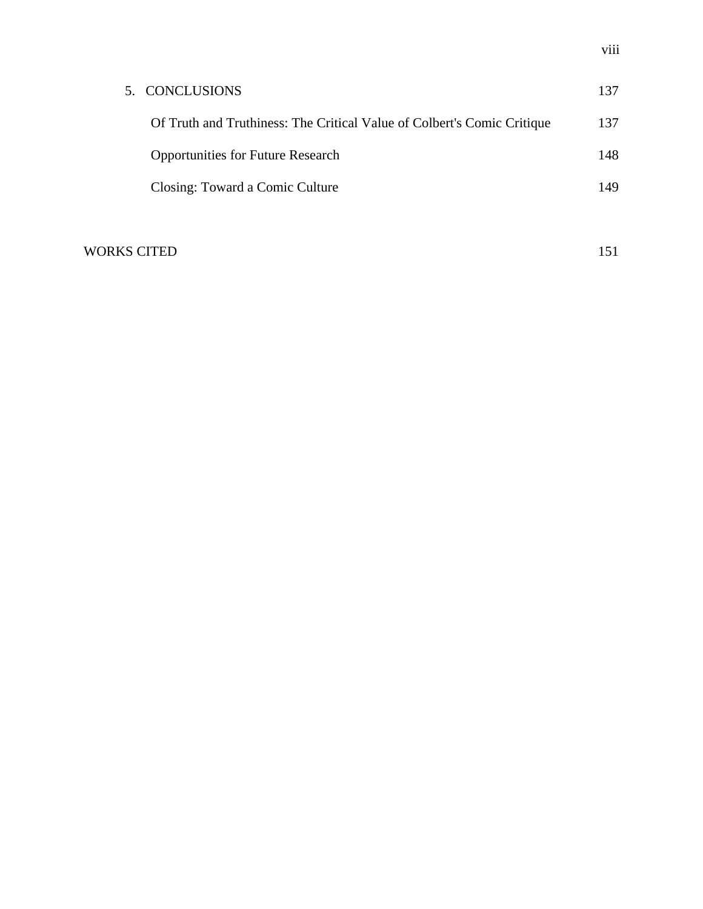5. CONCLUSIONS 137

Of Truth and Truthiness: The Critical Value of Colbert's Comic Critique 137

Opportunities for Future Research 148

Closing: Toward a Comic Culture 149

WORKS CITED 151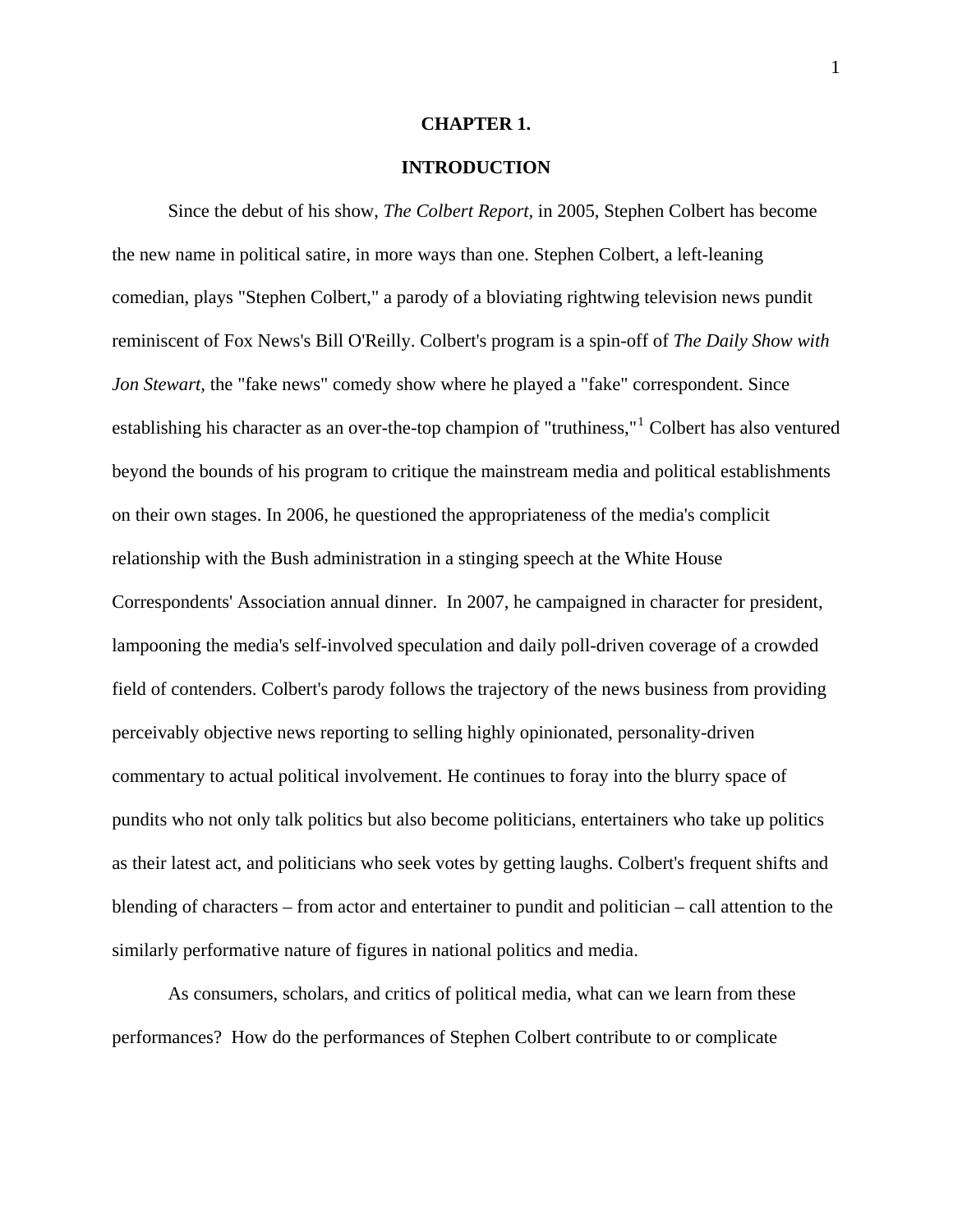# CHAPTER 1.

# INTRODUCTION

Since the debut of his show, *The Colbert Report*, in 2005, Stephen Colbert has become the new name in political satire, in more ways than one. Stephen Colbert, a left-leaning comedian, plays "Stephen Colbert," a parody of a bloviating rightwing television news pundit reminiscent of Fox News's Bill O'Reilly. Colbert's program is a spin-off of *The Daily Show with Jon Stewart*, the "fake news" comedy show where he played a "fake" correspondent. Since establishing his character as an over-the-top champion of "truthiness,"[1] Colbert has also ventured beyond the bounds of his program to critique the mainstream media and political establishments on their own stages. In 2006, he questioned the appropriateness of the media's complicit relationship with the Bush administration in a stinging speech at the White House Correspondents' Association annual dinner. In 2007, he campaigned in character for president, lampooning the media's self-involved speculation and daily poll-driven coverage of a crowded field of contenders. Colbert's parody follows the trajectory of the news business from providing perceivably objective news reporting to selling highly opinionated, personality-driven commentary to actual political involvement. He continues to foray into the blurry space of pundits who not only talk politics but also become politicians, entertainers who take up politics as their latest act, and politicians who seek votes by getting laughs. Colbert's frequent shifts and blending of characters – from actor and entertainer to pundit and politician – call attention to the similarly performative nature of figures in national politics and media.

As consumers, scholars, and critics of political media, what can we learn from these performances? How do the performances of Stephen Colbert contribute to or complicate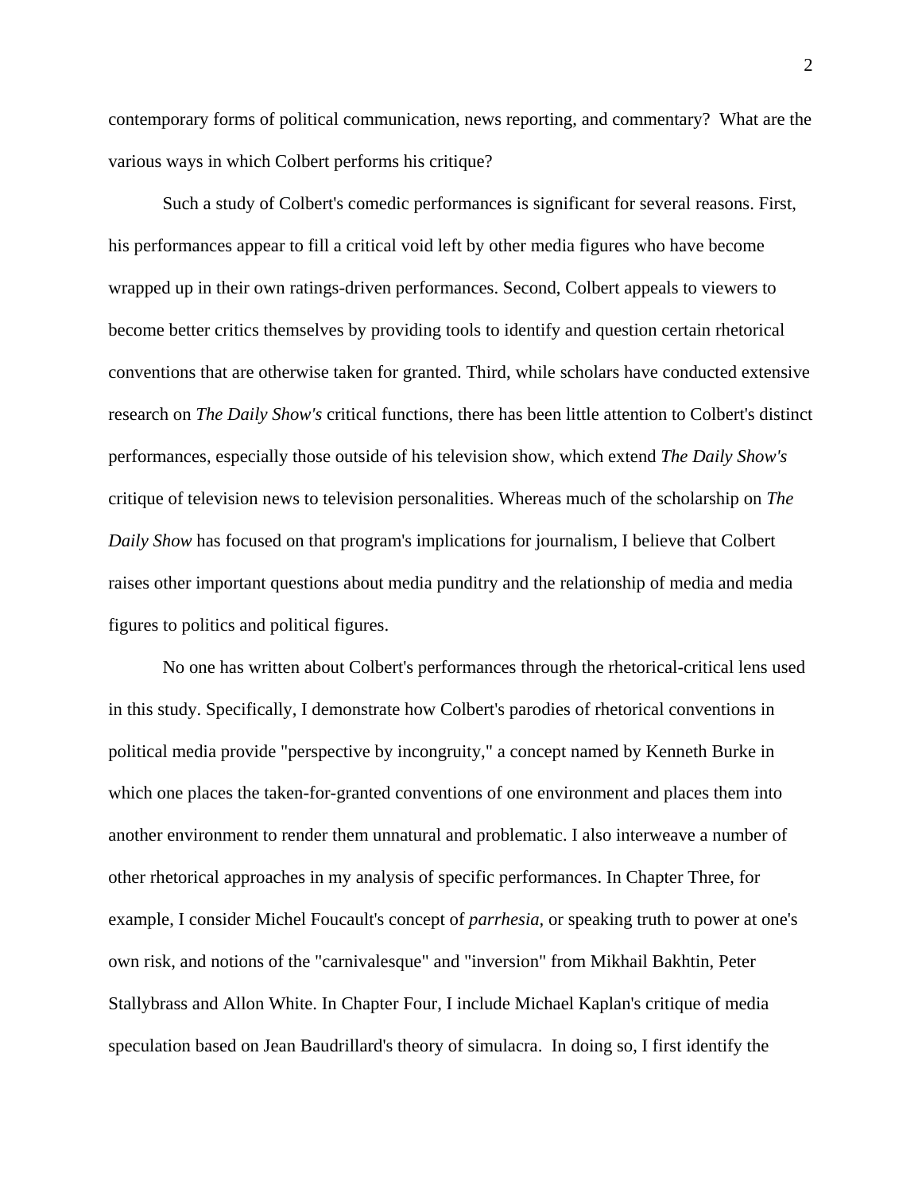contemporary forms of political communication, news reporting, and commentary? What are the various ways in which Colbert performs his critique?

Such a study of Colbert's comedic performances is significant for several reasons. First, his performances appear to fill a critical void left by other media figures who have become wrapped up in their own ratings-driven performances. Second, Colbert appeals to viewers to become better critics themselves by providing tools to identify and question certain rhetorical conventions that are otherwise taken for granted. Third, while scholars have conducted extensive research on *The Daily Show's* critical functions, there has been little attention to Colbert's distinct performances, especially those outside of his television show, which extend *The Daily Show's* critique of television news to television personalities. Whereas much of the scholarship on *The Daily Show* has focused on that program's implications for journalism, I believe that Colbert raises other important questions about media punditry and the relationship of media and media figures to politics and political figures.

No one has written about Colbert's performances through the rhetorical-critical lens used in this study. Specifically, I demonstrate how Colbert's parodies of rhetorical conventions in political media provide "perspective by incongruity," a concept named by Kenneth Burke in which one places the taken-for-granted conventions of one environment and places them into another environment to render them unnatural and problematic. I also interweave a number of other rhetorical approaches in my analysis of specific performances. In Chapter Three, for example, I consider Michel Foucault's concept of *parrhesia,* or speaking truth to power at one's own risk, and notions of the "carnivalesque" and "inversion" from Mikhail Bakhtin, Peter Stallybrass and Allon White. In Chapter Four, I include Michael Kaplan's critique of media speculation based on Jean Baudrillard's theory of simulacra. In doing so, I first identify the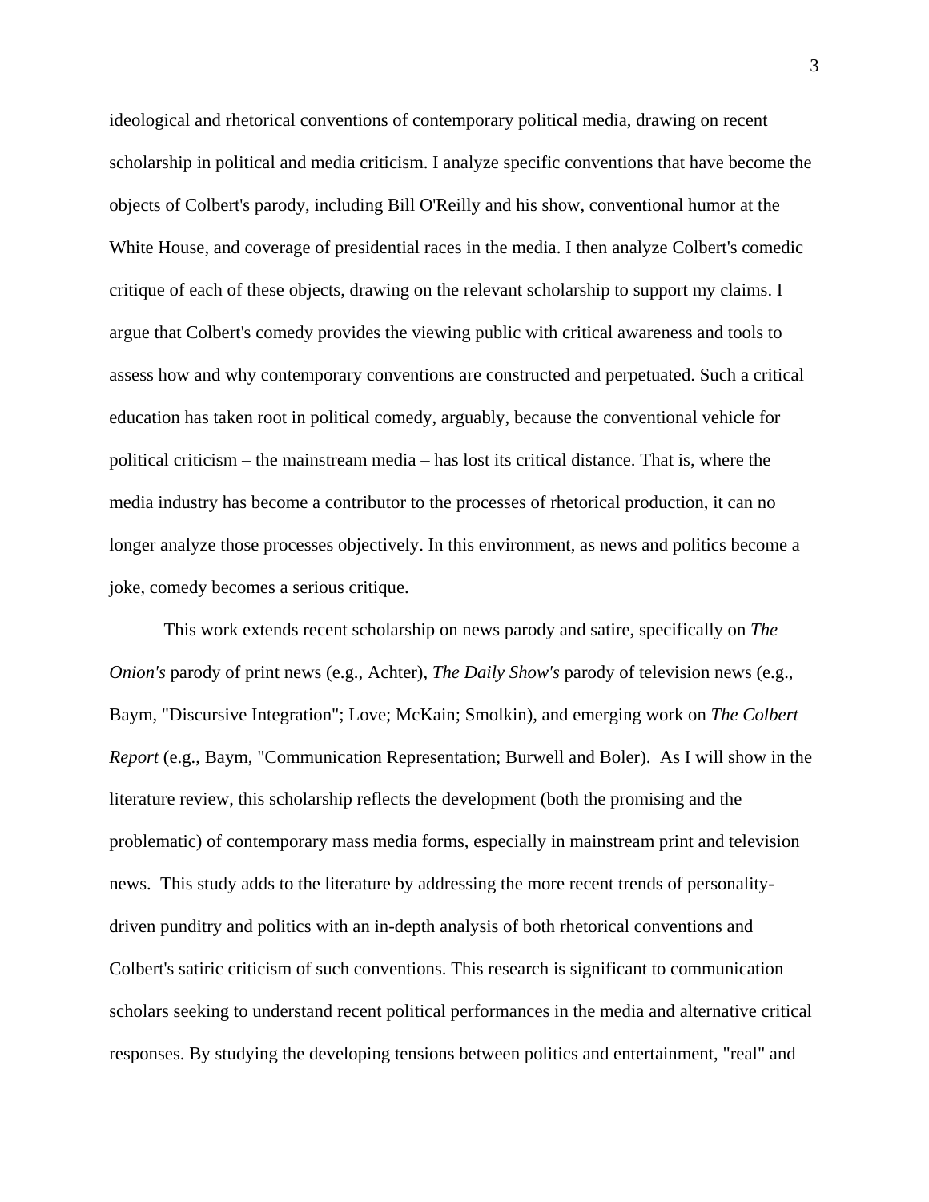ideological and rhetorical conventions of contemporary political media, drawing on recent scholarship in political and media criticism. I analyze specific conventions that have become the objects of Colbert's parody, including Bill O'Reilly and his show, conventional humor at the White House, and coverage of presidential races in the media. I then analyze Colbert's comedic critique of each of these objects, drawing on the relevant scholarship to support my claims. I argue that Colbert's comedy provides the viewing public with critical awareness and tools to assess how and why contemporary conventions are constructed and perpetuated. Such a critical education has taken root in political comedy, arguably, because the conventional vehicle for political criticism – the mainstream media – has lost its critical distance. That is, where the media industry has become a contributor to the processes of rhetorical production, it can no longer analyze those processes objectively. In this environment, as news and politics become a joke, comedy becomes a serious critique.

This work extends recent scholarship on news parody and satire, specifically on *The Onion's* parody of print news (e.g., Achter), *The Daily Show's* parody of television news (e.g., Baym, "Discursive Integration"; Love; McKain; Smolkin), and emerging work on *The Colbert Report* (e.g., Baym, "Communication Representation; Burwell and Boler). As I will show in the literature review, this scholarship reflects the development (both the promising and the problematic) of contemporary mass media forms, especially in mainstream print and television news. This study adds to the literature by addressing the more recent trends of personality-driven punditry and politics with an in-depth analysis of both rhetorical conventions and Colbert's satiric criticism of such conventions. This research is significant to communication scholars seeking to understand recent political performances in the media and alternative critical responses. By studying the developing tensions between politics and entertainment, "real" and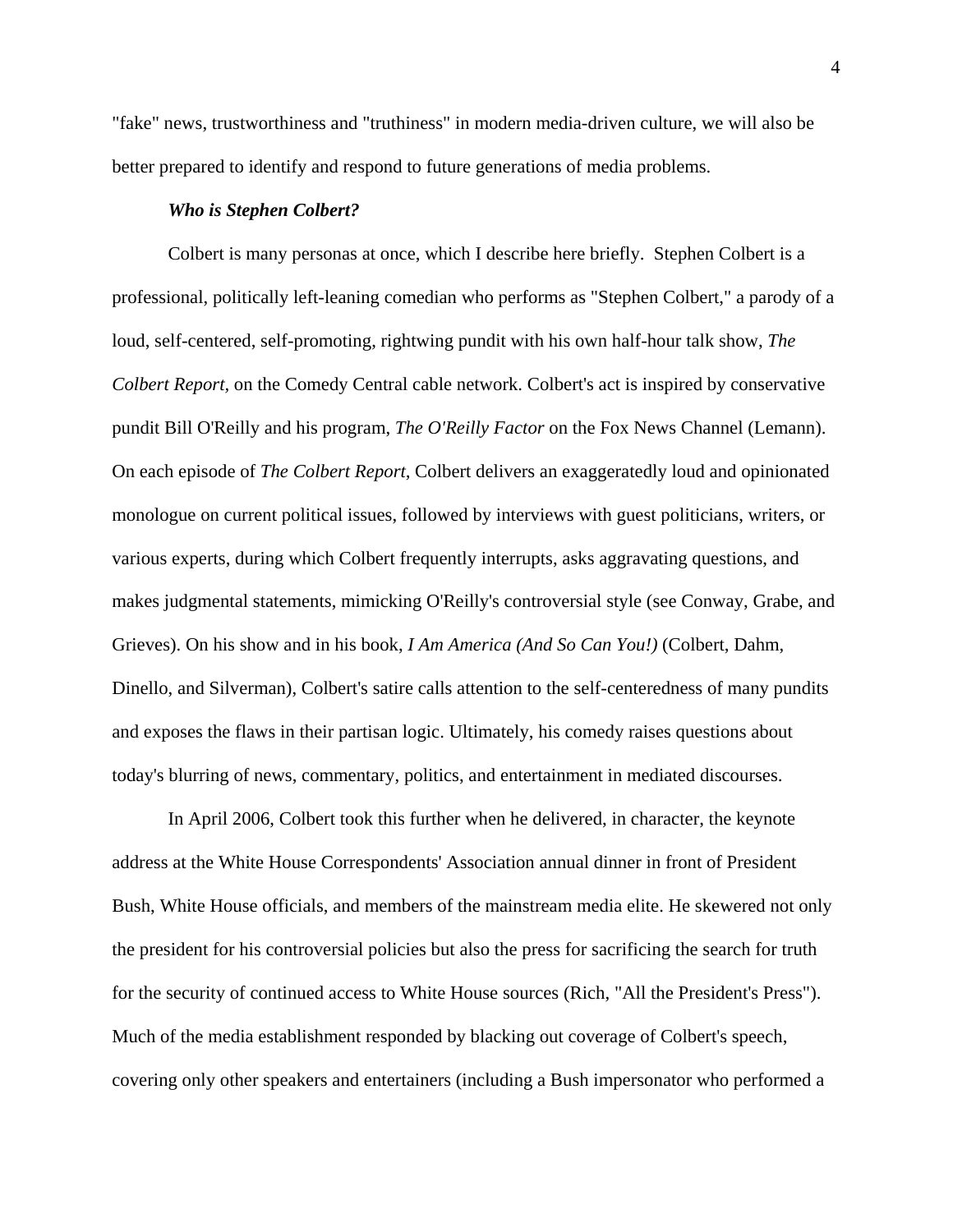"fake" news, trustworthiness and "truthiness" in modern media-driven culture, we will also be better prepared to identify and respond to future generations of media problems.

***Who is Stephen Colbert?***

Colbert is many personas at once, which I describe here briefly. Stephen Colbert is a professional, politically left-leaning comedian who performs as "Stephen Colbert," a parody of a loud, self-centered, self-promoting, rightwing pundit with his own half-hour talk show, *The Colbert Report,* on the Comedy Central cable network. Colbert's act is inspired by conservative pundit Bill O'Reilly and his program, *The O'Reilly Factor* on the Fox News Channel (Lemann). On each episode of *The Colbert Report,* Colbert delivers an exaggeratedly loud and opinionated monologue on current political issues, followed by interviews with guest politicians, writers, or various experts, during which Colbert frequently interrupts, asks aggravating questions, and makes judgmental statements, mimicking O'Reilly's controversial style (see Conway, Grabe, and Grieves). On his show and in his book, *I Am America (And So Can You!)* (Colbert, Dahm, Dinello, and Silverman), Colbert's satire calls attention to the self-centeredness of many pundits and exposes the flaws in their partisan logic. Ultimately, his comedy raises questions about today's blurring of news, commentary, politics, and entertainment in mediated discourses.

In April 2006, Colbert took this further when he delivered, in character, the keynote address at the White House Correspondents' Association annual dinner in front of President Bush, White House officials, and members of the mainstream media elite. He skewered not only the president for his controversial policies but also the press for sacrificing the search for truth for the security of continued access to White House sources (Rich, "All the President's Press"). Much of the media establishment responded by blacking out coverage of Colbert's speech, covering only other speakers and entertainers (including a Bush impersonator who performed a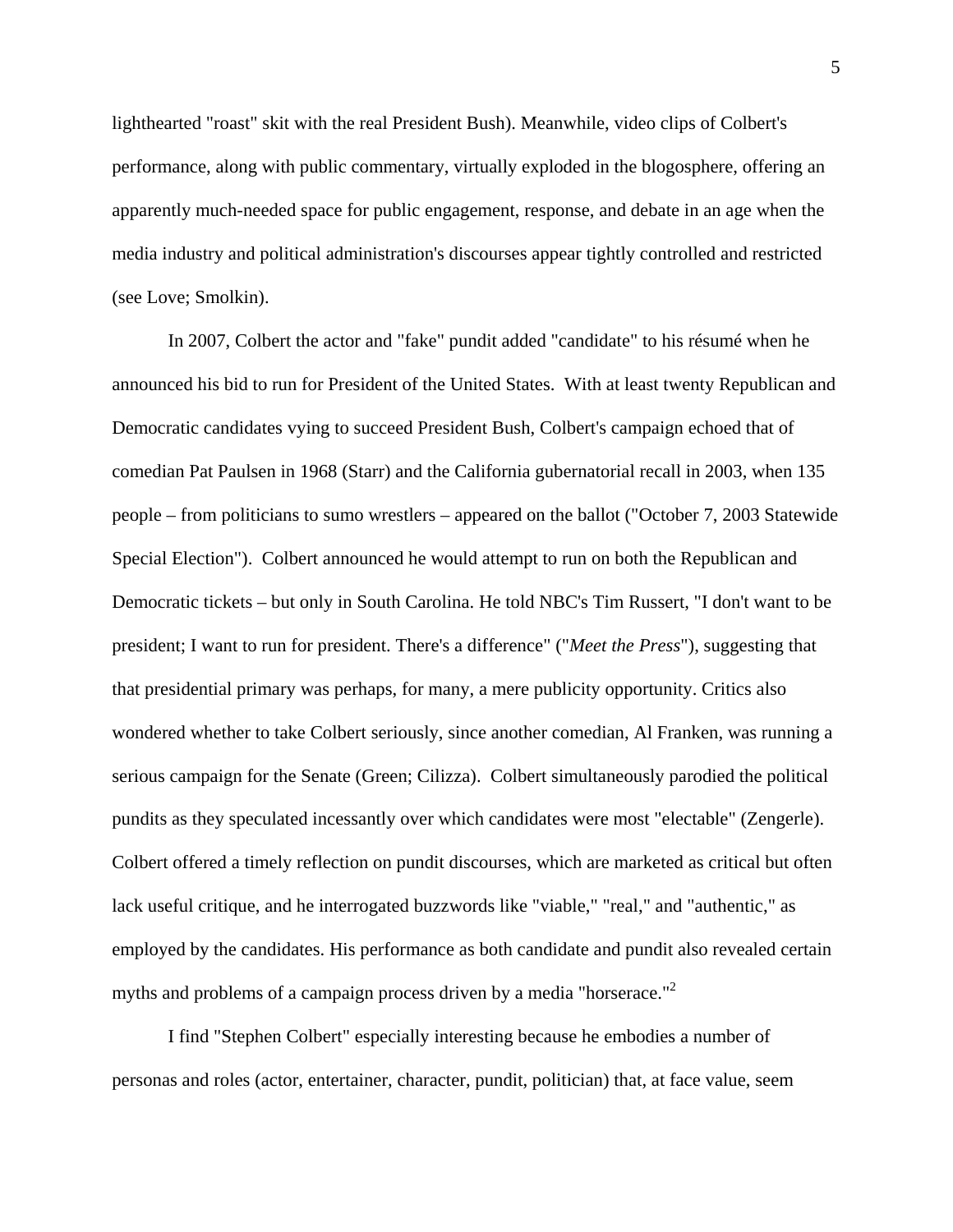lighthearted "roast" skit with the real President Bush). Meanwhile, video clips of Colbert's performance, along with public commentary, virtually exploded in the blogosphere, offering an apparently much-needed space for public engagement, response, and debate in an age when the media industry and political administration's discourses appear tightly controlled and restricted (see Love; Smolkin).

In 2007, Colbert the actor and "fake" pundit added "candidate" to his résumé when he announced his bid to run for President of the United States. With at least twenty Republican and Democratic candidates vying to succeed President Bush, Colbert's campaign echoed that of comedian Pat Paulsen in 1968 (Starr) and the California gubernatorial recall in 2003, when 135 people – from politicians to sumo wrestlers – appeared on the ballot ("October 7, 2003 Statewide Special Election"). Colbert announced he would attempt to run on both the Republican and Democratic tickets – but only in South Carolina. He told NBC's Tim Russert, "I don't want to be president; I want to run for president. There's a difference" ("*Meet the Press*"), suggesting that that presidential primary was perhaps, for many, a mere publicity opportunity. Critics also wondered whether to take Colbert seriously, since another comedian, Al Franken, was running a serious campaign for the Senate (Green; Cilizza). Colbert simultaneously parodied the political pundits as they speculated incessantly over which candidates were most "electable" (Zengerle). Colbert offered a timely reflection on pundit discourses, which are marketed as critical but often lack useful critique, and he interrogated buzzwords like "viable," "real," and "authentic," as employed by the candidates. His performance as both candidate and pundit also revealed certain myths and problems of a campaign process driven by a media "horserace."[2]

I find "Stephen Colbert" especially interesting because he embodies a number of personas and roles (actor, entertainer, character, pundit, politician) that, at face value, seem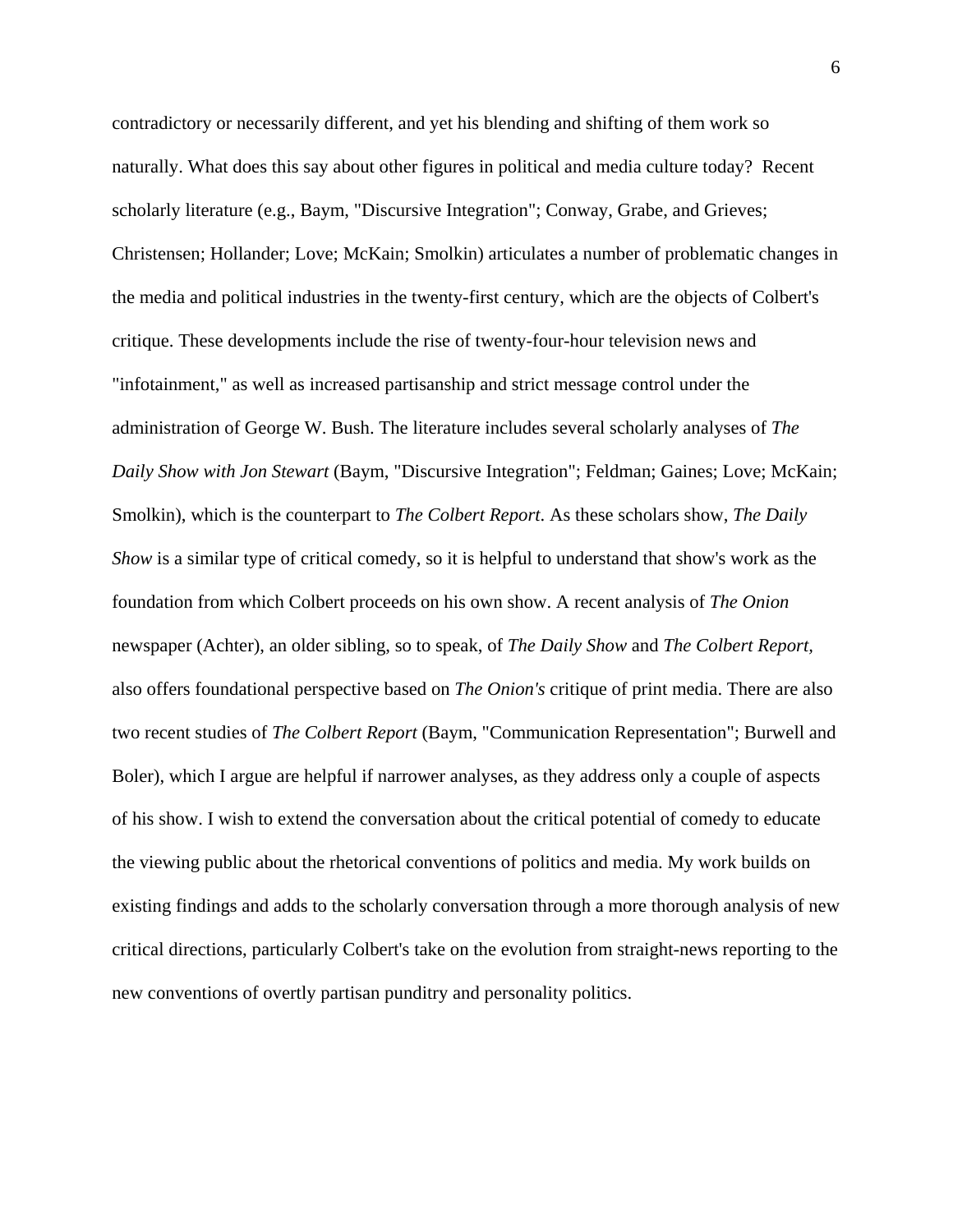contradictory or necessarily different, and yet his blending and shifting of them work so naturally. What does this say about other figures in political and media culture today? Recent scholarly literature (e.g., Baym, "Discursive Integration"; Conway, Grabe, and Grieves; Christensen; Hollander; Love; McKain; Smolkin) articulates a number of problematic changes in the media and political industries in the twenty-first century, which are the objects of Colbert's critique. These developments include the rise of twenty-four-hour television news and "infotainment," as well as increased partisanship and strict message control under the administration of George W. Bush. The literature includes several scholarly analyses of *The Daily Show with Jon Stewart* (Baym, "Discursive Integration"; Feldman; Gaines; Love; McKain; Smolkin), which is the counterpart to *The Colbert Report*. As these scholars show, *The Daily Show* is a similar type of critical comedy, so it is helpful to understand that show's work as the foundation from which Colbert proceeds on his own show. A recent analysis of *The Onion* newspaper (Achter), an older sibling, so to speak, of *The Daily Show* and *The Colbert Report,* also offers foundational perspective based on *The Onion's* critique of print media. There are also two recent studies of *The Colbert Report* (Baym, "Communication Representation"; Burwell and Boler), which I argue are helpful if narrower analyses, as they address only a couple of aspects of his show. I wish to extend the conversation about the critical potential of comedy to educate the viewing public about the rhetorical conventions of politics and media. My work builds on existing findings and adds to the scholarly conversation through a more thorough analysis of new critical directions, particularly Colbert's take on the evolution from straight-news reporting to the new conventions of overtly partisan punditry and personality politics.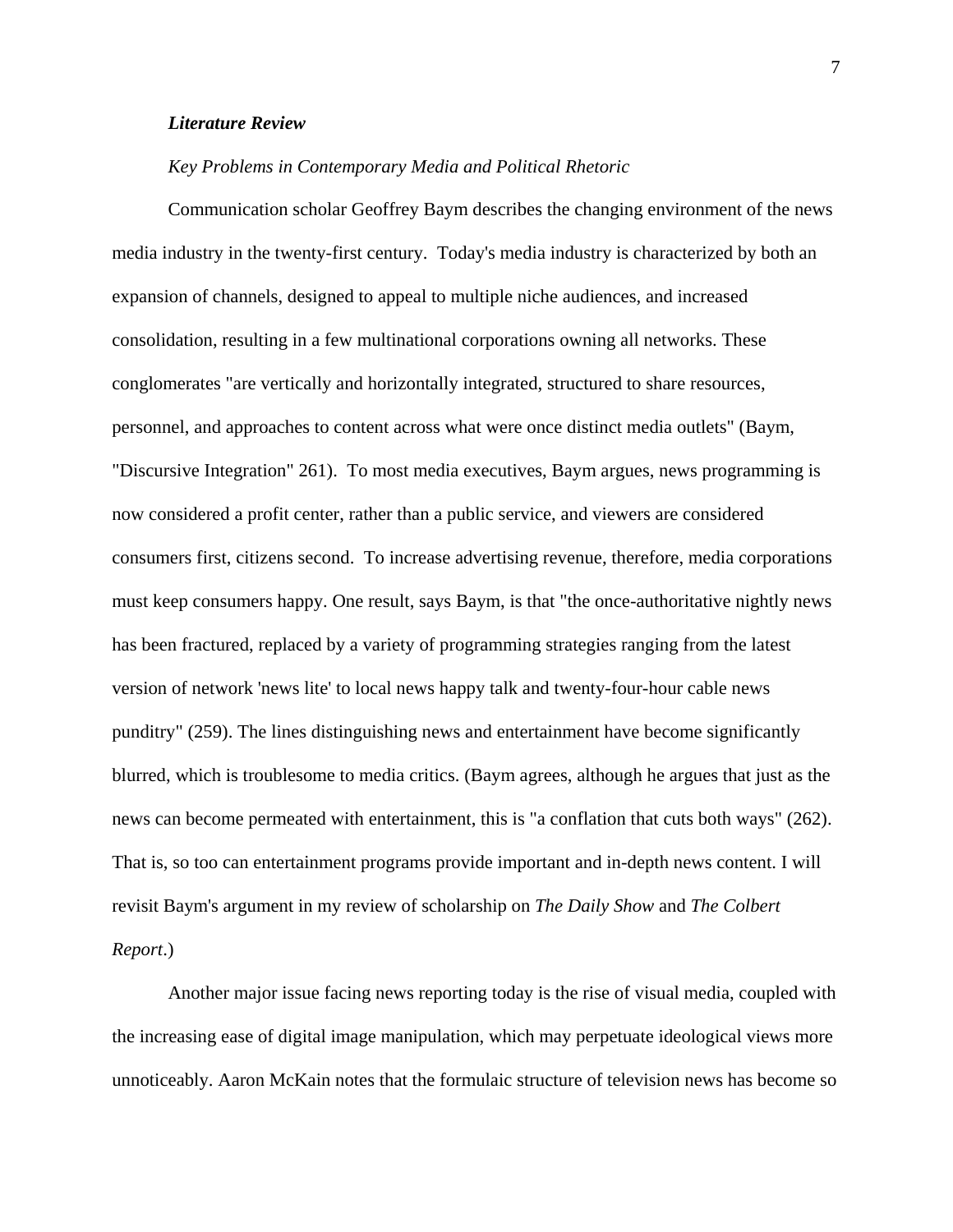### ***Literature Review***

#### *Key Problems in Contemporary Media and Political Rhetoric*

Communication scholar Geoffrey Baym describes the changing environment of the news media industry in the twenty-first century. Today's media industry is characterized by both an expansion of channels, designed to appeal to multiple niche audiences, and increased consolidation, resulting in a few multinational corporations owning all networks. These conglomerates "are vertically and horizontally integrated, structured to share resources, personnel, and approaches to content across what were once distinct media outlets" (Baym, "Discursive Integration" 261). To most media executives, Baym argues, news programming is now considered a profit center, rather than a public service, and viewers are considered consumers first, citizens second. To increase advertising revenue, therefore, media corporations must keep consumers happy. One result, says Baym, is that "the once-authoritative nightly news has been fractured, replaced by a variety of programming strategies ranging from the latest version of network 'news lite' to local news happy talk and twenty-four-hour cable news punditry" (259). The lines distinguishing news and entertainment have become significantly blurred, which is troublesome to media critics. (Baym agrees, although he argues that just as the news can become permeated with entertainment, this is "a conflation that cuts both ways" (262). That is, so too can entertainment programs provide important and in-depth news content. I will revisit Baym's argument in my review of scholarship on *The Daily Show* and *The Colbert Report*.)

Another major issue facing news reporting today is the rise of visual media, coupled with the increasing ease of digital image manipulation, which may perpetuate ideological views more unnoticeably. Aaron McKain notes that the formulaic structure of television news has become so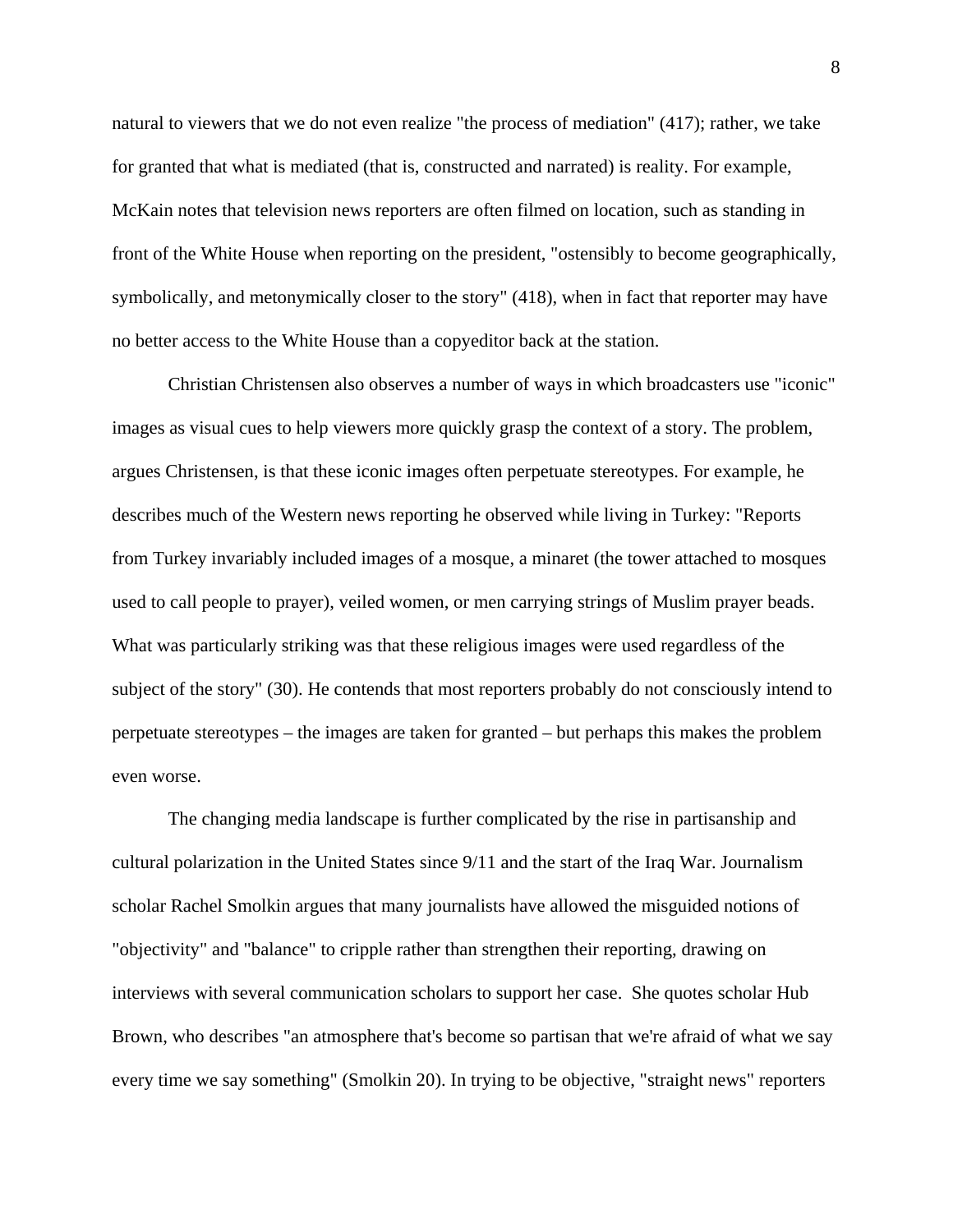natural to viewers that we do not even realize "the process of mediation" (417); rather, we take for granted that what is mediated (that is, constructed and narrated) is reality. For example, McKain notes that television news reporters are often filmed on location, such as standing in front of the White House when reporting on the president, "ostensibly to become geographically, symbolically, and metonymically closer to the story" (418), when in fact that reporter may have no better access to the White House than a copyeditor back at the station.

Christian Christensen also observes a number of ways in which broadcasters use "iconic" images as visual cues to help viewers more quickly grasp the context of a story. The problem, argues Christensen, is that these iconic images often perpetuate stereotypes. For example, he describes much of the Western news reporting he observed while living in Turkey: "Reports from Turkey invariably included images of a mosque, a minaret (the tower attached to mosques used to call people to prayer), veiled women, or men carrying strings of Muslim prayer beads. What was particularly striking was that these religious images were used regardless of the subject of the story" (30). He contends that most reporters probably do not consciously intend to perpetuate stereotypes – the images are taken for granted – but perhaps this makes the problem even worse.

The changing media landscape is further complicated by the rise in partisanship and cultural polarization in the United States since 9/11 and the start of the Iraq War. Journalism scholar Rachel Smolkin argues that many journalists have allowed the misguided notions of "objectivity" and "balance" to cripple rather than strengthen their reporting, drawing on interviews with several communication scholars to support her case. She quotes scholar Hub Brown, who describes "an atmosphere that's become so partisan that we're afraid of what we say every time we say something" (Smolkin 20). In trying to be objective, "straight news" reporters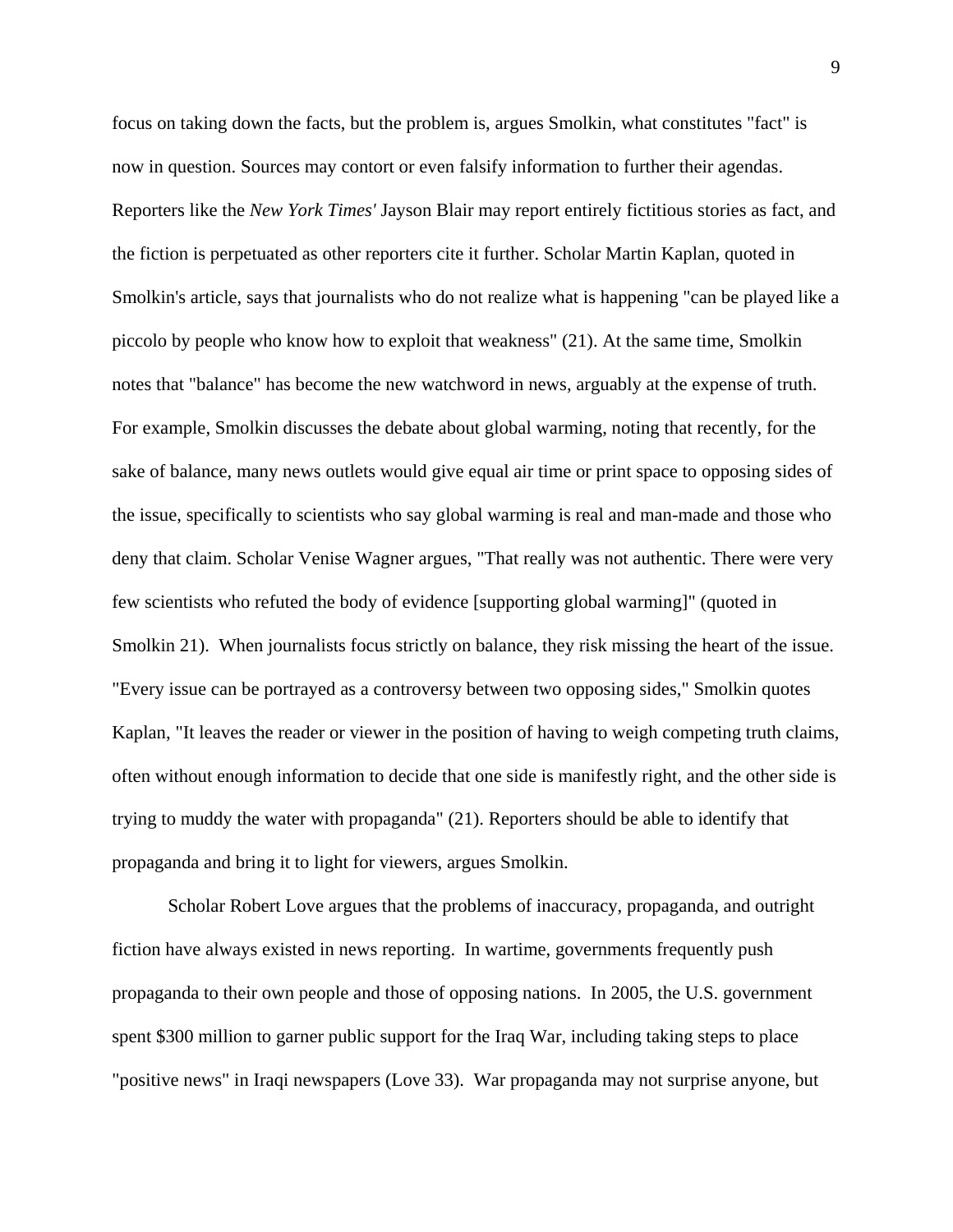focus on taking down the facts, but the problem is, argues Smolkin, what constitutes "fact" is now in question. Sources may contort or even falsify information to further their agendas. Reporters like the *New York Times'* Jayson Blair may report entirely fictitious stories as fact, and the fiction is perpetuated as other reporters cite it further. Scholar Martin Kaplan, quoted in Smolkin's article, says that journalists who do not realize what is happening "can be played like a piccolo by people who know how to exploit that weakness" (21). At the same time, Smolkin notes that "balance" has become the new watchword in news, arguably at the expense of truth. For example, Smolkin discusses the debate about global warming, noting that recently, for the sake of balance, many news outlets would give equal air time or print space to opposing sides of the issue, specifically to scientists who say global warming is real and man-made and those who deny that claim. Scholar Venise Wagner argues, "That really was not authentic. There were very few scientists who refuted the body of evidence [supporting global warming]" (quoted in Smolkin 21). When journalists focus strictly on balance, they risk missing the heart of the issue. "Every issue can be portrayed as a controversy between two opposing sides," Smolkin quotes Kaplan, "It leaves the reader or viewer in the position of having to weigh competing truth claims, often without enough information to decide that one side is manifestly right, and the other side is trying to muddy the water with propaganda" (21). Reporters should be able to identify that propaganda and bring it to light for viewers, argues Smolkin.

Scholar Robert Love argues that the problems of inaccuracy, propaganda, and outright fiction have always existed in news reporting. In wartime, governments frequently push propaganda to their own people and those of opposing nations. In 2005, the U.S. government spent $300 million to garner public support for the Iraq War, including taking steps to place "positive news" in Iraqi newspapers (Love 33). War propaganda may not surprise anyone, but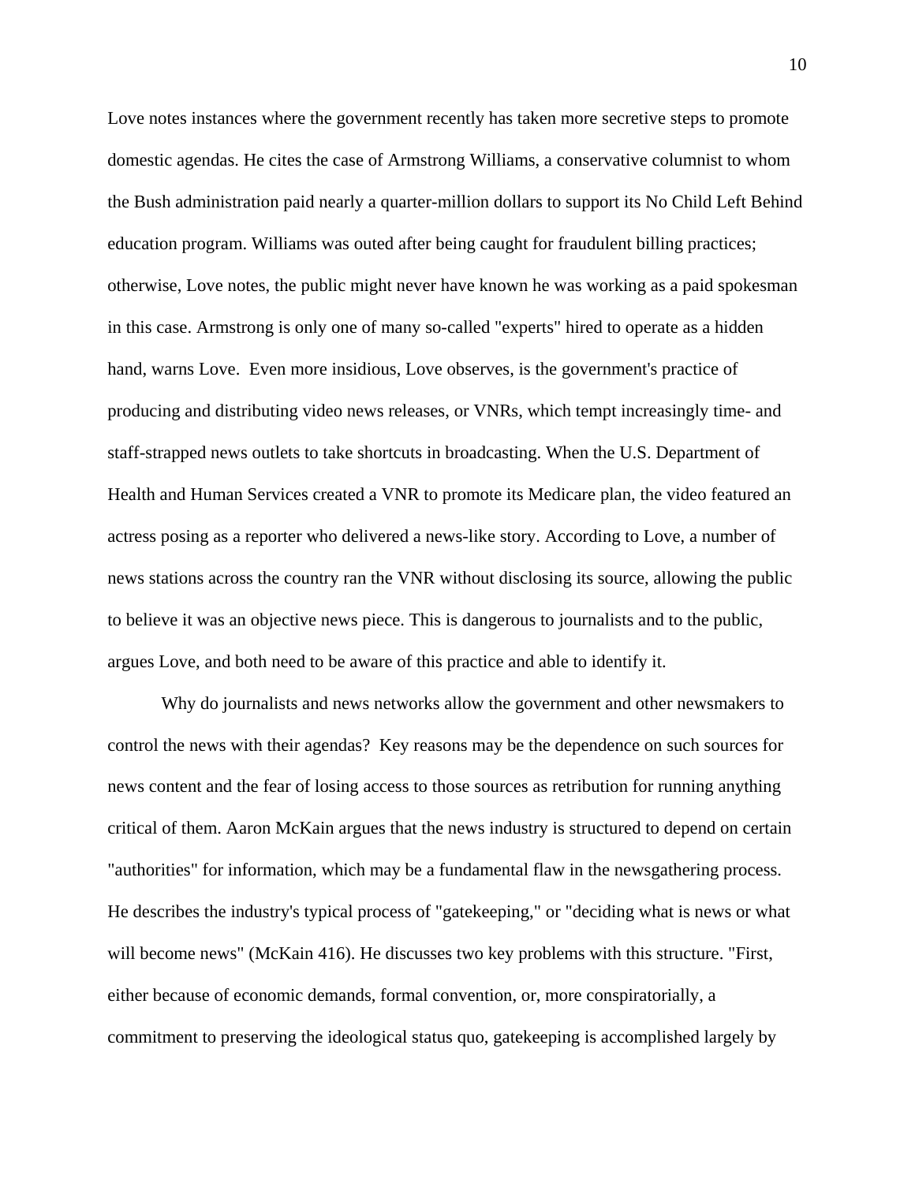Love notes instances where the government recently has taken more secretive steps to promote domestic agendas. He cites the case of Armstrong Williams, a conservative columnist to whom the Bush administration paid nearly a quarter-million dollars to support its No Child Left Behind education program. Williams was outed after being caught for fraudulent billing practices; otherwise, Love notes, the public might never have known he was working as a paid spokesman in this case. Armstrong is only one of many so-called "experts" hired to operate as a hidden hand, warns Love.  Even more insidious, Love observes, is the government's practice of producing and distributing video news releases, or VNRs, which tempt increasingly time- and staff-strapped news outlets to take shortcuts in broadcasting. When the U.S. Department of Health and Human Services created a VNR to promote its Medicare plan, the video featured an actress posing as a reporter who delivered a news-like story. According to Love, a number of news stations across the country ran the VNR without disclosing its source, allowing the public to believe it was an objective news piece. This is dangerous to journalists and to the public, argues Love, and both need to be aware of this practice and able to identify it.

Why do journalists and news networks allow the government and other newsmakers to control the news with their agendas?  Key reasons may be the dependence on such sources for news content and the fear of losing access to those sources as retribution for running anything critical of them. Aaron McKain argues that the news industry is structured to depend on certain "authorities" for information, which may be a fundamental flaw in the newsgathering process. He describes the industry's typical process of "gatekeeping," or "deciding what is news or what will become news" (McKain 416). He discusses two key problems with this structure. "First, either because of economic demands, formal convention, or, more conspiratorially, a commitment to preserving the ideological status quo, gatekeeping is accomplished largely by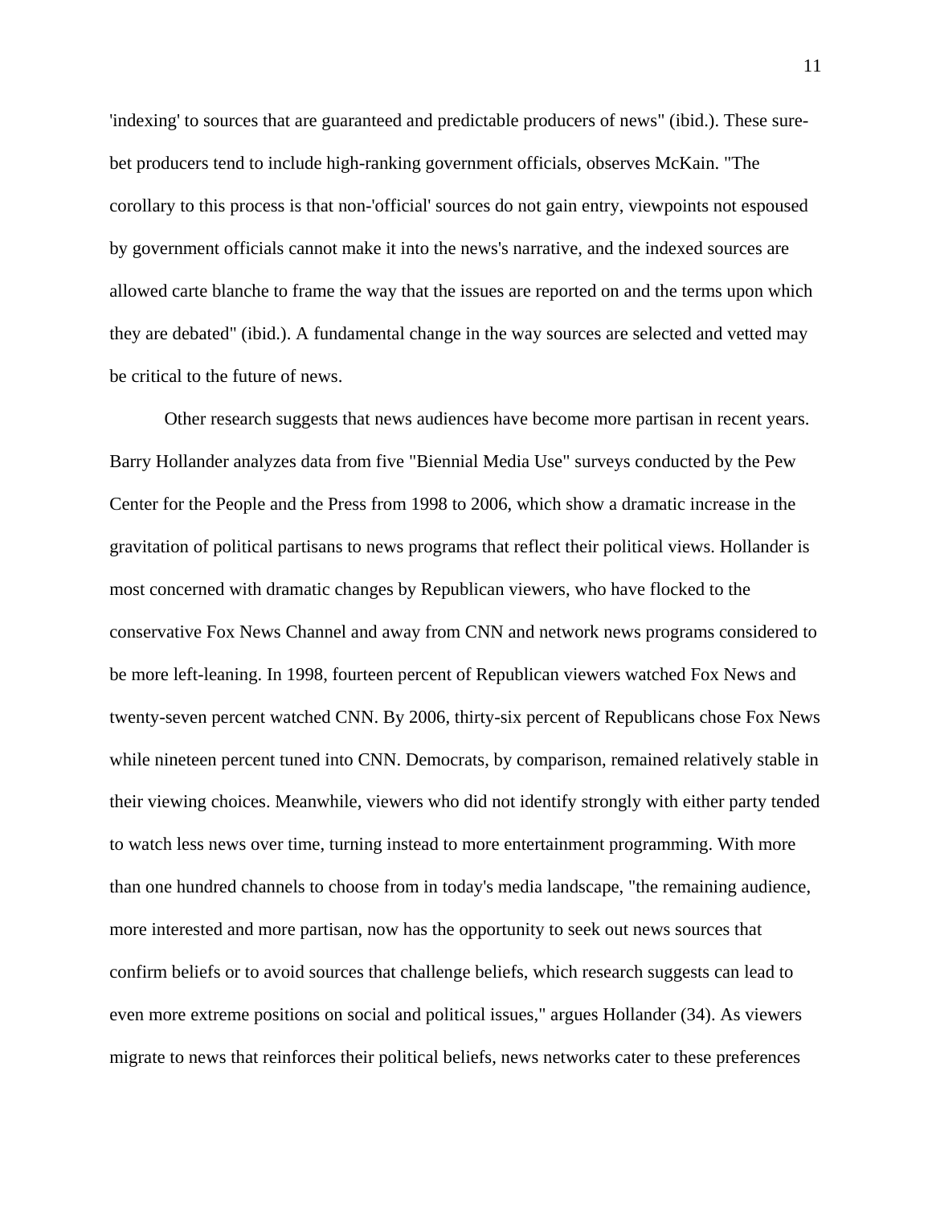'indexing' to sources that are guaranteed and predictable producers of news" (ibid.). These sure-bet producers tend to include high-ranking government officials, observes McKain. "The corollary to this process is that non-'official' sources do not gain entry, viewpoints not espoused by government officials cannot make it into the news's narrative, and the indexed sources are allowed carte blanche to frame the way that the issues are reported on and the terms upon which they are debated" (ibid.). A fundamental change in the way sources are selected and vetted may be critical to the future of news.

Other research suggests that news audiences have become more partisan in recent years. Barry Hollander analyzes data from five "Biennial Media Use" surveys conducted by the Pew Center for the People and the Press from 1998 to 2006, which show a dramatic increase in the gravitation of political partisans to news programs that reflect their political views. Hollander is most concerned with dramatic changes by Republican viewers, who have flocked to the conservative Fox News Channel and away from CNN and network news programs considered to be more left-leaning. In 1998, fourteen percent of Republican viewers watched Fox News and twenty-seven percent watched CNN. By 2006, thirty-six percent of Republicans chose Fox News while nineteen percent tuned into CNN. Democrats, by comparison, remained relatively stable in their viewing choices. Meanwhile, viewers who did not identify strongly with either party tended to watch less news over time, turning instead to more entertainment programming. With more than one hundred channels to choose from in today's media landscape, "the remaining audience, more interested and more partisan, now has the opportunity to seek out news sources that confirm beliefs or to avoid sources that challenge beliefs, which research suggests can lead to even more extreme positions on social and political issues," argues Hollander (34). As viewers migrate to news that reinforces their political beliefs, news networks cater to these preferences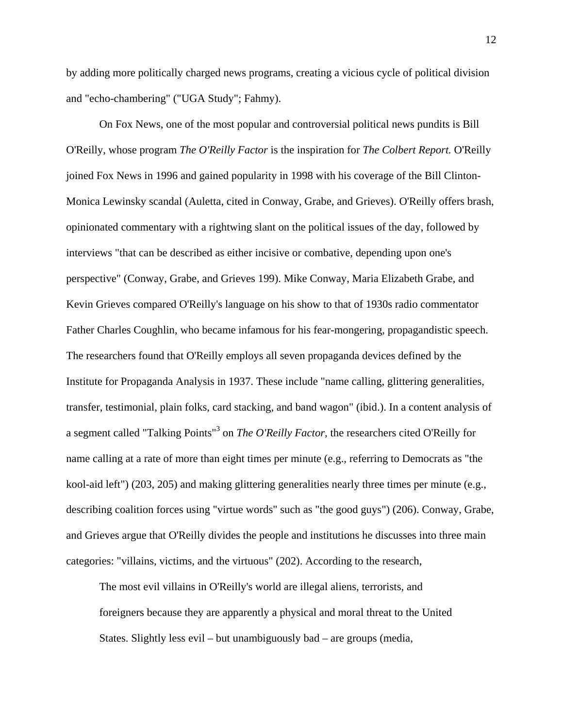by adding more politically charged news programs, creating a vicious cycle of political division and "echo-chambering" ("UGA Study"; Fahmy).

On Fox News, one of the most popular and controversial political news pundits is Bill O'Reilly, whose program *The O'Reilly Factor* is the inspiration for *The Colbert Report.* O'Reilly joined Fox News in 1996 and gained popularity in 1998 with his coverage of the Bill Clinton-Monica Lewinsky scandal (Auletta, cited in Conway, Grabe, and Grieves). O'Reilly offers brash, opinionated commentary with a rightwing slant on the political issues of the day, followed by interviews "that can be described as either incisive or combative, depending upon one's perspective" (Conway, Grabe, and Grieves 199). Mike Conway, Maria Elizabeth Grabe, and Kevin Grieves compared O'Reilly's language on his show to that of 1930s radio commentator Father Charles Coughlin, who became infamous for his fear-mongering, propagandistic speech. The researchers found that O'Reilly employs all seven propaganda devices defined by the Institute for Propaganda Analysis in 1937. These include "name calling, glittering generalities, transfer, testimonial, plain folks, card stacking, and band wagon" (ibid.). In a content analysis of a segment called "Talking Points"[3] on *The O'Reilly Factor*, the researchers cited O'Reilly for name calling at a rate of more than eight times per minute (e.g., referring to Democrats as "the kool-aid left") (203, 205) and making glittering generalities nearly three times per minute (e.g., describing coalition forces using "virtue words" such as "the good guys") (206). Conway, Grabe, and Grieves argue that O'Reilly divides the people and institutions he discusses into three main categories: "villains, victims, and the virtuous" (202). According to the research,

> The most evil villains in O'Reilly's world are illegal aliens, terrorists, and foreigners because they are apparently a physical and moral threat to the United States. Slightly less evil – but unambiguously bad – are groups (media,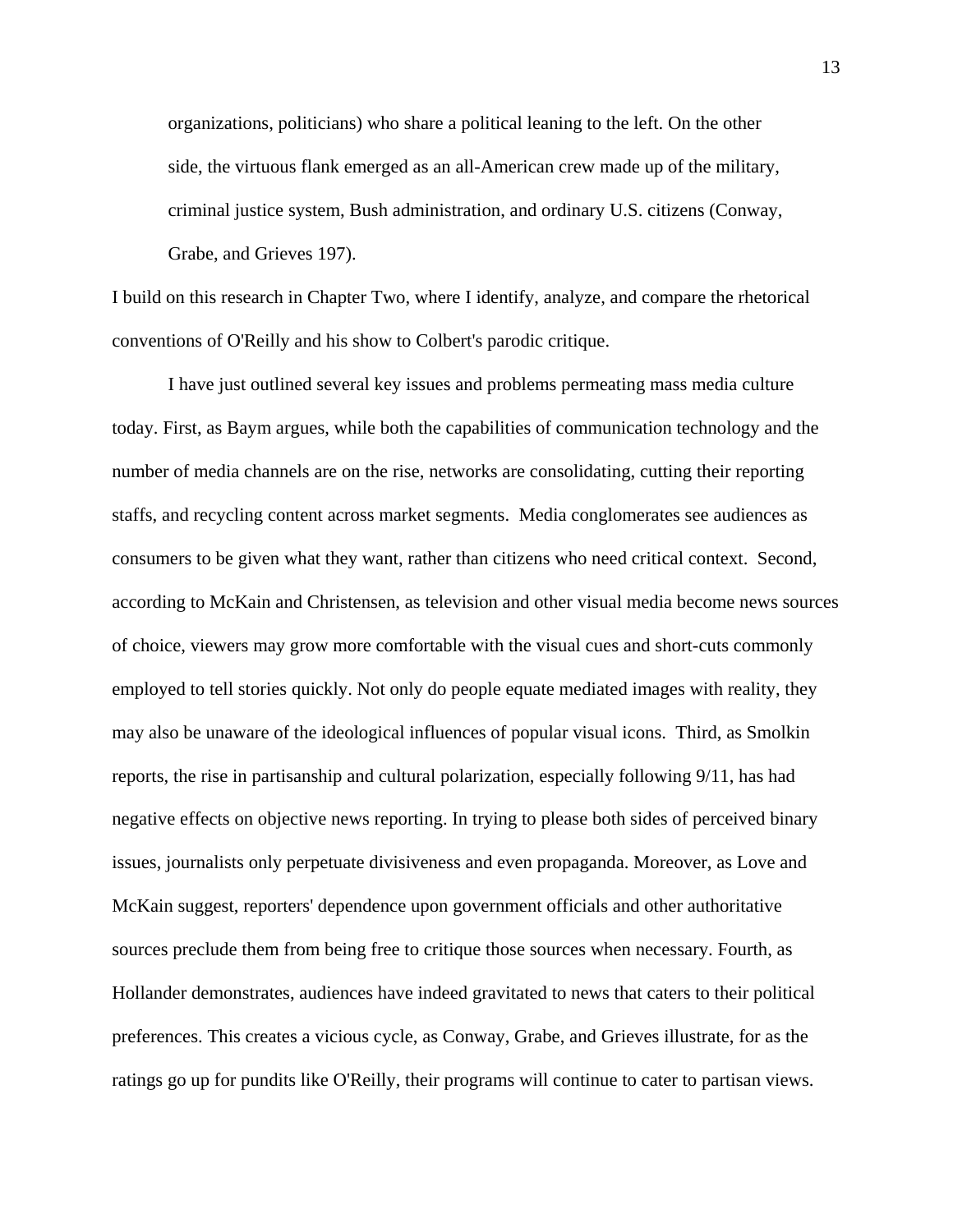> organizations, politicians) who share a political leaning to the left. On the other side, the virtuous flank emerged as an all-American crew made up of the military, criminal justice system, Bush administration, and ordinary U.S. citizens (Conway, Grabe, and Grieves 197).

I build on this research in Chapter Two, where I identify, analyze, and compare the rhetorical conventions of O'Reilly and his show to Colbert's parodic critique.

I have just outlined several key issues and problems permeating mass media culture today. First, as Baym argues, while both the capabilities of communication technology and the number of media channels are on the rise, networks are consolidating, cutting their reporting staffs, and recycling content across market segments. Media conglomerates see audiences as consumers to be given what they want, rather than citizens who need critical context. Second, according to McKain and Christensen, as television and other visual media become news sources of choice, viewers may grow more comfortable with the visual cues and short-cuts commonly employed to tell stories quickly. Not only do people equate mediated images with reality, they may also be unaware of the ideological influences of popular visual icons. Third, as Smolkin reports, the rise in partisanship and cultural polarization, especially following 9/11, has had negative effects on objective news reporting. In trying to please both sides of perceived binary issues, journalists only perpetuate divisiveness and even propaganda. Moreover, as Love and McKain suggest, reporters' dependence upon government officials and other authoritative sources preclude them from being free to critique those sources when necessary. Fourth, as Hollander demonstrates, audiences have indeed gravitated to news that caters to their political preferences. This creates a vicious cycle, as Conway, Grabe, and Grieves illustrate, for as the ratings go up for pundits like O'Reilly, their programs will continue to cater to partisan views.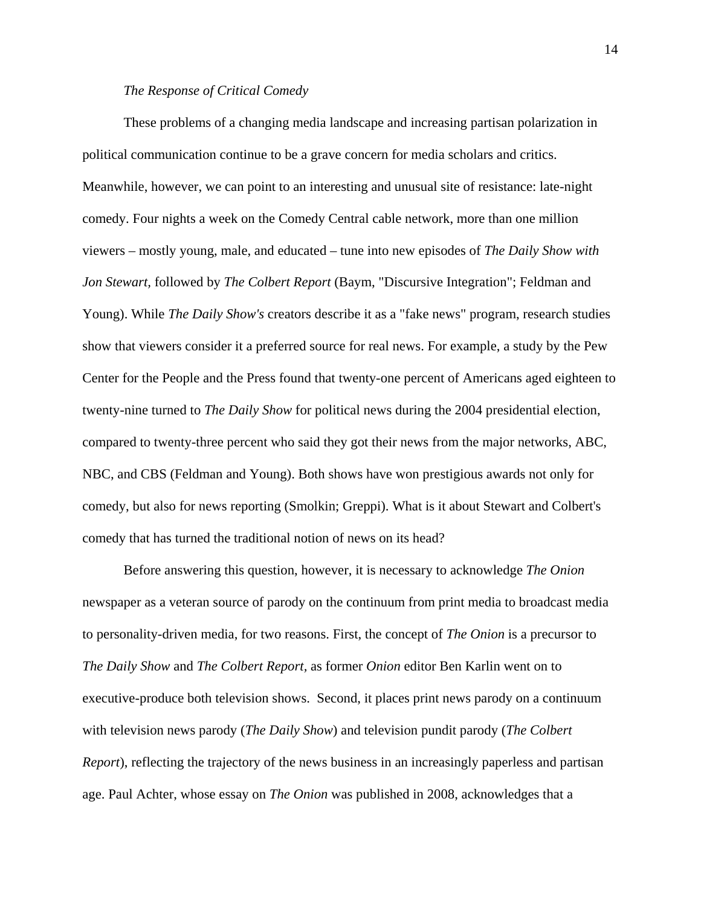*The Response of Critical Comedy*

These problems of a changing media landscape and increasing partisan polarization in political communication continue to be a grave concern for media scholars and critics. Meanwhile, however, we can point to an interesting and unusual site of resistance: late-night comedy. Four nights a week on the Comedy Central cable network, more than one million viewers – mostly young, male, and educated – tune into new episodes of *The Daily Show with Jon Stewart,* followed by *The Colbert Report* (Baym, "Discursive Integration"; Feldman and Young). While *The Daily Show's* creators describe it as a "fake news" program, research studies show that viewers consider it a preferred source for real news. For example, a study by the Pew Center for the People and the Press found that twenty-one percent of Americans aged eighteen to twenty-nine turned to *The Daily Show* for political news during the 2004 presidential election, compared to twenty-three percent who said they got their news from the major networks, ABC, NBC, and CBS (Feldman and Young). Both shows have won prestigious awards not only for comedy, but also for news reporting (Smolkin; Greppi). What is it about Stewart and Colbert's comedy that has turned the traditional notion of news on its head?

Before answering this question, however, it is necessary to acknowledge *The Onion* newspaper as a veteran source of parody on the continuum from print media to broadcast media to personality-driven media, for two reasons. First, the concept of *The Onion* is a precursor to *The Daily Show* and *The Colbert Report,* as former *Onion* editor Ben Karlin went on to executive-produce both television shows. Second, it places print news parody on a continuum with television news parody (*The Daily Show*) and television pundit parody (*The Colbert Report*), reflecting the trajectory of the news business in an increasingly paperless and partisan age. Paul Achter, whose essay on *The Onion* was published in 2008, acknowledges that a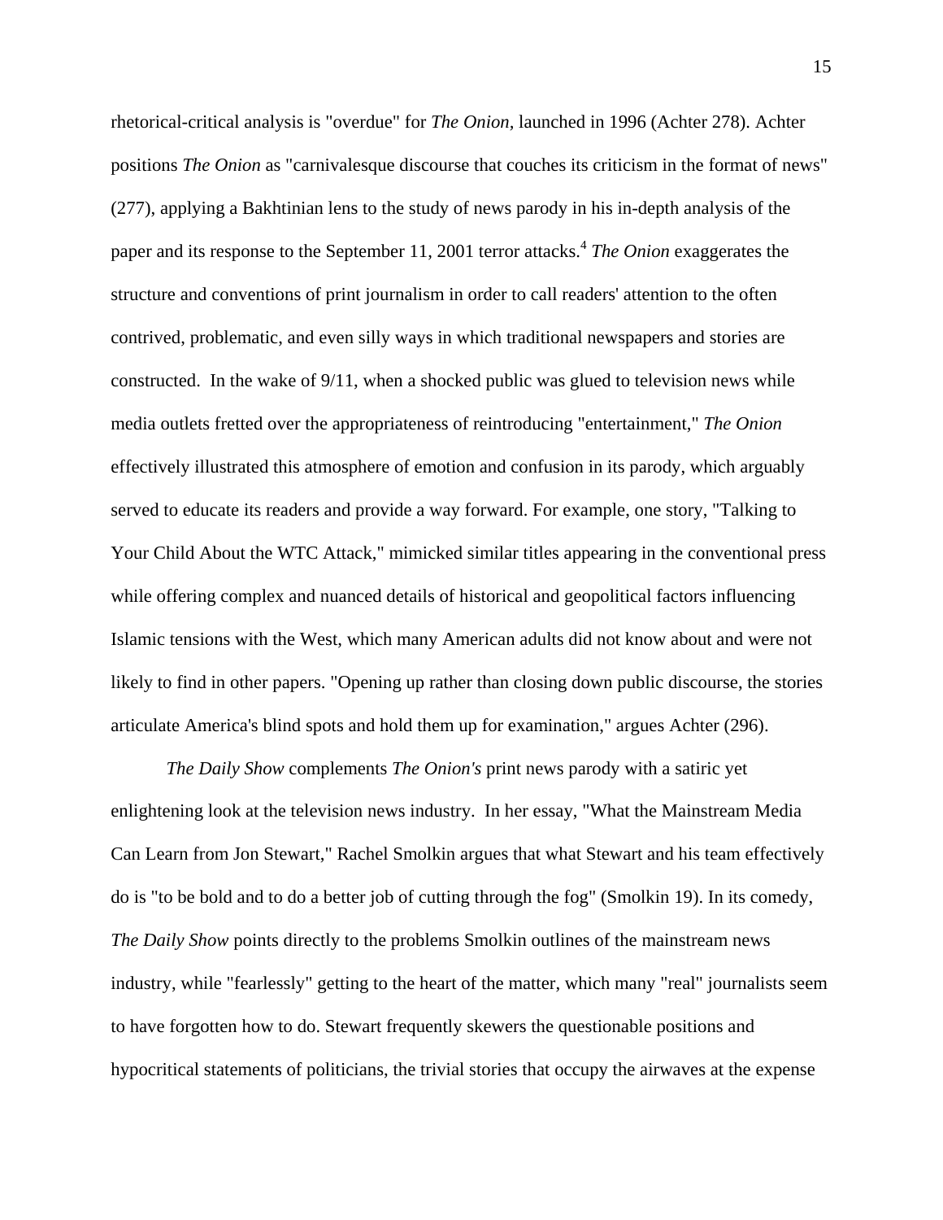rhetorical-critical analysis is "overdue" for *The Onion,* launched in 1996 (Achter 278). Achter positions *The Onion* as "carnivalesque discourse that couches its criticism in the format of news" (277), applying a Bakhtinian lens to the study of news parody in his in-depth analysis of the paper and its response to the September 11, 2001 terror attacks.[4] *The Onion* exaggerates the structure and conventions of print journalism in order to call readers' attention to the often contrived, problematic, and even silly ways in which traditional newspapers and stories are constructed. In the wake of 9/11, when a shocked public was glued to television news while media outlets fretted over the appropriateness of reintroducing "entertainment," *The Onion* effectively illustrated this atmosphere of emotion and confusion in its parody, which arguably served to educate its readers and provide a way forward. For example, one story, "Talking to Your Child About the WTC Attack," mimicked similar titles appearing in the conventional press while offering complex and nuanced details of historical and geopolitical factors influencing Islamic tensions with the West, which many American adults did not know about and were not likely to find in other papers. "Opening up rather than closing down public discourse, the stories articulate America's blind spots and hold them up for examination," argues Achter (296).

*The Daily Show* complements *The Onion's* print news parody with a satiric yet enlightening look at the television news industry. In her essay, "What the Mainstream Media Can Learn from Jon Stewart," Rachel Smolkin argues that what Stewart and his team effectively do is "to be bold and to do a better job of cutting through the fog" (Smolkin 19). In its comedy, *The Daily Show* points directly to the problems Smolkin outlines of the mainstream news industry, while "fearlessly" getting to the heart of the matter, which many "real" journalists seem to have forgotten how to do. Stewart frequently skewers the questionable positions and hypocritical statements of politicians, the trivial stories that occupy the airwaves at the expense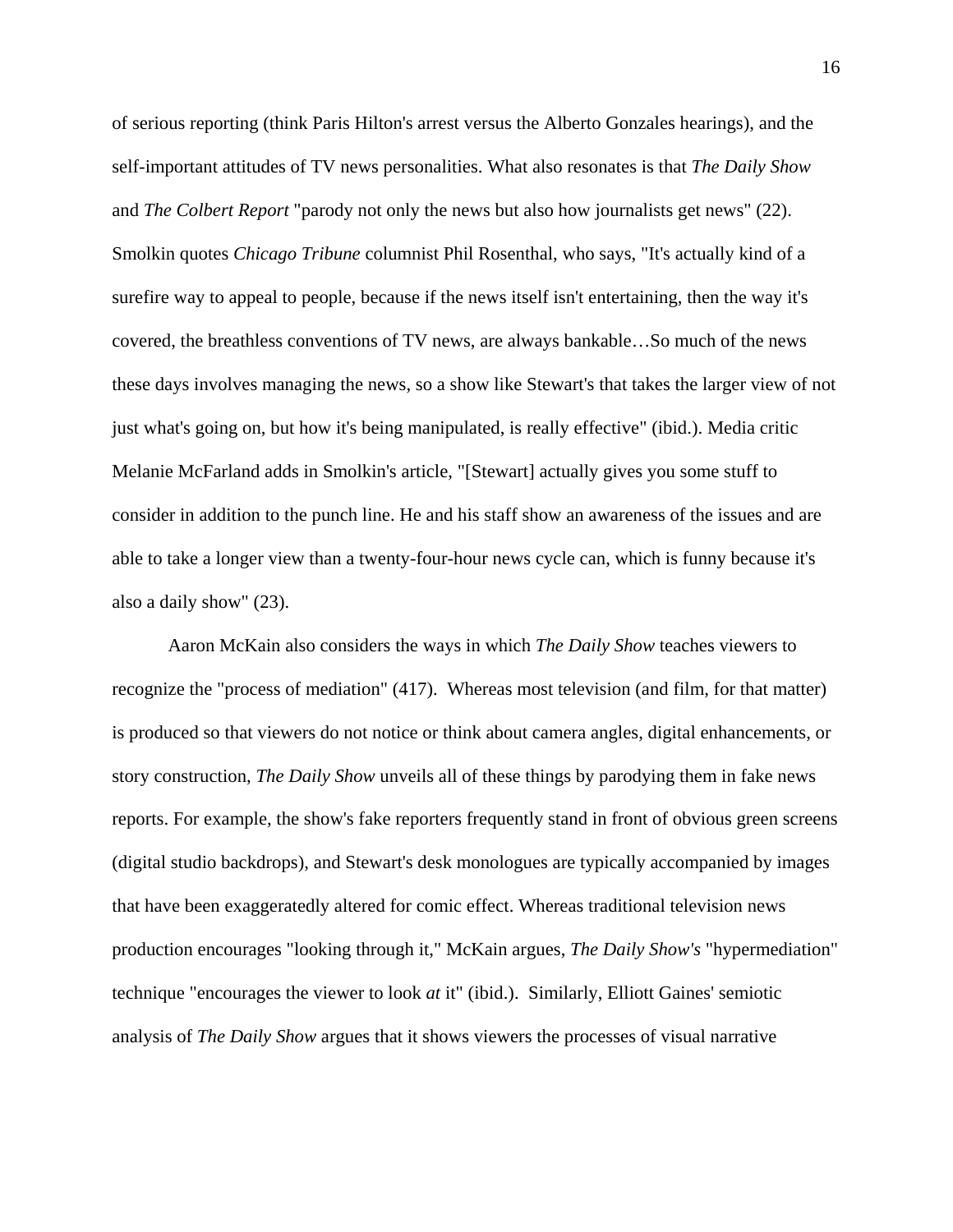of serious reporting (think Paris Hilton's arrest versus the Alberto Gonzales hearings), and the self-important attitudes of TV news personalities. What also resonates is that *The Daily Show* and *The Colbert Report* "parody not only the news but also how journalists get news" (22). Smolkin quotes *Chicago Tribune* columnist Phil Rosenthal, who says, "It's actually kind of a surefire way to appeal to people, because if the news itself isn't entertaining, then the way it's covered, the breathless conventions of TV news, are always bankable…So much of the news these days involves managing the news, so a show like Stewart's that takes the larger view of not just what's going on, but how it's being manipulated, is really effective" (ibid.). Media critic Melanie McFarland adds in Smolkin's article, "[Stewart] actually gives you some stuff to consider in addition to the punch line. He and his staff show an awareness of the issues and are able to take a longer view than a twenty-four-hour news cycle can, which is funny because it's also a daily show" (23).

Aaron McKain also considers the ways in which *The Daily Show* teaches viewers to recognize the "process of mediation" (417). Whereas most television (and film, for that matter) is produced so that viewers do not notice or think about camera angles, digital enhancements, or story construction, *The Daily Show* unveils all of these things by parodying them in fake news reports. For example, the show's fake reporters frequently stand in front of obvious green screens (digital studio backdrops), and Stewart's desk monologues are typically accompanied by images that have been exaggeratedly altered for comic effect. Whereas traditional television news production encourages "looking through it," McKain argues, *The Daily Show's* "hypermediation" technique "encourages the viewer to look *at* it" (ibid.). Similarly, Elliott Gaines' semiotic analysis of *The Daily Show* argues that it shows viewers the processes of visual narrative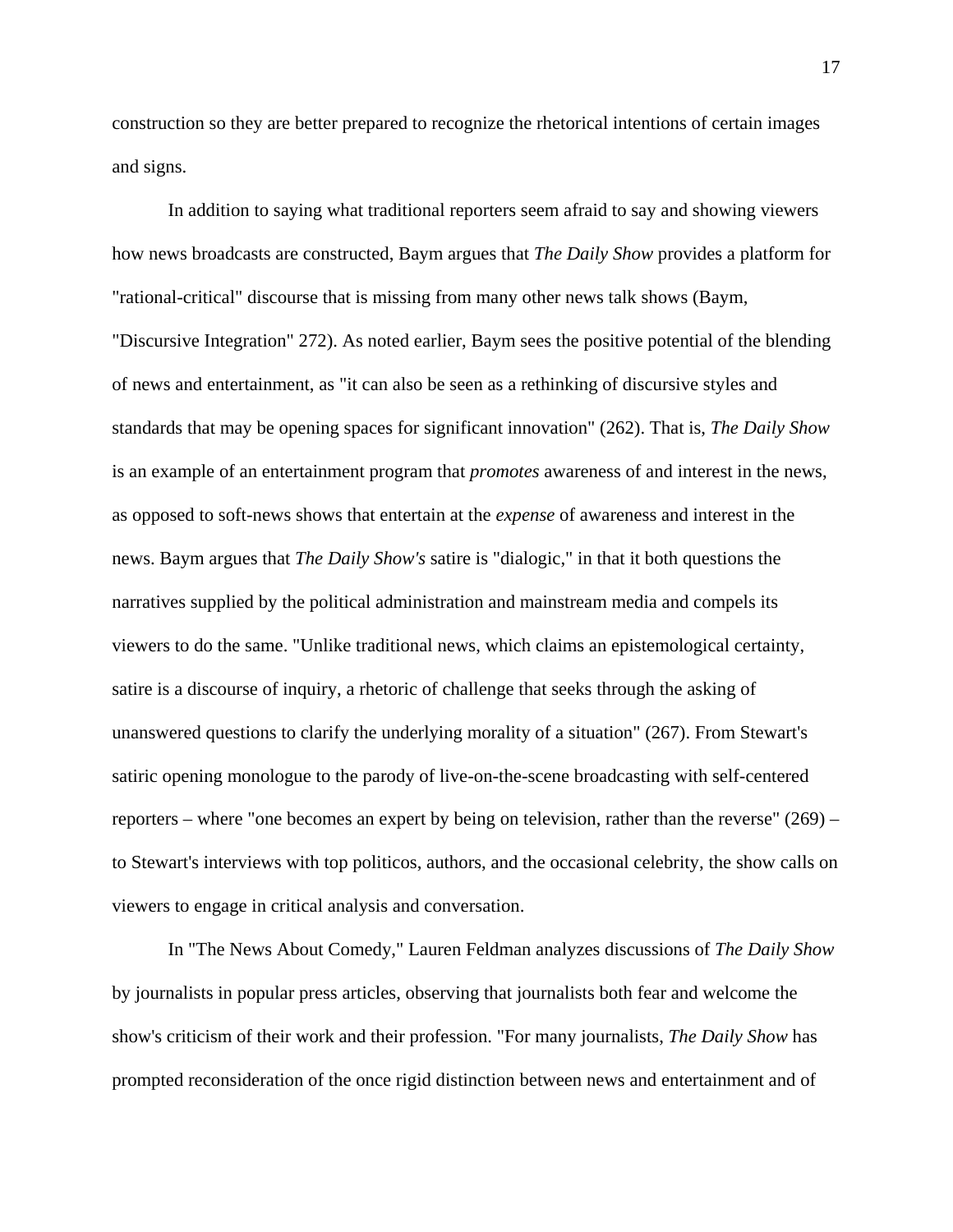construction so they are better prepared to recognize the rhetorical intentions of certain images and signs.

In addition to saying what traditional reporters seem afraid to say and showing viewers how news broadcasts are constructed, Baym argues that *The Daily Show* provides a platform for "rational-critical" discourse that is missing from many other news talk shows (Baym, "Discursive Integration" 272). As noted earlier, Baym sees the positive potential of the blending of news and entertainment, as "it can also be seen as a rethinking of discursive styles and standards that may be opening spaces for significant innovation" (262). That is, *The Daily Show* is an example of an entertainment program that *promotes* awareness of and interest in the news, as opposed to soft-news shows that entertain at the *expense* of awareness and interest in the news. Baym argues that *The Daily Show's* satire is "dialogic," in that it both questions the narratives supplied by the political administration and mainstream media and compels its viewers to do the same. "Unlike traditional news, which claims an epistemological certainty, satire is a discourse of inquiry, a rhetoric of challenge that seeks through the asking of unanswered questions to clarify the underlying morality of a situation" (267). From Stewart's satiric opening monologue to the parody of live-on-the-scene broadcasting with self-centered reporters – where "one becomes an expert by being on television, rather than the reverse" (269) – to Stewart's interviews with top politicos, authors, and the occasional celebrity, the show calls on viewers to engage in critical analysis and conversation.

In "The News About Comedy," Lauren Feldman analyzes discussions of *The Daily Show* by journalists in popular press articles, observing that journalists both fear and welcome the show's criticism of their work and their profession. "For many journalists, *The Daily Show* has prompted reconsideration of the once rigid distinction between news and entertainment and of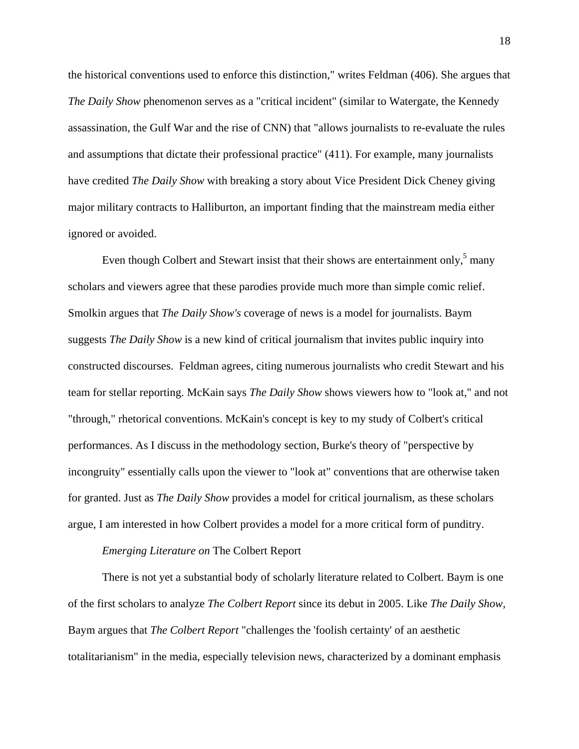the historical conventions used to enforce this distinction," writes Feldman (406). She argues that *The Daily Show* phenomenon serves as a "critical incident" (similar to Watergate, the Kennedy assassination, the Gulf War and the rise of CNN) that "allows journalists to re-evaluate the rules and assumptions that dictate their professional practice" (411). For example, many journalists have credited *The Daily Show* with breaking a story about Vice President Dick Cheney giving major military contracts to Halliburton, an important finding that the mainstream media either ignored or avoided.

Even though Colbert and Stewart insist that their shows are entertainment only,[5] many scholars and viewers agree that these parodies provide much more than simple comic relief. Smolkin argues that *The Daily Show's* coverage of news is a model for journalists. Baym suggests *The Daily Show* is a new kind of critical journalism that invites public inquiry into constructed discourses. Feldman agrees, citing numerous journalists who credit Stewart and his team for stellar reporting. McKain says *The Daily Show* shows viewers how to "look at," and not "through," rhetorical conventions. McKain's concept is key to my study of Colbert's critical performances. As I discuss in the methodology section, Burke's theory of "perspective by incongruity" essentially calls upon the viewer to "look at" conventions that are otherwise taken for granted. Just as *The Daily Show* provides a model for critical journalism, as these scholars argue, I am interested in how Colbert provides a model for a more critical form of punditry.

*Emerging Literature on* The Colbert Report

There is not yet a substantial body of scholarly literature related to Colbert. Baym is one of the first scholars to analyze *The Colbert Report* since its debut in 2005. Like *The Daily Show*, Baym argues that *The Colbert Report* "challenges the 'foolish certainty' of an aesthetic totalitarianism" in the media, especially television news, characterized by a dominant emphasis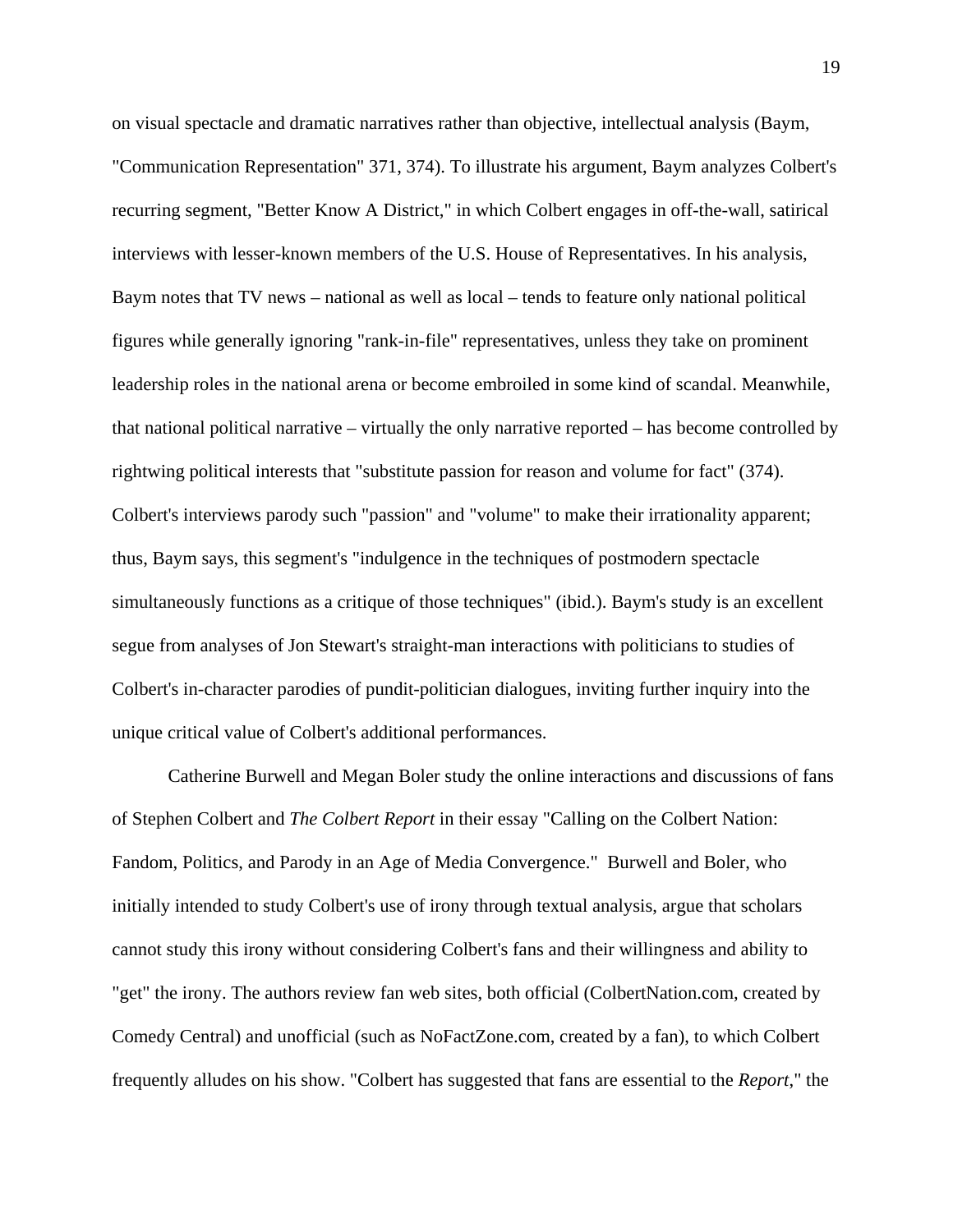on visual spectacle and dramatic narratives rather than objective, intellectual analysis (Baym, "Communication Representation" 371, 374). To illustrate his argument, Baym analyzes Colbert's recurring segment, "Better Know A District," in which Colbert engages in off-the-wall, satirical interviews with lesser-known members of the U.S. House of Representatives. In his analysis, Baym notes that TV news – national as well as local – tends to feature only national political figures while generally ignoring "rank-in-file" representatives, unless they take on prominent leadership roles in the national arena or become embroiled in some kind of scandal. Meanwhile, that national political narrative – virtually the only narrative reported – has become controlled by rightwing political interests that "substitute passion for reason and volume for fact" (374). Colbert's interviews parody such "passion" and "volume" to make their irrationality apparent; thus, Baym says, this segment's "indulgence in the techniques of postmodern spectacle simultaneously functions as a critique of those techniques" (ibid.). Baym's study is an excellent segue from analyses of Jon Stewart's straight-man interactions with politicians to studies of Colbert's in-character parodies of pundit-politician dialogues, inviting further inquiry into the unique critical value of Colbert's additional performances.

Catherine Burwell and Megan Boler study the online interactions and discussions of fans of Stephen Colbert and *The Colbert Report* in their essay "Calling on the Colbert Nation: Fandom, Politics, and Parody in an Age of Media Convergence." Burwell and Boler, who initially intended to study Colbert's use of irony through textual analysis, argue that scholars cannot study this irony without considering Colbert's fans and their willingness and ability to "get" the irony. The authors review fan web sites, both official (ColbertNation.com, created by Comedy Central) and unofficial (such as NoFactZone.com, created by a fan), to which Colbert frequently alludes on his show. "Colbert has suggested that fans are essential to the *Report*," the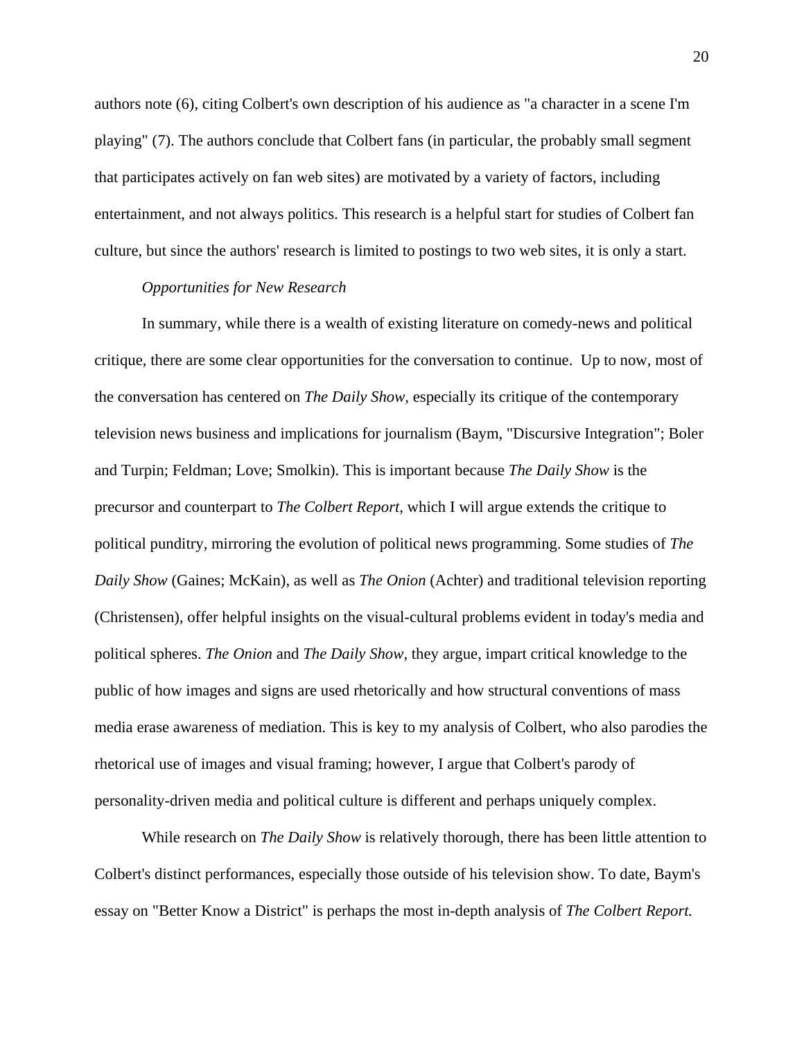authors note (6), citing Colbert's own description of his audience as "a character in a scene I'm playing" (7). The authors conclude that Colbert fans (in particular, the probably small segment that participates actively on fan web sites) are motivated by a variety of factors, including entertainment, and not always politics. This research is a helpful start for studies of Colbert fan culture, but since the authors' research is limited to postings to two web sites, it is only a start.

*Opportunities for New Research*

In summary, while there is a wealth of existing literature on comedy-news and political critique, there are some clear opportunities for the conversation to continue.  Up to now, most of the conversation has centered on *The Daily Show,* especially its critique of the contemporary television news business and implications for journalism (Baym, "Discursive Integration"; Boler and Turpin; Feldman; Love; Smolkin). This is important because *The Daily Show* is the precursor and counterpart to *The Colbert Report,* which I will argue extends the critique to political punditry, mirroring the evolution of political news programming. Some studies of *The Daily Show* (Gaines; McKain), as well as *The Onion* (Achter) and traditional television reporting (Christensen), offer helpful insights on the visual-cultural problems evident in today's media and political spheres. *The Onion* and *The Daily Show,* they argue, impart critical knowledge to the public of how images and signs are used rhetorically and how structural conventions of mass media erase awareness of mediation. This is key to my analysis of Colbert, who also parodies the rhetorical use of images and visual framing; however, I argue that Colbert's parody of personality-driven media and political culture is different and perhaps uniquely complex.

While research on *The Daily Show* is relatively thorough, there has been little attention to Colbert's distinct performances, especially those outside of his television show. To date, Baym's essay on "Better Know a District" is perhaps the most in-depth analysis of *The Colbert Report.*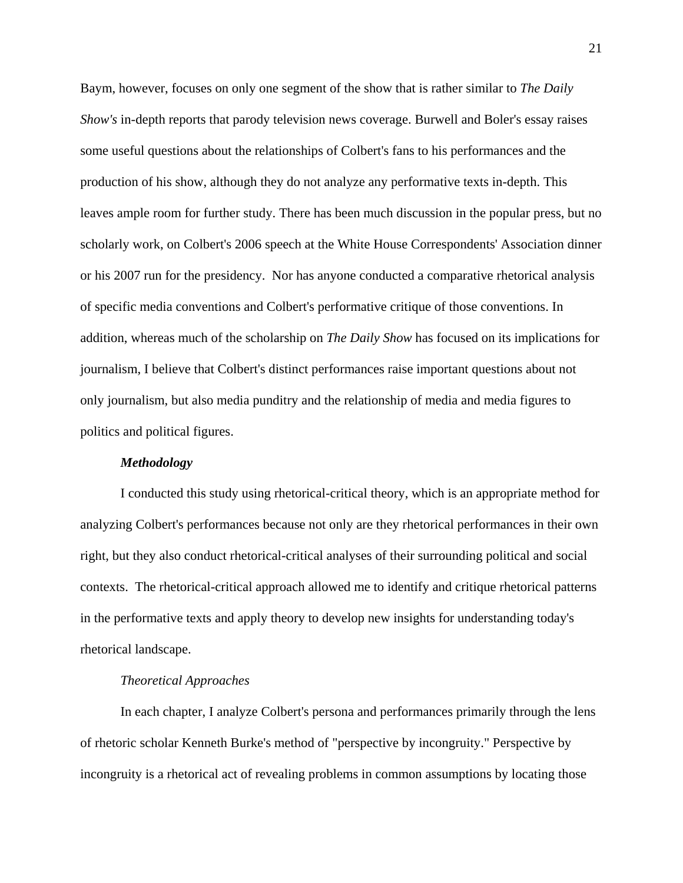Baym, however, focuses on only one segment of the show that is rather similar to *The Daily Show's* in-depth reports that parody television news coverage. Burwell and Boler's essay raises some useful questions about the relationships of Colbert's fans to his performances and the production of his show, although they do not analyze any performative texts in-depth. This leaves ample room for further study. There has been much discussion in the popular press, but no scholarly work, on Colbert's 2006 speech at the White House Correspondents' Association dinner or his 2007 run for the presidency. Nor has anyone conducted a comparative rhetorical analysis of specific media conventions and Colbert's performative critique of those conventions. In addition, whereas much of the scholarship on *The Daily Show* has focused on its implications for journalism, I believe that Colbert's distinct performances raise important questions about not only journalism, but also media punditry and the relationship of media and media figures to politics and political figures.

### *Methodology*

I conducted this study using rhetorical-critical theory, which is an appropriate method for analyzing Colbert's performances because not only are they rhetorical performances in their own right, but they also conduct rhetorical-critical analyses of their surrounding political and social contexts. The rhetorical-critical approach allowed me to identify and critique rhetorical patterns in the performative texts and apply theory to develop new insights for understanding today's rhetorical landscape.

#### *Theoretical Approaches*

In each chapter, I analyze Colbert's persona and performances primarily through the lens of rhetoric scholar Kenneth Burke's method of "perspective by incongruity." Perspective by incongruity is a rhetorical act of revealing problems in common assumptions by locating those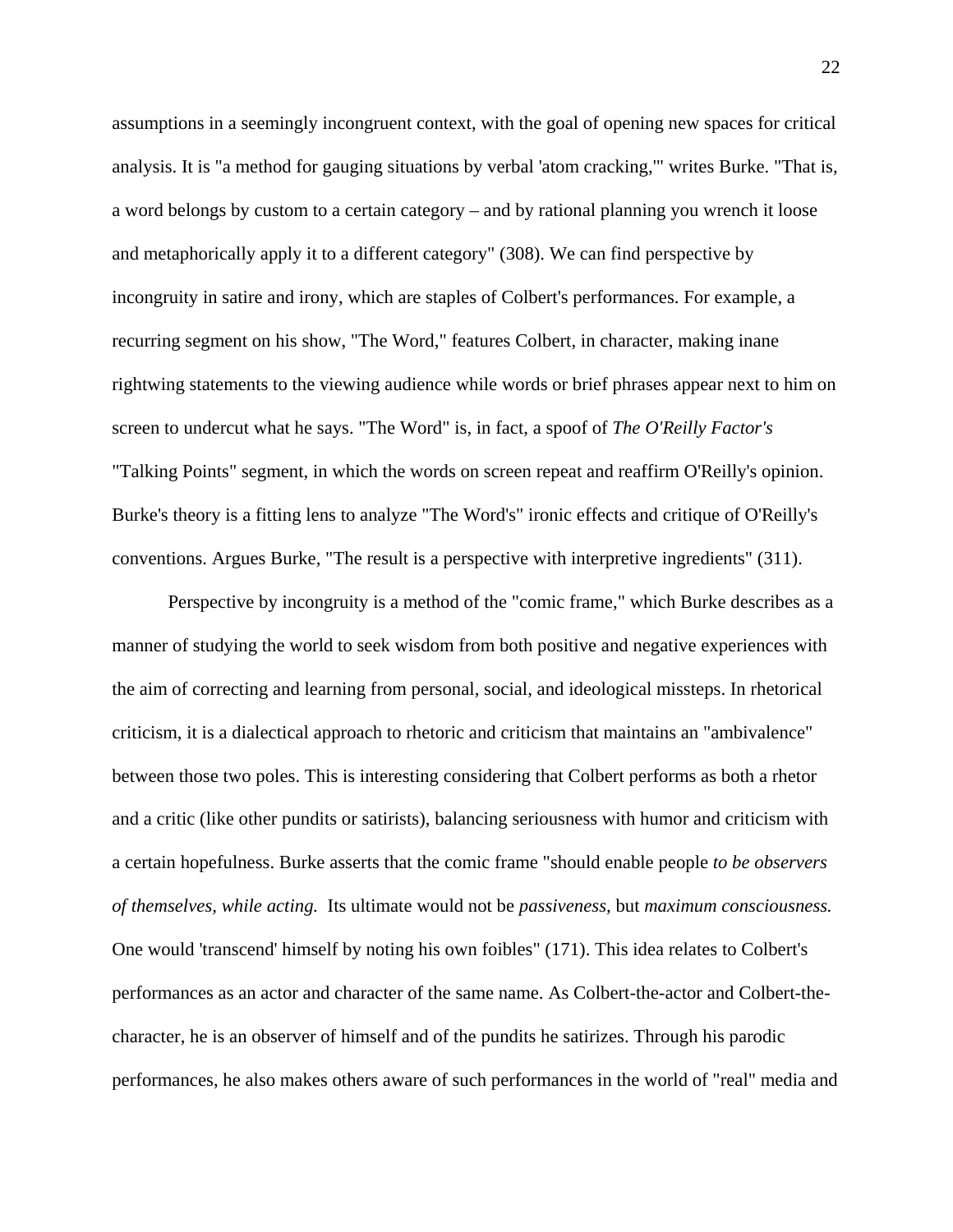assumptions in a seemingly incongruent context, with the goal of opening new spaces for critical analysis. It is "a method for gauging situations by verbal 'atom cracking,'" writes Burke. "That is, a word belongs by custom to a certain category – and by rational planning you wrench it loose and metaphorically apply it to a different category" (308). We can find perspective by incongruity in satire and irony, which are staples of Colbert's performances. For example, a recurring segment on his show, "The Word," features Colbert, in character, making inane rightwing statements to the viewing audience while words or brief phrases appear next to him on screen to undercut what he says. "The Word" is, in fact, a spoof of *The O'Reilly Factor's* "Talking Points" segment, in which the words on screen repeat and reaffirm O'Reilly's opinion. Burke's theory is a fitting lens to analyze "The Word's" ironic effects and critique of O'Reilly's conventions. Argues Burke, "The result is a perspective with interpretive ingredients" (311).

Perspective by incongruity is a method of the "comic frame," which Burke describes as a manner of studying the world to seek wisdom from both positive and negative experiences with the aim of correcting and learning from personal, social, and ideological missteps. In rhetorical criticism, it is a dialectical approach to rhetoric and criticism that maintains an "ambivalence" between those two poles. This is interesting considering that Colbert performs as both a rhetor and a critic (like other pundits or satirists), balancing seriousness with humor and criticism with a certain hopefulness. Burke asserts that the comic frame "should enable people *to be observers of themselves, while acting.* Its ultimate would not be *passiveness,* but *maximum consciousness.* One would 'transcend' himself by noting his own foibles" (171). This idea relates to Colbert's performances as an actor and character of the same name. As Colbert-the-actor and Colbert-the-character, he is an observer of himself and of the pundits he satirizes. Through his parodic performances, he also makes others aware of such performances in the world of "real" media and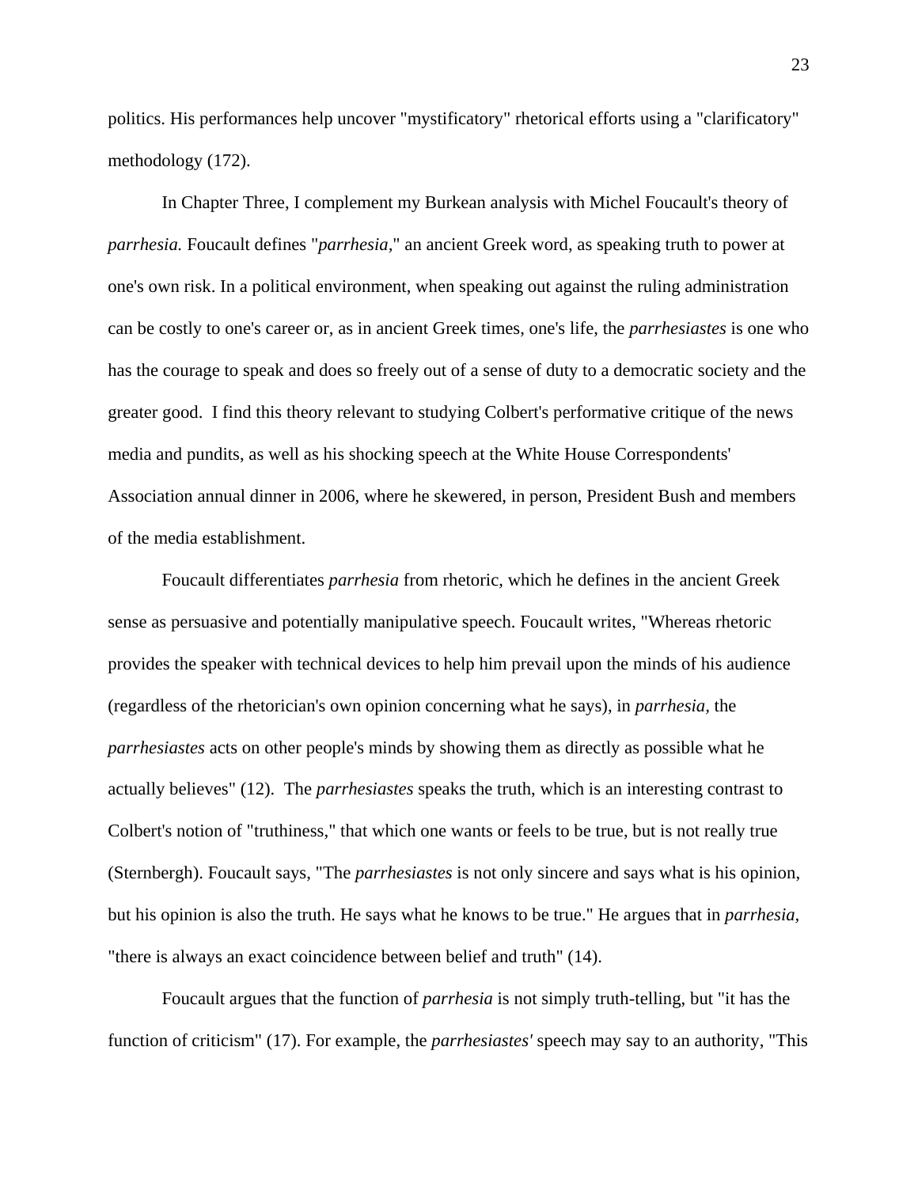politics. His performances help uncover "mystificatory" rhetorical efforts using a "clarificatory" methodology (172).

In Chapter Three, I complement my Burkean analysis with Michel Foucault's theory of *parrhesia.* Foucault defines "*parrhesia,*" an ancient Greek word, as speaking truth to power at one's own risk. In a political environment, when speaking out against the ruling administration can be costly to one's career or, as in ancient Greek times, one's life, the *parrhesiastes* is one who has the courage to speak and does so freely out of a sense of duty to a democratic society and the greater good. I find this theory relevant to studying Colbert's performative critique of the news media and pundits, as well as his shocking speech at the White House Correspondents' Association annual dinner in 2006, where he skewered, in person, President Bush and members of the media establishment.

Foucault differentiates *parrhesia* from rhetoric, which he defines in the ancient Greek sense as persuasive and potentially manipulative speech. Foucault writes, "Whereas rhetoric provides the speaker with technical devices to help him prevail upon the minds of his audience (regardless of the rhetorician's own opinion concerning what he says), in *parrhesia,* the *parrhesiastes* acts on other people's minds by showing them as directly as possible what he actually believes" (12). The *parrhesiastes* speaks the truth, which is an interesting contrast to Colbert's notion of "truthiness," that which one wants or feels to be true, but is not really true (Sternbergh). Foucault says, "The *parrhesiastes* is not only sincere and says what is his opinion, but his opinion is also the truth. He says what he knows to be true." He argues that in *parrhesia*, "there is always an exact coincidence between belief and truth" (14).

Foucault argues that the function of *parrhesia* is not simply truth-telling, but "it has the function of criticism" (17). For example, the *parrhesiastes'* speech may say to an authority, "This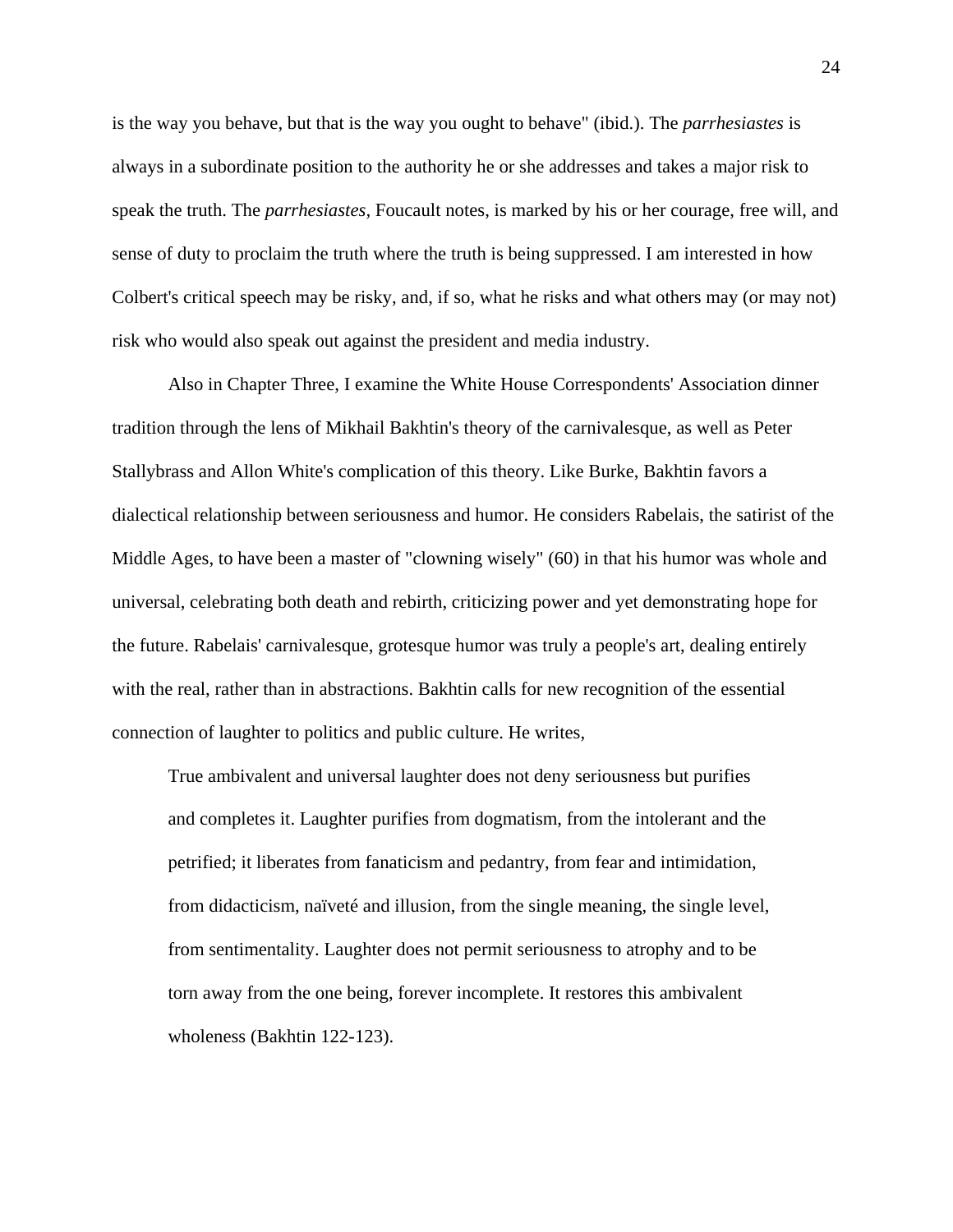is the way you behave, but that is the way you ought to behave" (ibid.). The *parrhesiastes* is always in a subordinate position to the authority he or she addresses and takes a major risk to speak the truth. The *parrhesiastes,* Foucault notes, is marked by his or her courage, free will, and sense of duty to proclaim the truth where the truth is being suppressed. I am interested in how Colbert's critical speech may be risky, and, if so, what he risks and what others may (or may not) risk who would also speak out against the president and media industry.

Also in Chapter Three, I examine the White House Correspondents' Association dinner tradition through the lens of Mikhail Bakhtin's theory of the carnivalesque, as well as Peter Stallybrass and Allon White's complication of this theory. Like Burke, Bakhtin favors a dialectical relationship between seriousness and humor. He considers Rabelais, the satirist of the Middle Ages, to have been a master of "clowning wisely" (60) in that his humor was whole and universal, celebrating both death and rebirth, criticizing power and yet demonstrating hope for the future. Rabelais' carnivalesque, grotesque humor was truly a people's art, dealing entirely with the real, rather than in abstractions. Bakhtin calls for new recognition of the essential connection of laughter to politics and public culture. He writes,

> True ambivalent and universal laughter does not deny seriousness but purifies and completes it. Laughter purifies from dogmatism, from the intolerant and the petrified; it liberates from fanaticism and pedantry, from fear and intimidation, from didacticism, naïveté and illusion, from the single meaning, the single level, from sentimentality. Laughter does not permit seriousness to atrophy and to be torn away from the one being, forever incomplete. It restores this ambivalent wholeness (Bakhtin 122-123).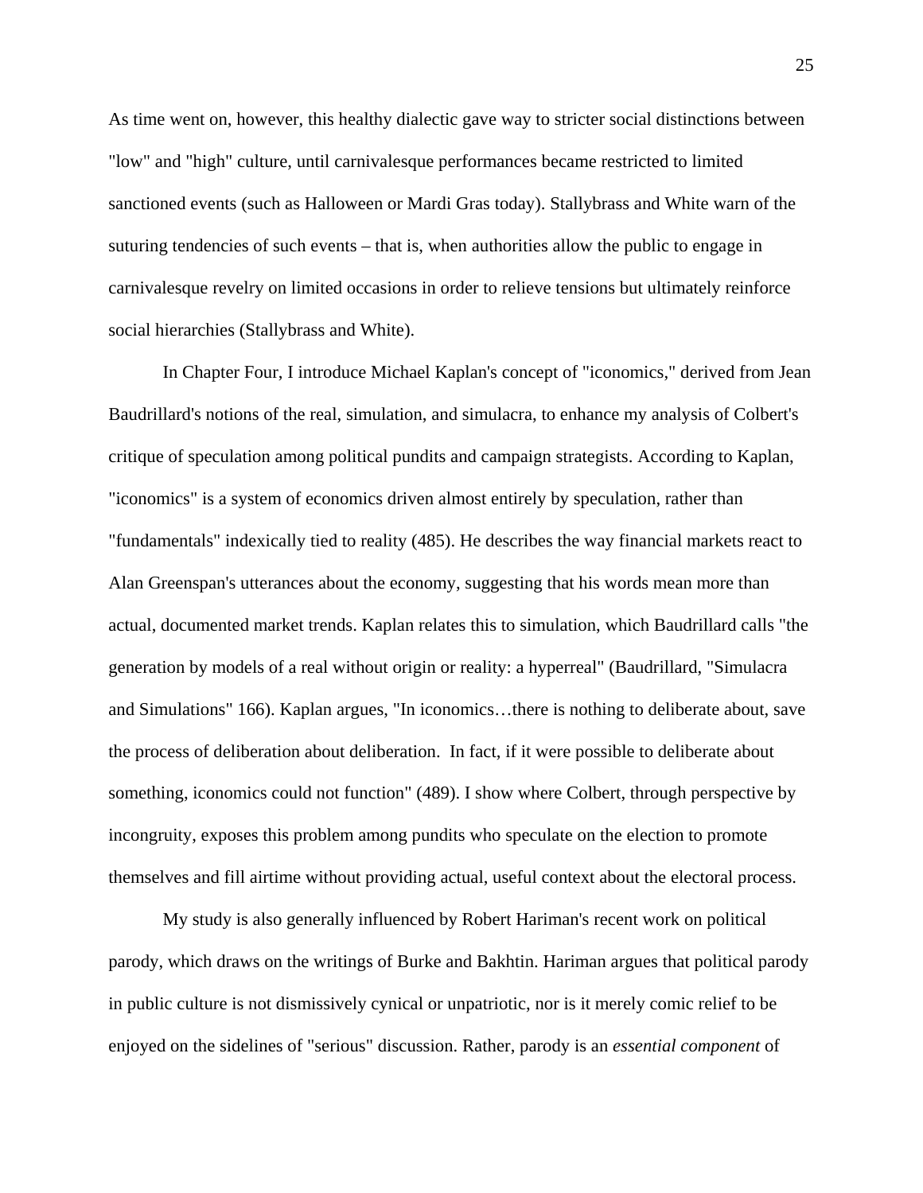As time went on, however, this healthy dialectic gave way to stricter social distinctions between "low" and "high" culture, until carnivalesque performances became restricted to limited sanctioned events (such as Halloween or Mardi Gras today). Stallybrass and White warn of the suturing tendencies of such events – that is, when authorities allow the public to engage in carnivalesque revelry on limited occasions in order to relieve tensions but ultimately reinforce social hierarchies (Stallybrass and White).

In Chapter Four, I introduce Michael Kaplan's concept of "iconomics," derived from Jean Baudrillard's notions of the real, simulation, and simulacra, to enhance my analysis of Colbert's critique of speculation among political pundits and campaign strategists. According to Kaplan, "iconomics" is a system of economics driven almost entirely by speculation, rather than "fundamentals" indexically tied to reality (485). He describes the way financial markets react to Alan Greenspan's utterances about the economy, suggesting that his words mean more than actual, documented market trends. Kaplan relates this to simulation, which Baudrillard calls "the generation by models of a real without origin or reality: a hyperreal" (Baudrillard, "Simulacra and Simulations" 166). Kaplan argues, "In iconomics…there is nothing to deliberate about, save the process of deliberation about deliberation. In fact, if it were possible to deliberate about something, iconomics could not function" (489). I show where Colbert, through perspective by incongruity, exposes this problem among pundits who speculate on the election to promote themselves and fill airtime without providing actual, useful context about the electoral process.

My study is also generally influenced by Robert Hariman's recent work on political parody, which draws on the writings of Burke and Bakhtin. Hariman argues that political parody in public culture is not dismissively cynical or unpatriotic, nor is it merely comic relief to be enjoyed on the sidelines of "serious" discussion. Rather, parody is an *essential component* of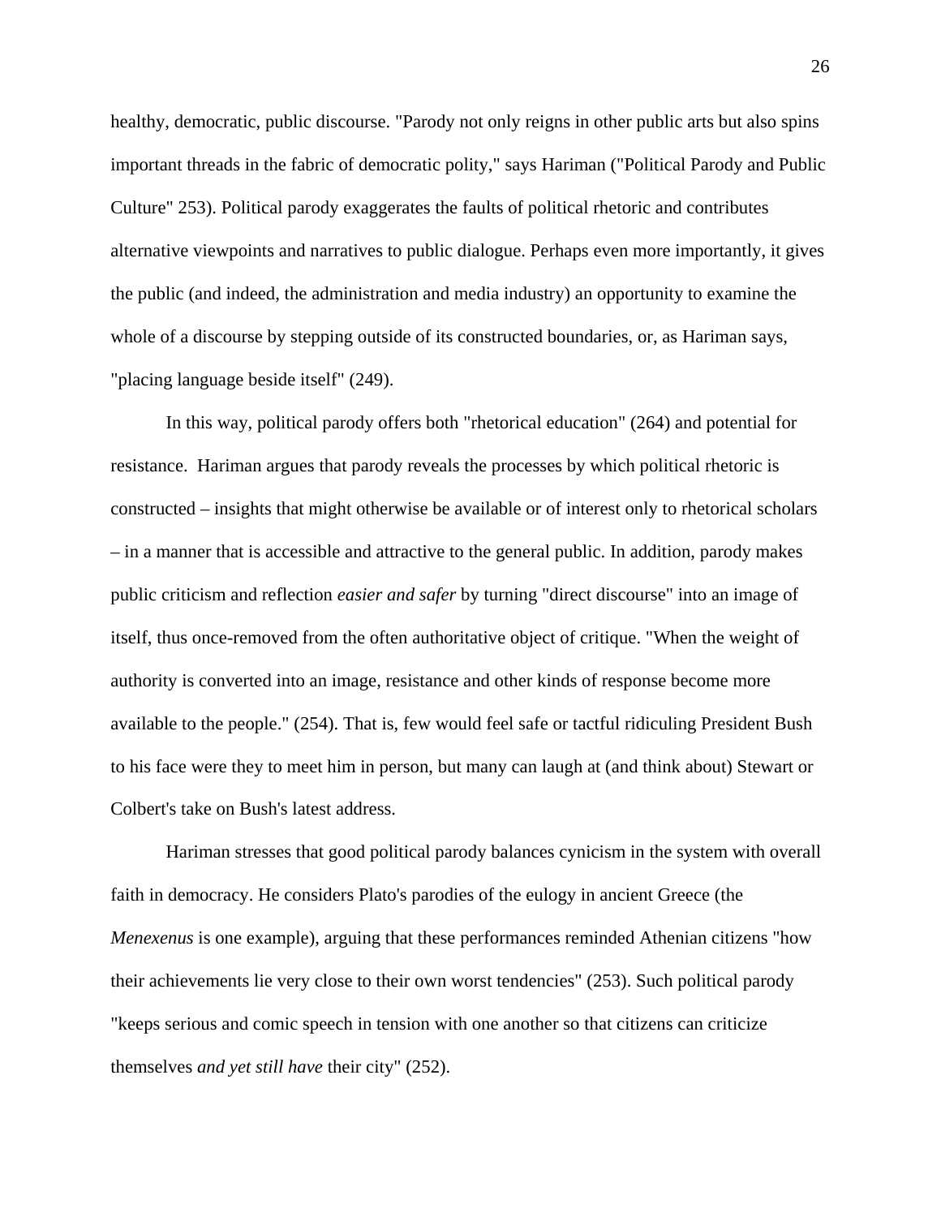healthy, democratic, public discourse. "Parody not only reigns in other public arts but also spins important threads in the fabric of democratic polity," says Hariman ("Political Parody and Public Culture" 253). Political parody exaggerates the faults of political rhetoric and contributes alternative viewpoints and narratives to public dialogue. Perhaps even more importantly, it gives the public (and indeed, the administration and media industry) an opportunity to examine the whole of a discourse by stepping outside of its constructed boundaries, or, as Hariman says, "placing language beside itself" (249).

In this way, political parody offers both "rhetorical education" (264) and potential for resistance. Hariman argues that parody reveals the processes by which political rhetoric is constructed – insights that might otherwise be available or of interest only to rhetorical scholars – in a manner that is accessible and attractive to the general public. In addition, parody makes public criticism and reflection *easier and safer* by turning "direct discourse" into an image of itself, thus once-removed from the often authoritative object of critique. "When the weight of authority is converted into an image, resistance and other kinds of response become more available to the people." (254). That is, few would feel safe or tactful ridiculing President Bush to his face were they to meet him in person, but many can laugh at (and think about) Stewart or Colbert's take on Bush's latest address.

Hariman stresses that good political parody balances cynicism in the system with overall faith in democracy. He considers Plato's parodies of the eulogy in ancient Greece (the *Menexenus* is one example), arguing that these performances reminded Athenian citizens "how their achievements lie very close to their own worst tendencies" (253). Such political parody "keeps serious and comic speech in tension with one another so that citizens can criticize themselves *and yet still have* their city" (252).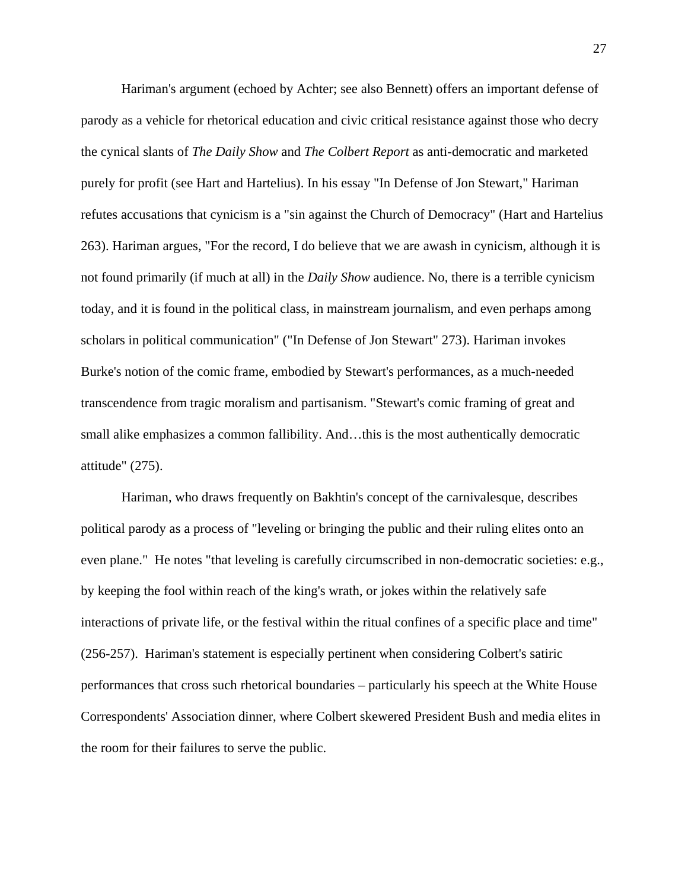Hariman's argument (echoed by Achter; see also Bennett) offers an important defense of parody as a vehicle for rhetorical education and civic critical resistance against those who decry the cynical slants of *The Daily Show* and *The Colbert Report* as anti-democratic and marketed purely for profit (see Hart and Hartelius). In his essay "In Defense of Jon Stewart," Hariman refutes accusations that cynicism is a "sin against the Church of Democracy" (Hart and Hartelius 263). Hariman argues, "For the record, I do believe that we are awash in cynicism, although it is not found primarily (if much at all) in the *Daily Show* audience. No, there is a terrible cynicism today, and it is found in the political class, in mainstream journalism, and even perhaps among scholars in political communication" ("In Defense of Jon Stewart" 273). Hariman invokes Burke's notion of the comic frame, embodied by Stewart's performances, as a much-needed transcendence from tragic moralism and partisanism. "Stewart's comic framing of great and small alike emphasizes a common fallibility. And…this is the most authentically democratic attitude" (275).

Hariman, who draws frequently on Bakhtin's concept of the carnivalesque, describes political parody as a process of "leveling or bringing the public and their ruling elites onto an even plane." He notes "that leveling is carefully circumscribed in non-democratic societies: e.g., by keeping the fool within reach of the king's wrath, or jokes within the relatively safe interactions of private life, or the festival within the ritual confines of a specific place and time" (256-257). Hariman's statement is especially pertinent when considering Colbert's satiric performances that cross such rhetorical boundaries – particularly his speech at the White House Correspondents' Association dinner, where Colbert skewered President Bush and media elites in the room for their failures to serve the public.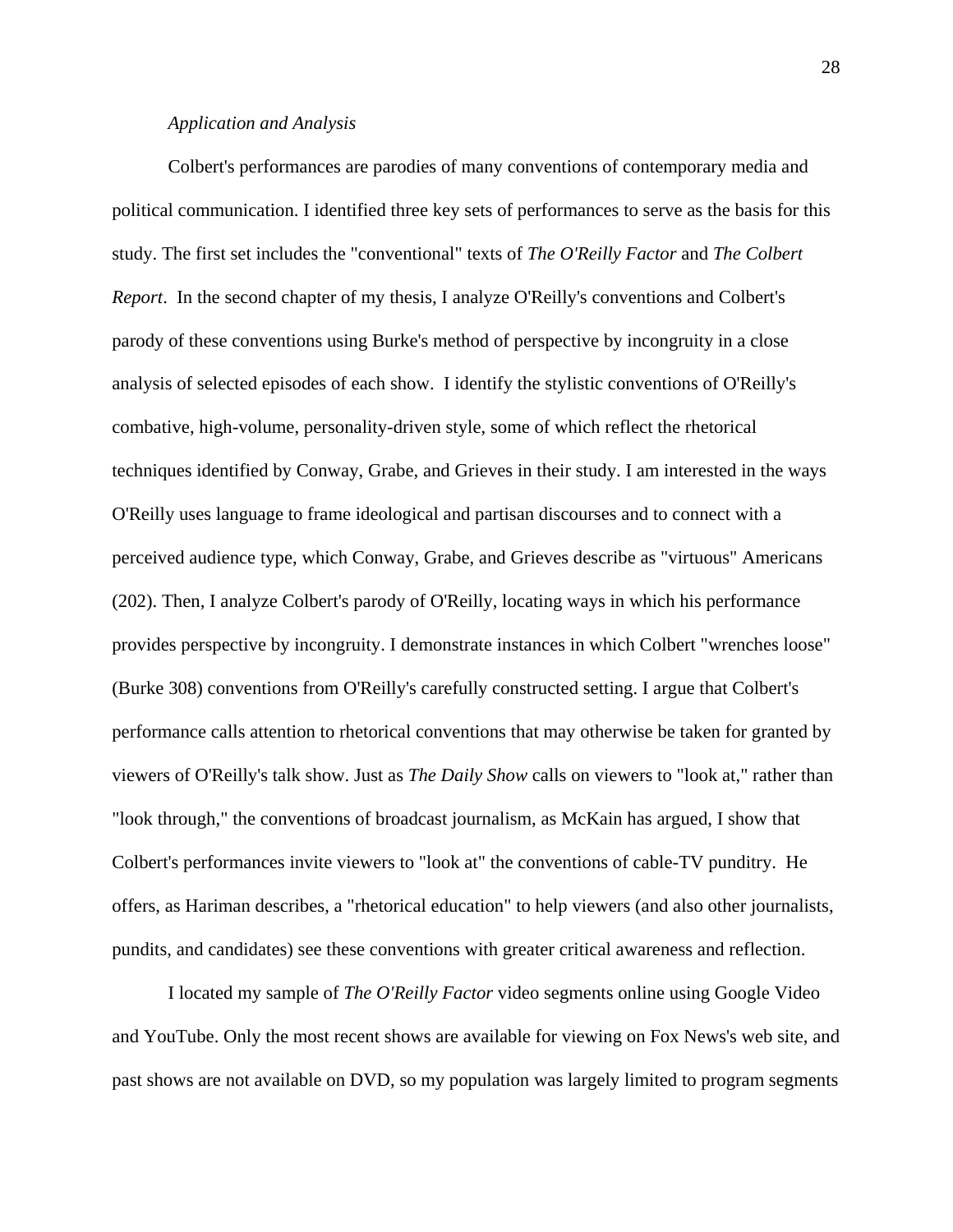*Application and Analysis*

Colbert's performances are parodies of many conventions of contemporary media and political communication. I identified three key sets of performances to serve as the basis for this study. The first set includes the "conventional" texts of *The O'Reilly Factor* and *The Colbert Report*. In the second chapter of my thesis, I analyze O'Reilly's conventions and Colbert's parody of these conventions using Burke's method of perspective by incongruity in a close analysis of selected episodes of each show. I identify the stylistic conventions of O'Reilly's combative, high-volume, personality-driven style, some of which reflect the rhetorical techniques identified by Conway, Grabe, and Grieves in their study. I am interested in the ways O'Reilly uses language to frame ideological and partisan discourses and to connect with a perceived audience type, which Conway, Grabe, and Grieves describe as "virtuous" Americans (202). Then, I analyze Colbert's parody of O'Reilly, locating ways in which his performance provides perspective by incongruity. I demonstrate instances in which Colbert "wrenches loose" (Burke 308) conventions from O'Reilly's carefully constructed setting. I argue that Colbert's performance calls attention to rhetorical conventions that may otherwise be taken for granted by viewers of O'Reilly's talk show. Just as *The Daily Show* calls on viewers to "look at," rather than "look through," the conventions of broadcast journalism, as McKain has argued, I show that Colbert's performances invite viewers to "look at" the conventions of cable-TV punditry. He offers, as Hariman describes, a "rhetorical education" to help viewers (and also other journalists, pundits, and candidates) see these conventions with greater critical awareness and reflection.

I located my sample of *The O'Reilly Factor* video segments online using Google Video and YouTube. Only the most recent shows are available for viewing on Fox News's web site, and past shows are not available on DVD, so my population was largely limited to program segments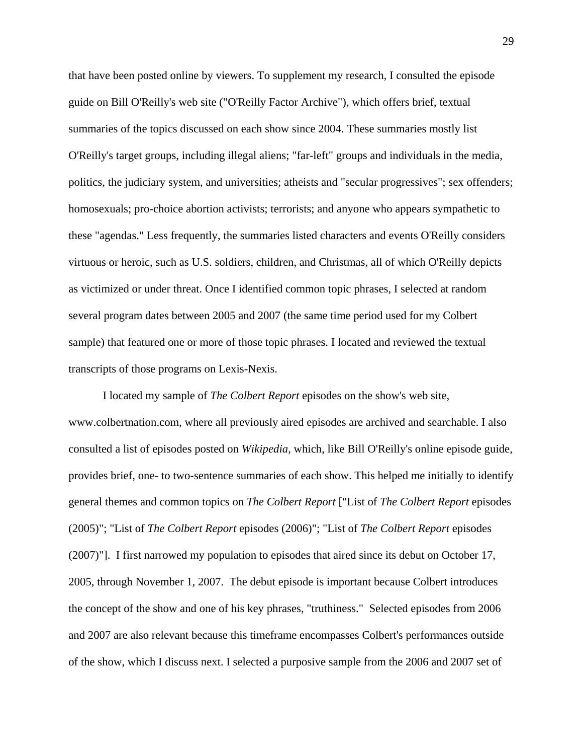that have been posted online by viewers. To supplement my research, I consulted the episode guide on Bill O'Reilly's web site ("O'Reilly Factor Archive"), which offers brief, textual summaries of the topics discussed on each show since 2004. These summaries mostly list O'Reilly's target groups, including illegal aliens; "far-left" groups and individuals in the media, politics, the judiciary system, and universities; atheists and "secular progressives"; sex offenders; homosexuals; pro-choice abortion activists; terrorists; and anyone who appears sympathetic to these "agendas." Less frequently, the summaries listed characters and events O'Reilly considers virtuous or heroic, such as U.S. soldiers, children, and Christmas, all of which O'Reilly depicts as victimized or under threat. Once I identified common topic phrases, I selected at random several program dates between 2005 and 2007 (the same time period used for my Colbert sample) that featured one or more of those topic phrases. I located and reviewed the textual transcripts of those programs on Lexis-Nexis.

I located my sample of *The Colbert Report* episodes on the show's web site, www.colbertnation.com, where all previously aired episodes are archived and searchable. I also consulted a list of episodes posted on *Wikipedia*, which, like Bill O'Reilly's online episode guide, provides brief, one- to two-sentence summaries of each show. This helped me initially to identify general themes and common topics on *The Colbert Report* ["List of *The Colbert Report* episodes (2005)"; "List of *The Colbert Report* episodes (2006)"; "List of *The Colbert Report* episodes (2007)"]. I first narrowed my population to episodes that aired since its debut on October 17, 2005, through November 1, 2007. The debut episode is important because Colbert introduces the concept of the show and one of his key phrases, "truthiness." Selected episodes from 2006 and 2007 are also relevant because this timeframe encompasses Colbert's performances outside of the show, which I discuss next. I selected a purposive sample from the 2006 and 2007 set of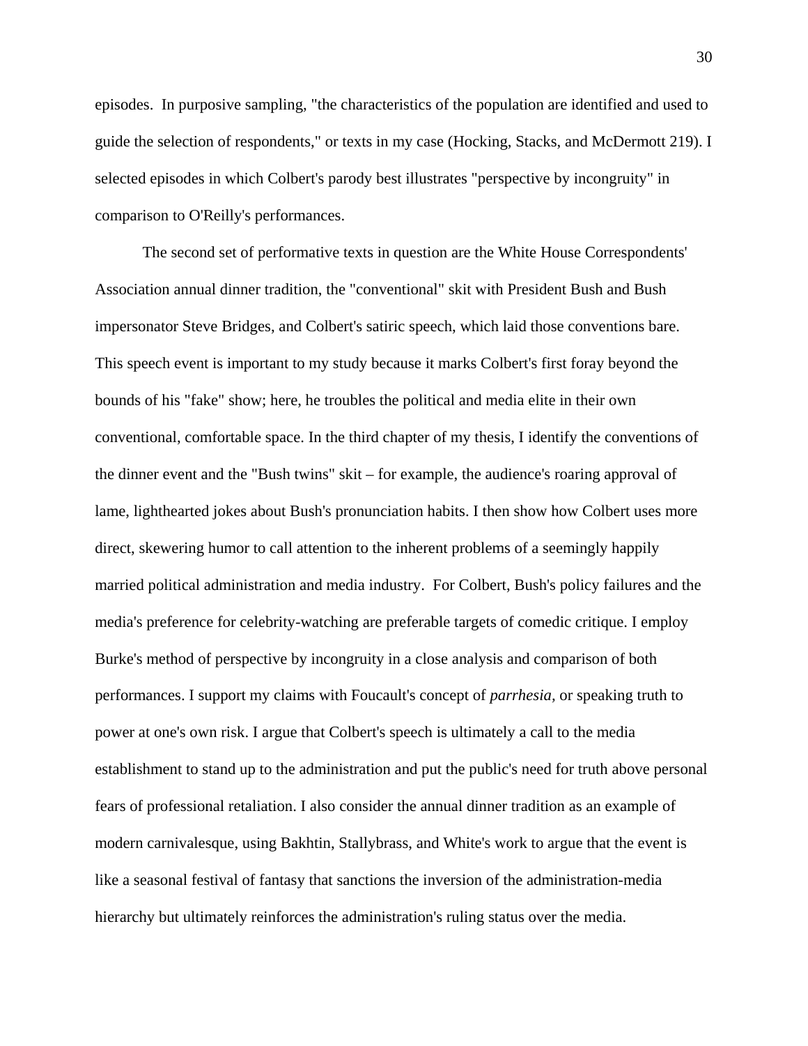episodes. In purposive sampling, "the characteristics of the population are identified and used to guide the selection of respondents," or texts in my case (Hocking, Stacks, and McDermott 219). I selected episodes in which Colbert's parody best illustrates "perspective by incongruity" in comparison to O'Reilly's performances.

The second set of performative texts in question are the White House Correspondents' Association annual dinner tradition, the "conventional" skit with President Bush and Bush impersonator Steve Bridges, and Colbert's satiric speech, which laid those conventions bare. This speech event is important to my study because it marks Colbert's first foray beyond the bounds of his "fake" show; here, he troubles the political and media elite in their own conventional, comfortable space. In the third chapter of my thesis, I identify the conventions of the dinner event and the "Bush twins" skit – for example, the audience's roaring approval of lame, lighthearted jokes about Bush's pronunciation habits. I then show how Colbert uses more direct, skewering humor to call attention to the inherent problems of a seemingly happily married political administration and media industry. For Colbert, Bush's policy failures and the media's preference for celebrity-watching are preferable targets of comedic critique. I employ Burke's method of perspective by incongruity in a close analysis and comparison of both performances. I support my claims with Foucault's concept of *parrhesia,* or speaking truth to power at one's own risk. I argue that Colbert's speech is ultimately a call to the media establishment to stand up to the administration and put the public's need for truth above personal fears of professional retaliation. I also consider the annual dinner tradition as an example of modern carnivalesque, using Bakhtin, Stallybrass, and White's work to argue that the event is like a seasonal festival of fantasy that sanctions the inversion of the administration-media hierarchy but ultimately reinforces the administration's ruling status over the media.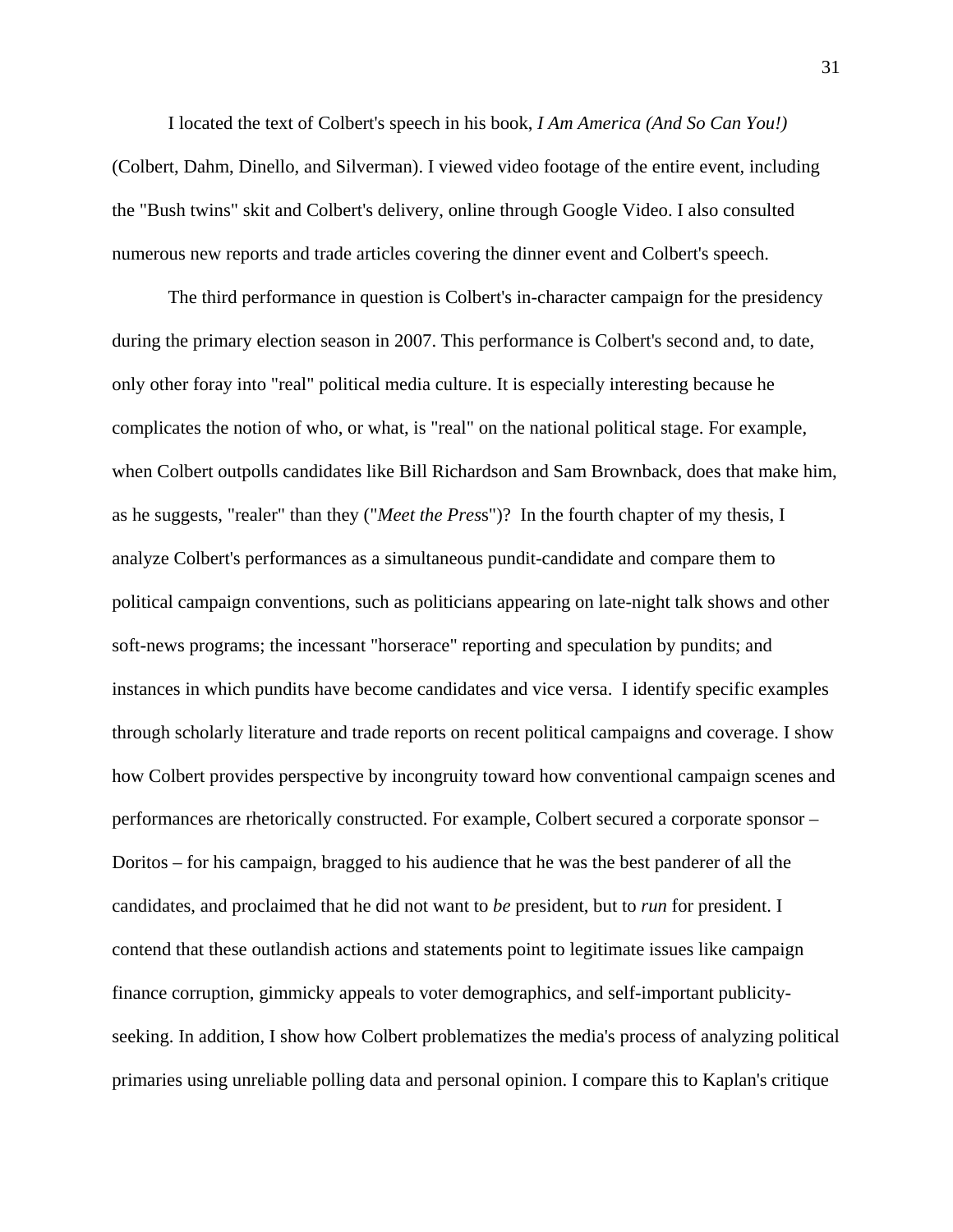I located the text of Colbert's speech in his book, *I Am America (And So Can You!)* (Colbert, Dahm, Dinello, and Silverman). I viewed video footage of the entire event, including the "Bush twins" skit and Colbert's delivery, online through Google Video. I also consulted numerous new reports and trade articles covering the dinner event and Colbert's speech.

The third performance in question is Colbert's in-character campaign for the presidency during the primary election season in 2007. This performance is Colbert's second and, to date, only other foray into "real" political media culture. It is especially interesting because he complicates the notion of who, or what, is "real" on the national political stage. For example, when Colbert outpolls candidates like Bill Richardson and Sam Brownback, does that make him, as he suggests, "realer" than they ("*Meet the Press*")? In the fourth chapter of my thesis, I analyze Colbert's performances as a simultaneous pundit-candidate and compare them to political campaign conventions, such as politicians appearing on late-night talk shows and other soft-news programs; the incessant "horserace" reporting and speculation by pundits; and instances in which pundits have become candidates and vice versa. I identify specific examples through scholarly literature and trade reports on recent political campaigns and coverage. I show how Colbert provides perspective by incongruity toward how conventional campaign scenes and performances are rhetorically constructed. For example, Colbert secured a corporate sponsor – Doritos – for his campaign, bragged to his audience that he was the best panderer of all the candidates, and proclaimed that he did not want to *be* president, but to *run* for president. I contend that these outlandish actions and statements point to legitimate issues like campaign finance corruption, gimmicky appeals to voter demographics, and self-important publicity-seeking. In addition, I show how Colbert problematizes the media's process of analyzing political primaries using unreliable polling data and personal opinion. I compare this to Kaplan's critique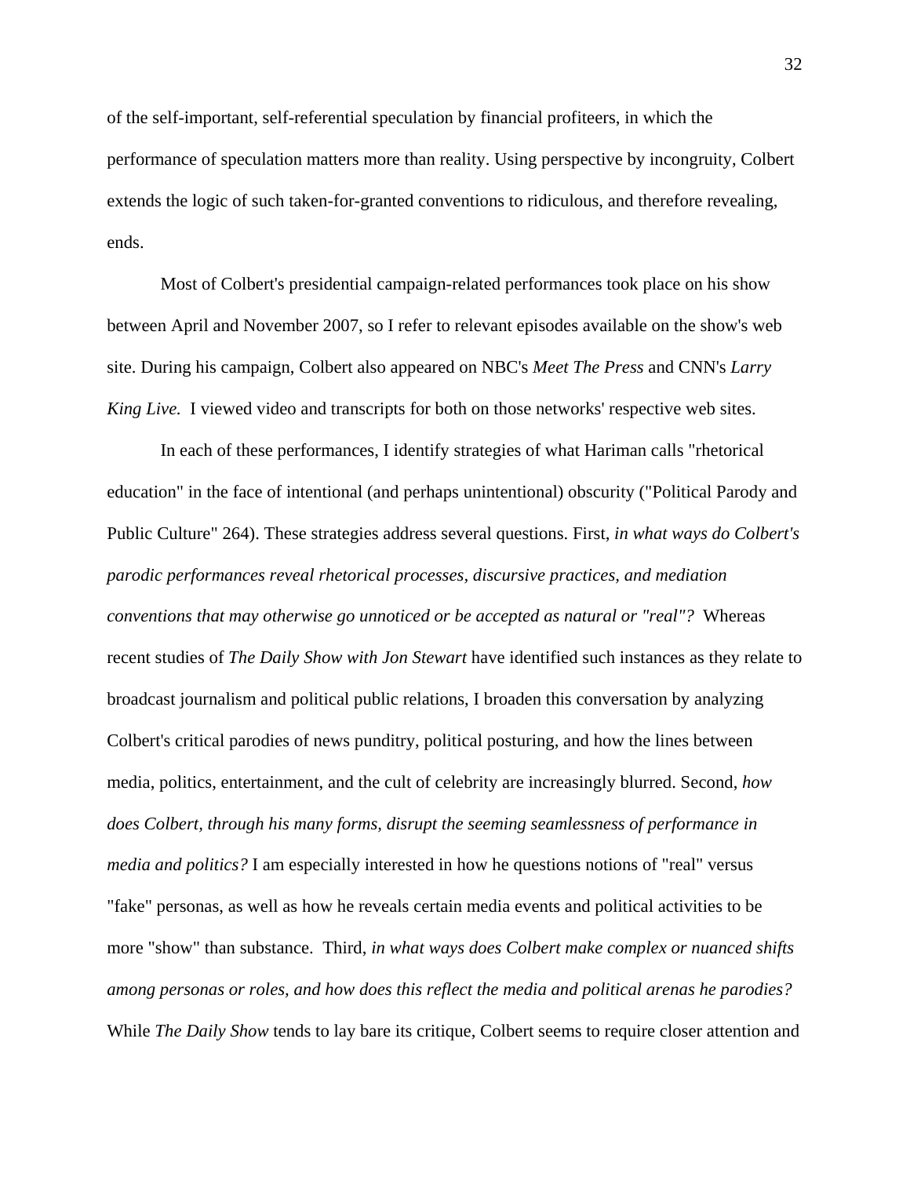of the self-important, self-referential speculation by financial profiteers, in which the performance of speculation matters more than reality. Using perspective by incongruity, Colbert extends the logic of such taken-for-granted conventions to ridiculous, and therefore revealing, ends.

Most of Colbert's presidential campaign-related performances took place on his show between April and November 2007, so I refer to relevant episodes available on the show's web site. During his campaign, Colbert also appeared on NBC's *Meet The Press* and CNN's *Larry King Live.* I viewed video and transcripts for both on those networks' respective web sites.

In each of these performances, I identify strategies of what Hariman calls "rhetorical education" in the face of intentional (and perhaps unintentional) obscurity ("Political Parody and Public Culture" 264). These strategies address several questions. First, *in what ways do Colbert's parodic performances reveal rhetorical processes, discursive practices, and mediation conventions that may otherwise go unnoticed or be accepted as natural or "real"?* Whereas recent studies of *The Daily Show with Jon Stewart* have identified such instances as they relate to broadcast journalism and political public relations, I broaden this conversation by analyzing Colbert's critical parodies of news punditry, political posturing, and how the lines between media, politics, entertainment, and the cult of celebrity are increasingly blurred. Second, *how does Colbert, through his many forms, disrupt the seeming seamlessness of performance in media and politics?* I am especially interested in how he questions notions of "real" versus "fake" personas, as well as how he reveals certain media events and political activities to be more "show" than substance. Third, *in what ways does Colbert make complex or nuanced shifts among personas or roles, and how does this reflect the media and political arenas he parodies?* While *The Daily Show* tends to lay bare its critique, Colbert seems to require closer attention and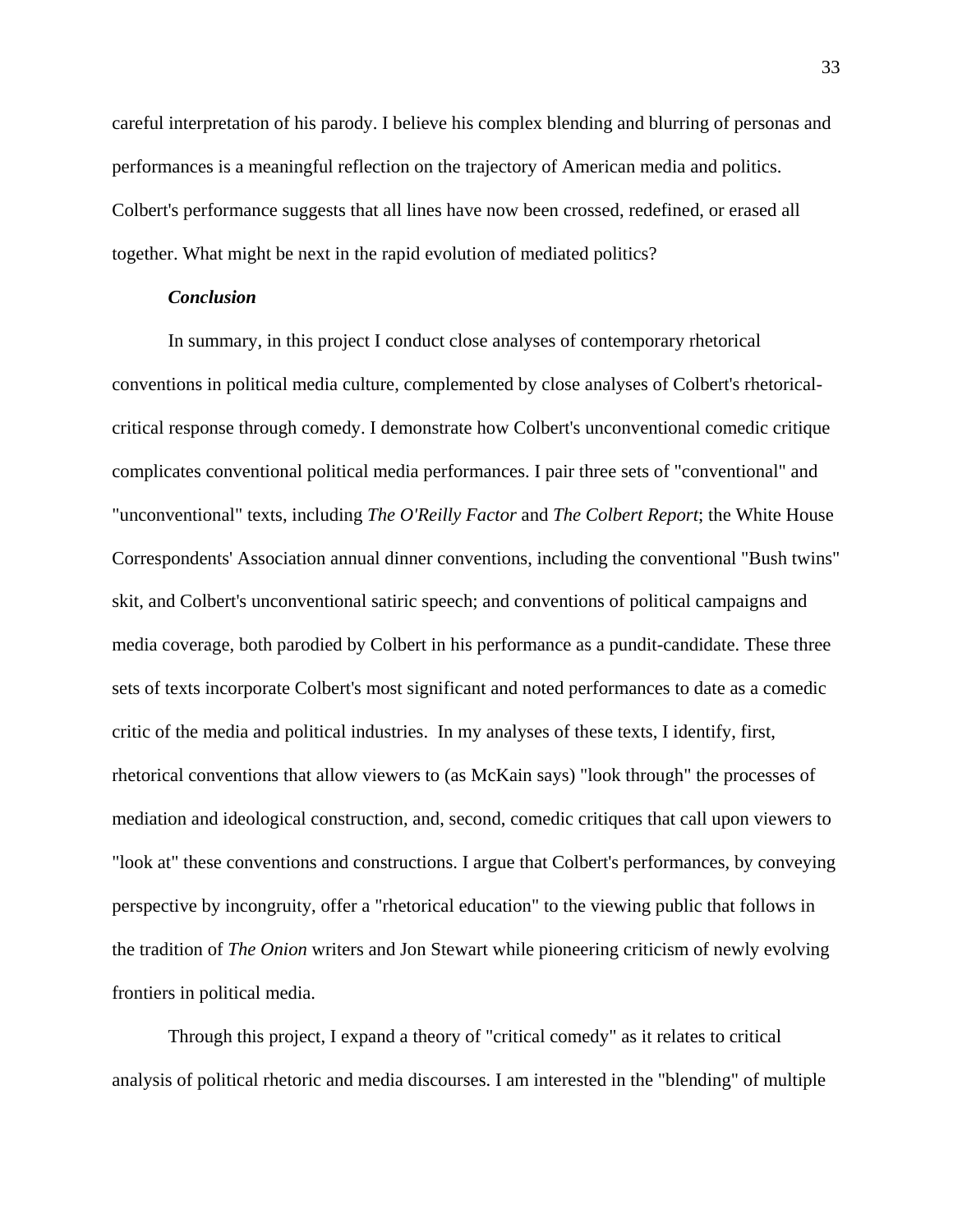careful interpretation of his parody. I believe his complex blending and blurring of personas and performances is a meaningful reflection on the trajectory of American media and politics. Colbert's performance suggests that all lines have now been crossed, redefined, or erased all together. What might be next in the rapid evolution of mediated politics?

### *Conclusion*

In summary, in this project I conduct close analyses of contemporary rhetorical conventions in political media culture, complemented by close analyses of Colbert's rhetorical-critical response through comedy. I demonstrate how Colbert's unconventional comedic critique complicates conventional political media performances. I pair three sets of "conventional" and "unconventional" texts, including *The O'Reilly Factor* and *The Colbert Report*; the White House Correspondents' Association annual dinner conventions, including the conventional "Bush twins" skit, and Colbert's unconventional satiric speech; and conventions of political campaigns and media coverage, both parodied by Colbert in his performance as a pundit-candidate. These three sets of texts incorporate Colbert's most significant and noted performances to date as a comedic critic of the media and political industries. In my analyses of these texts, I identify, first, rhetorical conventions that allow viewers to (as McKain says) "look through" the processes of mediation and ideological construction, and, second, comedic critiques that call upon viewers to "look at" these conventions and constructions. I argue that Colbert's performances, by conveying perspective by incongruity, offer a "rhetorical education" to the viewing public that follows in the tradition of *The Onion* writers and Jon Stewart while pioneering criticism of newly evolving frontiers in political media.

Through this project, I expand a theory of "critical comedy" as it relates to critical analysis of political rhetoric and media discourses. I am interested in the "blending" of multiple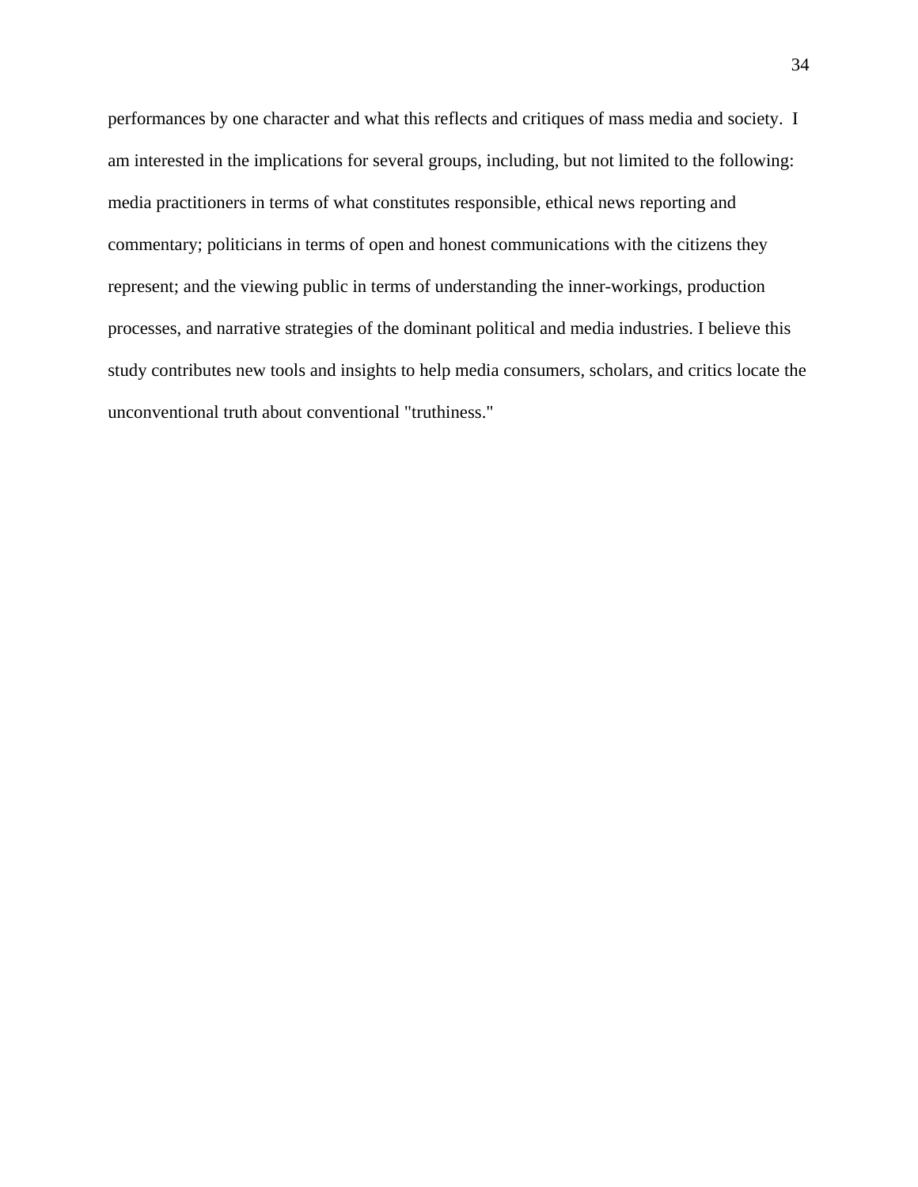performances by one character and what this reflects and critiques of mass media and society. I am interested in the implications for several groups, including, but not limited to the following: media practitioners in terms of what constitutes responsible, ethical news reporting and commentary; politicians in terms of open and honest communications with the citizens they represent; and the viewing public in terms of understanding the inner-workings, production processes, and narrative strategies of the dominant political and media industries. I believe this study contributes new tools and insights to help media consumers, scholars, and critics locate the unconventional truth about conventional "truthiness."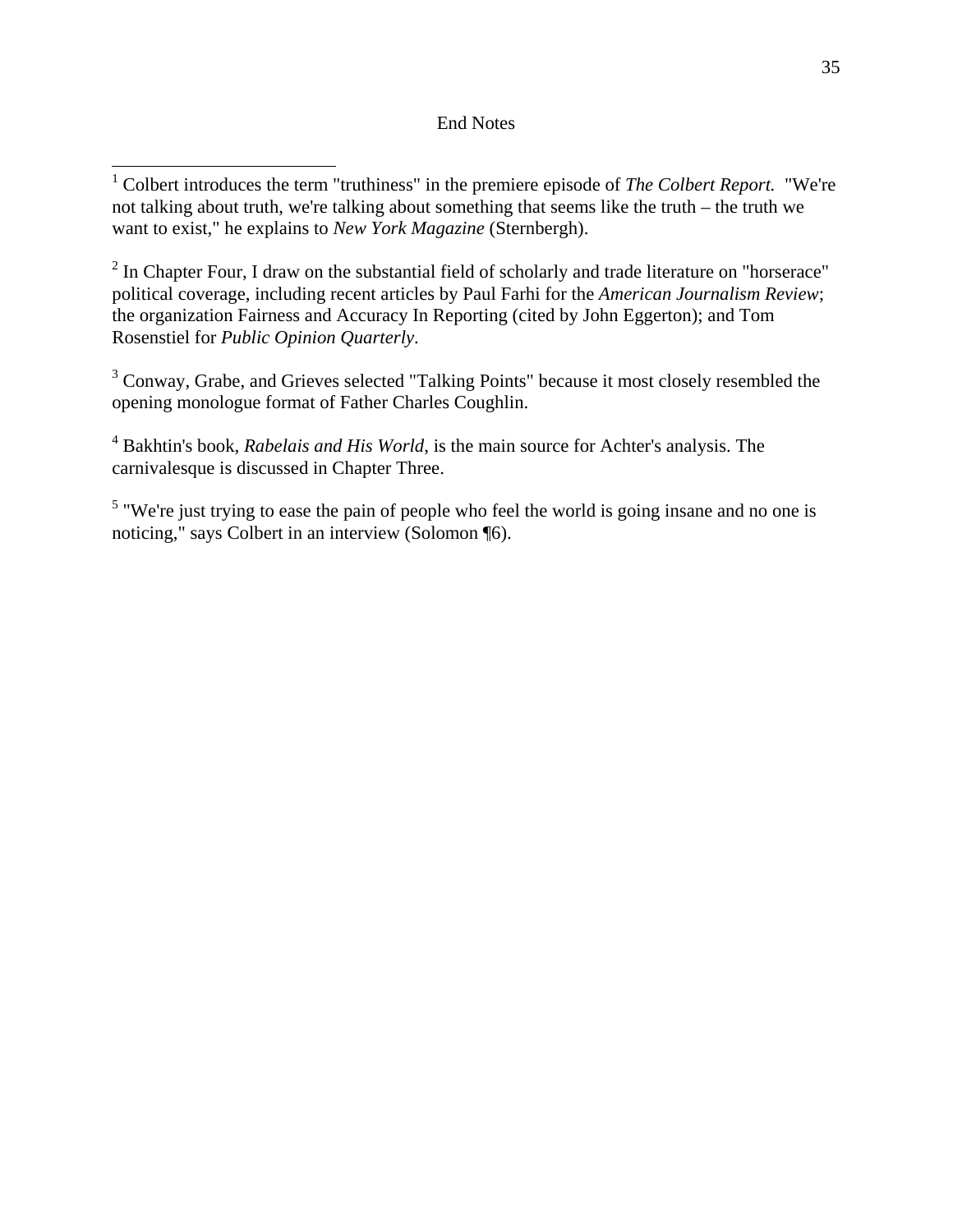# End Notes

[1] Colbert introduces the term "truthiness" in the premiere episode of *The Colbert Report.* "We're not talking about truth, we're talking about something that seems like the truth – the truth we want to exist," he explains to *New York Magazine* (Sternbergh).

[2] In Chapter Four, I draw on the substantial field of scholarly and trade literature on "horserace" political coverage, including recent articles by Paul Farhi for the *American Journalism Review*; the organization Fairness and Accuracy In Reporting (cited by John Eggerton); and Tom Rosenstiel for *Public Opinion Quarterly*.

[3] Conway, Grabe, and Grieves selected "Talking Points" because it most closely resembled the opening monologue format of Father Charles Coughlin.

[4] Bakhtin's book, *Rabelais and His World*, is the main source for Achter's analysis. The carnivalesque is discussed in Chapter Three.

[5] "We're just trying to ease the pain of people who feel the world is going insane and no one is noticing," says Colbert in an interview (Solomon ¶6).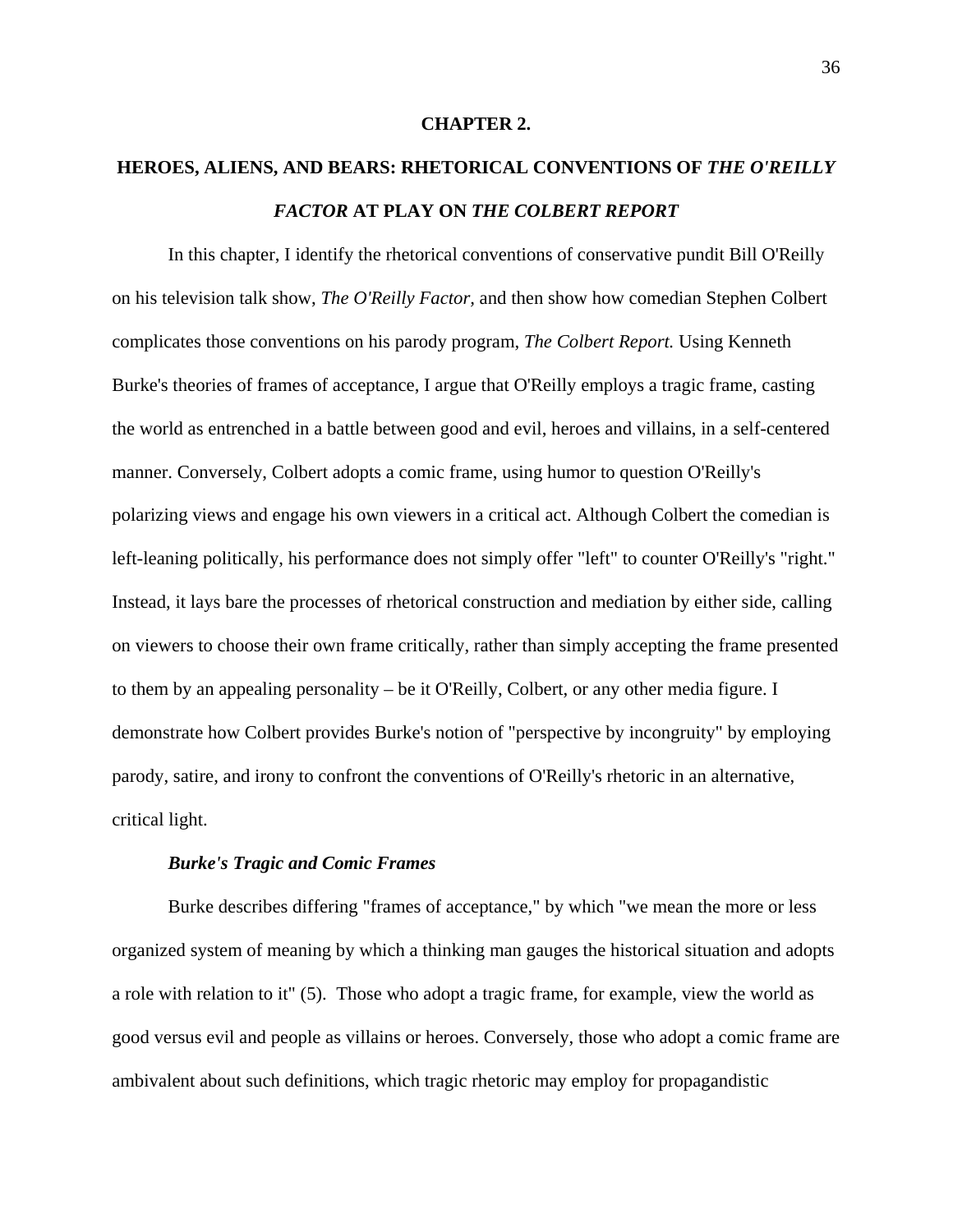# CHAPTER 2.

# HEROES, ALIENS, AND BEARS: RHETORICAL CONVENTIONS OF *THE O'REILLY FACTOR* AT PLAY ON *THE COLBERT REPORT*

In this chapter, I identify the rhetorical conventions of conservative pundit Bill O'Reilly on his television talk show, *The O'Reilly Factor,* and then show how comedian Stephen Colbert complicates those conventions on his parody program, *The Colbert Report.* Using Kenneth Burke's theories of frames of acceptance, I argue that O'Reilly employs a tragic frame, casting the world as entrenched in a battle between good and evil, heroes and villains, in a self-centered manner. Conversely, Colbert adopts a comic frame, using humor to question O'Reilly's polarizing views and engage his own viewers in a critical act. Although Colbert the comedian is left-leaning politically, his performance does not simply offer "left" to counter O'Reilly's "right." Instead, it lays bare the processes of rhetorical construction and mediation by either side, calling on viewers to choose their own frame critically, rather than simply accepting the frame presented to them by an appealing personality – be it O'Reilly, Colbert, or any other media figure. I demonstrate how Colbert provides Burke's notion of "perspective by incongruity" by employing parody, satire, and irony to confront the conventions of O'Reilly's rhetoric in an alternative, critical light.

### *Burke's Tragic and Comic Frames*

Burke describes differing "frames of acceptance," by which "we mean the more or less organized system of meaning by which a thinking man gauges the historical situation and adopts a role with relation to it" (5). Those who adopt a tragic frame, for example, view the world as good versus evil and people as villains or heroes. Conversely, those who adopt a comic frame are ambivalent about such definitions, which tragic rhetoric may employ for propagandistic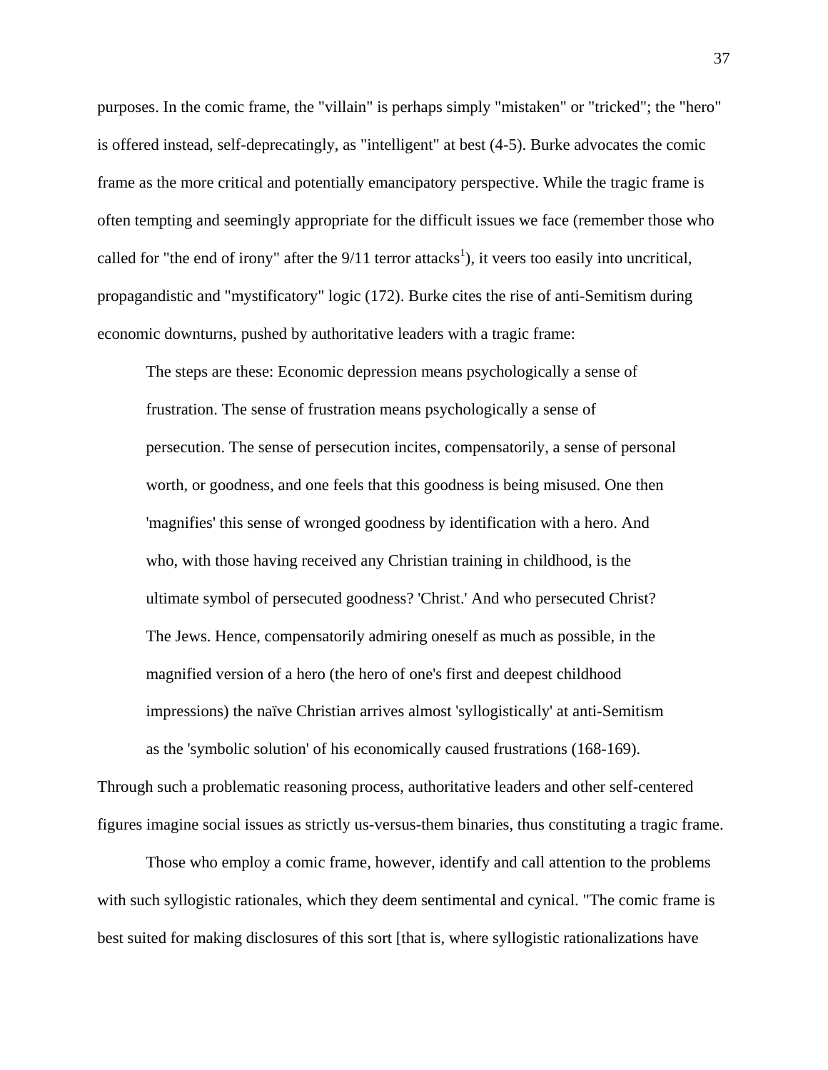purposes. In the comic frame, the "villain" is perhaps simply "mistaken" or "tricked"; the "hero" is offered instead, self-deprecatingly, as "intelligent" at best (4-5). Burke advocates the comic frame as the more critical and potentially emancipatory perspective. While the tragic frame is often tempting and seemingly appropriate for the difficult issues we face (remember those who called for "the end of irony" after the 9/11 terror attacks[1]), it veers too easily into uncritical, propagandistic and "mystificatory" logic (172). Burke cites the rise of anti-Semitism during economic downturns, pushed by authoritative leaders with a tragic frame:

> The steps are these: Economic depression means psychologically a sense of frustration. The sense of frustration means psychologically a sense of persecution. The sense of persecution incites, compensatorily, a sense of personal worth, or goodness, and one feels that this goodness is being misused. One then 'magnifies' this sense of wronged goodness by identification with a hero. And who, with those having received any Christian training in childhood, is the ultimate symbol of persecuted goodness? 'Christ.' And who persecuted Christ? The Jews. Hence, compensatorily admiring oneself as much as possible, in the magnified version of a hero (the hero of one's first and deepest childhood impressions) the naïve Christian arrives almost 'syllogistically' at anti-Semitism as the 'symbolic solution' of his economically caused frustrations (168-169).

Through such a problematic reasoning process, authoritative leaders and other self-centered figures imagine social issues as strictly us-versus-them binaries, thus constituting a tragic frame.

Those who employ a comic frame, however, identify and call attention to the problems with such syllogistic rationales, which they deem sentimental and cynical. "The comic frame is best suited for making disclosures of this sort [that is, where syllogistic rationalizations have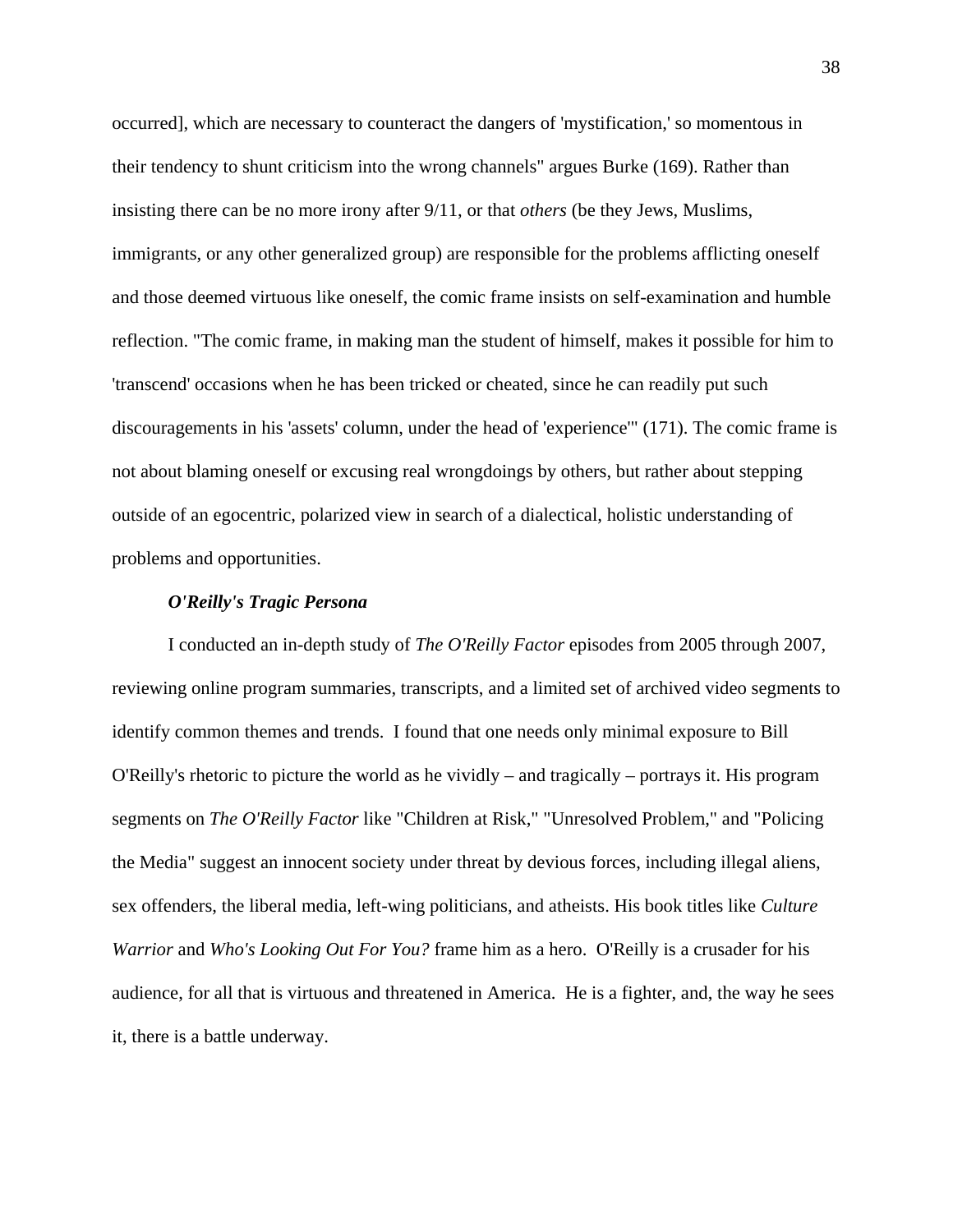occurred], which are necessary to counteract the dangers of 'mystification,' so momentous in their tendency to shunt criticism into the wrong channels" argues Burke (169). Rather than insisting there can be no more irony after 9/11, or that *others* (be they Jews, Muslims, immigrants, or any other generalized group) are responsible for the problems afflicting oneself and those deemed virtuous like oneself, the comic frame insists on self-examination and humble reflection. "The comic frame, in making man the student of himself, makes it possible for him to 'transcend' occasions when he has been tricked or cheated, since he can readily put such discouragements in his 'assets' column, under the head of 'experience'" (171). The comic frame is not about blaming oneself or excusing real wrongdoings by others, but rather about stepping outside of an egocentric, polarized view in search of a dialectical, holistic understanding of problems and opportunities.

### *O'Reilly's Tragic Persona*

I conducted an in-depth study of *The O'Reilly Factor* episodes from 2005 through 2007, reviewing online program summaries, transcripts, and a limited set of archived video segments to identify common themes and trends. I found that one needs only minimal exposure to Bill O'Reilly's rhetoric to picture the world as he vividly – and tragically – portrays it. His program segments on *The O'Reilly Factor* like "Children at Risk," "Unresolved Problem," and "Policing the Media" suggest an innocent society under threat by devious forces, including illegal aliens, sex offenders, the liberal media, left-wing politicians, and atheists. His book titles like *Culture Warrior* and *Who's Looking Out For You?* frame him as a hero. O'Reilly is a crusader for his audience, for all that is virtuous and threatened in America. He is a fighter, and, the way he sees it, there is a battle underway.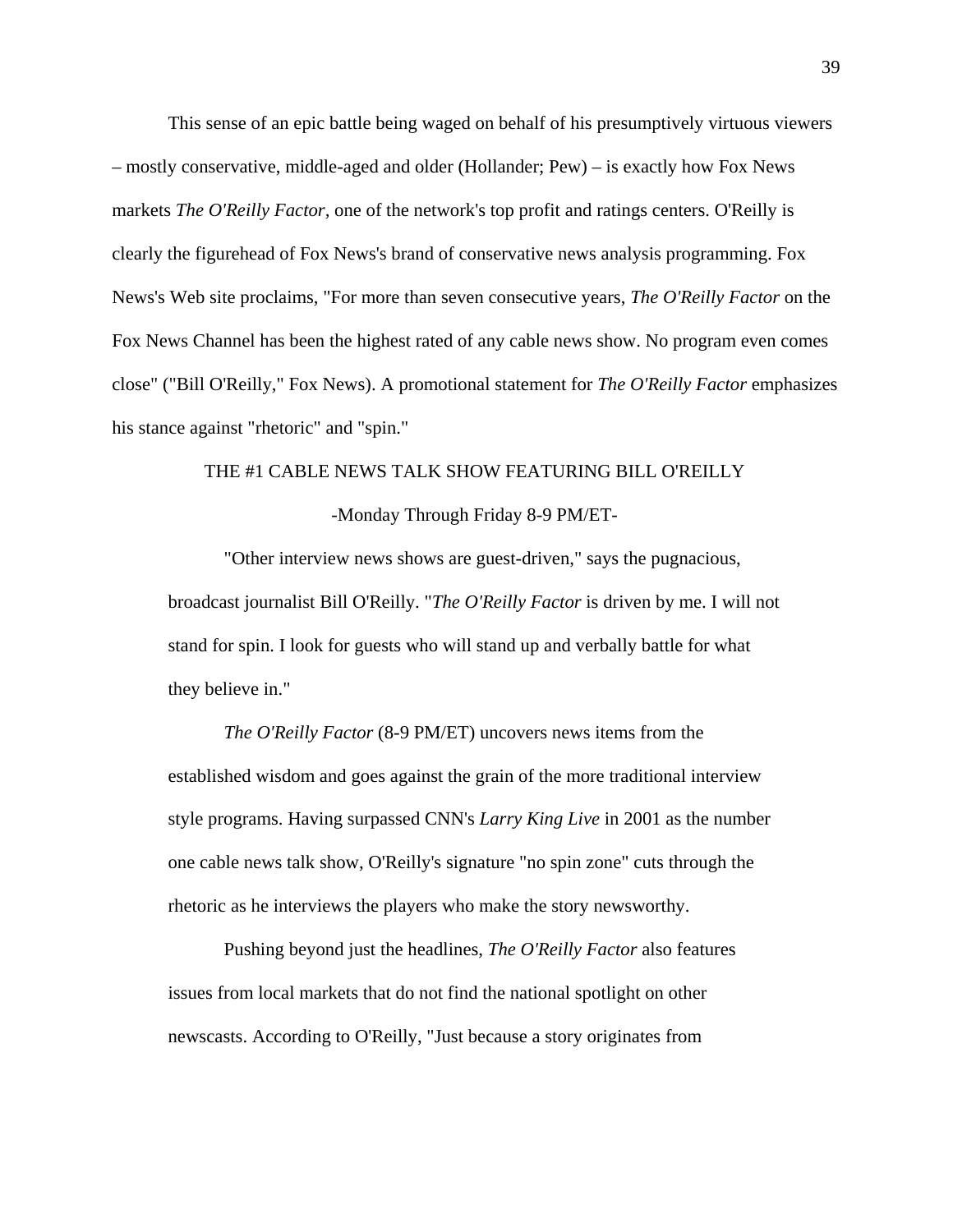This sense of an epic battle being waged on behalf of his presumptively virtuous viewers – mostly conservative, middle-aged and older (Hollander; Pew) – is exactly how Fox News markets *The O'Reilly Factor,* one of the network's top profit and ratings centers. O'Reilly is clearly the figurehead of Fox News's brand of conservative news analysis programming. Fox News's Web site proclaims, "For more than seven consecutive years, *The O'Reilly Factor* on the Fox News Channel has been the highest rated of any cable news show. No program even comes close" ("Bill O'Reilly," Fox News). A promotional statement for *The O'Reilly Factor* emphasizes his stance against "rhetoric" and "spin."

> THE #1 CABLE NEWS TALK SHOW FEATURING BILL O'REILLY
>
> -Monday Through Friday 8-9 PM/ET-
>
> "Other interview news shows are guest-driven," says the pugnacious, broadcast journalist Bill O'Reilly. "*The O'Reilly Factor* is driven by me. I will not stand for spin. I look for guests who will stand up and verbally battle for what they believe in."
>
> *The O'Reilly Factor* (8-9 PM/ET) uncovers news items from the established wisdom and goes against the grain of the more traditional interview style programs. Having surpassed CNN's *Larry King Live* in 2001 as the number one cable news talk show, O'Reilly's signature "no spin zone" cuts through the rhetoric as he interviews the players who make the story newsworthy.
>
> Pushing beyond just the headlines, *The O'Reilly Factor* also features issues from local markets that do not find the national spotlight on other newscasts. According to O'Reilly, "Just because a story originates from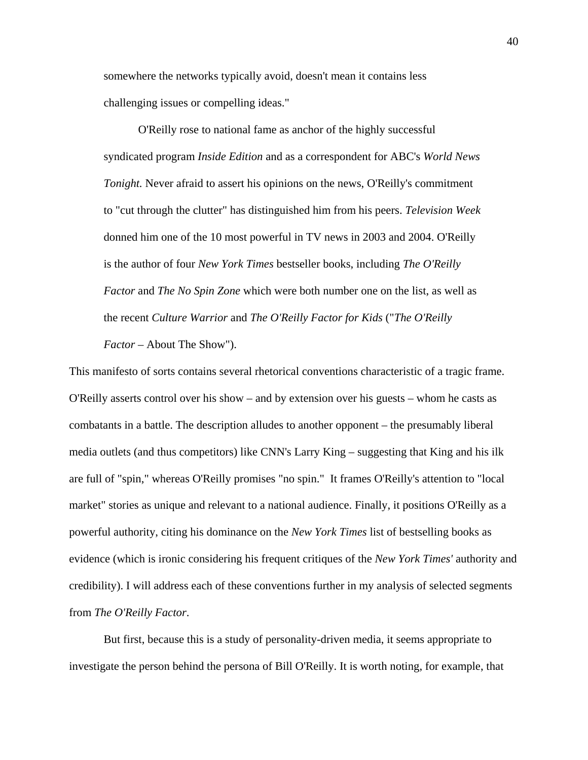> somewhere the networks typically avoid, doesn't mean it contains less challenging issues or compelling ideas."
>
> O'Reilly rose to national fame as anchor of the highly successful syndicated program *Inside Edition* and as a correspondent for ABC's *World News Tonight.* Never afraid to assert his opinions on the news, O'Reilly's commitment to "cut through the clutter" has distinguished him from his peers. *Television Week* donned him one of the 10 most powerful in TV news in 2003 and 2004. O'Reilly is the author of four *New York Times* bestseller books, including *The O'Reilly Factor* and *The No Spin Zone* which were both number one on the list, as well as the recent *Culture Warrior* and *The O'Reilly Factor for Kids* ("*The O'Reilly Factor* – About The Show").

This manifesto of sorts contains several rhetorical conventions characteristic of a tragic frame. O'Reilly asserts control over his show – and by extension over his guests – whom he casts as combatants in a battle. The description alludes to another opponent – the presumably liberal media outlets (and thus competitors) like CNN's Larry King – suggesting that King and his ilk are full of "spin," whereas O'Reilly promises "no spin." It frames O'Reilly's attention to "local market" stories as unique and relevant to a national audience. Finally, it positions O'Reilly as a powerful authority, citing his dominance on the *New York Times* list of bestselling books as evidence (which is ironic considering his frequent critiques of the *New York Times'* authority and credibility). I will address each of these conventions further in my analysis of selected segments from *The O'Reilly Factor*.

But first, because this is a study of personality-driven media, it seems appropriate to investigate the person behind the persona of Bill O'Reilly. It is worth noting, for example, that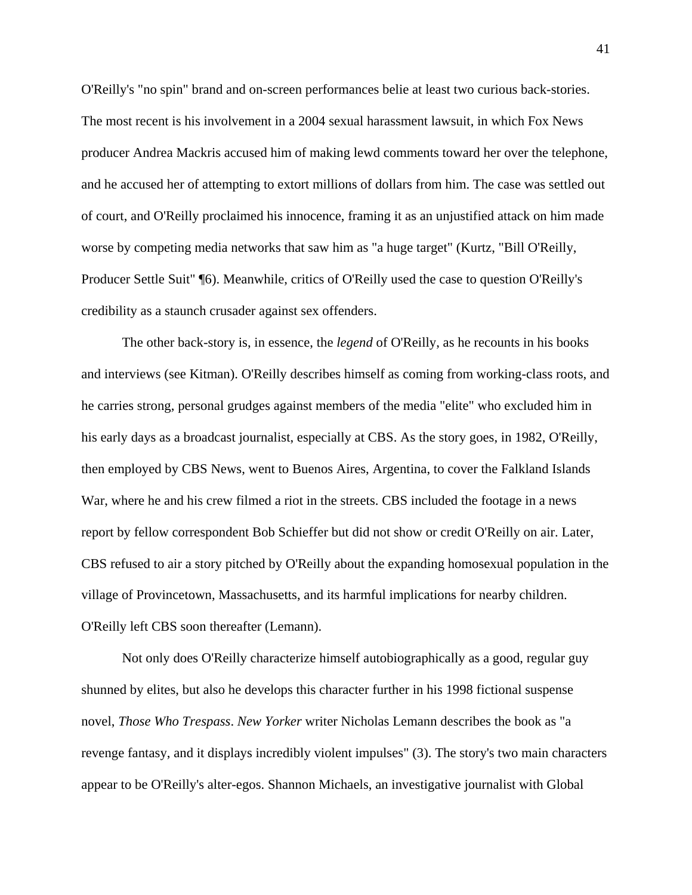O'Reilly's "no spin" brand and on-screen performances belie at least two curious back-stories. The most recent is his involvement in a 2004 sexual harassment lawsuit, in which Fox News producer Andrea Mackris accused him of making lewd comments toward her over the telephone, and he accused her of attempting to extort millions of dollars from him. The case was settled out of court, and O'Reilly proclaimed his innocence, framing it as an unjustified attack on him made worse by competing media networks that saw him as "a huge target" (Kurtz, "Bill O'Reilly, Producer Settle Suit" ¶6). Meanwhile, critics of O'Reilly used the case to question O'Reilly's credibility as a staunch crusader against sex offenders.

The other back-story is, in essence, the *legend* of O'Reilly, as he recounts in his books and interviews (see Kitman). O'Reilly describes himself as coming from working-class roots, and he carries strong, personal grudges against members of the media "elite" who excluded him in his early days as a broadcast journalist, especially at CBS. As the story goes, in 1982, O'Reilly, then employed by CBS News, went to Buenos Aires, Argentina, to cover the Falkland Islands War, where he and his crew filmed a riot in the streets. CBS included the footage in a news report by fellow correspondent Bob Schieffer but did not show or credit O'Reilly on air. Later, CBS refused to air a story pitched by O'Reilly about the expanding homosexual population in the village of Provincetown, Massachusetts, and its harmful implications for nearby children. O'Reilly left CBS soon thereafter (Lemann).

Not only does O'Reilly characterize himself autobiographically as a good, regular guy shunned by elites, but also he develops this character further in his 1998 fictional suspense novel, *Those Who Trespass*. *New Yorker* writer Nicholas Lemann describes the book as "a revenge fantasy, and it displays incredibly violent impulses" (3). The story's two main characters appear to be O'Reilly's alter-egos. Shannon Michaels, an investigative journalist with Global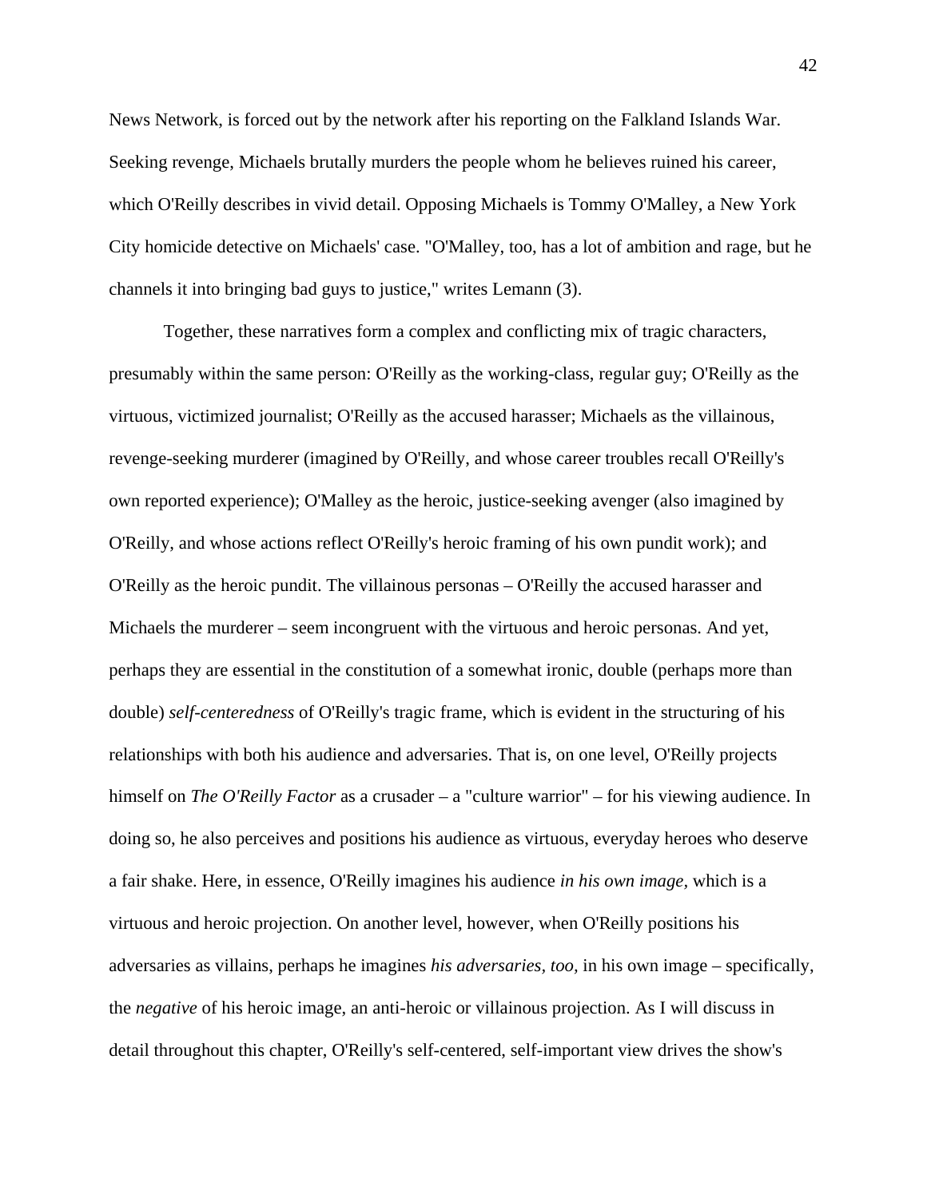News Network, is forced out by the network after his reporting on the Falkland Islands War. Seeking revenge, Michaels brutally murders the people whom he believes ruined his career, which O'Reilly describes in vivid detail. Opposing Michaels is Tommy O'Malley, a New York City homicide detective on Michaels' case. "O'Malley, too, has a lot of ambition and rage, but he channels it into bringing bad guys to justice," writes Lemann (3).

Together, these narratives form a complex and conflicting mix of tragic characters, presumably within the same person: O'Reilly as the working-class, regular guy; O'Reilly as the virtuous, victimized journalist; O'Reilly as the accused harasser; Michaels as the villainous, revenge-seeking murderer (imagined by O'Reilly, and whose career troubles recall O'Reilly's own reported experience); O'Malley as the heroic, justice-seeking avenger (also imagined by O'Reilly, and whose actions reflect O'Reilly's heroic framing of his own pundit work); and O'Reilly as the heroic pundit. The villainous personas – O'Reilly the accused harasser and Michaels the murderer – seem incongruent with the virtuous and heroic personas. And yet, perhaps they are essential in the constitution of a somewhat ironic, double (perhaps more than double) *self-centeredness* of O'Reilly's tragic frame, which is evident in the structuring of his relationships with both his audience and adversaries. That is, on one level, O'Reilly projects himself on *The O'Reilly Factor* as a crusader – a "culture warrior" – for his viewing audience. In doing so, he also perceives and positions his audience as virtuous, everyday heroes who deserve a fair shake. Here, in essence, O'Reilly imagines his audience *in his own image,* which is a virtuous and heroic projection. On another level, however, when O'Reilly positions his adversaries as villains, perhaps he imagines *his adversaries, too,* in his own image – specifically, the *negative* of his heroic image, an anti-heroic or villainous projection. As I will discuss in detail throughout this chapter, O'Reilly's self-centered, self-important view drives the show's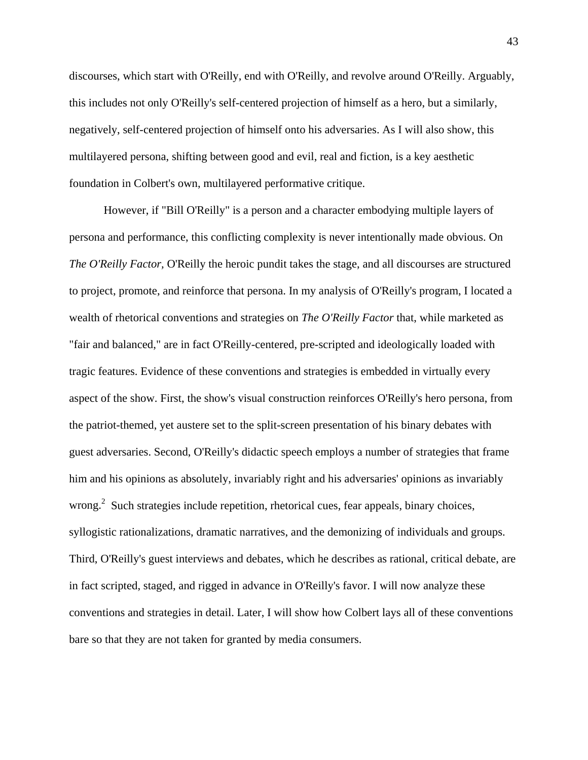discourses, which start with O'Reilly, end with O'Reilly, and revolve around O'Reilly. Arguably, this includes not only O'Reilly's self-centered projection of himself as a hero, but a similarly, negatively, self-centered projection of himself onto his adversaries. As I will also show, this multilayered persona, shifting between good and evil, real and fiction, is a key aesthetic foundation in Colbert's own, multilayered performative critique.

However, if "Bill O'Reilly" is a person and a character embodying multiple layers of persona and performance, this conflicting complexity is never intentionally made obvious. On *The O'Reilly Factor*, O'Reilly the heroic pundit takes the stage, and all discourses are structured to project, promote, and reinforce that persona. In my analysis of O'Reilly's program, I located a wealth of rhetorical conventions and strategies on *The O'Reilly Factor* that, while marketed as "fair and balanced," are in fact O'Reilly-centered, pre-scripted and ideologically loaded with tragic features. Evidence of these conventions and strategies is embedded in virtually every aspect of the show. First, the show's visual construction reinforces O'Reilly's hero persona, from the patriot-themed, yet austere set to the split-screen presentation of his binary debates with guest adversaries. Second, O'Reilly's didactic speech employs a number of strategies that frame him and his opinions as absolutely, invariably right and his adversaries' opinions as invariably wrong.[2] Such strategies include repetition, rhetorical cues, fear appeals, binary choices, syllogistic rationalizations, dramatic narratives, and the demonizing of individuals and groups. Third, O'Reilly's guest interviews and debates, which he describes as rational, critical debate, are in fact scripted, staged, and rigged in advance in O'Reilly's favor. I will now analyze these conventions and strategies in detail. Later, I will show how Colbert lays all of these conventions bare so that they are not taken for granted by media consumers.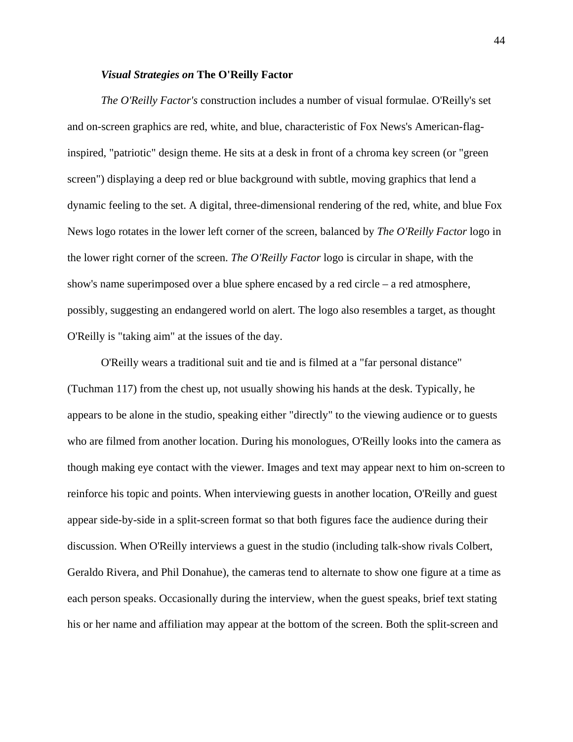### *Visual Strategies on* **The O'Reilly Factor**

*The O'Reilly Factor's* construction includes a number of visual formulae. O'Reilly's set and on-screen graphics are red, white, and blue, characteristic of Fox News's American-flag-inspired, "patriotic" design theme. He sits at a desk in front of a chroma key screen (or "green screen") displaying a deep red or blue background with subtle, moving graphics that lend a dynamic feeling to the set. A digital, three-dimensional rendering of the red, white, and blue Fox News logo rotates in the lower left corner of the screen, balanced by *The O'Reilly Factor* logo in the lower right corner of the screen. *The O'Reilly Factor* logo is circular in shape, with the show's name superimposed over a blue sphere encased by a red circle – a red atmosphere, possibly, suggesting an endangered world on alert. The logo also resembles a target, as thought O'Reilly is "taking aim" at the issues of the day.

O'Reilly wears a traditional suit and tie and is filmed at a "far personal distance" (Tuchman 117) from the chest up, not usually showing his hands at the desk. Typically, he appears to be alone in the studio, speaking either "directly" to the viewing audience or to guests who are filmed from another location. During his monologues, O'Reilly looks into the camera as though making eye contact with the viewer. Images and text may appear next to him on-screen to reinforce his topic and points. When interviewing guests in another location, O'Reilly and guest appear side-by-side in a split-screen format so that both figures face the audience during their discussion. When O'Reilly interviews a guest in the studio (including talk-show rivals Colbert, Geraldo Rivera, and Phil Donahue), the cameras tend to alternate to show one figure at a time as each person speaks. Occasionally during the interview, when the guest speaks, brief text stating his or her name and affiliation may appear at the bottom of the screen. Both the split-screen and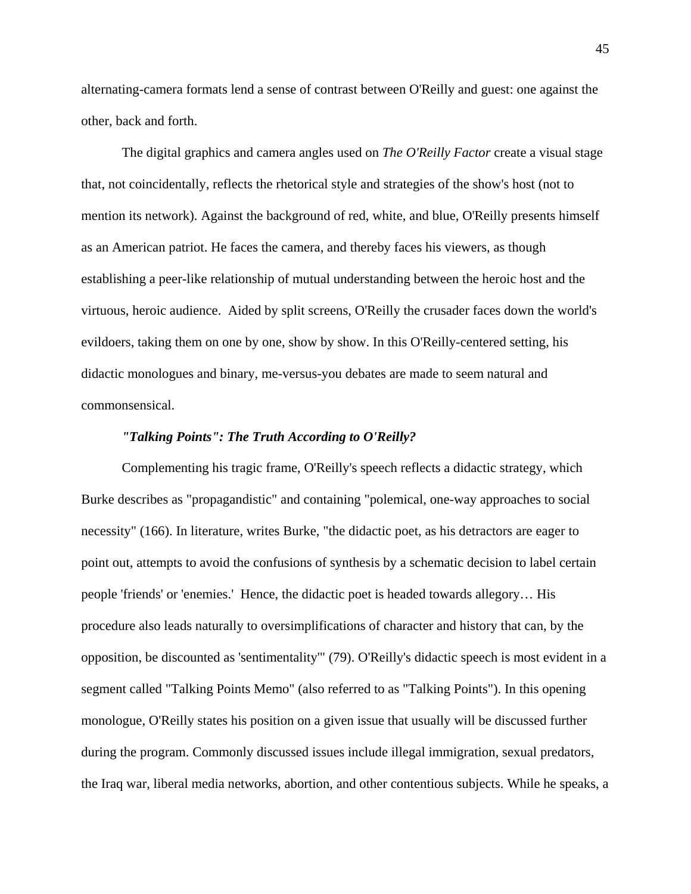alternating-camera formats lend a sense of contrast between O'Reilly and guest: one against the other, back and forth.

The digital graphics and camera angles used on *The O'Reilly Factor* create a visual stage that, not coincidentally, reflects the rhetorical style and strategies of the show's host (not to mention its network). Against the background of red, white, and blue, O'Reilly presents himself as an American patriot. He faces the camera, and thereby faces his viewers, as though establishing a peer-like relationship of mutual understanding between the heroic host and the virtuous, heroic audience. Aided by split screens, O'Reilly the crusader faces down the world's evildoers, taking them on one by one, show by show. In this O'Reilly-centered setting, his didactic monologues and binary, me-versus-you debates are made to seem natural and commonsensical.

### *"Talking Points": The Truth According to O'Reilly?*

Complementing his tragic frame, O'Reilly's speech reflects a didactic strategy, which Burke describes as "propagandistic" and containing "polemical, one-way approaches to social necessity" (166). In literature, writes Burke, "the didactic poet, as his detractors are eager to point out, attempts to avoid the confusions of synthesis by a schematic decision to label certain people 'friends' or 'enemies.' Hence, the didactic poet is headed towards allegory… His procedure also leads naturally to oversimplifications of character and history that can, by the opposition, be discounted as 'sentimentality'" (79). O'Reilly's didactic speech is most evident in a segment called "Talking Points Memo" (also referred to as "Talking Points"). In this opening monologue, O'Reilly states his position on a given issue that usually will be discussed further during the program. Commonly discussed issues include illegal immigration, sexual predators, the Iraq war, liberal media networks, abortion, and other contentious subjects. While he speaks, a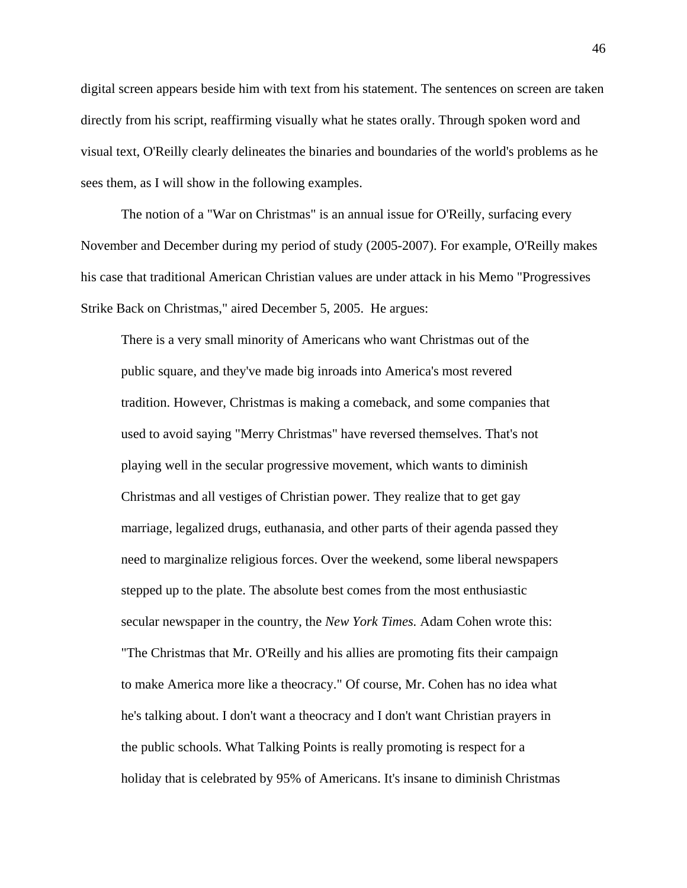digital screen appears beside him with text from his statement. The sentences on screen are taken directly from his script, reaffirming visually what he states orally. Through spoken word and visual text, O'Reilly clearly delineates the binaries and boundaries of the world's problems as he sees them, as I will show in the following examples.

The notion of a "War on Christmas" is an annual issue for O'Reilly, surfacing every November and December during my period of study (2005-2007). For example, O'Reilly makes his case that traditional American Christian values are under attack in his Memo "Progressives Strike Back on Christmas," aired December 5, 2005. He argues:

> There is a very small minority of Americans who want Christmas out of the public square, and they've made big inroads into America's most revered tradition. However, Christmas is making a comeback, and some companies that used to avoid saying "Merry Christmas" have reversed themselves. That's not playing well in the secular progressive movement, which wants to diminish Christmas and all vestiges of Christian power. They realize that to get gay marriage, legalized drugs, euthanasia, and other parts of their agenda passed they need to marginalize religious forces. Over the weekend, some liberal newspapers stepped up to the plate. The absolute best comes from the most enthusiastic secular newspaper in the country, the *New York Times.* Adam Cohen wrote this: "The Christmas that Mr. O'Reilly and his allies are promoting fits their campaign to make America more like a theocracy." Of course, Mr. Cohen has no idea what he's talking about. I don't want a theocracy and I don't want Christian prayers in the public schools. What Talking Points is really promoting is respect for a holiday that is celebrated by 95% of Americans. It's insane to diminish Christmas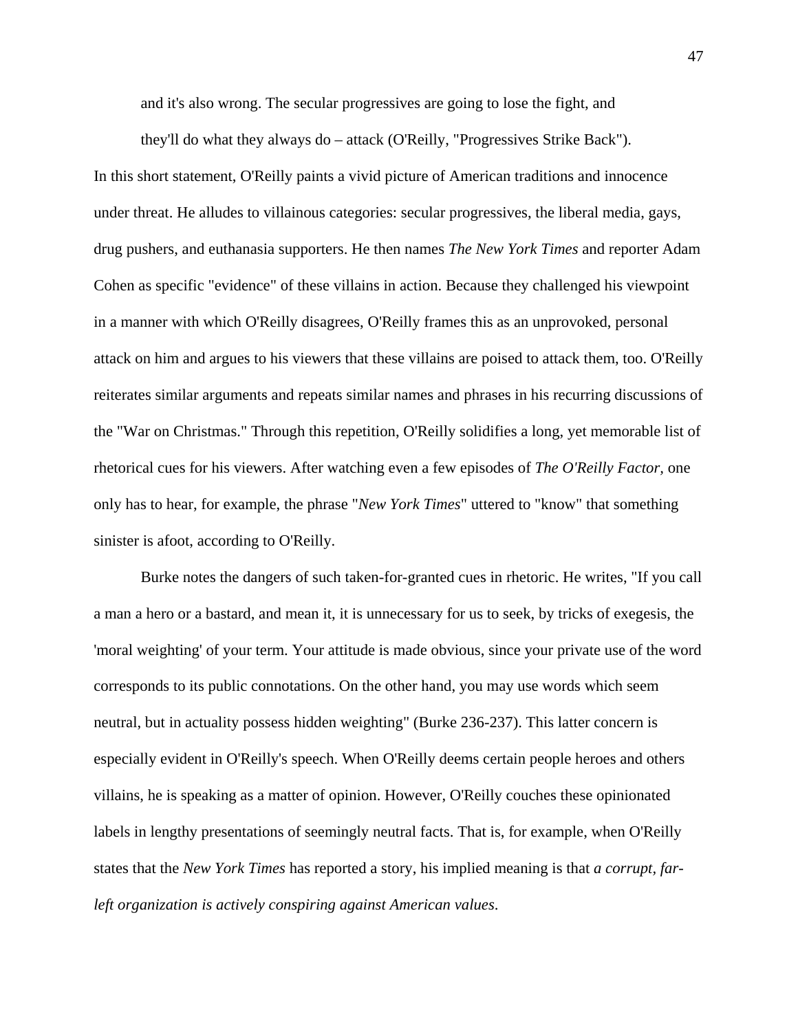> and it's also wrong. The secular progressives are going to lose the fight, and they'll do what they always do – attack (O'Reilly, "Progressives Strike Back").

In this short statement, O'Reilly paints a vivid picture of American traditions and innocence under threat. He alludes to villainous categories: secular progressives, the liberal media, gays, drug pushers, and euthanasia supporters. He then names *The New York Times* and reporter Adam Cohen as specific "evidence" of these villains in action. Because they challenged his viewpoint in a manner with which O'Reilly disagrees, O'Reilly frames this as an unprovoked, personal attack on him and argues to his viewers that these villains are poised to attack them, too. O'Reilly reiterates similar arguments and repeats similar names and phrases in his recurring discussions of the "War on Christmas." Through this repetition, O'Reilly solidifies a long, yet memorable list of rhetorical cues for his viewers. After watching even a few episodes of *The O'Reilly Factor,* one only has to hear, for example, the phrase "*New York Times*" uttered to "know" that something sinister is afoot, according to O'Reilly.

Burke notes the dangers of such taken-for-granted cues in rhetoric. He writes, "If you call a man a hero or a bastard, and mean it, it is unnecessary for us to seek, by tricks of exegesis, the 'moral weighting' of your term. Your attitude is made obvious, since your private use of the word corresponds to its public connotations. On the other hand, you may use words which seem neutral, but in actuality possess hidden weighting" (Burke 236-237). This latter concern is especially evident in O'Reilly's speech. When O'Reilly deems certain people heroes and others villains, he is speaking as a matter of opinion. However, O'Reilly couches these opinionated labels in lengthy presentations of seemingly neutral facts. That is, for example, when O'Reilly states that the *New York Times* has reported a story, his implied meaning is that *a corrupt, far-left organization is actively conspiring against American values*.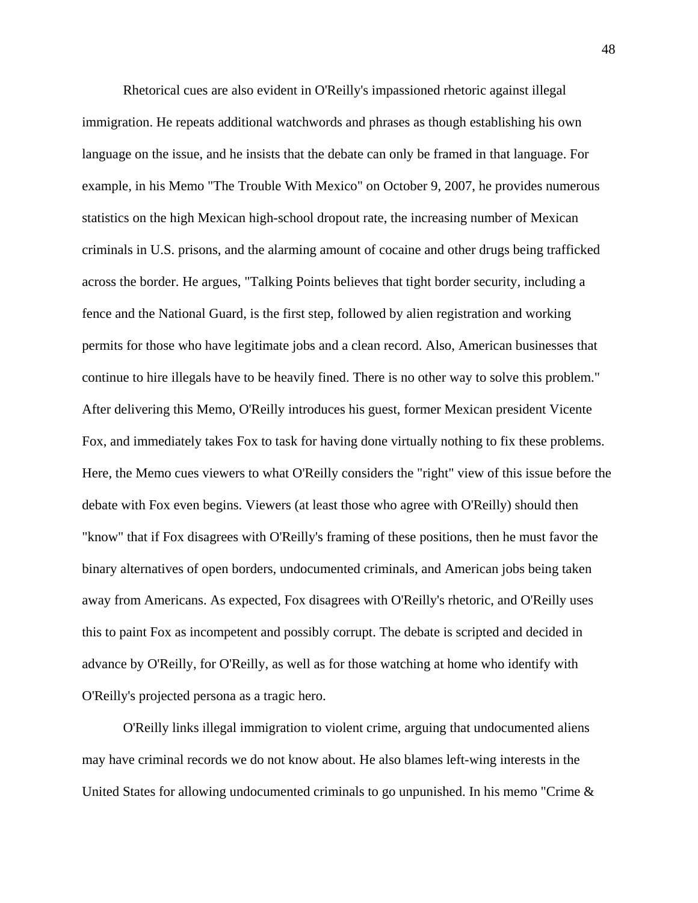Rhetorical cues are also evident in O'Reilly's impassioned rhetoric against illegal immigration. He repeats additional watchwords and phrases as though establishing his own language on the issue, and he insists that the debate can only be framed in that language. For example, in his Memo "The Trouble With Mexico" on October 9, 2007, he provides numerous statistics on the high Mexican high-school dropout rate, the increasing number of Mexican criminals in U.S. prisons, and the alarming amount of cocaine and other drugs being trafficked across the border. He argues, "Talking Points believes that tight border security, including a fence and the National Guard, is the first step, followed by alien registration and working permits for those who have legitimate jobs and a clean record. Also, American businesses that continue to hire illegals have to be heavily fined. There is no other way to solve this problem." After delivering this Memo, O'Reilly introduces his guest, former Mexican president Vicente Fox, and immediately takes Fox to task for having done virtually nothing to fix these problems. Here, the Memo cues viewers to what O'Reilly considers the "right" view of this issue before the debate with Fox even begins. Viewers (at least those who agree with O'Reilly) should then "know" that if Fox disagrees with O'Reilly's framing of these positions, then he must favor the binary alternatives of open borders, undocumented criminals, and American jobs being taken away from Americans. As expected, Fox disagrees with O'Reilly's rhetoric, and O'Reilly uses this to paint Fox as incompetent and possibly corrupt. The debate is scripted and decided in advance by O'Reilly, for O'Reilly, as well as for those watching at home who identify with O'Reilly's projected persona as a tragic hero.

O'Reilly links illegal immigration to violent crime, arguing that undocumented aliens may have criminal records we do not know about. He also blames left-wing interests in the United States for allowing undocumented criminals to go unpunished. In his memo "Crime &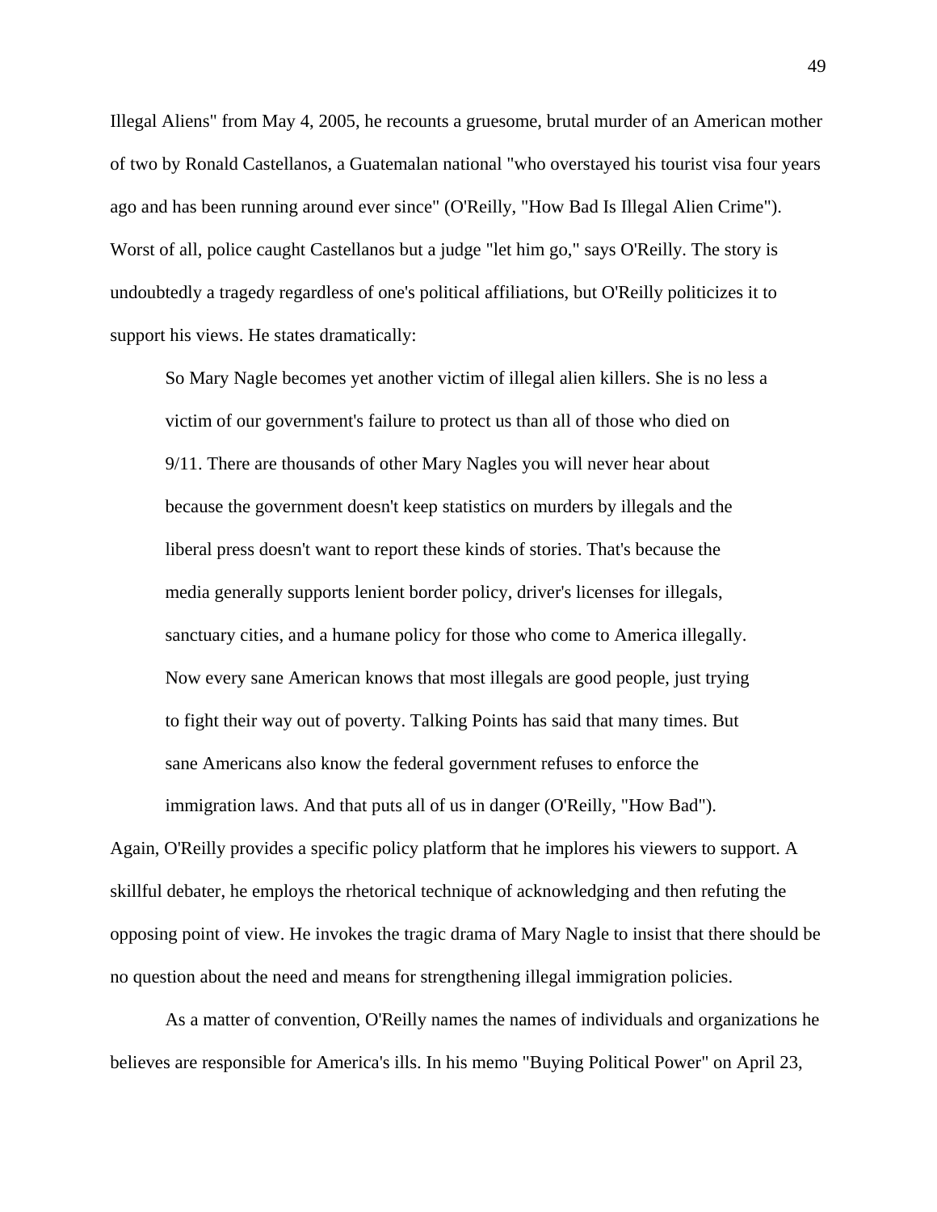Illegal Aliens" from May 4, 2005, he recounts a gruesome, brutal murder of an American mother of two by Ronald Castellanos, a Guatemalan national "who overstayed his tourist visa four years ago and has been running around ever since" (O'Reilly, "How Bad Is Illegal Alien Crime"). Worst of all, police caught Castellanos but a judge "let him go," says O'Reilly. The story is undoubtedly a tragedy regardless of one's political affiliations, but O'Reilly politicizes it to support his views. He states dramatically:

> So Mary Nagle becomes yet another victim of illegal alien killers. She is no less a victim of our government's failure to protect us than all of those who died on 9/11. There are thousands of other Mary Nagles you will never hear about because the government doesn't keep statistics on murders by illegals and the liberal press doesn't want to report these kinds of stories. That's because the media generally supports lenient border policy, driver's licenses for illegals, sanctuary cities, and a humane policy for those who come to America illegally. Now every sane American knows that most illegals are good people, just trying to fight their way out of poverty. Talking Points has said that many times. But sane Americans also know the federal government refuses to enforce the immigration laws. And that puts all of us in danger (O'Reilly, "How Bad").

Again, O'Reilly provides a specific policy platform that he implores his viewers to support. A skillful debater, he employs the rhetorical technique of acknowledging and then refuting the opposing point of view. He invokes the tragic drama of Mary Nagle to insist that there should be no question about the need and means for strengthening illegal immigration policies.

As a matter of convention, O'Reilly names the names of individuals and organizations he believes are responsible for America's ills. In his memo "Buying Political Power" on April 23,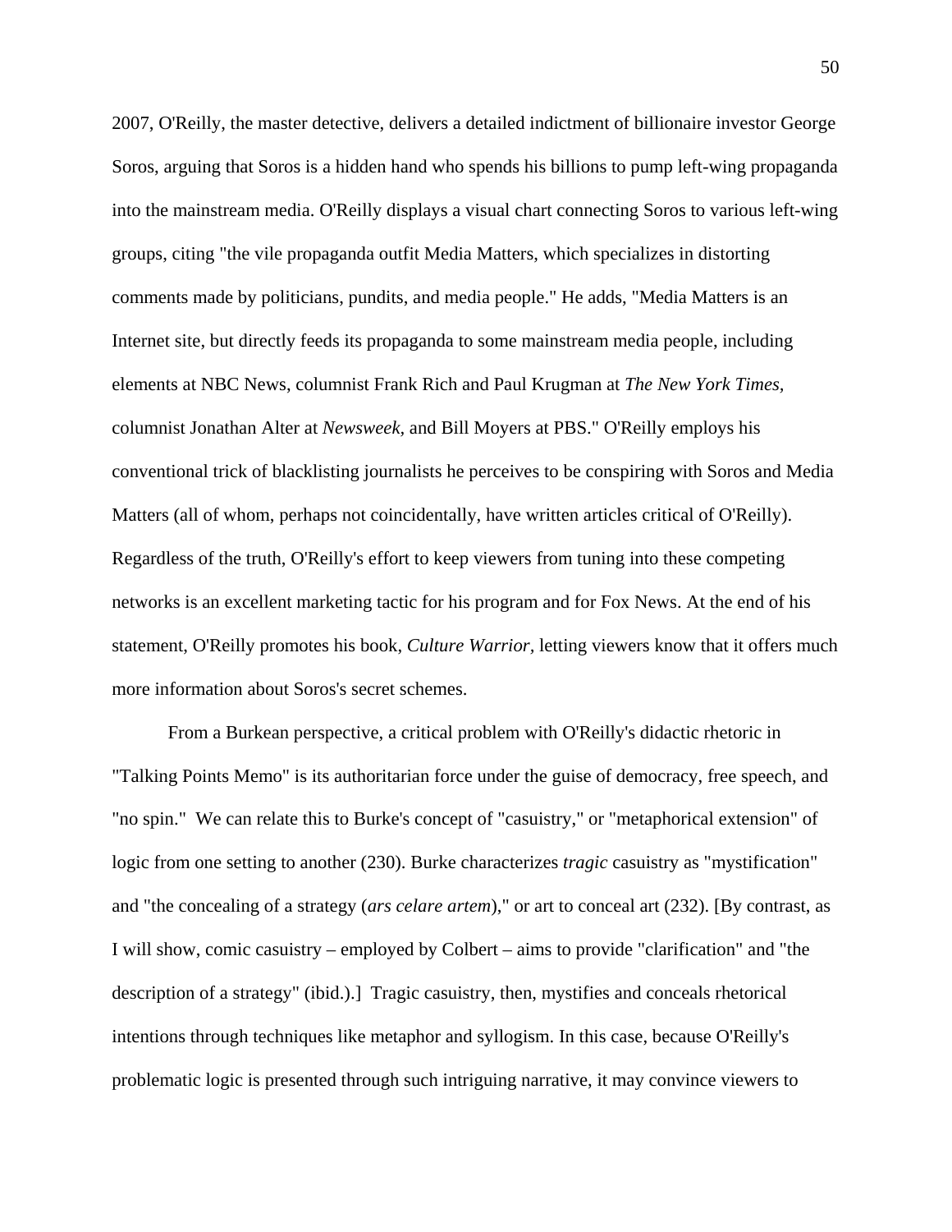2007, O'Reilly, the master detective, delivers a detailed indictment of billionaire investor George Soros, arguing that Soros is a hidden hand who spends his billions to pump left-wing propaganda into the mainstream media. O'Reilly displays a visual chart connecting Soros to various left-wing groups, citing "the vile propaganda outfit Media Matters, which specializes in distorting comments made by politicians, pundits, and media people." He adds, "Media Matters is an Internet site, but directly feeds its propaganda to some mainstream media people, including elements at NBC News, columnist Frank Rich and Paul Krugman at *The New York Times,* columnist Jonathan Alter at *Newsweek,* and Bill Moyers at PBS." O'Reilly employs his conventional trick of blacklisting journalists he perceives to be conspiring with Soros and Media Matters (all of whom, perhaps not coincidentally, have written articles critical of O'Reilly). Regardless of the truth, O'Reilly's effort to keep viewers from tuning into these competing networks is an excellent marketing tactic for his program and for Fox News. At the end of his statement, O'Reilly promotes his book, *Culture Warrior,* letting viewers know that it offers much more information about Soros's secret schemes.

From a Burkean perspective, a critical problem with O'Reilly's didactic rhetoric in "Talking Points Memo" is its authoritarian force under the guise of democracy, free speech, and "no spin." We can relate this to Burke's concept of "casuistry," or "metaphorical extension" of logic from one setting to another (230). Burke characterizes *tragic* casuistry as "mystification" and "the concealing of a strategy (*ars celare artem*)," or art to conceal art (232). [By contrast, as I will show, comic casuistry – employed by Colbert – aims to provide "clarification" and "the description of a strategy" (ibid.).] Tragic casuistry, then, mystifies and conceals rhetorical intentions through techniques like metaphor and syllogism. In this case, because O'Reilly's problematic logic is presented through such intriguing narrative, it may convince viewers to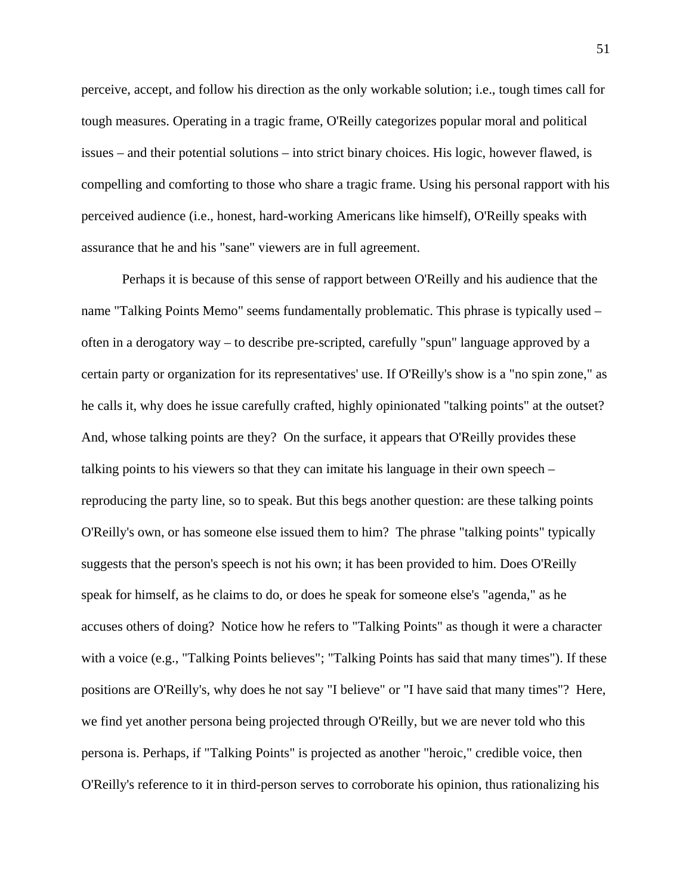perceive, accept, and follow his direction as the only workable solution; i.e., tough times call for tough measures. Operating in a tragic frame, O'Reilly categorizes popular moral and political issues – and their potential solutions – into strict binary choices. His logic, however flawed, is compelling and comforting to those who share a tragic frame. Using his personal rapport with his perceived audience (i.e., honest, hard-working Americans like himself), O'Reilly speaks with assurance that he and his "sane" viewers are in full agreement.

Perhaps it is because of this sense of rapport between O'Reilly and his audience that the name "Talking Points Memo" seems fundamentally problematic. This phrase is typically used – often in a derogatory way – to describe pre-scripted, carefully "spun" language approved by a certain party or organization for its representatives' use. If O'Reilly's show is a "no spin zone," as he calls it, why does he issue carefully crafted, highly opinionated "talking points" at the outset? And, whose talking points are they? On the surface, it appears that O'Reilly provides these talking points to his viewers so that they can imitate his language in their own speech – reproducing the party line, so to speak. But this begs another question: are these talking points O'Reilly's own, or has someone else issued them to him? The phrase "talking points" typically suggests that the person's speech is not his own; it has been provided to him. Does O'Reilly speak for himself, as he claims to do, or does he speak for someone else's "agenda," as he accuses others of doing? Notice how he refers to "Talking Points" as though it were a character with a voice (e.g., "Talking Points believes"; "Talking Points has said that many times"). If these positions are O'Reilly's, why does he not say "I believe" or "I have said that many times"? Here, we find yet another persona being projected through O'Reilly, but we are never told who this persona is. Perhaps, if "Talking Points" is projected as another "heroic," credible voice, then O'Reilly's reference to it in third-person serves to corroborate his opinion, thus rationalizing his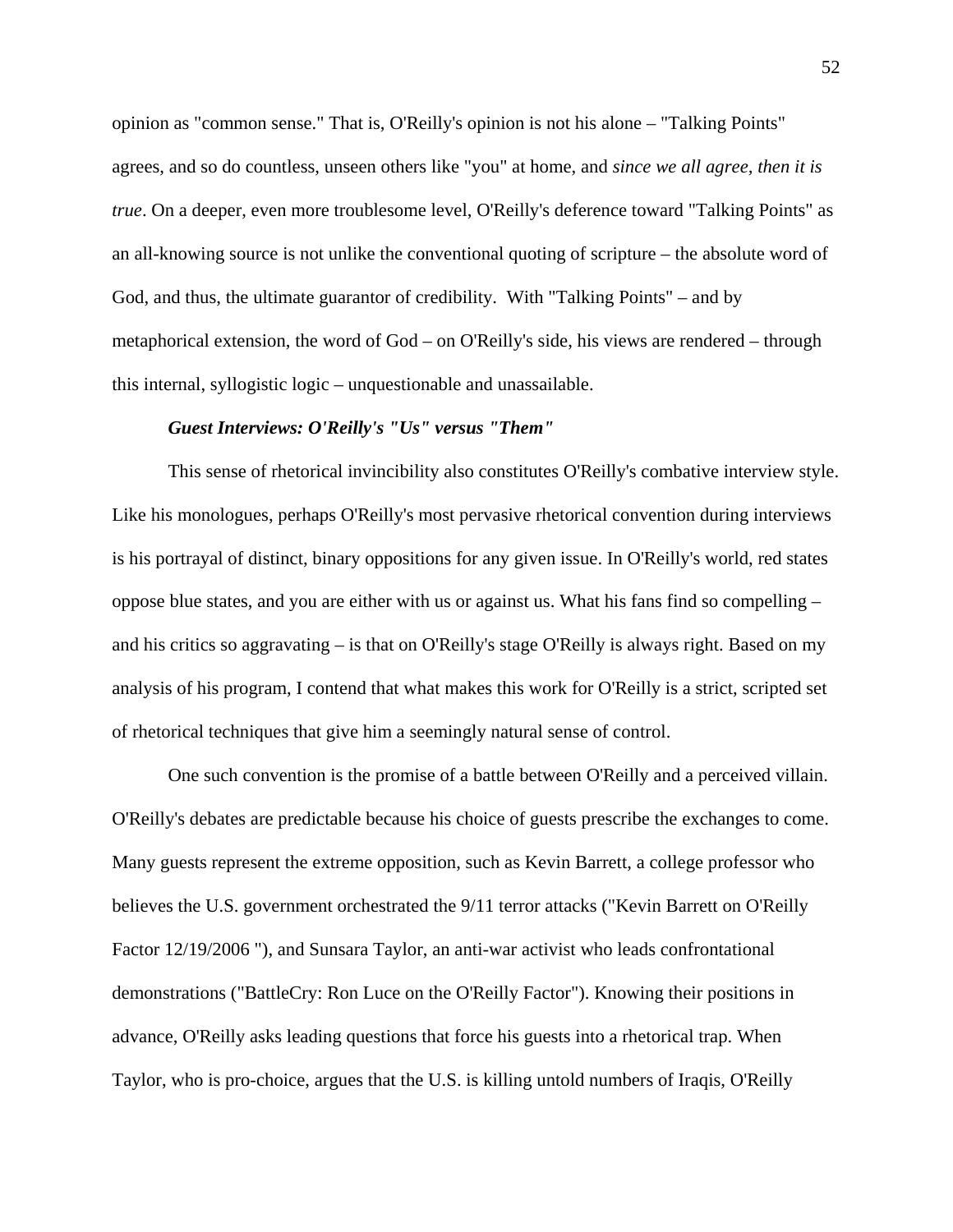opinion as "common sense." That is, O'Reilly's opinion is not his alone – "Talking Points" agrees, and so do countless, unseen others like "you" at home, and *since we all agree, then it is true*. On a deeper, even more troublesome level, O'Reilly's deference toward "Talking Points" as an all-knowing source is not unlike the conventional quoting of scripture – the absolute word of God, and thus, the ultimate guarantor of credibility. With "Talking Points" – and by metaphorical extension, the word of God – on O'Reilly's side, his views are rendered – through this internal, syllogistic logic – unquestionable and unassailable.

***Guest Interviews: O'Reilly's "Us" versus "Them"***

This sense of rhetorical invincibility also constitutes O'Reilly's combative interview style. Like his monologues, perhaps O'Reilly's most pervasive rhetorical convention during interviews is his portrayal of distinct, binary oppositions for any given issue. In O'Reilly's world, red states oppose blue states, and you are either with us or against us. What his fans find so compelling – and his critics so aggravating – is that on O'Reilly's stage O'Reilly is always right. Based on my analysis of his program, I contend that what makes this work for O'Reilly is a strict, scripted set of rhetorical techniques that give him a seemingly natural sense of control.

One such convention is the promise of a battle between O'Reilly and a perceived villain. O'Reilly's debates are predictable because his choice of guests prescribe the exchanges to come. Many guests represent the extreme opposition, such as Kevin Barrett, a college professor who believes the U.S. government orchestrated the 9/11 terror attacks ("Kevin Barrett on O'Reilly Factor 12/19/2006 "), and Sunsara Taylor, an anti-war activist who leads confrontational demonstrations ("BattleCry: Ron Luce on the O'Reilly Factor"). Knowing their positions in advance, O'Reilly asks leading questions that force his guests into a rhetorical trap. When Taylor, who is pro-choice, argues that the U.S. is killing untold numbers of Iraqis, O'Reilly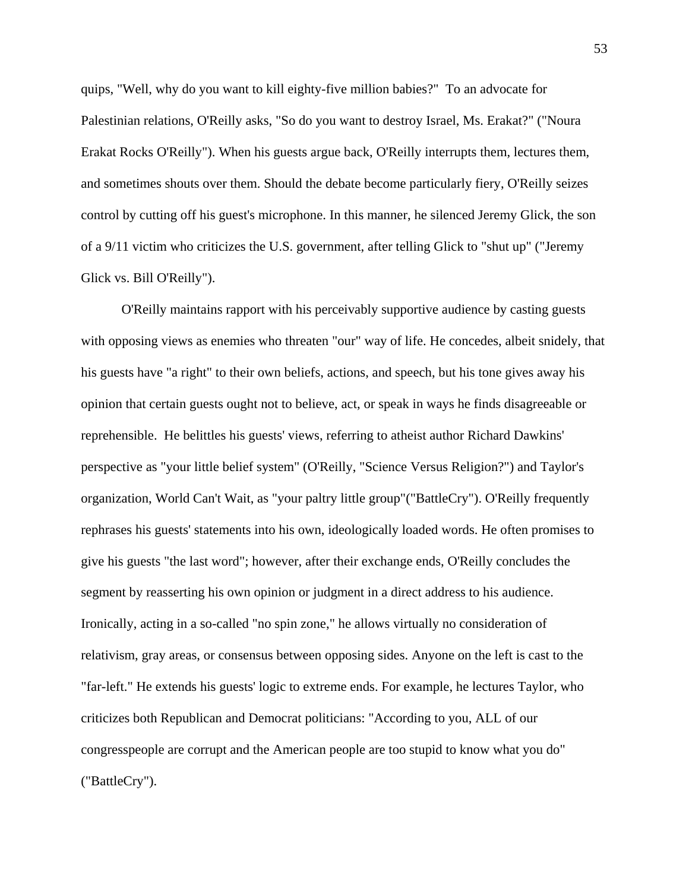quips, "Well, why do you want to kill eighty-five million babies?" To an advocate for Palestinian relations, O'Reilly asks, "So do you want to destroy Israel, Ms. Erakat?" ("Noura Erakat Rocks O'Reilly"). When his guests argue back, O'Reilly interrupts them, lectures them, and sometimes shouts over them. Should the debate become particularly fiery, O'Reilly seizes control by cutting off his guest's microphone. In this manner, he silenced Jeremy Glick, the son of a 9/11 victim who criticizes the U.S. government, after telling Glick to "shut up" ("Jeremy Glick vs. Bill O'Reilly").

O'Reilly maintains rapport with his perceivably supportive audience by casting guests with opposing views as enemies who threaten "our" way of life. He concedes, albeit snidely, that his guests have "a right" to their own beliefs, actions, and speech, but his tone gives away his opinion that certain guests ought not to believe, act, or speak in ways he finds disagreeable or reprehensible. He belittles his guests' views, referring to atheist author Richard Dawkins' perspective as "your little belief system" (O'Reilly, "Science Versus Religion?") and Taylor's organization, World Can't Wait, as "your paltry little group"("BattleCry"). O'Reilly frequently rephrases his guests' statements into his own, ideologically loaded words. He often promises to give his guests "the last word"; however, after their exchange ends, O'Reilly concludes the segment by reasserting his own opinion or judgment in a direct address to his audience. Ironically, acting in a so-called "no spin zone," he allows virtually no consideration of relativism, gray areas, or consensus between opposing sides. Anyone on the left is cast to the "far-left." He extends his guests' logic to extreme ends. For example, he lectures Taylor, who criticizes both Republican and Democrat politicians: "According to you, ALL of our congresspeople are corrupt and the American people are too stupid to know what you do" ("BattleCry").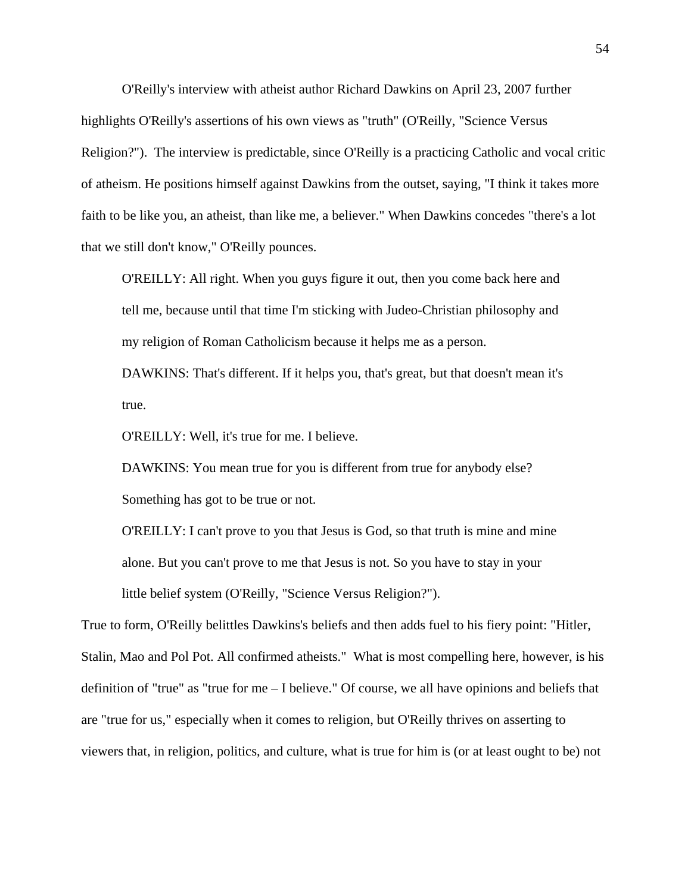O'Reilly's interview with atheist author Richard Dawkins on April 23, 2007 further highlights O'Reilly's assertions of his own views as "truth" (O'Reilly, "Science Versus Religion?"). The interview is predictable, since O'Reilly is a practicing Catholic and vocal critic of atheism. He positions himself against Dawkins from the outset, saying, "I think it takes more faith to be like you, an atheist, than like me, a believer." When Dawkins concedes "there's a lot that we still don't know," O'Reilly pounces.

> O'REILLY: All right. When you guys figure it out, then you come back here and tell me, because until that time I'm sticking with Judeo-Christian philosophy and my religion of Roman Catholicism because it helps me as a person.
>
> DAWKINS: That's different. If it helps you, that's great, but that doesn't mean it's true.
>
> O'REILLY: Well, it's true for me. I believe.
>
> DAWKINS: You mean true for you is different from true for anybody else? Something has got to be true or not.
>
> O'REILLY: I can't prove to you that Jesus is God, so that truth is mine and mine alone. But you can't prove to me that Jesus is not. So you have to stay in your little belief system (O'Reilly, "Science Versus Religion?").

True to form, O'Reilly belittles Dawkins's beliefs and then adds fuel to his fiery point: "Hitler, Stalin, Mao and Pol Pot. All confirmed atheists." What is most compelling here, however, is his definition of "true" as "true for me – I believe." Of course, we all have opinions and beliefs that are "true for us," especially when it comes to religion, but O'Reilly thrives on asserting to viewers that, in religion, politics, and culture, what is true for him is (or at least ought to be) not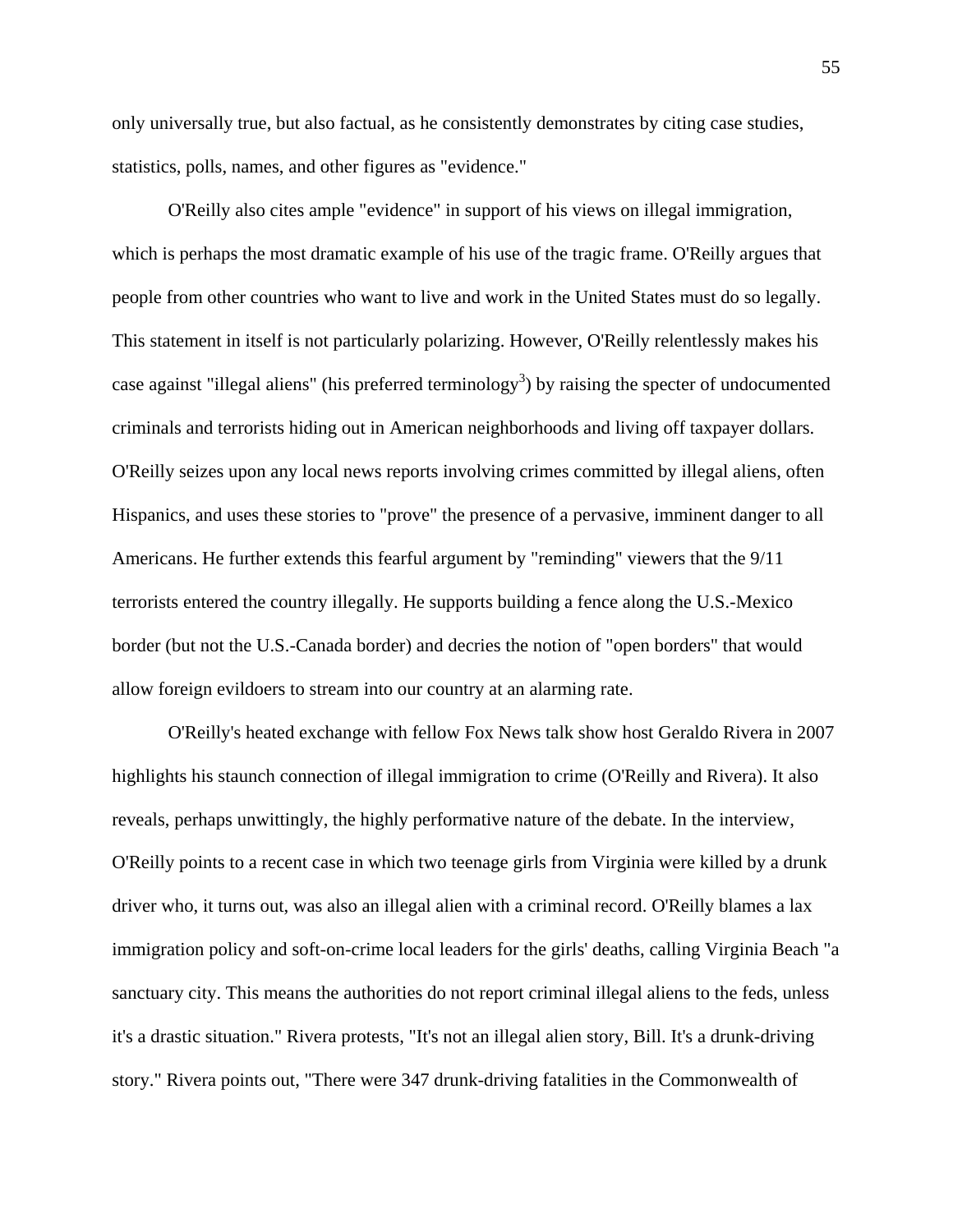only universally true, but also factual, as he consistently demonstrates by citing case studies, statistics, polls, names, and other figures as "evidence."

O'Reilly also cites ample "evidence" in support of his views on illegal immigration, which is perhaps the most dramatic example of his use of the tragic frame. O'Reilly argues that people from other countries who want to live and work in the United States must do so legally. This statement in itself is not particularly polarizing. However, O'Reilly relentlessly makes his case against "illegal aliens" (his preferred terminology[3]) by raising the specter of undocumented criminals and terrorists hiding out in American neighborhoods and living off taxpayer dollars. O'Reilly seizes upon any local news reports involving crimes committed by illegal aliens, often Hispanics, and uses these stories to "prove" the presence of a pervasive, imminent danger to all Americans. He further extends this fearful argument by "reminding" viewers that the 9/11 terrorists entered the country illegally. He supports building a fence along the U.S.-Mexico border (but not the U.S.-Canada border) and decries the notion of "open borders" that would allow foreign evildoers to stream into our country at an alarming rate.

O'Reilly's heated exchange with fellow Fox News talk show host Geraldo Rivera in 2007 highlights his staunch connection of illegal immigration to crime (O'Reilly and Rivera). It also reveals, perhaps unwittingly, the highly performative nature of the debate. In the interview, O'Reilly points to a recent case in which two teenage girls from Virginia were killed by a drunk driver who, it turns out, was also an illegal alien with a criminal record. O'Reilly blames a lax immigration policy and soft-on-crime local leaders for the girls' deaths, calling Virginia Beach "a sanctuary city. This means the authorities do not report criminal illegal aliens to the feds, unless it's a drastic situation." Rivera protests, "It's not an illegal alien story, Bill. It's a drunk-driving story." Rivera points out, "There were 347 drunk-driving fatalities in the Commonwealth of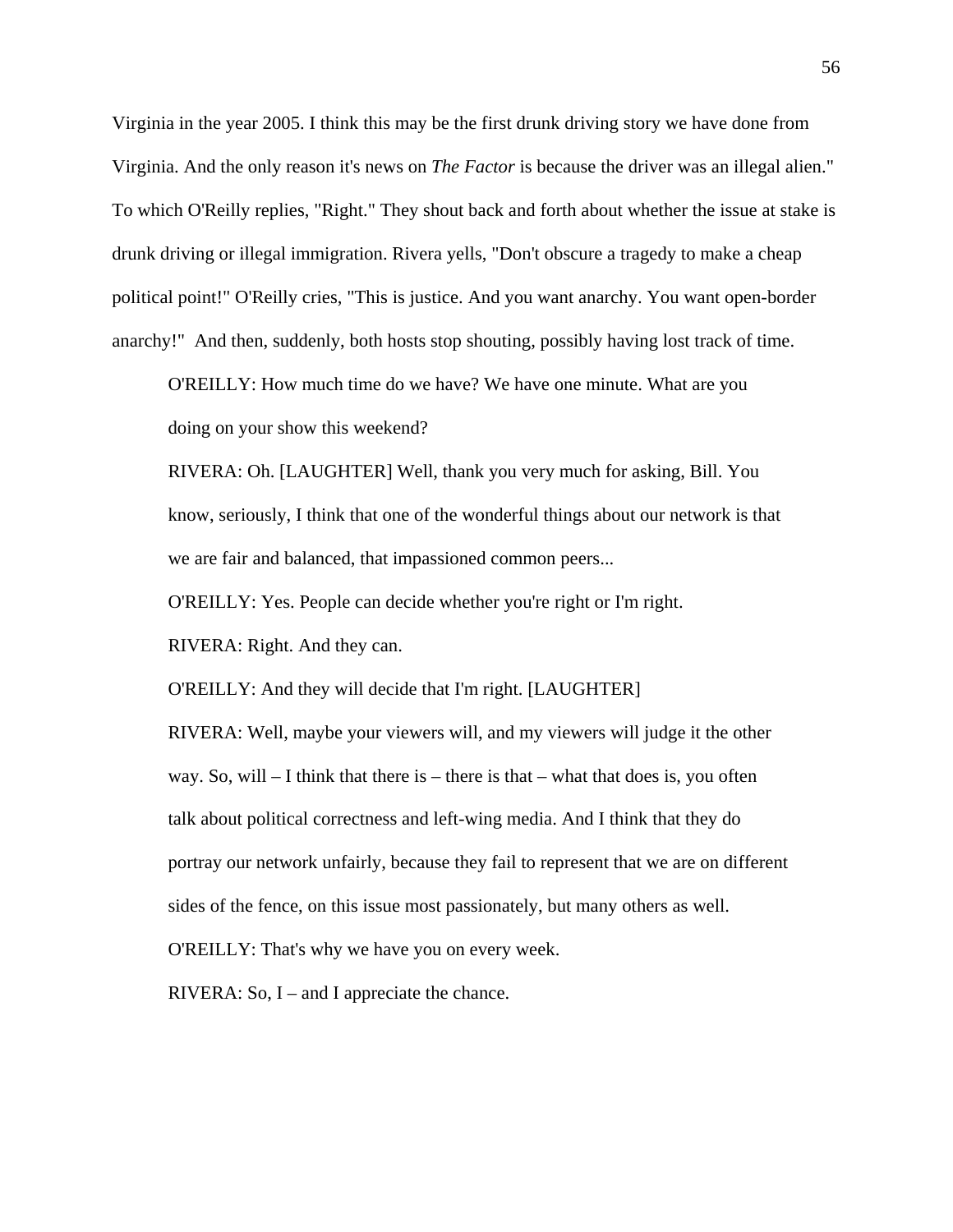Virginia in the year 2005. I think this may be the first drunk driving story we have done from Virginia. And the only reason it's news on *The Factor* is because the driver was an illegal alien." To which O'Reilly replies, "Right." They shout back and forth about whether the issue at stake is drunk driving or illegal immigration. Rivera yells, "Don't obscure a tragedy to make a cheap political point!" O'Reilly cries, "This is justice. And you want anarchy. You want open-border anarchy!" And then, suddenly, both hosts stop shouting, possibly having lost track of time.

> O'REILLY: How much time do we have? We have one minute. What are you doing on your show this weekend?
>
> RIVERA: Oh. [LAUGHTER] Well, thank you very much for asking, Bill. You know, seriously, I think that one of the wonderful things about our network is that we are fair and balanced, that impassioned common peers...
>
> O'REILLY: Yes. People can decide whether you're right or I'm right.
>
> RIVERA: Right. And they can.
>
> O'REILLY: And they will decide that I'm right. [LAUGHTER]
>
> RIVERA: Well, maybe your viewers will, and my viewers will judge it the other way. So, will – I think that there is – there is that – what that does is, you often talk about political correctness and left-wing media. And I think that they do portray our network unfairly, because they fail to represent that we are on different sides of the fence, on this issue most passionately, but many others as well.
>
> O'REILLY: That's why we have you on every week.
>
> RIVERA: So, I – and I appreciate the chance.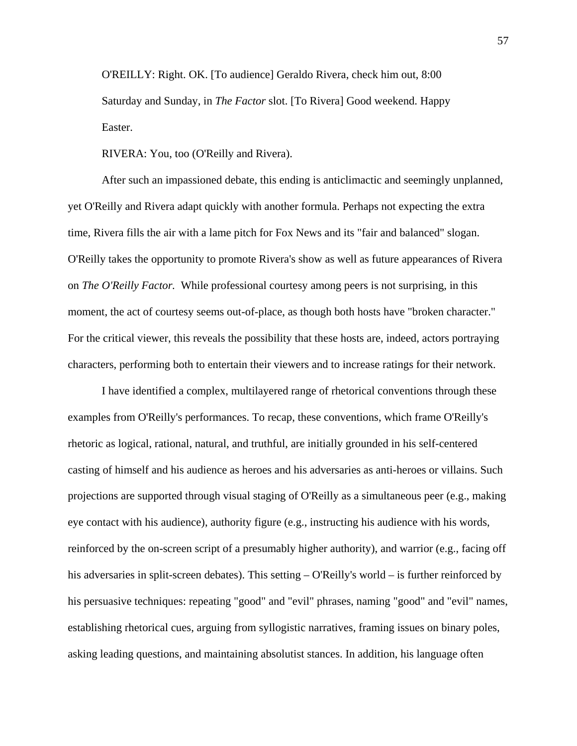O'REILLY: Right. OK. [To audience] Geraldo Rivera, check him out, 8:00 Saturday and Sunday, in *The Factor* slot. [To Rivera] Good weekend. Happy Easter.

RIVERA: You, too (O'Reilly and Rivera).

After such an impassioned debate, this ending is anticlimactic and seemingly unplanned, yet O'Reilly and Rivera adapt quickly with another formula. Perhaps not expecting the extra time, Rivera fills the air with a lame pitch for Fox News and its "fair and balanced" slogan. O'Reilly takes the opportunity to promote Rivera's show as well as future appearances of Rivera on *The O'Reilly Factor.* While professional courtesy among peers is not surprising, in this moment, the act of courtesy seems out-of-place, as though both hosts have "broken character." For the critical viewer, this reveals the possibility that these hosts are, indeed, actors portraying characters, performing both to entertain their viewers and to increase ratings for their network.

I have identified a complex, multilayered range of rhetorical conventions through these examples from O'Reilly's performances. To recap, these conventions, which frame O'Reilly's rhetoric as logical, rational, natural, and truthful, are initially grounded in his self-centered casting of himself and his audience as heroes and his adversaries as anti-heroes or villains. Such projections are supported through visual staging of O'Reilly as a simultaneous peer (e.g., making eye contact with his audience), authority figure (e.g., instructing his audience with his words, reinforced by the on-screen script of a presumably higher authority), and warrior (e.g., facing off his adversaries in split-screen debates). This setting – O'Reilly's world – is further reinforced by his persuasive techniques: repeating "good" and "evil" phrases, naming "good" and "evil" names, establishing rhetorical cues, arguing from syllogistic narratives, framing issues on binary poles, asking leading questions, and maintaining absolutist stances. In addition, his language often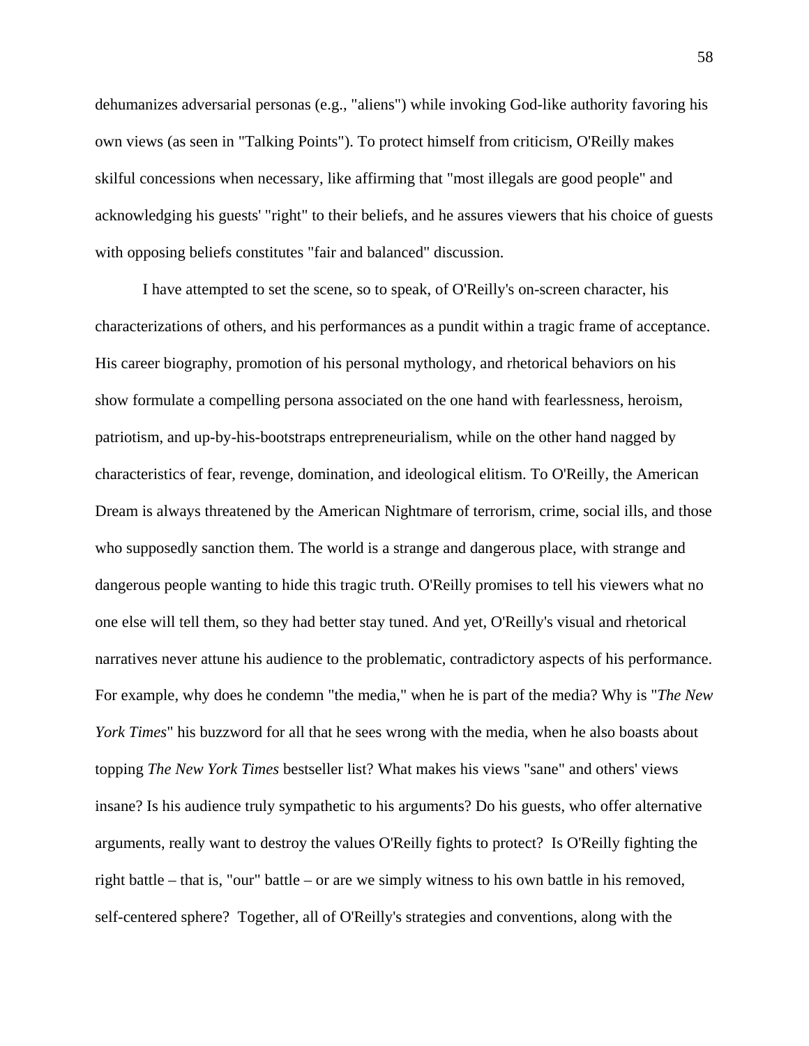dehumanizes adversarial personas (e.g., "aliens") while invoking God-like authority favoring his own views (as seen in "Talking Points"). To protect himself from criticism, O'Reilly makes skilful concessions when necessary, like affirming that "most illegals are good people" and acknowledging his guests' "right" to their beliefs, and he assures viewers that his choice of guests with opposing beliefs constitutes "fair and balanced" discussion.

I have attempted to set the scene, so to speak, of O'Reilly's on-screen character, his characterizations of others, and his performances as a pundit within a tragic frame of acceptance. His career biography, promotion of his personal mythology, and rhetorical behaviors on his show formulate a compelling persona associated on the one hand with fearlessness, heroism, patriotism, and up-by-his-bootstraps entrepreneurialism, while on the other hand nagged by characteristics of fear, revenge, domination, and ideological elitism. To O'Reilly, the American Dream is always threatened by the American Nightmare of terrorism, crime, social ills, and those who supposedly sanction them. The world is a strange and dangerous place, with strange and dangerous people wanting to hide this tragic truth. O'Reilly promises to tell his viewers what no one else will tell them, so they had better stay tuned. And yet, O'Reilly's visual and rhetorical narratives never attune his audience to the problematic, contradictory aspects of his performance. For example, why does he condemn "the media," when he is part of the media? Why is "*The New York Times*" his buzzword for all that he sees wrong with the media, when he also boasts about topping *The New York Times* bestseller list? What makes his views "sane" and others' views insane? Is his audience truly sympathetic to his arguments? Do his guests, who offer alternative arguments, really want to destroy the values O'Reilly fights to protect? Is O'Reilly fighting the right battle – that is, "our" battle – or are we simply witness to his own battle in his removed, self-centered sphere? Together, all of O'Reilly's strategies and conventions, along with the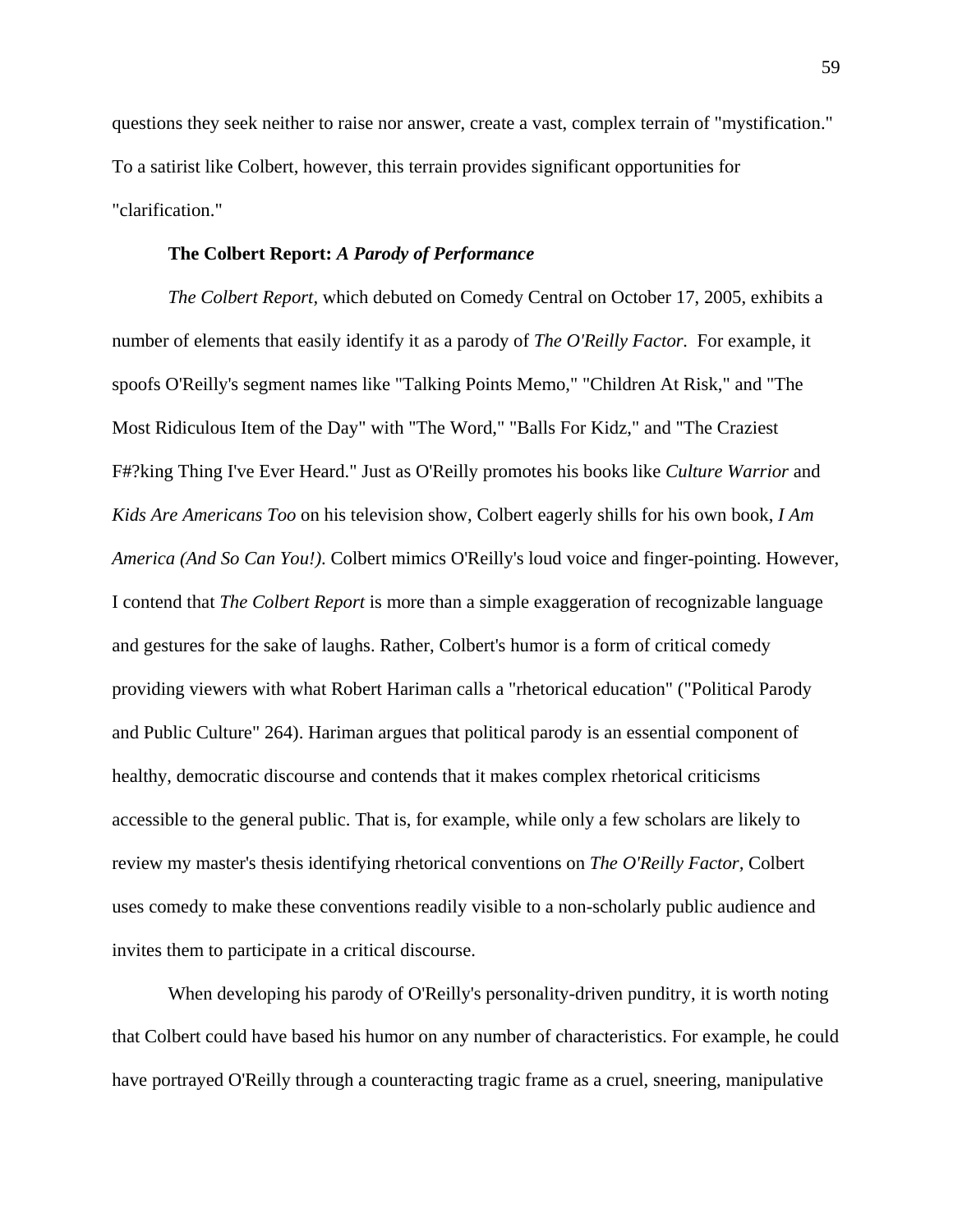questions they seek neither to raise nor answer, create a vast, complex terrain of "mystification." To a satirist like Colbert, however, this terrain provides significant opportunities for "clarification."

### The Colbert Report: *A Parody of Performance*

*The Colbert Report,* which debuted on Comedy Central on October 17, 2005, exhibits a number of elements that easily identify it as a parody of *The O'Reilly Factor.* For example, it spoofs O'Reilly's segment names like "Talking Points Memo," "Children At Risk," and "The Most Ridiculous Item of the Day" with "The Word," "Balls For Kidz," and "The Craziest F#?king Thing I've Ever Heard." Just as O'Reilly promotes his books like *Culture Warrior* and *Kids Are Americans Too* on his television show, Colbert eagerly shills for his own book, *I Am America (And So Can You!)*. Colbert mimics O'Reilly's loud voice and finger-pointing. However, I contend that *The Colbert Report* is more than a simple exaggeration of recognizable language and gestures for the sake of laughs. Rather, Colbert's humor is a form of critical comedy providing viewers with what Robert Hariman calls a "rhetorical education" ("Political Parody and Public Culture" 264). Hariman argues that political parody is an essential component of healthy, democratic discourse and contends that it makes complex rhetorical criticisms accessible to the general public. That is, for example, while only a few scholars are likely to review my master's thesis identifying rhetorical conventions on *The O'Reilly Factor*, Colbert uses comedy to make these conventions readily visible to a non-scholarly public audience and invites them to participate in a critical discourse.

When developing his parody of O'Reilly's personality-driven punditry, it is worth noting that Colbert could have based his humor on any number of characteristics. For example, he could have portrayed O'Reilly through a counteracting tragic frame as a cruel, sneering, manipulative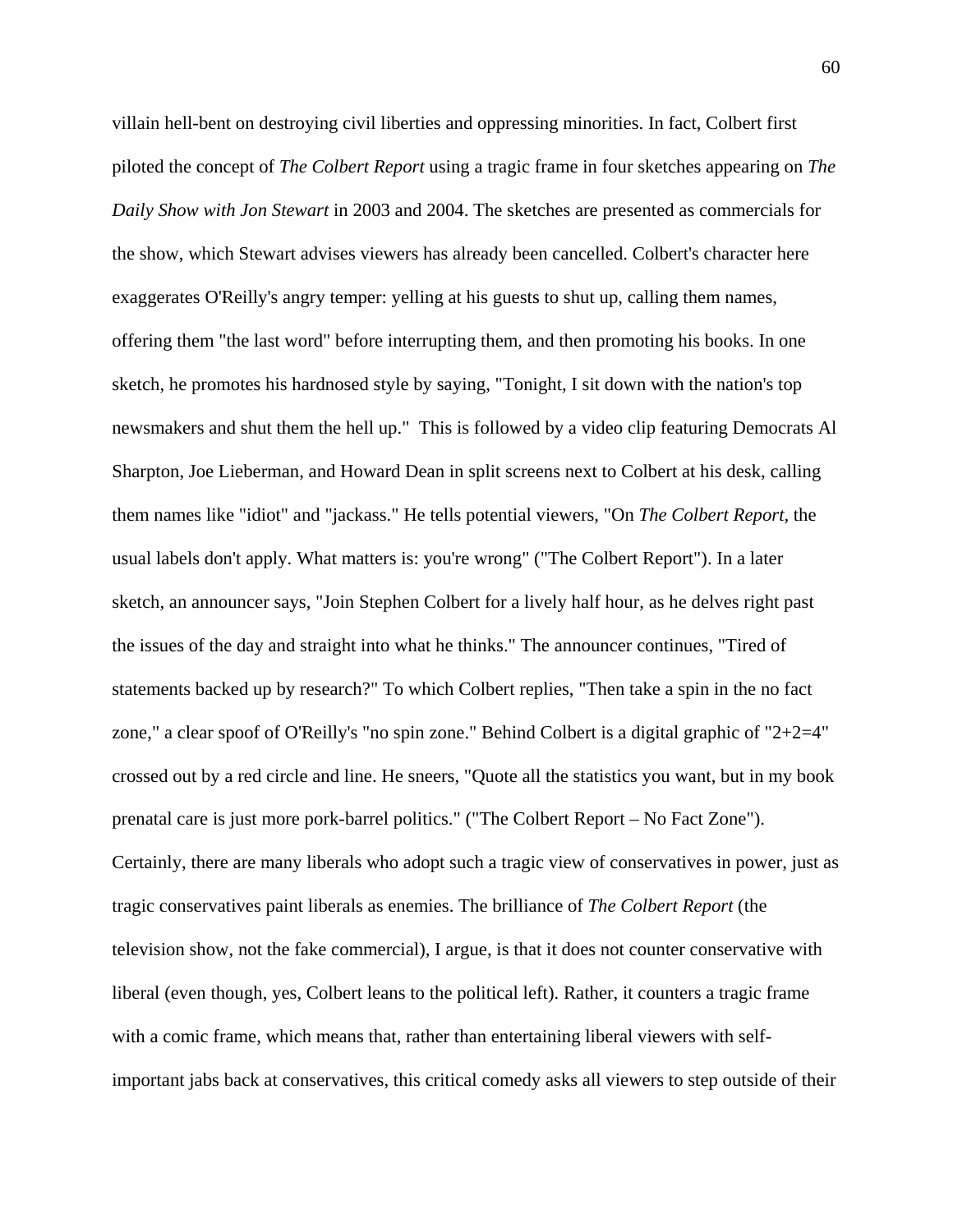villain hell-bent on destroying civil liberties and oppressing minorities. In fact, Colbert first piloted the concept of *The Colbert Report* using a tragic frame in four sketches appearing on *The Daily Show with Jon Stewart* in 2003 and 2004. The sketches are presented as commercials for the show, which Stewart advises viewers has already been cancelled. Colbert's character here exaggerates O'Reilly's angry temper: yelling at his guests to shut up, calling them names, offering them "the last word" before interrupting them, and then promoting his books. In one sketch, he promotes his hardnosed style by saying, "Tonight, I sit down with the nation's top newsmakers and shut them the hell up." This is followed by a video clip featuring Democrats Al Sharpton, Joe Lieberman, and Howard Dean in split screens next to Colbert at his desk, calling them names like "idiot" and "jackass." He tells potential viewers, "On *The Colbert Report*, the usual labels don't apply. What matters is: you're wrong" ("The Colbert Report"). In a later sketch, an announcer says, "Join Stephen Colbert for a lively half hour, as he delves right past the issues of the day and straight into what he thinks." The announcer continues, "Tired of statements backed up by research?" To which Colbert replies, "Then take a spin in the no fact zone," a clear spoof of O'Reilly's "no spin zone." Behind Colbert is a digital graphic of "2+2=4" crossed out by a red circle and line. He sneers, "Quote all the statistics you want, but in my book prenatal care is just more pork-barrel politics." ("The Colbert Report – No Fact Zone"). Certainly, there are many liberals who adopt such a tragic view of conservatives in power, just as tragic conservatives paint liberals as enemies. The brilliance of *The Colbert Report* (the television show, not the fake commercial), I argue, is that it does not counter conservative with liberal (even though, yes, Colbert leans to the political left). Rather, it counters a tragic frame with a comic frame, which means that, rather than entertaining liberal viewers with self-important jabs back at conservatives, this critical comedy asks all viewers to step outside of their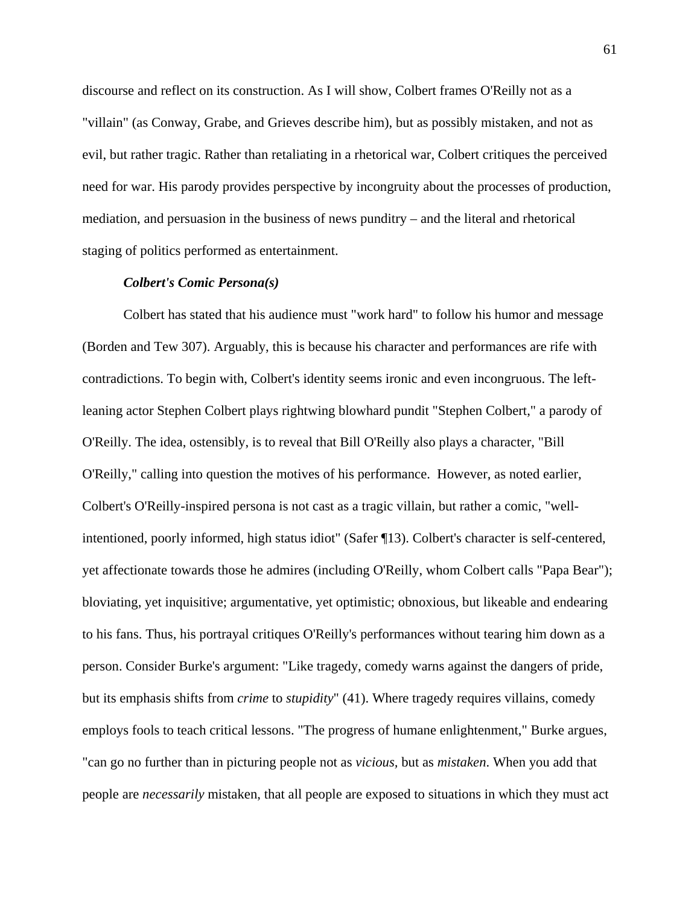discourse and reflect on its construction. As I will show, Colbert frames O'Reilly not as a "villain" (as Conway, Grabe, and Grieves describe him), but as possibly mistaken, and not as evil, but rather tragic. Rather than retaliating in a rhetorical war, Colbert critiques the perceived need for war. His parody provides perspective by incongruity about the processes of production, mediation, and persuasion in the business of news punditry – and the literal and rhetorical staging of politics performed as entertainment.

### *Colbert's Comic Persona(s)*

Colbert has stated that his audience must "work hard" to follow his humor and message (Borden and Tew 307). Arguably, this is because his character and performances are rife with contradictions. To begin with, Colbert's identity seems ironic and even incongruous. The left-leaning actor Stephen Colbert plays rightwing blowhard pundit "Stephen Colbert," a parody of O'Reilly. The idea, ostensibly, is to reveal that Bill O'Reilly also plays a character, "Bill O'Reilly," calling into question the motives of his performance. However, as noted earlier, Colbert's O'Reilly-inspired persona is not cast as a tragic villain, but rather a comic, "well-intentioned, poorly informed, high status idiot" (Safer ¶13). Colbert's character is self-centered, yet affectionate towards those he admires (including O'Reilly, whom Colbert calls "Papa Bear"); bloviating, yet inquisitive; argumentative, yet optimistic; obnoxious, but likeable and endearing to his fans. Thus, his portrayal critiques O'Reilly's performances without tearing him down as a person. Consider Burke's argument: "Like tragedy, comedy warns against the dangers of pride, but its emphasis shifts from *crime* to *stupidity*" (41). Where tragedy requires villains, comedy employs fools to teach critical lessons. "The progress of humane enlightenment," Burke argues, "can go no further than in picturing people not as *vicious*, but as *mistaken*. When you add that people are *necessarily* mistaken, that all people are exposed to situations in which they must act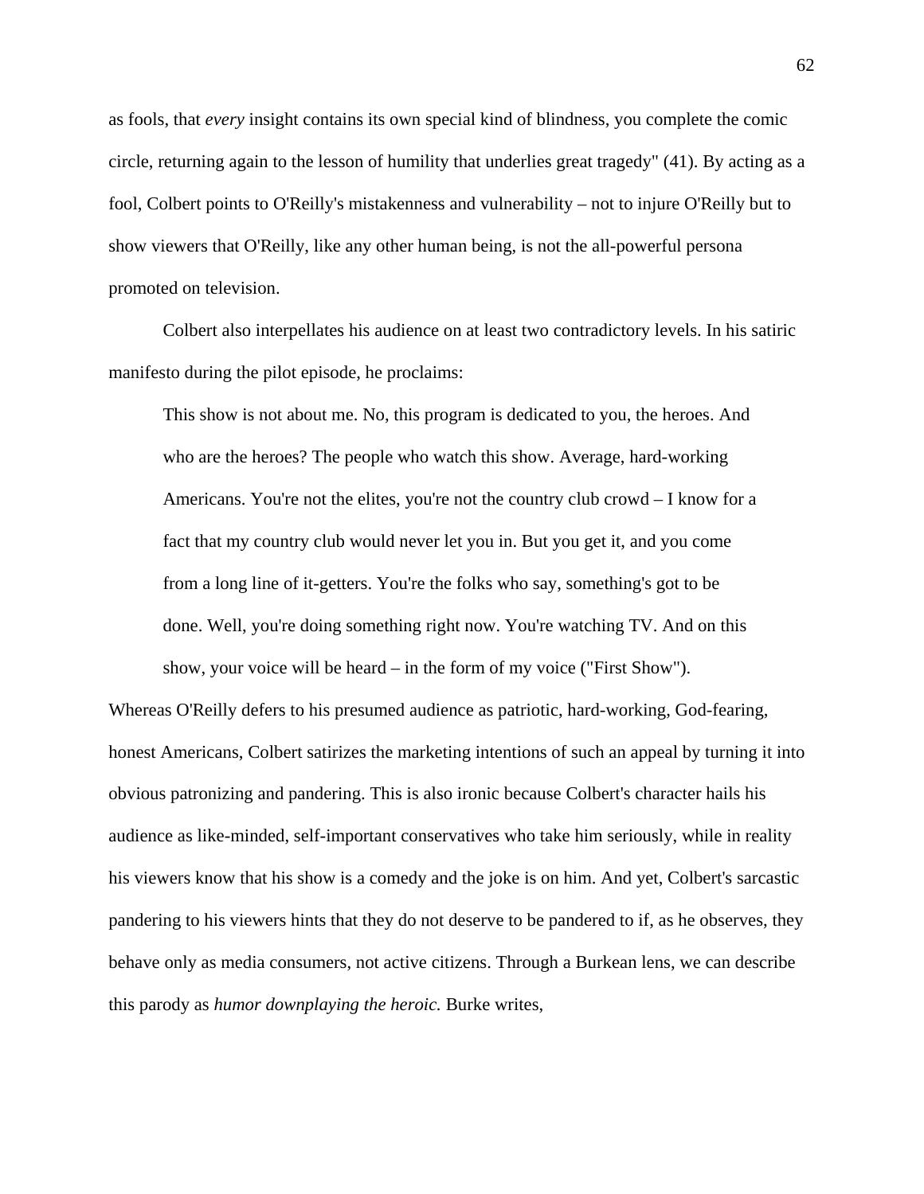as fools, that *every* insight contains its own special kind of blindness, you complete the comic circle, returning again to the lesson of humility that underlies great tragedy" (41). By acting as a fool, Colbert points to O'Reilly's mistakenness and vulnerability – not to injure O'Reilly but to show viewers that O'Reilly, like any other human being, is not the all-powerful persona promoted on television.

Colbert also interpellates his audience on at least two contradictory levels. In his satiric manifesto during the pilot episode, he proclaims:

> This show is not about me. No, this program is dedicated to you, the heroes. And who are the heroes? The people who watch this show. Average, hard-working Americans. You're not the elites, you're not the country club crowd – I know for a fact that my country club would never let you in. But you get it, and you come from a long line of it-getters. You're the folks who say, something's got to be done. Well, you're doing something right now. You're watching TV. And on this show, your voice will be heard – in the form of my voice ("First Show").

Whereas O'Reilly defers to his presumed audience as patriotic, hard-working, God-fearing, honest Americans, Colbert satirizes the marketing intentions of such an appeal by turning it into obvious patronizing and pandering. This is also ironic because Colbert's character hails his audience as like-minded, self-important conservatives who take him seriously, while in reality his viewers know that his show is a comedy and the joke is on him. And yet, Colbert's sarcastic pandering to his viewers hints that they do not deserve to be pandered to if, as he observes, they behave only as media consumers, not active citizens. Through a Burkean lens, we can describe this parody as *humor downplaying the heroic.* Burke writes,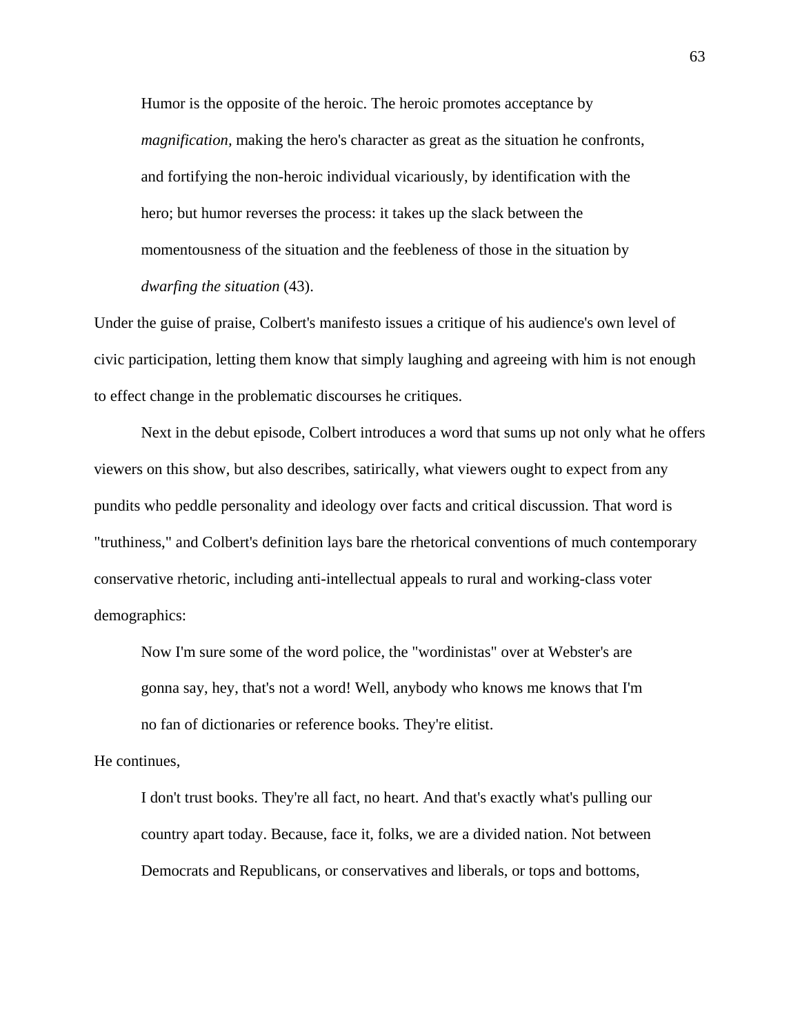> Humor is the opposite of the heroic. The heroic promotes acceptance by *magnification*, making the hero's character as great as the situation he confronts, and fortifying the non-heroic individual vicariously, by identification with the hero; but humor reverses the process: it takes up the slack between the momentousness of the situation and the feebleness of those in the situation by *dwarfing the situation* (43).

Under the guise of praise, Colbert's manifesto issues a critique of his audience's own level of civic participation, letting them know that simply laughing and agreeing with him is not enough to effect change in the problematic discourses he critiques.

Next in the debut episode, Colbert introduces a word that sums up not only what he offers viewers on this show, but also describes, satirically, what viewers ought to expect from any pundits who peddle personality and ideology over facts and critical discussion. That word is "truthiness," and Colbert's definition lays bare the rhetorical conventions of much contemporary conservative rhetoric, including anti-intellectual appeals to rural and working-class voter demographics:

> Now I'm sure some of the word police, the "wordinistas" over at Webster's are gonna say, hey, that's not a word! Well, anybody who knows me knows that I'm no fan of dictionaries or reference books. They're elitist.

He continues,

> I don't trust books. They're all fact, no heart. And that's exactly what's pulling our country apart today. Because, face it, folks, we are a divided nation. Not between Democrats and Republicans, or conservatives and liberals, or tops and bottoms,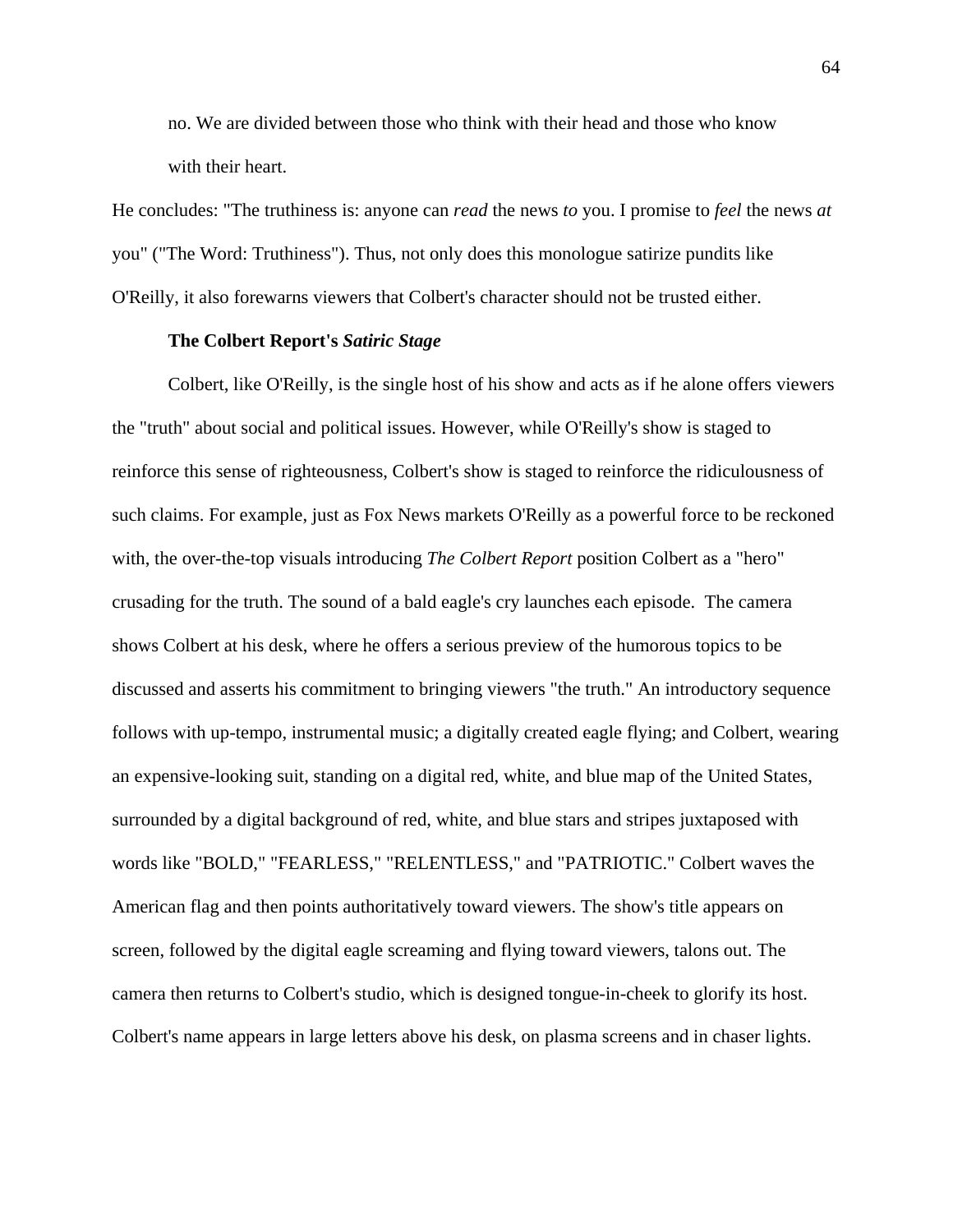> no. We are divided between those who think with their head and those who know with their heart.

He concludes: "The truthiness is: anyone can *read* the news *to* you. I promise to *feel* the news *at* you" ("The Word: Truthiness"). Thus, not only does this monologue satirize pundits like O'Reilly, it also forewarns viewers that Colbert's character should not be trusted either.

### The Colbert Report's *Satiric Stage*

Colbert, like O'Reilly, is the single host of his show and acts as if he alone offers viewers the "truth" about social and political issues. However, while O'Reilly's show is staged to reinforce this sense of righteousness, Colbert's show is staged to reinforce the ridiculousness of such claims. For example, just as Fox News markets O'Reilly as a powerful force to be reckoned with, the over-the-top visuals introducing *The Colbert Report* position Colbert as a "hero" crusading for the truth. The sound of a bald eagle's cry launches each episode. The camera shows Colbert at his desk, where he offers a serious preview of the humorous topics to be discussed and asserts his commitment to bringing viewers "the truth." An introductory sequence follows with up-tempo, instrumental music; a digitally created eagle flying; and Colbert, wearing an expensive-looking suit, standing on a digital red, white, and blue map of the United States, surrounded by a digital background of red, white, and blue stars and stripes juxtaposed with words like "BOLD," "FEARLESS," "RELENTLESS," and "PATRIOTIC." Colbert waves the American flag and then points authoritatively toward viewers. The show's title appears on screen, followed by the digital eagle screaming and flying toward viewers, talons out. The camera then returns to Colbert's studio, which is designed tongue-in-cheek to glorify its host. Colbert's name appears in large letters above his desk, on plasma screens and in chaser lights.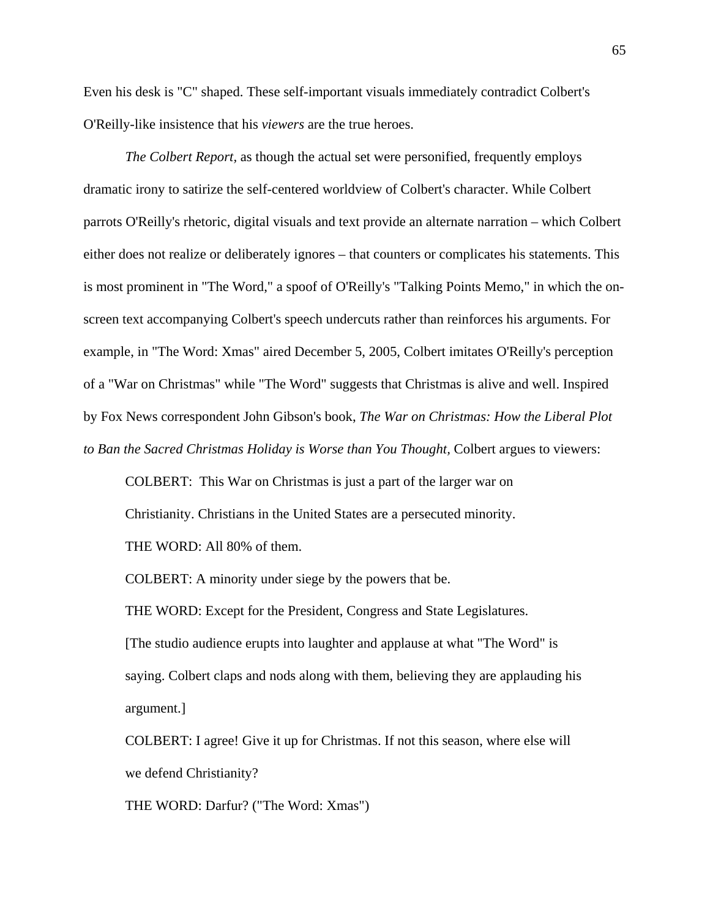Even his desk is "C" shaped. These self-important visuals immediately contradict Colbert's O'Reilly-like insistence that his *viewers* are the true heroes.

*The Colbert Report*, as though the actual set were personified, frequently employs dramatic irony to satirize the self-centered worldview of Colbert's character. While Colbert parrots O'Reilly's rhetoric, digital visuals and text provide an alternate narration – which Colbert either does not realize or deliberately ignores – that counters or complicates his statements. This is most prominent in "The Word," a spoof of O'Reilly's "Talking Points Memo," in which the on-screen text accompanying Colbert's speech undercuts rather than reinforces his arguments. For example, in "The Word: Xmas" aired December 5, 2005, Colbert imitates O'Reilly's perception of a "War on Christmas" while "The Word" suggests that Christmas is alive and well. Inspired by Fox News correspondent John Gibson's book, *The War on Christmas: How the Liberal Plot to Ban the Sacred Christmas Holiday is Worse than You Thought*, Colbert argues to viewers:

> COLBERT: This War on Christmas is just a part of the larger war on Christianity. Christians in the United States are a persecuted minority.
>
> THE WORD: All 80% of them.
>
> COLBERT: A minority under siege by the powers that be.
>
> THE WORD: Except for the President, Congress and State Legislatures.
>
> [The studio audience erupts into laughter and applause at what "The Word" is saying. Colbert claps and nods along with them, believing they are applauding his argument.]
>
> COLBERT: I agree! Give it up for Christmas. If not this season, where else will we defend Christianity?
>
> THE WORD: Darfur? ("The Word: Xmas")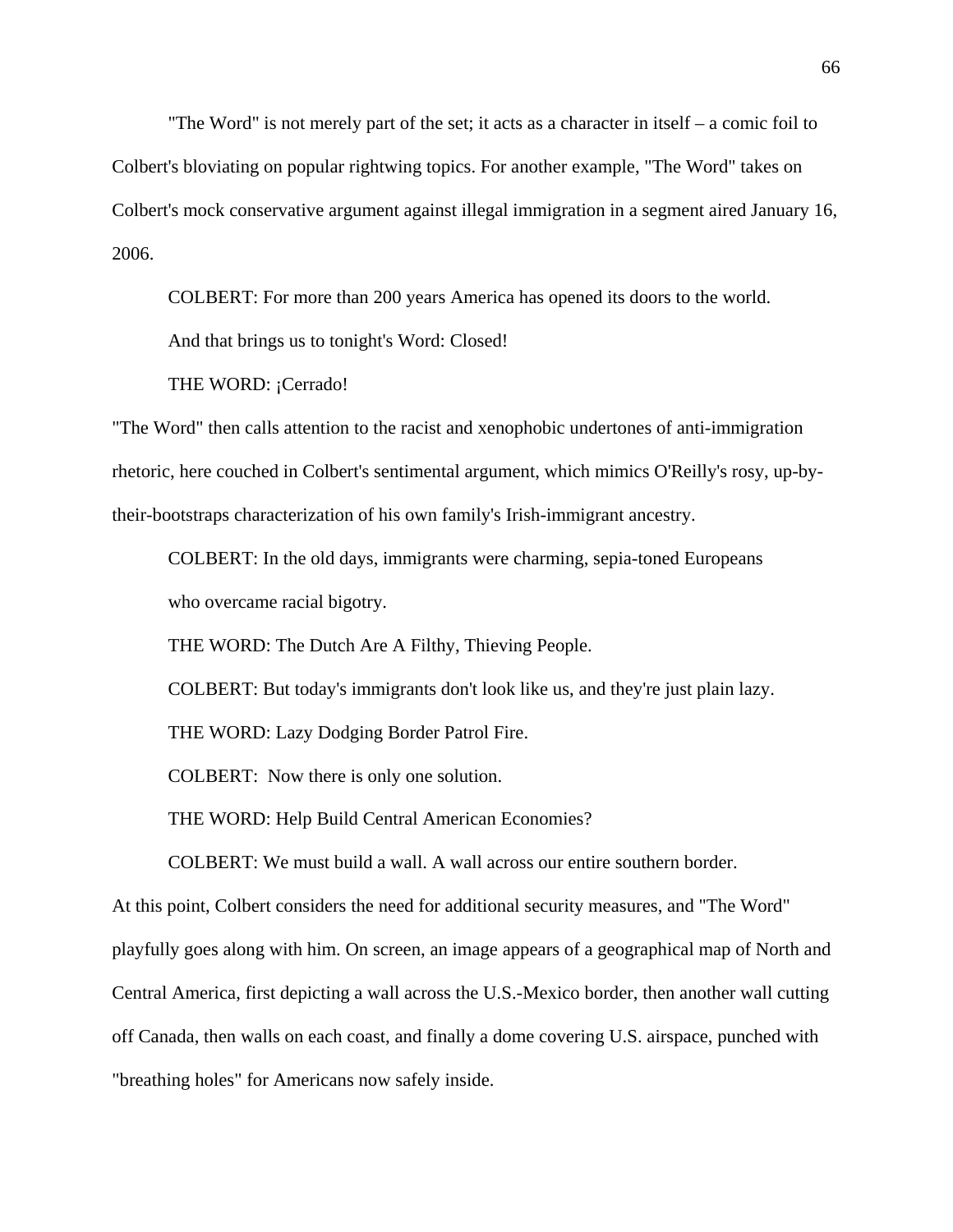"The Word" is not merely part of the set; it acts as a character in itself – a comic foil to Colbert's bloviating on popular rightwing topics. For another example, "The Word" takes on Colbert's mock conservative argument against illegal immigration in a segment aired January 16, 2006.

> COLBERT: For more than 200 years America has opened its doors to the world.
>
> And that brings us to tonight's Word: Closed!
>
> THE WORD: ¡Cerrado!

"The Word" then calls attention to the racist and xenophobic undertones of anti-immigration rhetoric, here couched in Colbert's sentimental argument, which mimics O'Reilly's rosy, up-by-their-bootstraps characterization of his own family's Irish-immigrant ancestry.

> COLBERT: In the old days, immigrants were charming, sepia-toned Europeans who overcame racial bigotry.
>
> THE WORD: The Dutch Are A Filthy, Thieving People.
>
> COLBERT: But today's immigrants don't look like us, and they're just plain lazy.
>
> THE WORD: Lazy Dodging Border Patrol Fire.
>
> COLBERT: Now there is only one solution.
>
> THE WORD: Help Build Central American Economies?
>
> COLBERT: We must build a wall. A wall across our entire southern border.

At this point, Colbert considers the need for additional security measures, and "The Word" playfully goes along with him. On screen, an image appears of a geographical map of North and Central America, first depicting a wall across the U.S.-Mexico border, then another wall cutting off Canada, then walls on each coast, and finally a dome covering U.S. airspace, punched with "breathing holes" for Americans now safely inside.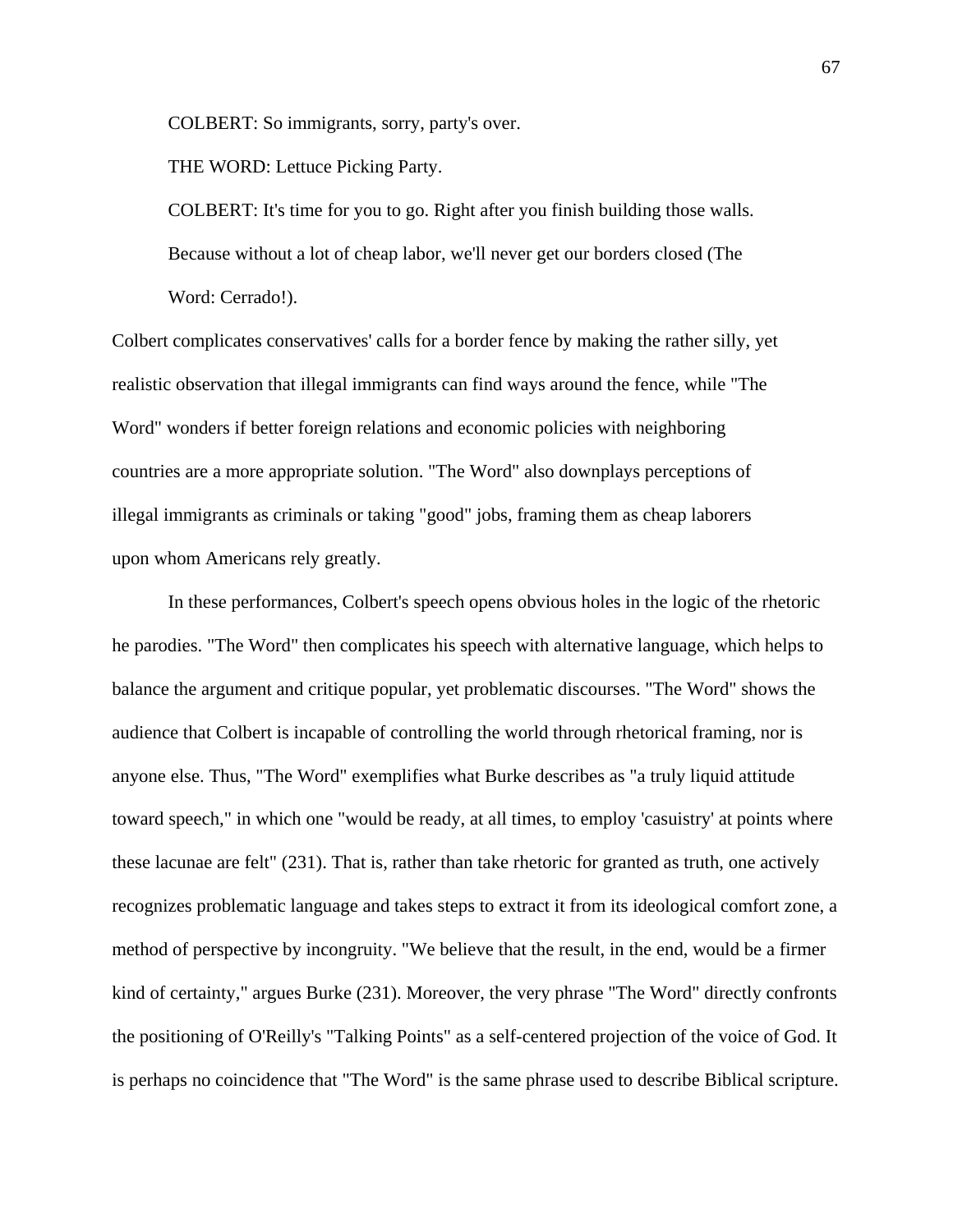> COLBERT: So immigrants, sorry, party's over.
>
> THE WORD: Lettuce Picking Party.
>
> COLBERT: It's time for you to go. Right after you finish building those walls. Because without a lot of cheap labor, we'll never get our borders closed (The Word: Cerrado!).

Colbert complicates conservatives' calls for a border fence by making the rather silly, yet realistic observation that illegal immigrants can find ways around the fence, while "The Word" wonders if better foreign relations and economic policies with neighboring countries are a more appropriate solution. "The Word" also downplays perceptions of illegal immigrants as criminals or taking "good" jobs, framing them as cheap laborers upon whom Americans rely greatly.

In these performances, Colbert's speech opens obvious holes in the logic of the rhetoric he parodies. "The Word" then complicates his speech with alternative language, which helps to balance the argument and critique popular, yet problematic discourses. "The Word" shows the audience that Colbert is incapable of controlling the world through rhetorical framing, nor is anyone else. Thus, "The Word" exemplifies what Burke describes as "a truly liquid attitude toward speech," in which one "would be ready, at all times, to employ 'casuistry' at points where these lacunae are felt" (231). That is, rather than take rhetoric for granted as truth, one actively recognizes problematic language and takes steps to extract it from its ideological comfort zone, a method of perspective by incongruity. "We believe that the result, in the end, would be a firmer kind of certainty," argues Burke (231). Moreover, the very phrase "The Word" directly confronts the positioning of O'Reilly's "Talking Points" as a self-centered projection of the voice of God. It is perhaps no coincidence that "The Word" is the same phrase used to describe Biblical scripture.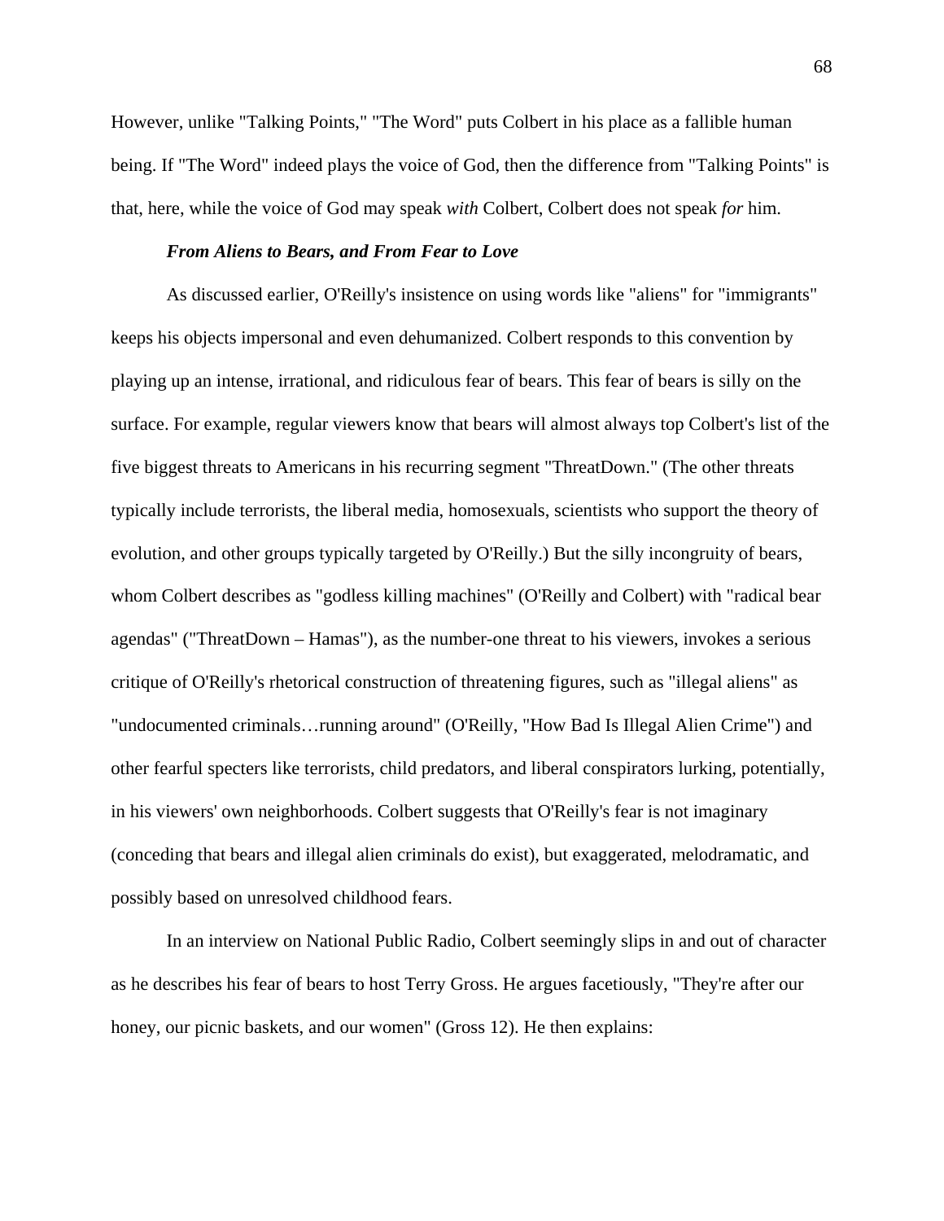However, unlike "Talking Points," "The Word" puts Colbert in his place as a fallible human being. If "The Word" indeed plays the voice of God, then the difference from "Talking Points" is that, here, while the voice of God may speak *with* Colbert, Colbert does not speak *for* him.

### ***From Aliens to Bears, and From Fear to Love***

As discussed earlier, O'Reilly's insistence on using words like "aliens" for "immigrants" keeps his objects impersonal and even dehumanized. Colbert responds to this convention by playing up an intense, irrational, and ridiculous fear of bears. This fear of bears is silly on the surface. For example, regular viewers know that bears will almost always top Colbert's list of the five biggest threats to Americans in his recurring segment "ThreatDown." (The other threats typically include terrorists, the liberal media, homosexuals, scientists who support the theory of evolution, and other groups typically targeted by O'Reilly.) But the silly incongruity of bears, whom Colbert describes as "godless killing machines" (O'Reilly and Colbert) with "radical bear agendas" ("ThreatDown – Hamas"), as the number-one threat to his viewers, invokes a serious critique of O'Reilly's rhetorical construction of threatening figures, such as "illegal aliens" as "undocumented criminals…running around" (O'Reilly, "How Bad Is Illegal Alien Crime") and other fearful specters like terrorists, child predators, and liberal conspirators lurking, potentially, in his viewers' own neighborhoods. Colbert suggests that O'Reilly's fear is not imaginary (conceding that bears and illegal alien criminals do exist), but exaggerated, melodramatic, and possibly based on unresolved childhood fears.

In an interview on National Public Radio, Colbert seemingly slips in and out of character as he describes his fear of bears to host Terry Gross. He argues facetiously, "They're after our honey, our picnic baskets, and our women" (Gross 12). He then explains: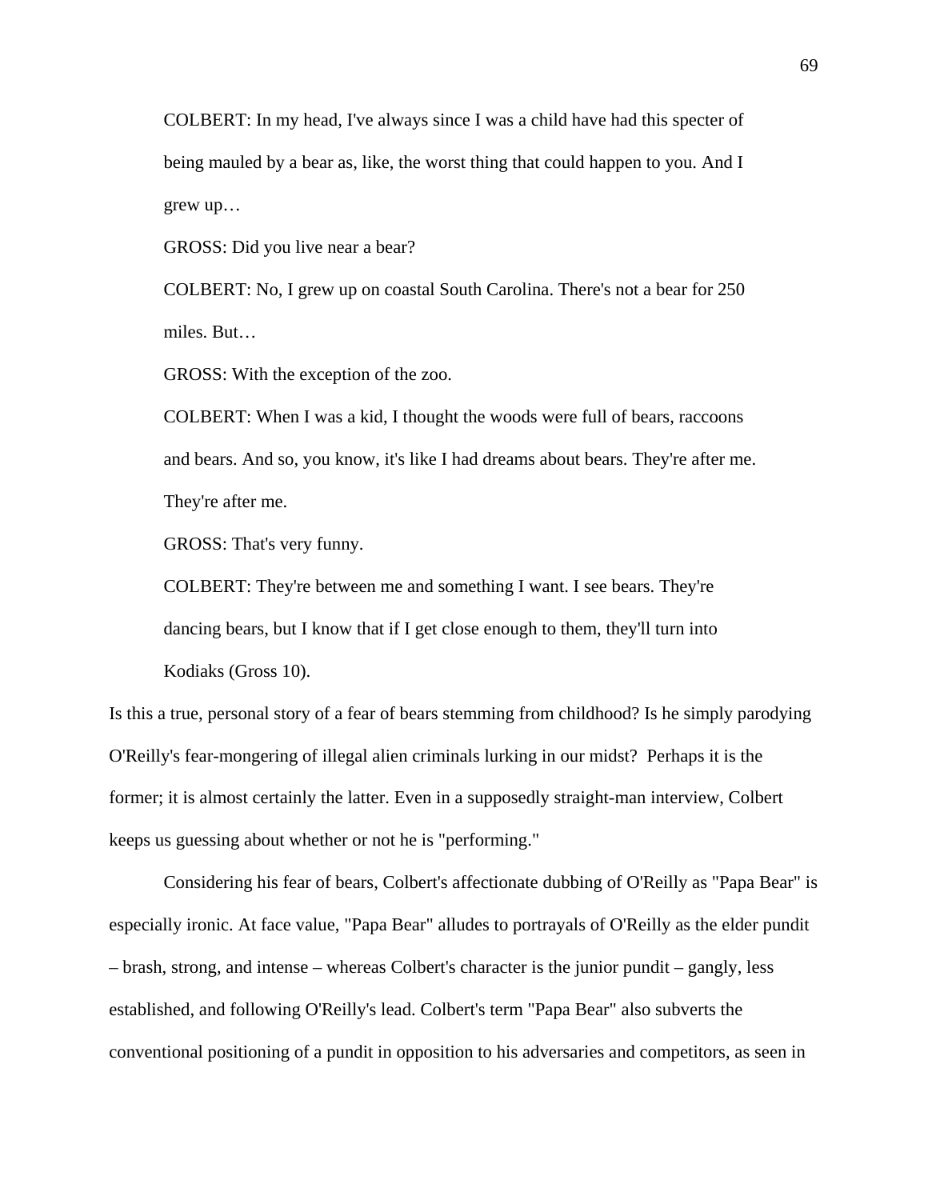> COLBERT: In my head, I've always since I was a child have had this specter of being mauled by a bear as, like, the worst thing that could happen to you. And I grew up…
>
> GROSS: Did you live near a bear?
>
> COLBERT: No, I grew up on coastal South Carolina. There's not a bear for 250 miles. But…
>
> GROSS: With the exception of the zoo.
>
> COLBERT: When I was a kid, I thought the woods were full of bears, raccoons and bears. And so, you know, it's like I had dreams about bears. They're after me. They're after me.
>
> GROSS: That's very funny.
>
> COLBERT: They're between me and something I want. I see bears. They're dancing bears, but I know that if I get close enough to them, they'll turn into Kodiaks (Gross 10).

Is this a true, personal story of a fear of bears stemming from childhood? Is he simply parodying O'Reilly's fear-mongering of illegal alien criminals lurking in our midst? Perhaps it is the former; it is almost certainly the latter. Even in a supposedly straight-man interview, Colbert keeps us guessing about whether or not he is "performing."

Considering his fear of bears, Colbert's affectionate dubbing of O'Reilly as "Papa Bear" is especially ironic. At face value, "Papa Bear" alludes to portrayals of O'Reilly as the elder pundit – brash, strong, and intense – whereas Colbert's character is the junior pundit – gangly, less established, and following O'Reilly's lead. Colbert's term "Papa Bear" also subverts the conventional positioning of a pundit in opposition to his adversaries and competitors, as seen in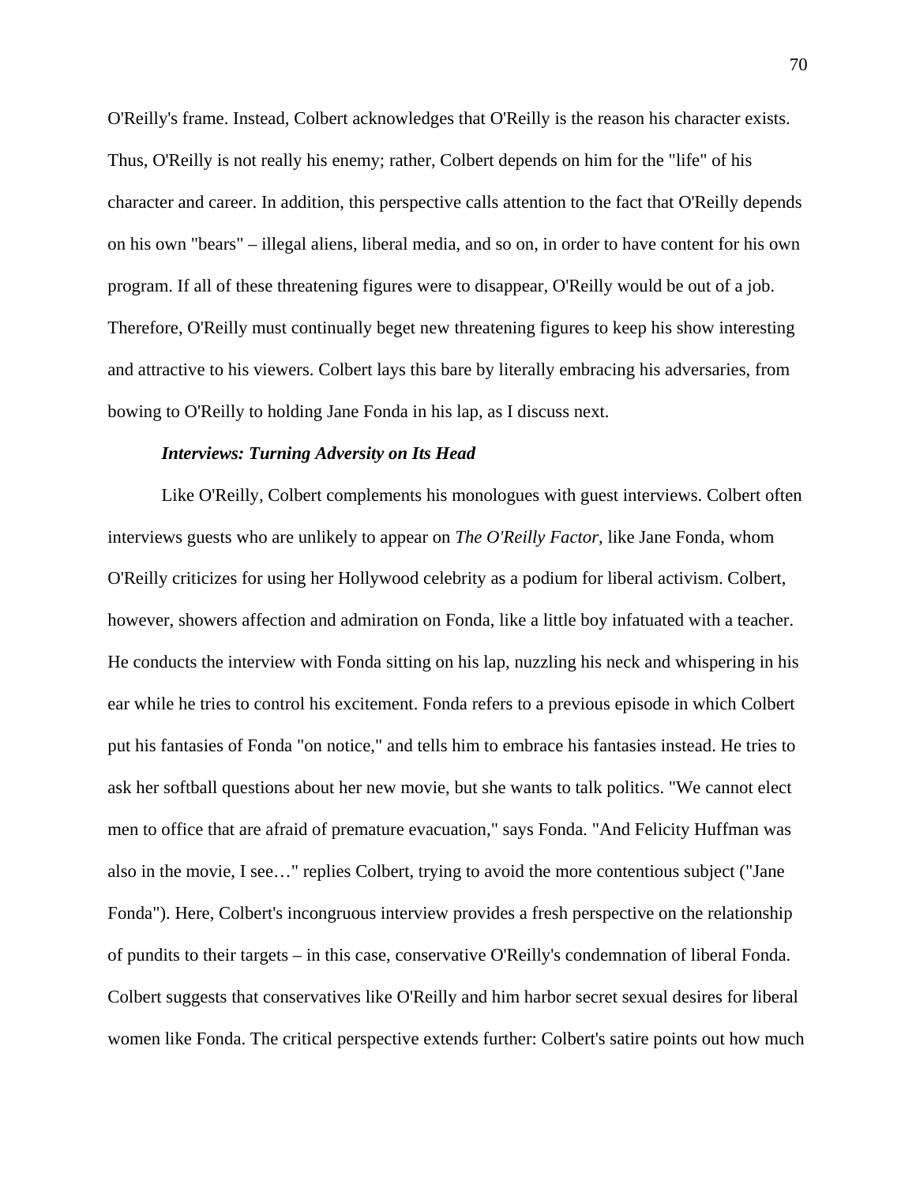O'Reilly's frame. Instead, Colbert acknowledges that O'Reilly is the reason his character exists. Thus, O'Reilly is not really his enemy; rather, Colbert depends on him for the "life" of his character and career. In addition, this perspective calls attention to the fact that O'Reilly depends on his own "bears" – illegal aliens, liberal media, and so on, in order to have content for his own program. If all of these threatening figures were to disappear, O'Reilly would be out of a job. Therefore, O'Reilly must continually beget new threatening figures to keep his show interesting and attractive to his viewers. Colbert lays this bare by literally embracing his adversaries, from bowing to O'Reilly to holding Jane Fonda in his lap, as I discuss next.

***Interviews: Turning Adversity on Its Head***

Like O'Reilly, Colbert complements his monologues with guest interviews. Colbert often interviews guests who are unlikely to appear on *The O'Reilly Factor*, like Jane Fonda, whom O'Reilly criticizes for using her Hollywood celebrity as a podium for liberal activism. Colbert, however, showers affection and admiration on Fonda, like a little boy infatuated with a teacher. He conducts the interview with Fonda sitting on his lap, nuzzling his neck and whispering in his ear while he tries to control his excitement. Fonda refers to a previous episode in which Colbert put his fantasies of Fonda "on notice," and tells him to embrace his fantasies instead. He tries to ask her softball questions about her new movie, but she wants to talk politics. "We cannot elect men to office that are afraid of premature evacuation," says Fonda. "And Felicity Huffman was also in the movie, I see…" replies Colbert, trying to avoid the more contentious subject ("Jane Fonda"). Here, Colbert's incongruous interview provides a fresh perspective on the relationship of pundits to their targets – in this case, conservative O'Reilly's condemnation of liberal Fonda. Colbert suggests that conservatives like O'Reilly and him harbor secret sexual desires for liberal women like Fonda. The critical perspective extends further: Colbert's satire points out how much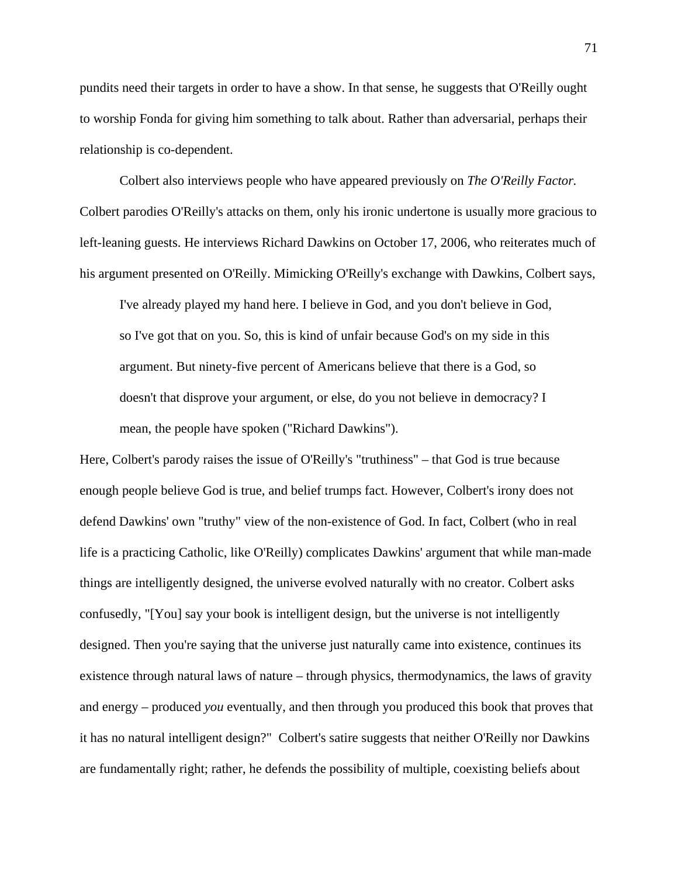pundits need their targets in order to have a show. In that sense, he suggests that O'Reilly ought to worship Fonda for giving him something to talk about. Rather than adversarial, perhaps their relationship is co-dependent.

Colbert also interviews people who have appeared previously on *The O'Reilly Factor.* Colbert parodies O'Reilly's attacks on them, only his ironic undertone is usually more gracious to left-leaning guests. He interviews Richard Dawkins on October 17, 2006, who reiterates much of his argument presented on O'Reilly. Mimicking O'Reilly's exchange with Dawkins, Colbert says,

> I've already played my hand here. I believe in God, and you don't believe in God, so I've got that on you. So, this is kind of unfair because God's on my side in this argument. But ninety-five percent of Americans believe that there is a God, so doesn't that disprove your argument, or else, do you not believe in democracy? I mean, the people have spoken ("Richard Dawkins").

Here, Colbert's parody raises the issue of O'Reilly's "truthiness" – that God is true because enough people believe God is true, and belief trumps fact. However, Colbert's irony does not defend Dawkins' own "truthy" view of the non-existence of God. In fact, Colbert (who in real life is a practicing Catholic, like O'Reilly) complicates Dawkins' argument that while man-made things are intelligently designed, the universe evolved naturally with no creator. Colbert asks confusedly, "[You] say your book is intelligent design, but the universe is not intelligently designed. Then you're saying that the universe just naturally came into existence, continues its existence through natural laws of nature – through physics, thermodynamics, the laws of gravity and energy – produced *you* eventually, and then through you produced this book that proves that it has no natural intelligent design?" Colbert's satire suggests that neither O'Reilly nor Dawkins are fundamentally right; rather, he defends the possibility of multiple, coexisting beliefs about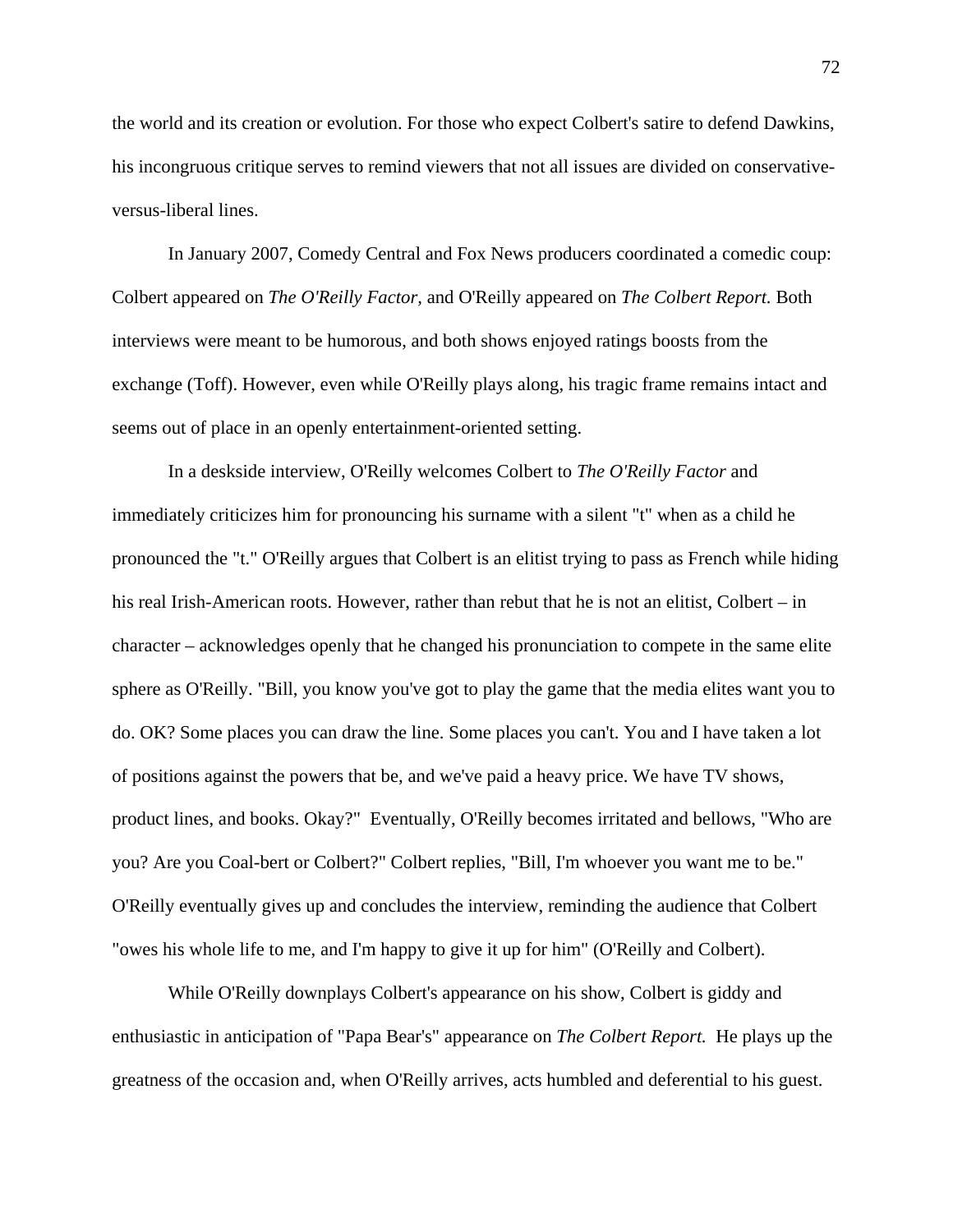the world and its creation or evolution. For those who expect Colbert's satire to defend Dawkins, his incongruous critique serves to remind viewers that not all issues are divided on conservative-versus-liberal lines.

In January 2007, Comedy Central and Fox News producers coordinated a comedic coup: Colbert appeared on *The O'Reilly Factor,* and O'Reilly appeared on *The Colbert Report.* Both interviews were meant to be humorous, and both shows enjoyed ratings boosts from the exchange (Toff). However, even while O'Reilly plays along, his tragic frame remains intact and seems out of place in an openly entertainment-oriented setting.

In a deskside interview, O'Reilly welcomes Colbert to *The O'Reilly Factor* and immediately criticizes him for pronouncing his surname with a silent "t" when as a child he pronounced the "t." O'Reilly argues that Colbert is an elitist trying to pass as French while hiding his real Irish-American roots. However, rather than rebut that he is not an elitist, Colbert – in character – acknowledges openly that he changed his pronunciation to compete in the same elite sphere as O'Reilly. "Bill, you know you've got to play the game that the media elites want you to do. OK? Some places you can draw the line. Some places you can't. You and I have taken a lot of positions against the powers that be, and we've paid a heavy price. We have TV shows, product lines, and books. Okay?" Eventually, O'Reilly becomes irritated and bellows, "Who are you? Are you Coal-bert or Colbert?" Colbert replies, "Bill, I'm whoever you want me to be." O'Reilly eventually gives up and concludes the interview, reminding the audience that Colbert "owes his whole life to me, and I'm happy to give it up for him" (O'Reilly and Colbert).

While O'Reilly downplays Colbert's appearance on his show, Colbert is giddy and enthusiastic in anticipation of "Papa Bear's" appearance on *The Colbert Report.* He plays up the greatness of the occasion and, when O'Reilly arrives, acts humbled and deferential to his guest.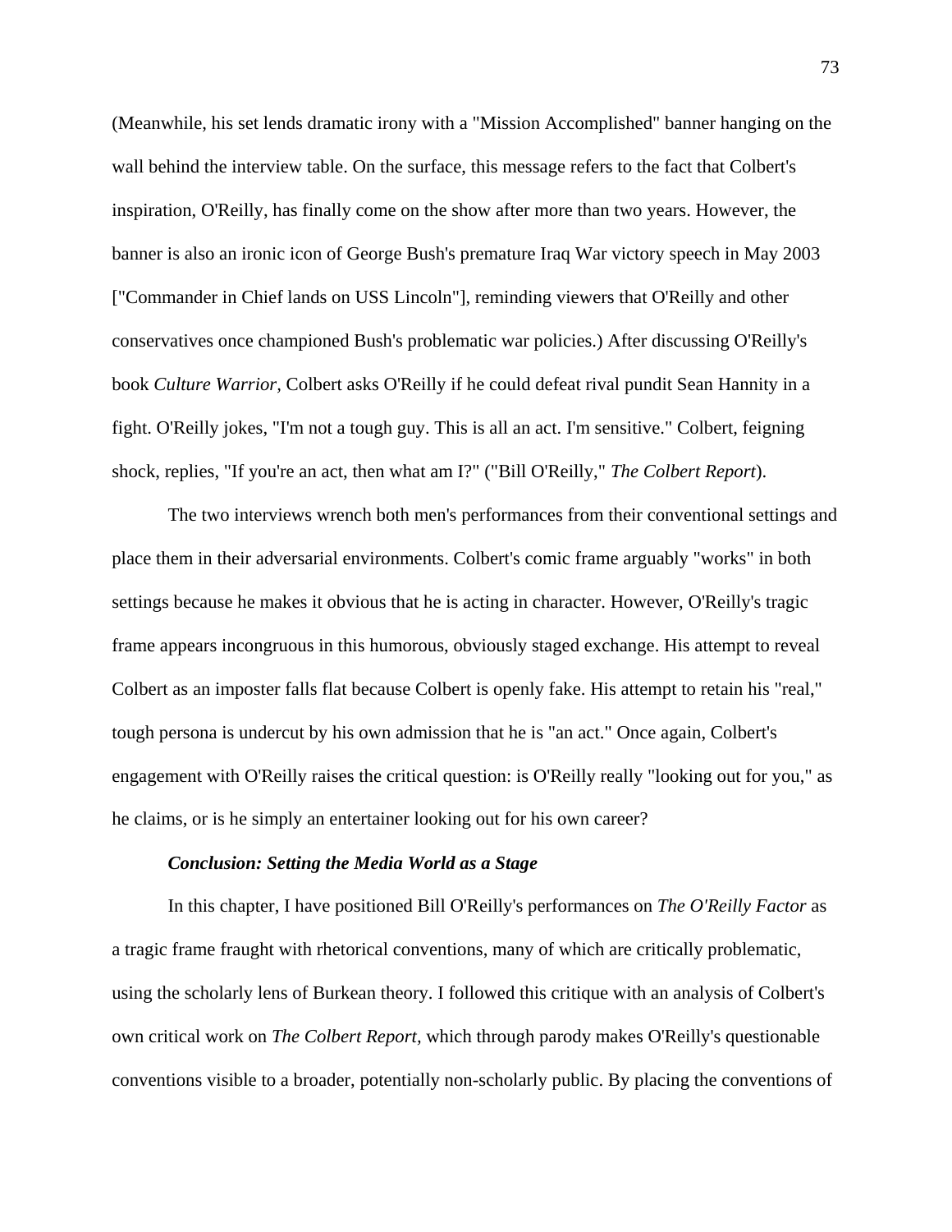(Meanwhile, his set lends dramatic irony with a "Mission Accomplished" banner hanging on the wall behind the interview table. On the surface, this message refers to the fact that Colbert's inspiration, O'Reilly, has finally come on the show after more than two years. However, the banner is also an ironic icon of George Bush's premature Iraq War victory speech in May 2003 ["Commander in Chief lands on USS Lincoln"], reminding viewers that O'Reilly and other conservatives once championed Bush's problematic war policies.) After discussing O'Reilly's book *Culture Warrior,* Colbert asks O'Reilly if he could defeat rival pundit Sean Hannity in a fight. O'Reilly jokes, "I'm not a tough guy. This is all an act. I'm sensitive." Colbert, feigning shock, replies, "If you're an act, then what am I?" ("Bill O'Reilly," *The Colbert Report*).

The two interviews wrench both men's performances from their conventional settings and place them in their adversarial environments. Colbert's comic frame arguably "works" in both settings because he makes it obvious that he is acting in character. However, O'Reilly's tragic frame appears incongruous in this humorous, obviously staged exchange. His attempt to reveal Colbert as an imposter falls flat because Colbert is openly fake. His attempt to retain his "real," tough persona is undercut by his own admission that he is "an act." Once again, Colbert's engagement with O'Reilly raises the critical question: is O'Reilly really "looking out for you," as he claims, or is he simply an entertainer looking out for his own career?

### *Conclusion: Setting the Media World as a Stage*

In this chapter, I have positioned Bill O'Reilly's performances on *The O'Reilly Factor* as a tragic frame fraught with rhetorical conventions, many of which are critically problematic, using the scholarly lens of Burkean theory. I followed this critique with an analysis of Colbert's own critical work on *The Colbert Report,* which through parody makes O'Reilly's questionable conventions visible to a broader, potentially non-scholarly public. By placing the conventions of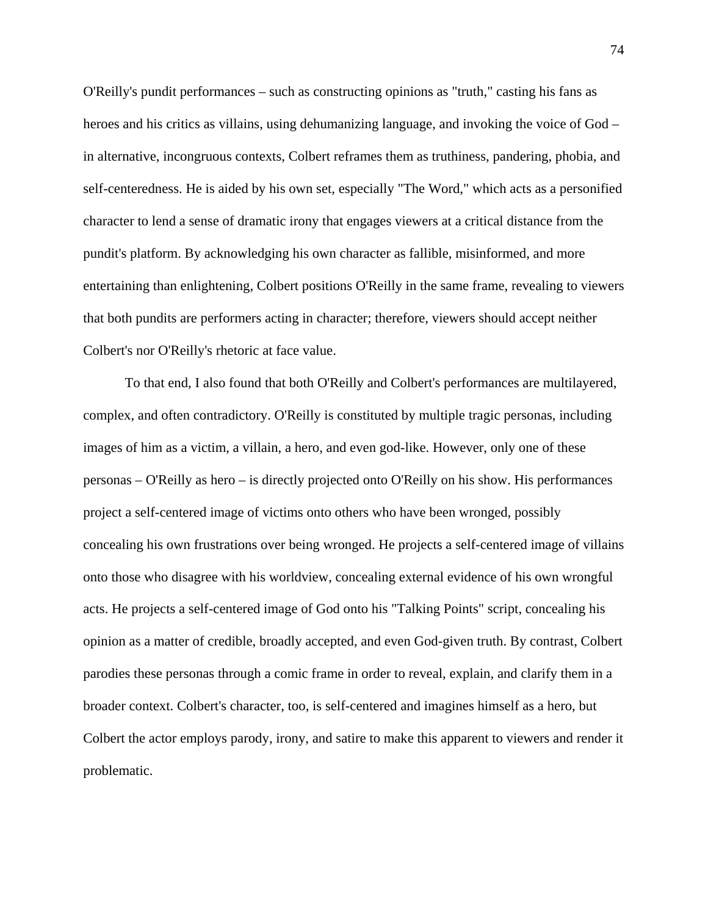O'Reilly's pundit performances – such as constructing opinions as "truth," casting his fans as heroes and his critics as villains, using dehumanizing language, and invoking the voice of God – in alternative, incongruous contexts, Colbert reframes them as truthiness, pandering, phobia, and self-centeredness. He is aided by his own set, especially "The Word," which acts as a personified character to lend a sense of dramatic irony that engages viewers at a critical distance from the pundit's platform. By acknowledging his own character as fallible, misinformed, and more entertaining than enlightening, Colbert positions O'Reilly in the same frame, revealing to viewers that both pundits are performers acting in character; therefore, viewers should accept neither Colbert's nor O'Reilly's rhetoric at face value.

To that end, I also found that both O'Reilly and Colbert's performances are multilayered, complex, and often contradictory. O'Reilly is constituted by multiple tragic personas, including images of him as a victim, a villain, a hero, and even god-like. However, only one of these personas – O'Reilly as hero – is directly projected onto O'Reilly on his show. His performances project a self-centered image of victims onto others who have been wronged, possibly concealing his own frustrations over being wronged. He projects a self-centered image of villains onto those who disagree with his worldview, concealing external evidence of his own wrongful acts. He projects a self-centered image of God onto his "Talking Points" script, concealing his opinion as a matter of credible, broadly accepted, and even God-given truth. By contrast, Colbert parodies these personas through a comic frame in order to reveal, explain, and clarify them in a broader context. Colbert's character, too, is self-centered and imagines himself as a hero, but Colbert the actor employs parody, irony, and satire to make this apparent to viewers and render it problematic.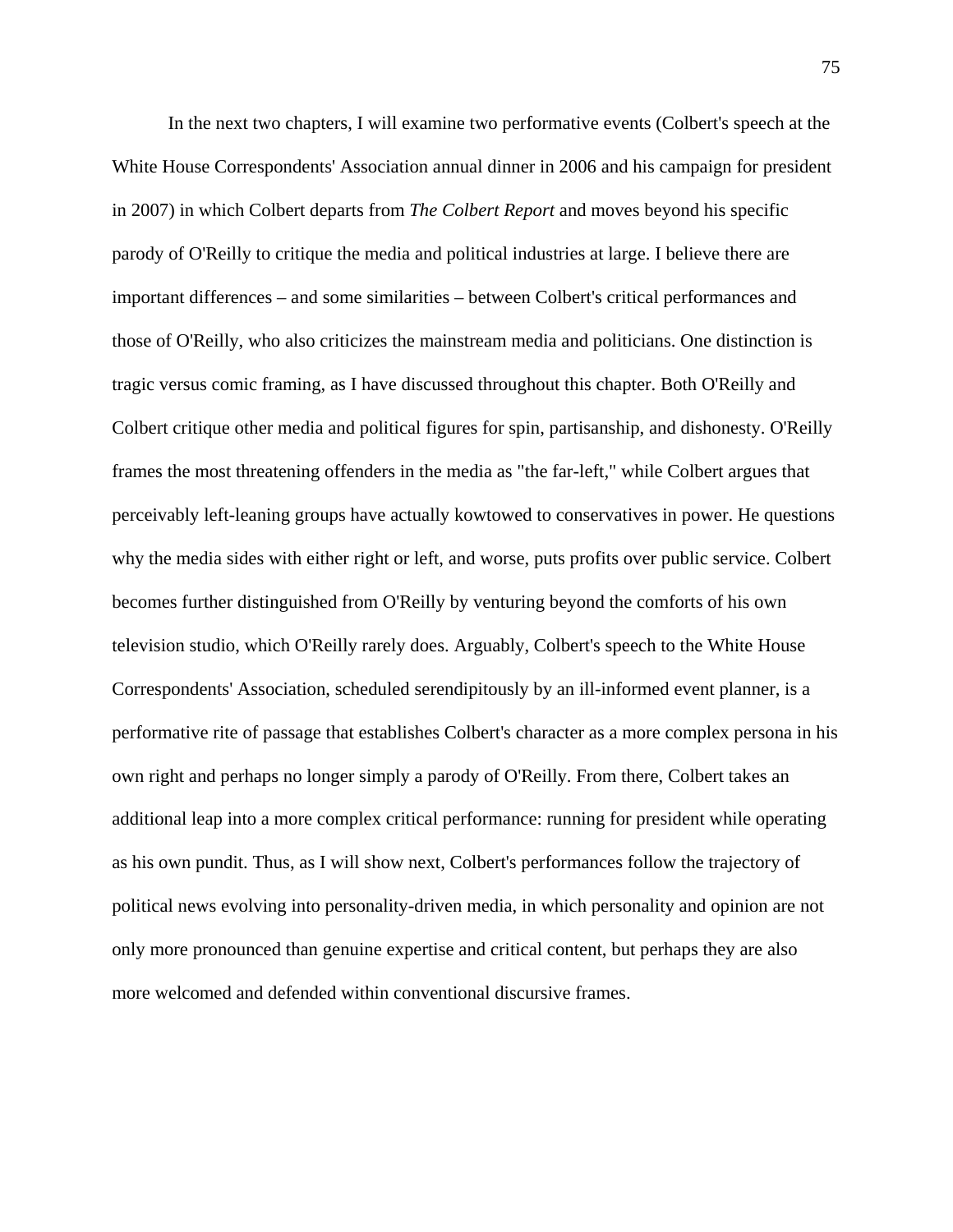In the next two chapters, I will examine two performative events (Colbert's speech at the White House Correspondents' Association annual dinner in 2006 and his campaign for president in 2007) in which Colbert departs from *The Colbert Report* and moves beyond his specific parody of O'Reilly to critique the media and political industries at large. I believe there are important differences – and some similarities – between Colbert's critical performances and those of O'Reilly, who also criticizes the mainstream media and politicians. One distinction is tragic versus comic framing, as I have discussed throughout this chapter. Both O'Reilly and Colbert critique other media and political figures for spin, partisanship, and dishonesty. O'Reilly frames the most threatening offenders in the media as "the far-left," while Colbert argues that perceivably left-leaning groups have actually kowtowed to conservatives in power. He questions why the media sides with either right or left, and worse, puts profits over public service. Colbert becomes further distinguished from O'Reilly by venturing beyond the comforts of his own television studio, which O'Reilly rarely does. Arguably, Colbert's speech to the White House Correspondents' Association, scheduled serendipitously by an ill-informed event planner, is a performative rite of passage that establishes Colbert's character as a more complex persona in his own right and perhaps no longer simply a parody of O'Reilly. From there, Colbert takes an additional leap into a more complex critical performance: running for president while operating as his own pundit. Thus, as I will show next, Colbert's performances follow the trajectory of political news evolving into personality-driven media, in which personality and opinion are not only more pronounced than genuine expertise and critical content, but perhaps they are also more welcomed and defended within conventional discursive frames.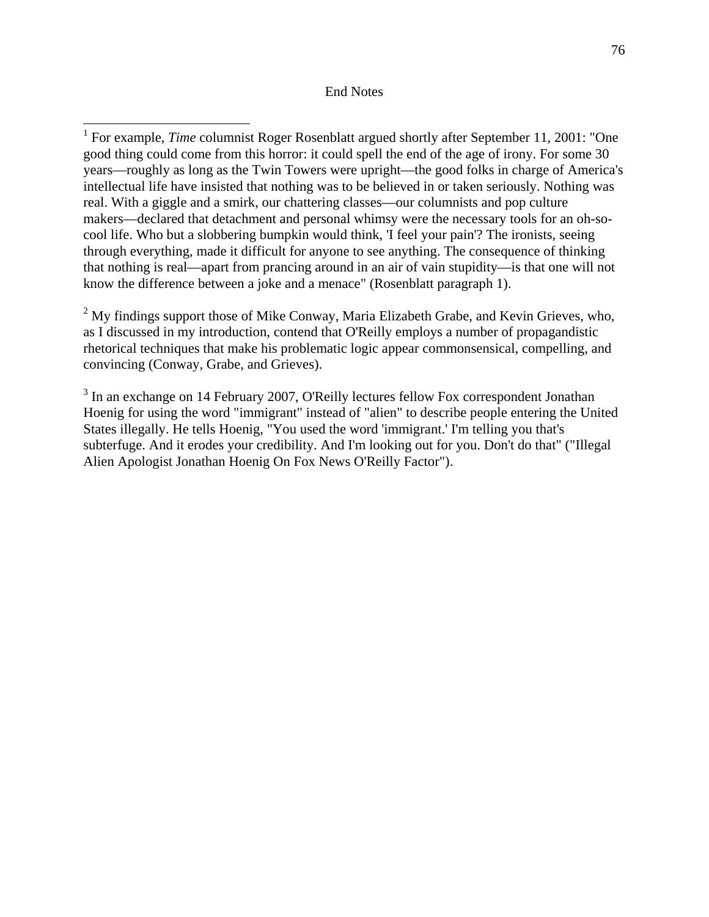## End Notes

[1] For example, *Time* columnist Roger Rosenblatt argued shortly after September 11, 2001: "One good thing could come from this horror: it could spell the end of the age of irony. For some 30 years—roughly as long as the Twin Towers were upright—the good folks in charge of America's intellectual life have insisted that nothing was to be believed in or taken seriously. Nothing was real. With a giggle and a smirk, our chattering classes—our columnists and pop culture makers—declared that detachment and personal whimsy were the necessary tools for an oh-so-cool life. Who but a slobbering bumpkin would think, 'I feel your pain'? The ironists, seeing through everything, made it difficult for anyone to see anything. The consequence of thinking that nothing is real—apart from prancing around in an air of vain stupidity—is that one will not know the difference between a joke and a menace" (Rosenblatt paragraph 1).

[2] My findings support those of Mike Conway, Maria Elizabeth Grabe, and Kevin Grieves, who, as I discussed in my introduction, contend that O'Reilly employs a number of propagandistic rhetorical techniques that make his problematic logic appear commonsensical, compelling, and convincing (Conway, Grabe, and Grieves).

[3] In an exchange on 14 February 2007, O'Reilly lectures fellow Fox correspondent Jonathan Hoenig for using the word "immigrant" instead of "alien" to describe people entering the United States illegally. He tells Hoenig, "You used the word 'immigrant.' I'm telling you that's subterfuge. And it erodes your credibility. And I'm looking out for you. Don't do that" ("Illegal Alien Apologist Jonathan Hoenig On Fox News O'Reilly Factor").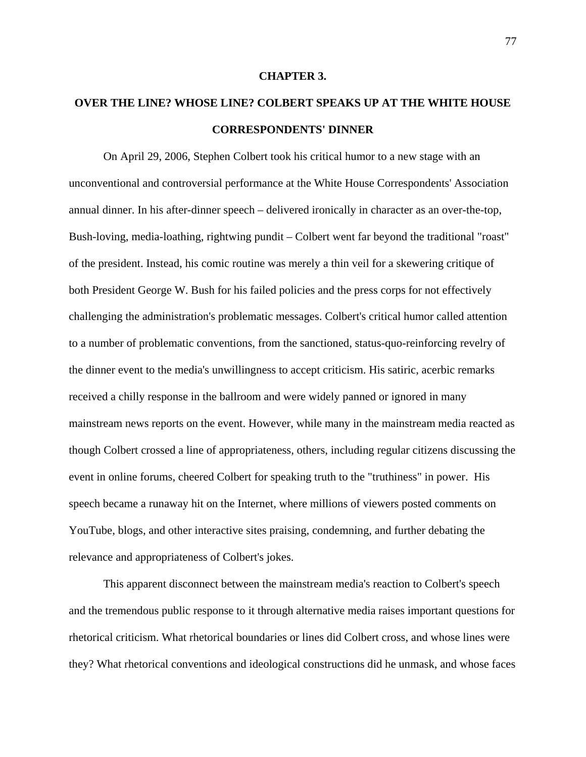# CHAPTER 3.

## OVER THE LINE? WHOSE LINE? COLBERT SPEAKS UP AT THE WHITE HOUSE CORRESPONDENTS' DINNER

On April 29, 2006, Stephen Colbert took his critical humor to a new stage with an unconventional and controversial performance at the White House Correspondents' Association annual dinner. In his after-dinner speech – delivered ironically in character as an over-the-top, Bush-loving, media-loathing, rightwing pundit – Colbert went far beyond the traditional "roast" of the president. Instead, his comic routine was merely a thin veil for a skewering critique of both President George W. Bush for his failed policies and the press corps for not effectively challenging the administration's problematic messages. Colbert's critical humor called attention to a number of problematic conventions, from the sanctioned, status-quo-reinforcing revelry of the dinner event to the media's unwillingness to accept criticism. His satiric, acerbic remarks received a chilly response in the ballroom and were widely panned or ignored in many mainstream news reports on the event. However, while many in the mainstream media reacted as though Colbert crossed a line of appropriateness, others, including regular citizens discussing the event in online forums, cheered Colbert for speaking truth to the "truthiness" in power. His speech became a runaway hit on the Internet, where millions of viewers posted comments on YouTube, blogs, and other interactive sites praising, condemning, and further debating the relevance and appropriateness of Colbert's jokes.

This apparent disconnect between the mainstream media's reaction to Colbert's speech and the tremendous public response to it through alternative media raises important questions for rhetorical criticism. What rhetorical boundaries or lines did Colbert cross, and whose lines were they? What rhetorical conventions and ideological constructions did he unmask, and whose faces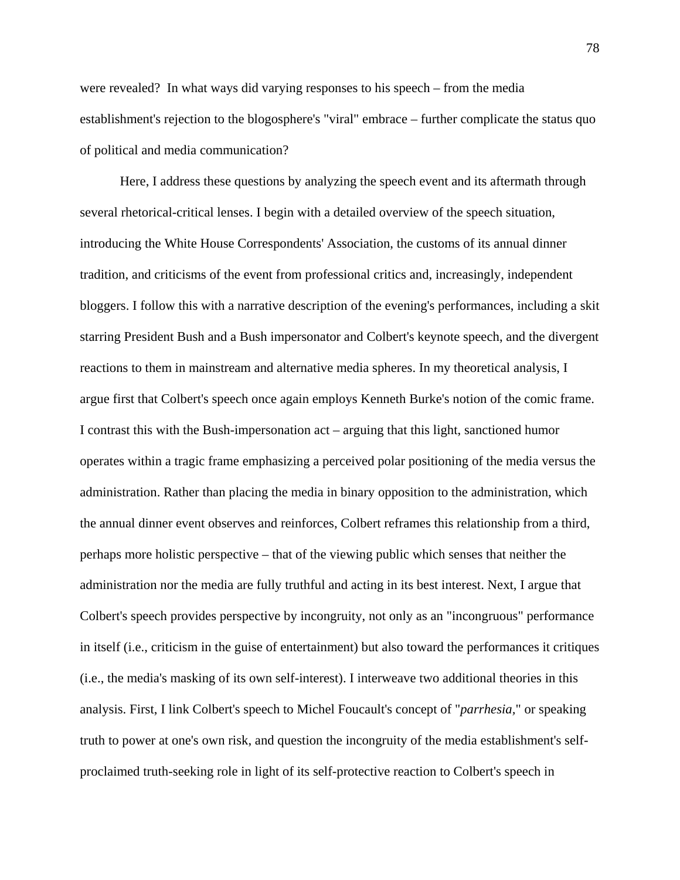were revealed? In what ways did varying responses to his speech – from the media establishment's rejection to the blogosphere's "viral" embrace – further complicate the status quo of political and media communication?

Here, I address these questions by analyzing the speech event and its aftermath through several rhetorical-critical lenses. I begin with a detailed overview of the speech situation, introducing the White House Correspondents' Association, the customs of its annual dinner tradition, and criticisms of the event from professional critics and, increasingly, independent bloggers. I follow this with a narrative description of the evening's performances, including a skit starring President Bush and a Bush impersonator and Colbert's keynote speech, and the divergent reactions to them in mainstream and alternative media spheres. In my theoretical analysis, I argue first that Colbert's speech once again employs Kenneth Burke's notion of the comic frame. I contrast this with the Bush-impersonation act – arguing that this light, sanctioned humor operates within a tragic frame emphasizing a perceived polar positioning of the media versus the administration. Rather than placing the media in binary opposition to the administration, which the annual dinner event observes and reinforces, Colbert reframes this relationship from a third, perhaps more holistic perspective – that of the viewing public which senses that neither the administration nor the media are fully truthful and acting in its best interest. Next, I argue that Colbert's speech provides perspective by incongruity, not only as an "incongruous" performance in itself (i.e., criticism in the guise of entertainment) but also toward the performances it critiques (i.e., the media's masking of its own self-interest). I interweave two additional theories in this analysis. First, I link Colbert's speech to Michel Foucault's concept of "*parrhesia*," or speaking truth to power at one's own risk, and question the incongruity of the media establishment's self-proclaimed truth-seeking role in light of its self-protective reaction to Colbert's speech in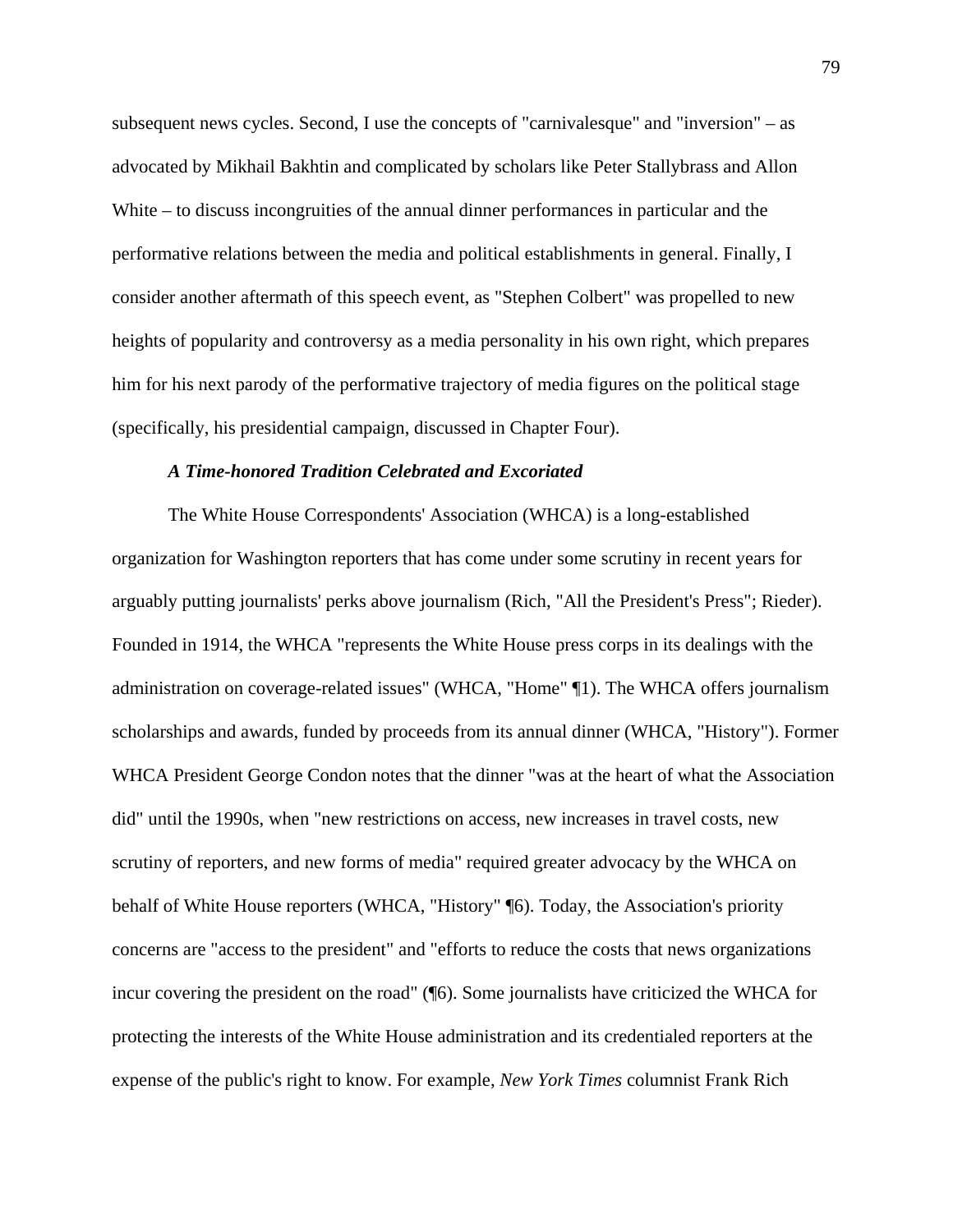subsequent news cycles. Second, I use the concepts of "carnivalesque" and "inversion" – as advocated by Mikhail Bakhtin and complicated by scholars like Peter Stallybrass and Allon White – to discuss incongruities of the annual dinner performances in particular and the performative relations between the media and political establishments in general. Finally, I consider another aftermath of this speech event, as "Stephen Colbert" was propelled to new heights of popularity and controversy as a media personality in his own right, which prepares him for his next parody of the performative trajectory of media figures on the political stage (specifically, his presidential campaign, discussed in Chapter Four).

***A Time-honored Tradition Celebrated and Excoriated***

The White House Correspondents' Association (WHCA) is a long-established organization for Washington reporters that has come under some scrutiny in recent years for arguably putting journalists' perks above journalism (Rich, "All the President's Press"; Rieder). Founded in 1914, the WHCA "represents the White House press corps in its dealings with the administration on coverage-related issues" (WHCA, "Home" ¶1). The WHCA offers journalism scholarships and awards, funded by proceeds from its annual dinner (WHCA, "History"). Former WHCA President George Condon notes that the dinner "was at the heart of what the Association did" until the 1990s, when "new restrictions on access, new increases in travel costs, new scrutiny of reporters, and new forms of media" required greater advocacy by the WHCA on behalf of White House reporters (WHCA, "History" ¶6). Today, the Association's priority concerns are "access to the president" and "efforts to reduce the costs that news organizations incur covering the president on the road" (¶6). Some journalists have criticized the WHCA for protecting the interests of the White House administration and its credentialed reporters at the expense of the public's right to know. For example, *New York Times* columnist Frank Rich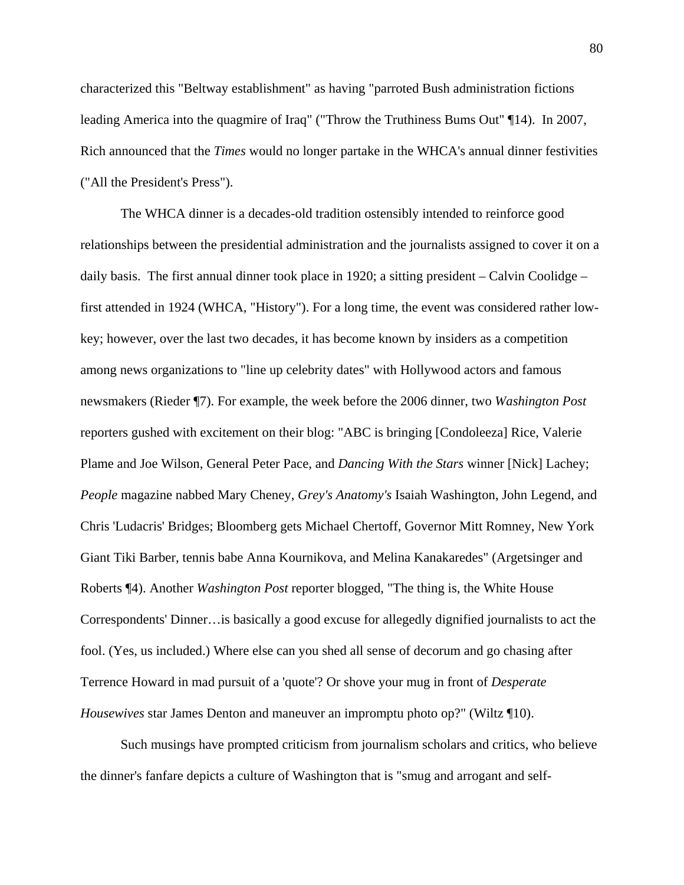characterized this "Beltway establishment" as having "parroted Bush administration fictions leading America into the quagmire of Iraq" ("Throw the Truthiness Bums Out" ¶14). In 2007, Rich announced that the *Times* would no longer partake in the WHCA's annual dinner festivities ("All the President's Press").

The WHCA dinner is a decades-old tradition ostensibly intended to reinforce good relationships between the presidential administration and the journalists assigned to cover it on a daily basis. The first annual dinner took place in 1920; a sitting president – Calvin Coolidge – first attended in 1924 (WHCA, "History"). For a long time, the event was considered rather low-key; however, over the last two decades, it has become known by insiders as a competition among news organizations to "line up celebrity dates" with Hollywood actors and famous newsmakers (Rieder ¶7). For example, the week before the 2006 dinner, two *Washington Post* reporters gushed with excitement on their blog: "ABC is bringing [Condoleeza] Rice, Valerie Plame and Joe Wilson, General Peter Pace, and *Dancing With the Stars* winner [Nick] Lachey; *People* magazine nabbed Mary Cheney, *Grey's Anatomy's* Isaiah Washington, John Legend, and Chris 'Ludacris' Bridges; Bloomberg gets Michael Chertoff, Governor Mitt Romney, New York Giant Tiki Barber, tennis babe Anna Kournikova, and Melina Kanakaredes" (Argetsinger and Roberts ¶4). Another *Washington Post* reporter blogged, "The thing is, the White House Correspondents' Dinner…is basically a good excuse for allegedly dignified journalists to act the fool. (Yes, us included.) Where else can you shed all sense of decorum and go chasing after Terrence Howard in mad pursuit of a 'quote'? Or shove your mug in front of *Desperate Housewives* star James Denton and maneuver an impromptu photo op?" (Wiltz ¶10).

Such musings have prompted criticism from journalism scholars and critics, who believe the dinner's fanfare depicts a culture of Washington that is "smug and arrogant and self-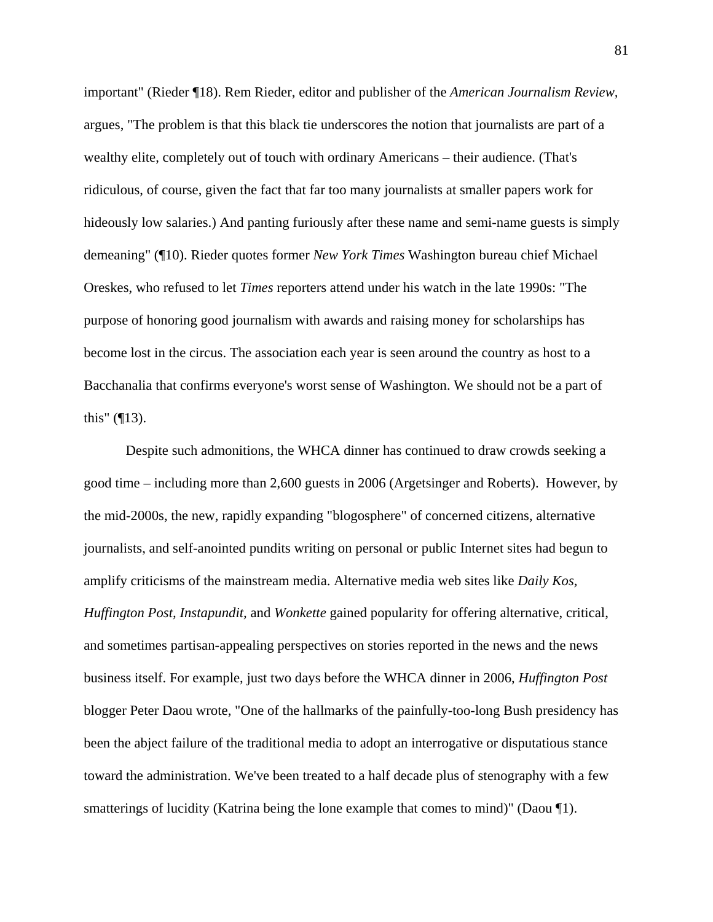important" (Rieder ¶18). Rem Rieder, editor and publisher of the *American Journalism Review,* argues, "The problem is that this black tie underscores the notion that journalists are part of a wealthy elite, completely out of touch with ordinary Americans – their audience. (That's ridiculous, of course, given the fact that far too many journalists at smaller papers work for hideously low salaries.) And panting furiously after these name and semi-name guests is simply demeaning" (¶10). Rieder quotes former *New York Times* Washington bureau chief Michael Oreskes, who refused to let *Times* reporters attend under his watch in the late 1990s: "The purpose of honoring good journalism with awards and raising money for scholarships has become lost in the circus. The association each year is seen around the country as host to a Bacchanalia that confirms everyone's worst sense of Washington. We should not be a part of this" (¶13).

Despite such admonitions, the WHCA dinner has continued to draw crowds seeking a good time – including more than 2,600 guests in 2006 (Argetsinger and Roberts). However, by the mid-2000s, the new, rapidly expanding "blogosphere" of concerned citizens, alternative journalists, and self-anointed pundits writing on personal or public Internet sites had begun to amplify criticisms of the mainstream media. Alternative media web sites like *Daily Kos, Huffington Post, Instapundit,* and *Wonkette* gained popularity for offering alternative, critical, and sometimes partisan-appealing perspectives on stories reported in the news and the news business itself. For example, just two days before the WHCA dinner in 2006, *Huffington Post* blogger Peter Daou wrote, "One of the hallmarks of the painfully-too-long Bush presidency has been the abject failure of the traditional media to adopt an interrogative or disputatious stance toward the administration. We've been treated to a half decade plus of stenography with a few smatterings of lucidity (Katrina being the lone example that comes to mind)" (Daou ¶1).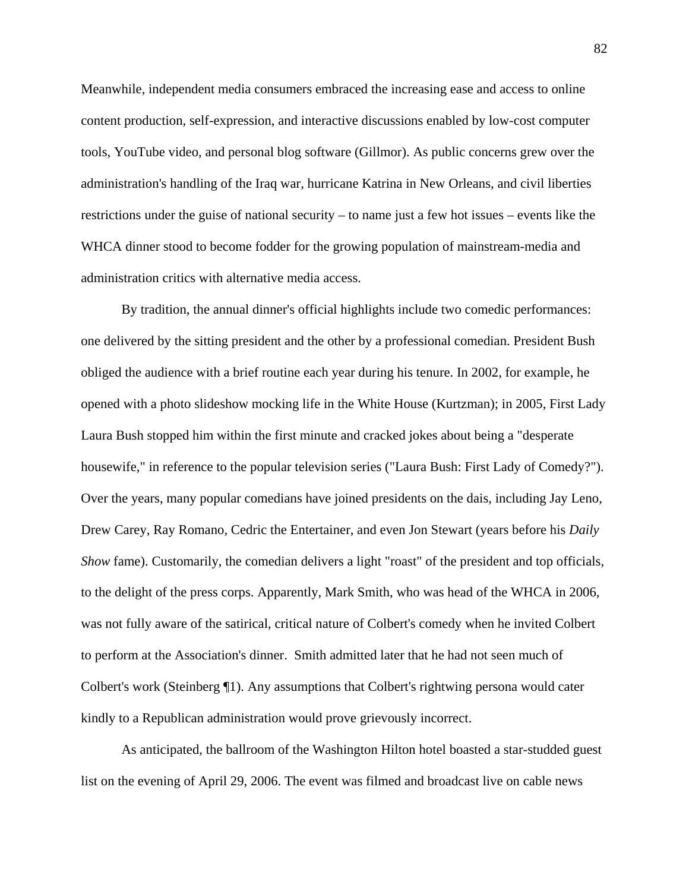Meanwhile, independent media consumers embraced the increasing ease and access to online content production, self-expression, and interactive discussions enabled by low-cost computer tools, YouTube video, and personal blog software (Gillmor). As public concerns grew over the administration's handling of the Iraq war, hurricane Katrina in New Orleans, and civil liberties restrictions under the guise of national security – to name just a few hot issues – events like the WHCA dinner stood to become fodder for the growing population of mainstream-media and administration critics with alternative media access.

By tradition, the annual dinner's official highlights include two comedic performances: one delivered by the sitting president and the other by a professional comedian. President Bush obliged the audience with a brief routine each year during his tenure. In 2002, for example, he opened with a photo slideshow mocking life in the White House (Kurtzman); in 2005, First Lady Laura Bush stopped him within the first minute and cracked jokes about being a "desperate housewife," in reference to the popular television series ("Laura Bush: First Lady of Comedy?"). Over the years, many popular comedians have joined presidents on the dais, including Jay Leno, Drew Carey, Ray Romano, Cedric the Entertainer, and even Jon Stewart (years before his *Daily Show* fame). Customarily, the comedian delivers a light "roast" of the president and top officials, to the delight of the press corps. Apparently, Mark Smith, who was head of the WHCA in 2006, was not fully aware of the satirical, critical nature of Colbert's comedy when he invited Colbert to perform at the Association's dinner. Smith admitted later that he had not seen much of Colbert's work (Steinberg ¶1). Any assumptions that Colbert's rightwing persona would cater kindly to a Republican administration would prove grievously incorrect.

As anticipated, the ballroom of the Washington Hilton hotel boasted a star-studded guest list on the evening of April 29, 2006. The event was filmed and broadcast live on cable news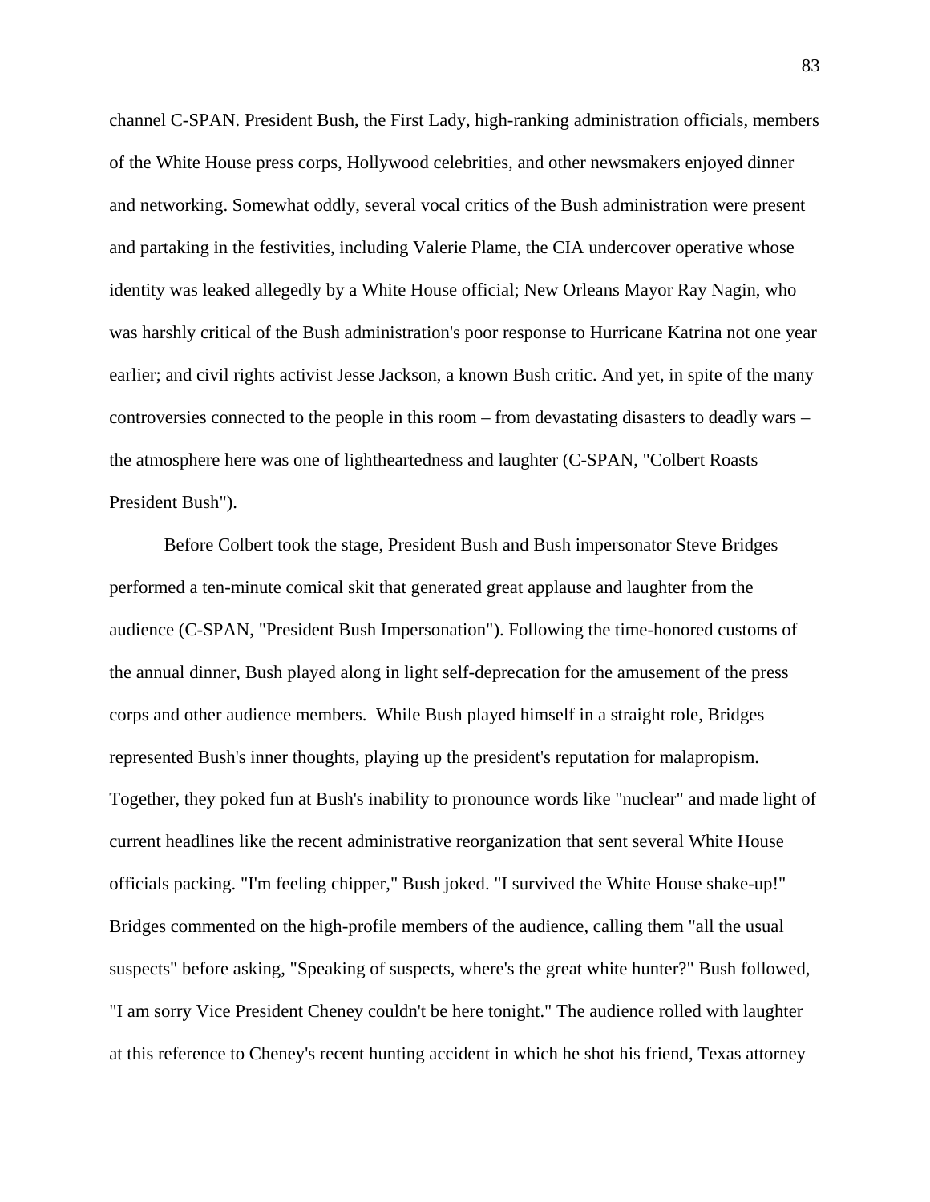channel C-SPAN. President Bush, the First Lady, high-ranking administration officials, members of the White House press corps, Hollywood celebrities, and other newsmakers enjoyed dinner and networking. Somewhat oddly, several vocal critics of the Bush administration were present and partaking in the festivities, including Valerie Plame, the CIA undercover operative whose identity was leaked allegedly by a White House official; New Orleans Mayor Ray Nagin, who was harshly critical of the Bush administration's poor response to Hurricane Katrina not one year earlier; and civil rights activist Jesse Jackson, a known Bush critic. And yet, in spite of the many controversies connected to the people in this room – from devastating disasters to deadly wars – the atmosphere here was one of lightheartedness and laughter (C-SPAN, "Colbert Roasts President Bush").

Before Colbert took the stage, President Bush and Bush impersonator Steve Bridges performed a ten-minute comical skit that generated great applause and laughter from the audience (C-SPAN, "President Bush Impersonation"). Following the time-honored customs of the annual dinner, Bush played along in light self-deprecation for the amusement of the press corps and other audience members. While Bush played himself in a straight role, Bridges represented Bush's inner thoughts, playing up the president's reputation for malapropism. Together, they poked fun at Bush's inability to pronounce words like "nuclear" and made light of current headlines like the recent administrative reorganization that sent several White House officials packing. "I'm feeling chipper," Bush joked. "I survived the White House shake-up!" Bridges commented on the high-profile members of the audience, calling them "all the usual suspects" before asking, "Speaking of suspects, where's the great white hunter?" Bush followed, "I am sorry Vice President Cheney couldn't be here tonight." The audience rolled with laughter at this reference to Cheney's recent hunting accident in which he shot his friend, Texas attorney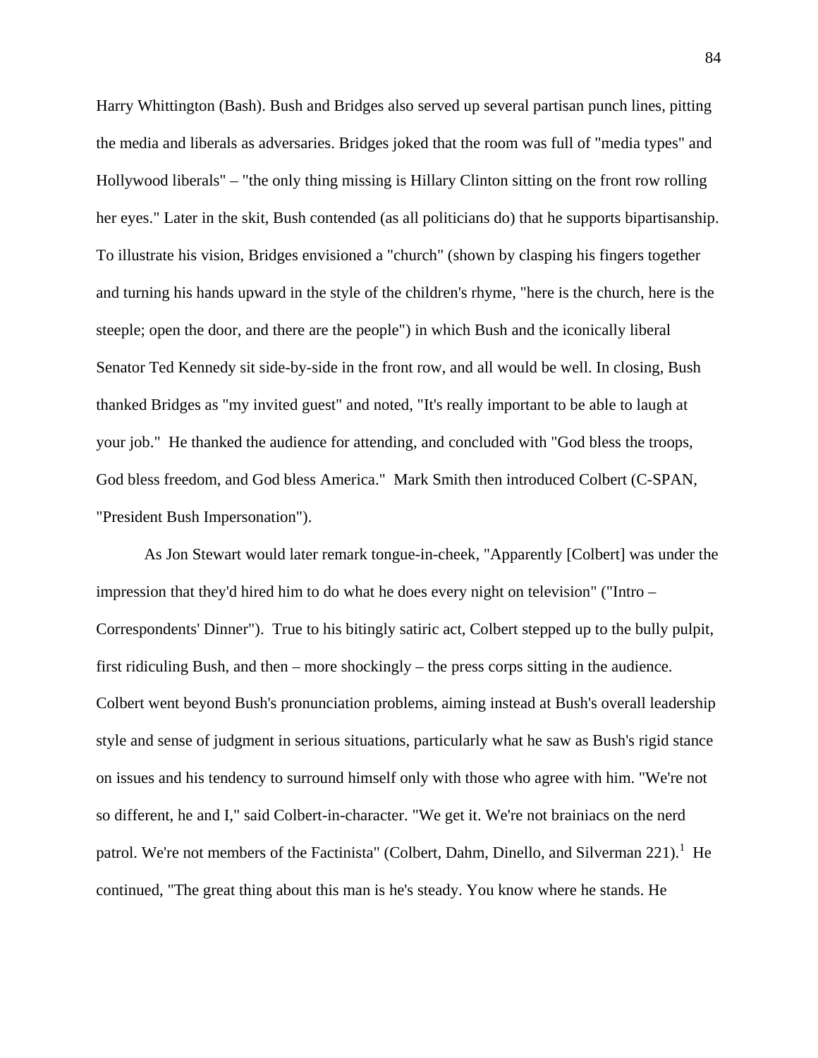Harry Whittington (Bash). Bush and Bridges also served up several partisan punch lines, pitting the media and liberals as adversaries. Bridges joked that the room was full of "media types" and Hollywood liberals" – "the only thing missing is Hillary Clinton sitting on the front row rolling her eyes." Later in the skit, Bush contended (as all politicians do) that he supports bipartisanship. To illustrate his vision, Bridges envisioned a "church" (shown by clasping his fingers together and turning his hands upward in the style of the children's rhyme, "here is the church, here is the steeple; open the door, and there are the people") in which Bush and the iconically liberal Senator Ted Kennedy sit side-by-side in the front row, and all would be well. In closing, Bush thanked Bridges as "my invited guest" and noted, "It's really important to be able to laugh at your job." He thanked the audience for attending, and concluded with "God bless the troops, God bless freedom, and God bless America." Mark Smith then introduced Colbert (C-SPAN, "President Bush Impersonation").

As Jon Stewart would later remark tongue-in-cheek, "Apparently [Colbert] was under the impression that they'd hired him to do what he does every night on television" ("Intro – Correspondents' Dinner"). True to his bitingly satiric act, Colbert stepped up to the bully pulpit, first ridiculing Bush, and then – more shockingly – the press corps sitting in the audience. Colbert went beyond Bush's pronunciation problems, aiming instead at Bush's overall leadership style and sense of judgment in serious situations, particularly what he saw as Bush's rigid stance on issues and his tendency to surround himself only with those who agree with him. "We're not so different, he and I," said Colbert-in-character. "We get it. We're not brainiacs on the nerd patrol. We're not members of the Factinista" (Colbert, Dahm, Dinello, and Silverman 221).[1] He continued, "The great thing about this man is he's steady. You know where he stands. He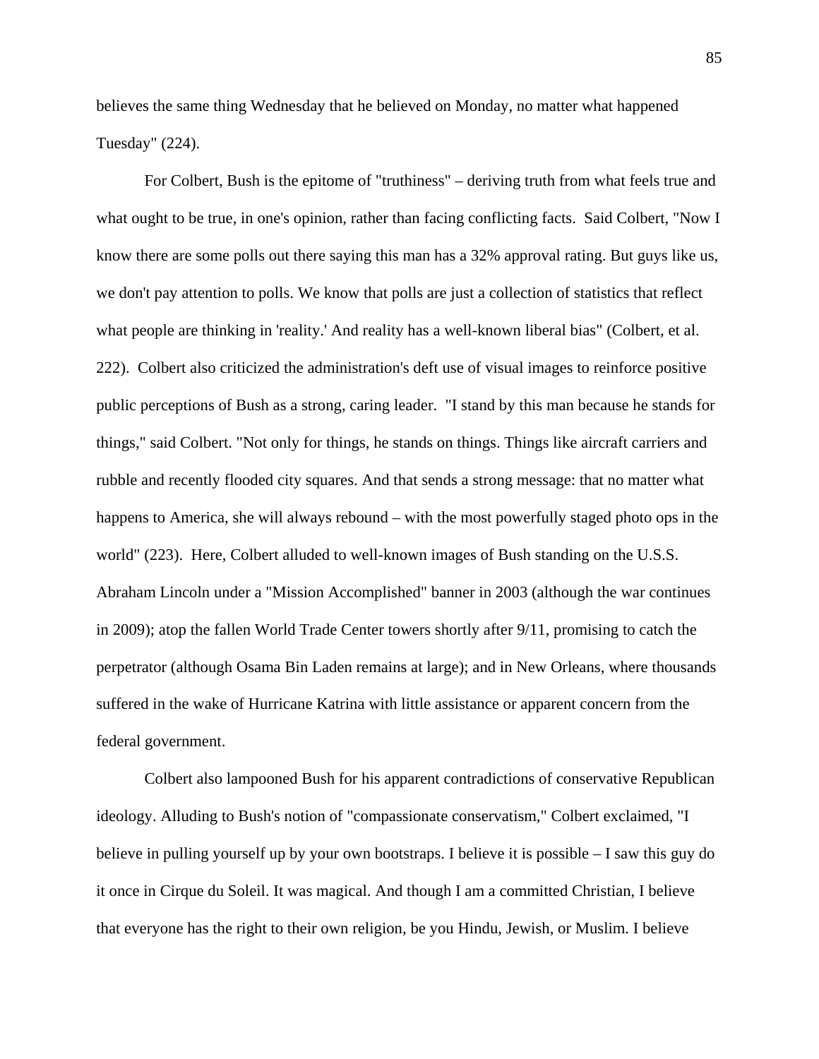believes the same thing Wednesday that he believed on Monday, no matter what happened Tuesday" (224).

For Colbert, Bush is the epitome of "truthiness" – deriving truth from what feels true and what ought to be true, in one's opinion, rather than facing conflicting facts. Said Colbert, "Now I know there are some polls out there saying this man has a 32% approval rating. But guys like us, we don't pay attention to polls. We know that polls are just a collection of statistics that reflect what people are thinking in 'reality.' And reality has a well-known liberal bias" (Colbert, et al. 222). Colbert also criticized the administration's deft use of visual images to reinforce positive public perceptions of Bush as a strong, caring leader. "I stand by this man because he stands for things," said Colbert. "Not only for things, he stands on things. Things like aircraft carriers and rubble and recently flooded city squares. And that sends a strong message: that no matter what happens to America, she will always rebound – with the most powerfully staged photo ops in the world" (223). Here, Colbert alluded to well-known images of Bush standing on the U.S.S. Abraham Lincoln under a "Mission Accomplished" banner in 2003 (although the war continues in 2009); atop the fallen World Trade Center towers shortly after 9/11, promising to catch the perpetrator (although Osama Bin Laden remains at large); and in New Orleans, where thousands suffered in the wake of Hurricane Katrina with little assistance or apparent concern from the federal government.

Colbert also lampooned Bush for his apparent contradictions of conservative Republican ideology. Alluding to Bush's notion of "compassionate conservatism," Colbert exclaimed, "I believe in pulling yourself up by your own bootstraps. I believe it is possible – I saw this guy do it once in Cirque du Soleil. It was magical. And though I am a committed Christian, I believe that everyone has the right to their own religion, be you Hindu, Jewish, or Muslim. I believe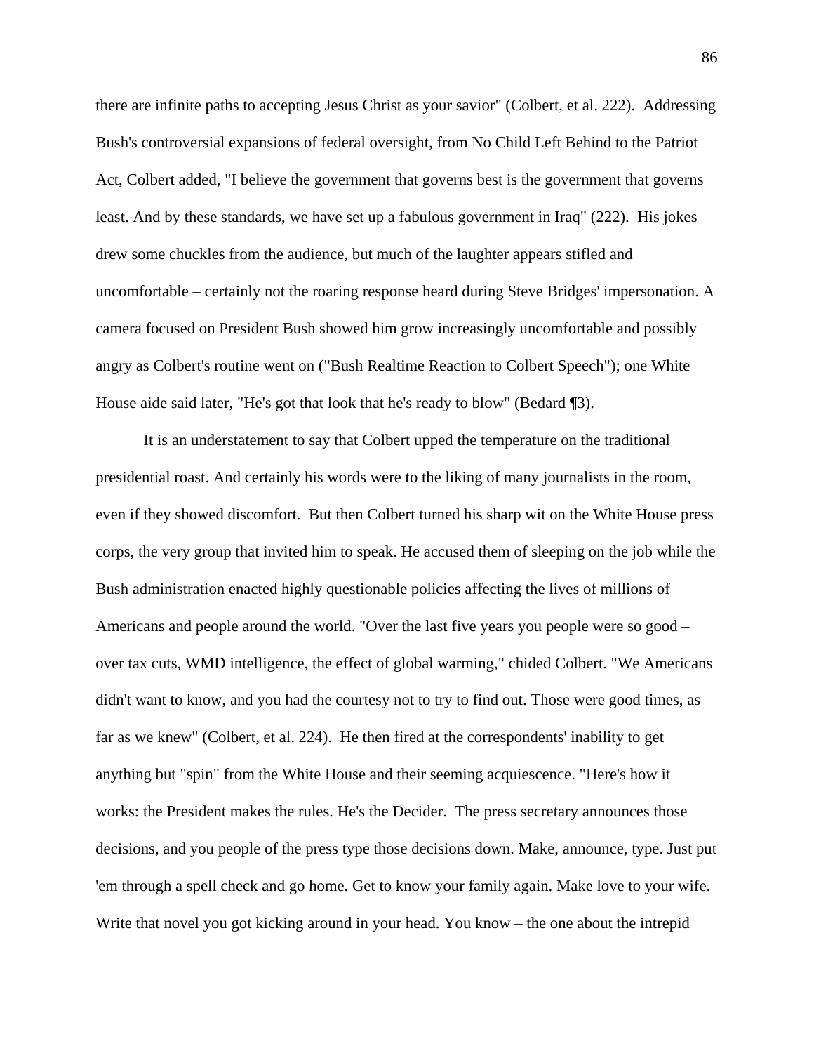there are infinite paths to accepting Jesus Christ as your savior" (Colbert, et al. 222). Addressing Bush's controversial expansions of federal oversight, from No Child Left Behind to the Patriot Act, Colbert added, "I believe the government that governs best is the government that governs least. And by these standards, we have set up a fabulous government in Iraq" (222). His jokes drew some chuckles from the audience, but much of the laughter appears stifled and uncomfortable – certainly not the roaring response heard during Steve Bridges' impersonation. A camera focused on President Bush showed him grow increasingly uncomfortable and possibly angry as Colbert's routine went on ("Bush Realtime Reaction to Colbert Speech"); one White House aide said later, "He's got that look that he's ready to blow" (Bedard ¶3).

It is an understatement to say that Colbert upped the temperature on the traditional presidential roast. And certainly his words were to the liking of many journalists in the room, even if they showed discomfort. But then Colbert turned his sharp wit on the White House press corps, the very group that invited him to speak. He accused them of sleeping on the job while the Bush administration enacted highly questionable policies affecting the lives of millions of Americans and people around the world. "Over the last five years you people were so good – over tax cuts, WMD intelligence, the effect of global warming," chided Colbert. "We Americans didn't want to know, and you had the courtesy not to try to find out. Those were good times, as far as we knew" (Colbert, et al. 224). He then fired at the correspondents' inability to get anything but "spin" from the White House and their seeming acquiescence. "Here's how it works: the President makes the rules. He's the Decider. The press secretary announces those decisions, and you people of the press type those decisions down. Make, announce, type. Just put 'em through a spell check and go home. Get to know your family again. Make love to your wife. Write that novel you got kicking around in your head. You know – the one about the intrepid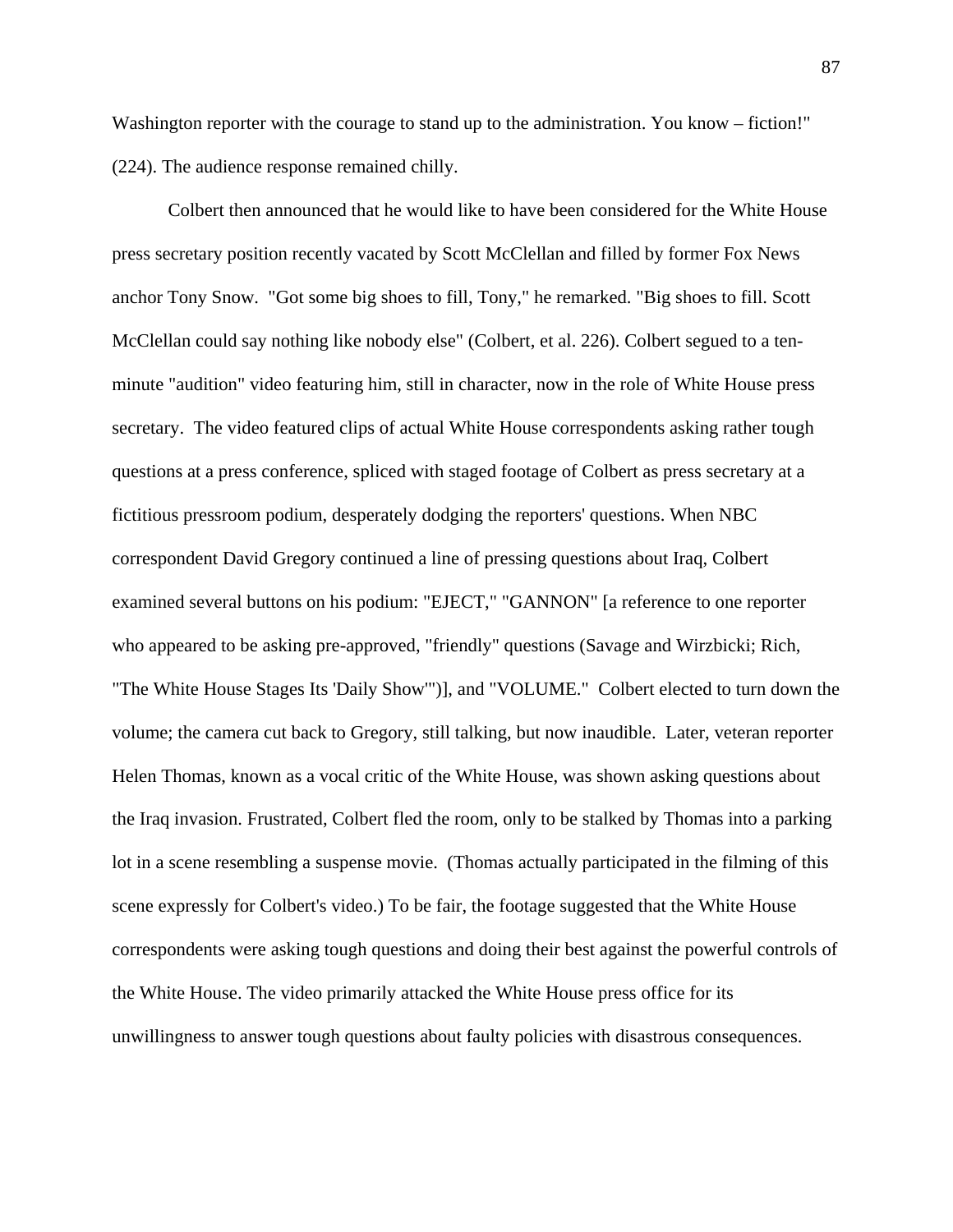Washington reporter with the courage to stand up to the administration. You know – fiction!" (224). The audience response remained chilly.

Colbert then announced that he would like to have been considered for the White House press secretary position recently vacated by Scott McClellan and filled by former Fox News anchor Tony Snow. "Got some big shoes to fill, Tony," he remarked. "Big shoes to fill. Scott McClellan could say nothing like nobody else" (Colbert, et al. 226). Colbert segued to a ten-minute "audition" video featuring him, still in character, now in the role of White House press secretary. The video featured clips of actual White House correspondents asking rather tough questions at a press conference, spliced with staged footage of Colbert as press secretary at a fictitious pressroom podium, desperately dodging the reporters' questions. When NBC correspondent David Gregory continued a line of pressing questions about Iraq, Colbert examined several buttons on his podium: "EJECT," "GANNON" [a reference to one reporter who appeared to be asking pre-approved, "friendly" questions (Savage and Wirzbicki; Rich, "The White House Stages Its 'Daily Show'")], and "VOLUME." Colbert elected to turn down the volume; the camera cut back to Gregory, still talking, but now inaudible. Later, veteran reporter Helen Thomas, known as a vocal critic of the White House, was shown asking questions about the Iraq invasion. Frustrated, Colbert fled the room, only to be stalked by Thomas into a parking lot in a scene resembling a suspense movie. (Thomas actually participated in the filming of this scene expressly for Colbert's video.) To be fair, the footage suggested that the White House correspondents were asking tough questions and doing their best against the powerful controls of the White House. The video primarily attacked the White House press office for its unwillingness to answer tough questions about faulty policies with disastrous consequences.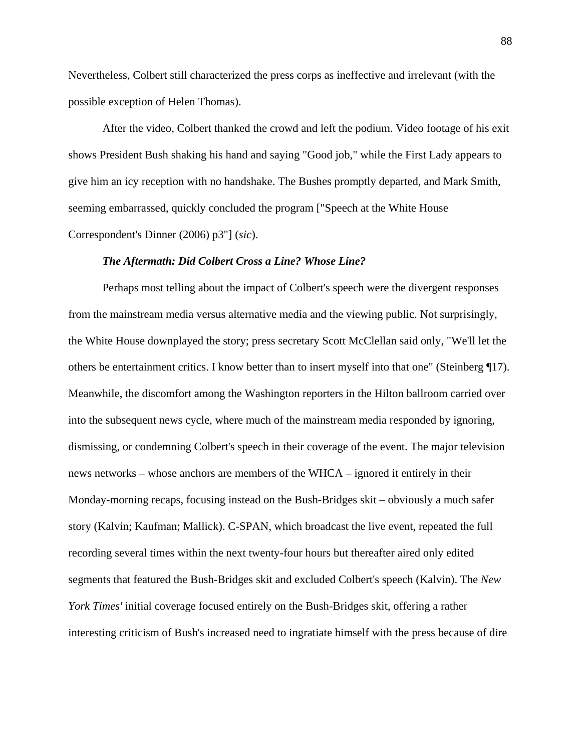Nevertheless, Colbert still characterized the press corps as ineffective and irrelevant (with the possible exception of Helen Thomas).

After the video, Colbert thanked the crowd and left the podium. Video footage of his exit shows President Bush shaking his hand and saying "Good job," while the First Lady appears to give him an icy reception with no handshake. The Bushes promptly departed, and Mark Smith, seeming embarrassed, quickly concluded the program ["Speech at the White House Correspondent's Dinner (2006) p3"] (*sic*).

### *The Aftermath: Did Colbert Cross a Line? Whose Line?*

Perhaps most telling about the impact of Colbert's speech were the divergent responses from the mainstream media versus alternative media and the viewing public. Not surprisingly, the White House downplayed the story; press secretary Scott McClellan said only, "We'll let the others be entertainment critics. I know better than to insert myself into that one" (Steinberg ¶17). Meanwhile, the discomfort among the Washington reporters in the Hilton ballroom carried over into the subsequent news cycle, where much of the mainstream media responded by ignoring, dismissing, or condemning Colbert's speech in their coverage of the event. The major television news networks – whose anchors are members of the WHCA – ignored it entirely in their Monday-morning recaps, focusing instead on the Bush-Bridges skit – obviously a much safer story (Kalvin; Kaufman; Mallick). C-SPAN, which broadcast the live event, repeated the full recording several times within the next twenty-four hours but thereafter aired only edited segments that featured the Bush-Bridges skit and excluded Colbert's speech (Kalvin). The *New York Times'* initial coverage focused entirely on the Bush-Bridges skit, offering a rather interesting criticism of Bush's increased need to ingratiate himself with the press because of dire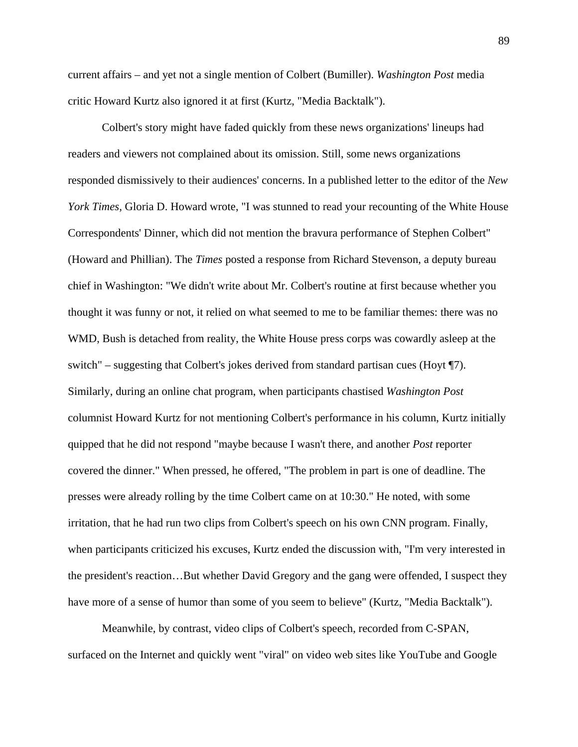current affairs – and yet not a single mention of Colbert (Bumiller). *Washington Post* media critic Howard Kurtz also ignored it at first (Kurtz, "Media Backtalk").

Colbert's story might have faded quickly from these news organizations' lineups had readers and viewers not complained about its omission. Still, some news organizations responded dismissively to their audiences' concerns. In a published letter to the editor of the *New York Times*, Gloria D. Howard wrote, "I was stunned to read your recounting of the White House Correspondents' Dinner, which did not mention the bravura performance of Stephen Colbert" (Howard and Phillian). The *Times* posted a response from Richard Stevenson, a deputy bureau chief in Washington: "We didn't write about Mr. Colbert's routine at first because whether you thought it was funny or not, it relied on what seemed to me to be familiar themes: there was no WMD, Bush is detached from reality, the White House press corps was cowardly asleep at the switch" – suggesting that Colbert's jokes derived from standard partisan cues (Hoyt ¶7). Similarly, during an online chat program, when participants chastised *Washington Post* columnist Howard Kurtz for not mentioning Colbert's performance in his column, Kurtz initially quipped that he did not respond "maybe because I wasn't there, and another *Post* reporter covered the dinner." When pressed, he offered, "The problem in part is one of deadline. The presses were already rolling by the time Colbert came on at 10:30." He noted, with some irritation, that he had run two clips from Colbert's speech on his own CNN program. Finally, when participants criticized his excuses, Kurtz ended the discussion with, "I'm very interested in the president's reaction…But whether David Gregory and the gang were offended, I suspect they have more of a sense of humor than some of you seem to believe" (Kurtz, "Media Backtalk").

Meanwhile, by contrast, video clips of Colbert's speech, recorded from C-SPAN, surfaced on the Internet and quickly went "viral" on video web sites like YouTube and Google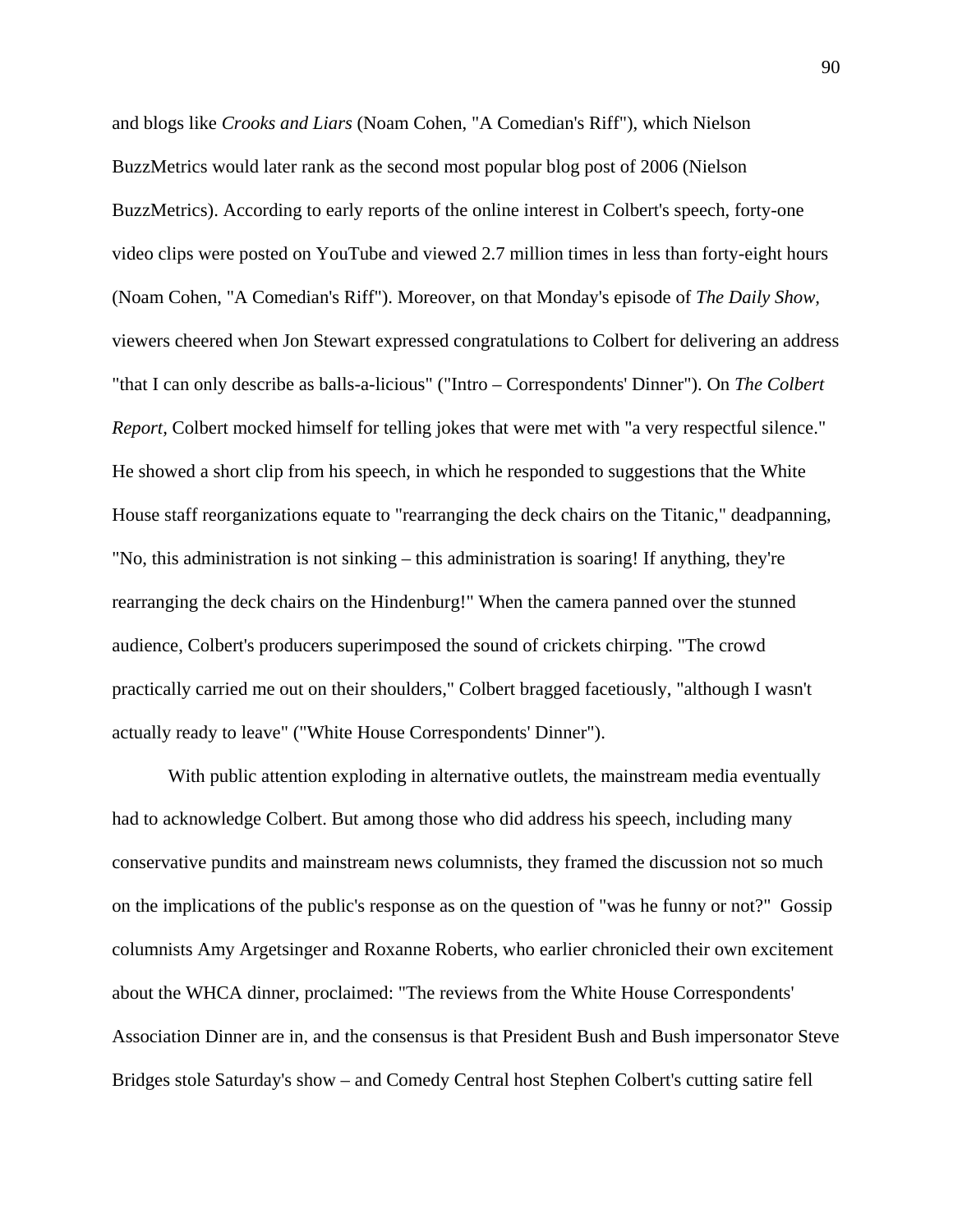and blogs like *Crooks and Liars* (Noam Cohen, "A Comedian's Riff"), which Nielson BuzzMetrics would later rank as the second most popular blog post of 2006 (Nielson BuzzMetrics). According to early reports of the online interest in Colbert's speech, forty-one video clips were posted on YouTube and viewed 2.7 million times in less than forty-eight hours (Noam Cohen, "A Comedian's Riff"). Moreover, on that Monday's episode of *The Daily Show*, viewers cheered when Jon Stewart expressed congratulations to Colbert for delivering an address "that I can only describe as balls-a-licious" ("Intro – Correspondents' Dinner"). On *The Colbert Report*, Colbert mocked himself for telling jokes that were met with "a very respectful silence." He showed a short clip from his speech, in which he responded to suggestions that the White House staff reorganizations equate to "rearranging the deck chairs on the Titanic," deadpanning, "No, this administration is not sinking – this administration is soaring! If anything, they're rearranging the deck chairs on the Hindenburg!" When the camera panned over the stunned audience, Colbert's producers superimposed the sound of crickets chirping. "The crowd practically carried me out on their shoulders," Colbert bragged facetiously, "although I wasn't actually ready to leave" ("White House Correspondents' Dinner").

With public attention exploding in alternative outlets, the mainstream media eventually had to acknowledge Colbert. But among those who did address his speech, including many conservative pundits and mainstream news columnists, they framed the discussion not so much on the implications of the public's response as on the question of "was he funny or not?" Gossip columnists Amy Argetsinger and Roxanne Roberts, who earlier chronicled their own excitement about the WHCA dinner, proclaimed: "The reviews from the White House Correspondents' Association Dinner are in, and the consensus is that President Bush and Bush impersonator Steve Bridges stole Saturday's show – and Comedy Central host Stephen Colbert's cutting satire fell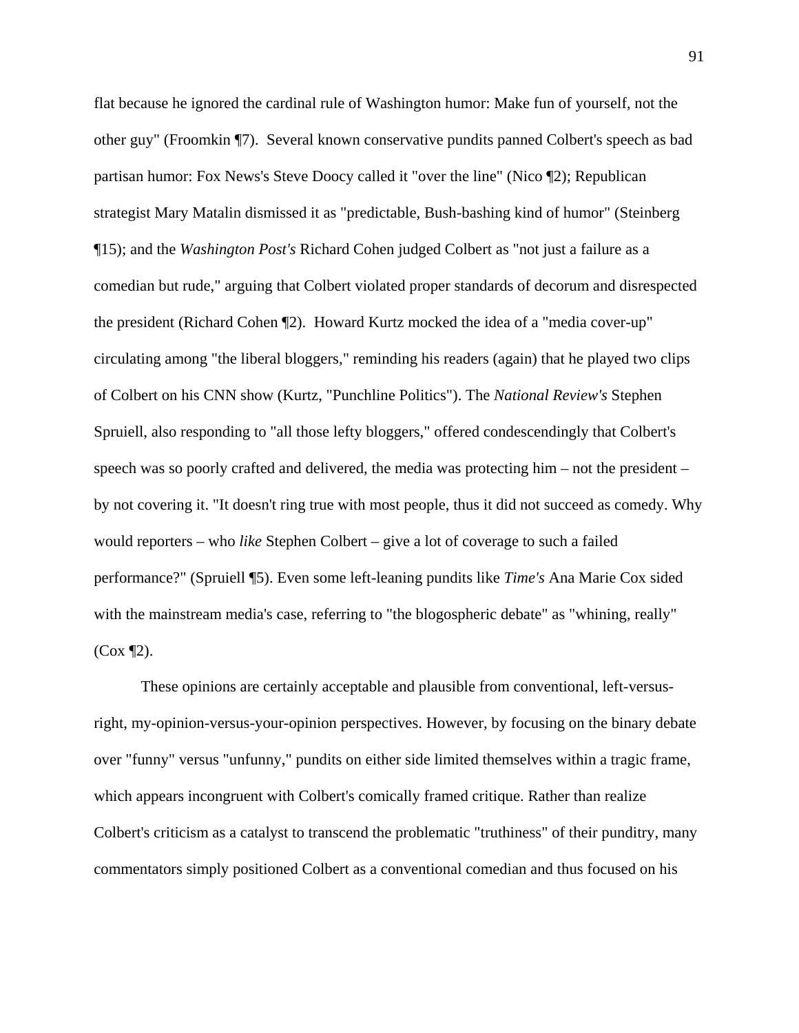flat because he ignored the cardinal rule of Washington humor: Make fun of yourself, not the other guy" (Froomkin ¶7). Several known conservative pundits panned Colbert's speech as bad partisan humor: Fox News's Steve Doocy called it "over the line" (Nico ¶2); Republican strategist Mary Matalin dismissed it as "predictable, Bush-bashing kind of humor" (Steinberg ¶15); and the *Washington Post's* Richard Cohen judged Colbert as "not just a failure as a comedian but rude," arguing that Colbert violated proper standards of decorum and disrespected the president (Richard Cohen ¶2). Howard Kurtz mocked the idea of a "media cover-up" circulating among "the liberal bloggers," reminding his readers (again) that he played two clips of Colbert on his CNN show (Kurtz, "Punchline Politics"). The *National Review's* Stephen Spruiell, also responding to "all those lefty bloggers," offered condescendingly that Colbert's speech was so poorly crafted and delivered, the media was protecting him – not the president – by not covering it. "It doesn't ring true with most people, thus it did not succeed as comedy. Why would reporters – who *like* Stephen Colbert – give a lot of coverage to such a failed performance?" (Spruiell ¶5). Even some left-leaning pundits like *Time's* Ana Marie Cox sided with the mainstream media's case, referring to "the blogospheric debate" as "whining, really" (Cox ¶2).

These opinions are certainly acceptable and plausible from conventional, left-versus-right, my-opinion-versus-your-opinion perspectives. However, by focusing on the binary debate over "funny" versus "unfunny," pundits on either side limited themselves within a tragic frame, which appears incongruent with Colbert's comically framed critique. Rather than realize Colbert's criticism as a catalyst to transcend the problematic "truthiness" of their punditry, many commentators simply positioned Colbert as a conventional comedian and thus focused on his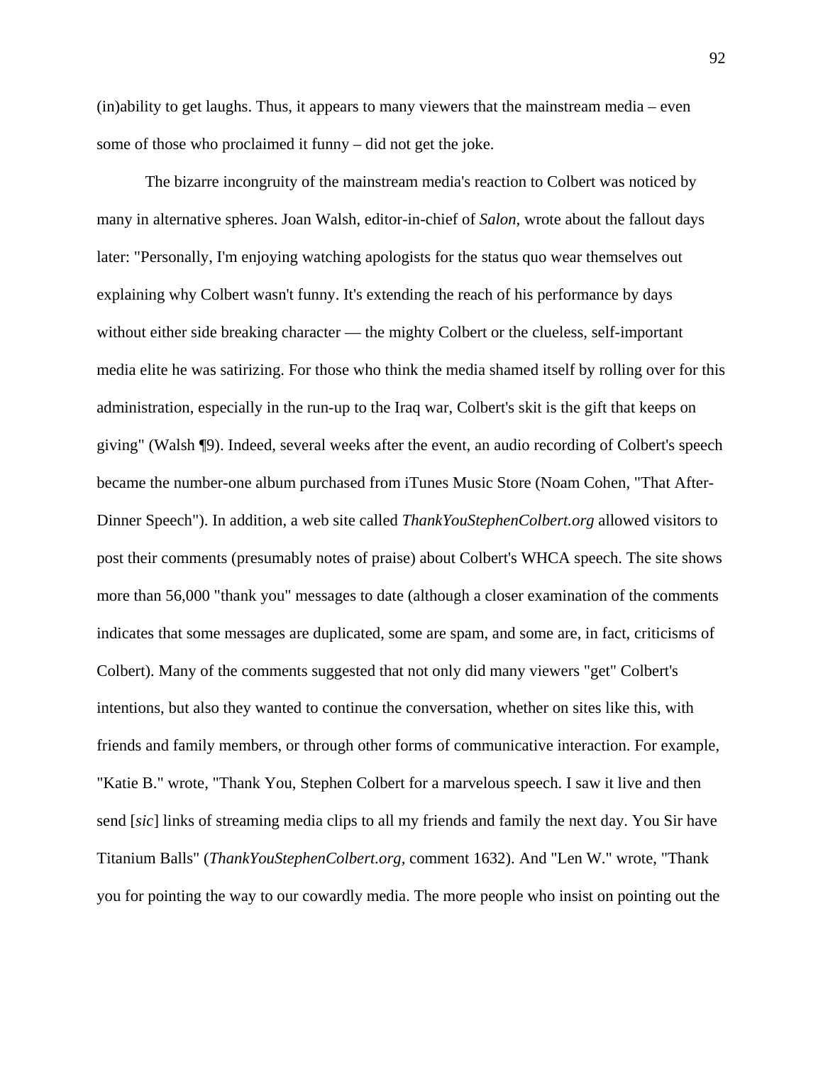(in)ability to get laughs. Thus, it appears to many viewers that the mainstream media – even some of those who proclaimed it funny – did not get the joke.

The bizarre incongruity of the mainstream media's reaction to Colbert was noticed by many in alternative spheres. Joan Walsh, editor-in-chief of *Salon*, wrote about the fallout days later: "Personally, I'm enjoying watching apologists for the status quo wear themselves out explaining why Colbert wasn't funny. It's extending the reach of his performance by days without either side breaking character — the mighty Colbert or the clueless, self-important media elite he was satirizing. For those who think the media shamed itself by rolling over for this administration, especially in the run-up to the Iraq war, Colbert's skit is the gift that keeps on giving" (Walsh ¶9). Indeed, several weeks after the event, an audio recording of Colbert's speech became the number-one album purchased from iTunes Music Store (Noam Cohen, "That After-Dinner Speech"). In addition, a web site called *ThankYouStephenColbert.org* allowed visitors to post their comments (presumably notes of praise) about Colbert's WHCA speech. The site shows more than 56,000 "thank you" messages to date (although a closer examination of the comments indicates that some messages are duplicated, some are spam, and some are, in fact, criticisms of Colbert). Many of the comments suggested that not only did many viewers "get" Colbert's intentions, but also they wanted to continue the conversation, whether on sites like this, with friends and family members, or through other forms of communicative interaction. For example, "Katie B." wrote, "Thank You, Stephen Colbert for a marvelous speech. I saw it live and then send [*sic*] links of streaming media clips to all my friends and family the next day. You Sir have Titanium Balls" (*ThankYouStephenColbert.org*, comment 1632). And "Len W." wrote, "Thank you for pointing the way to our cowardly media. The more people who insist on pointing out the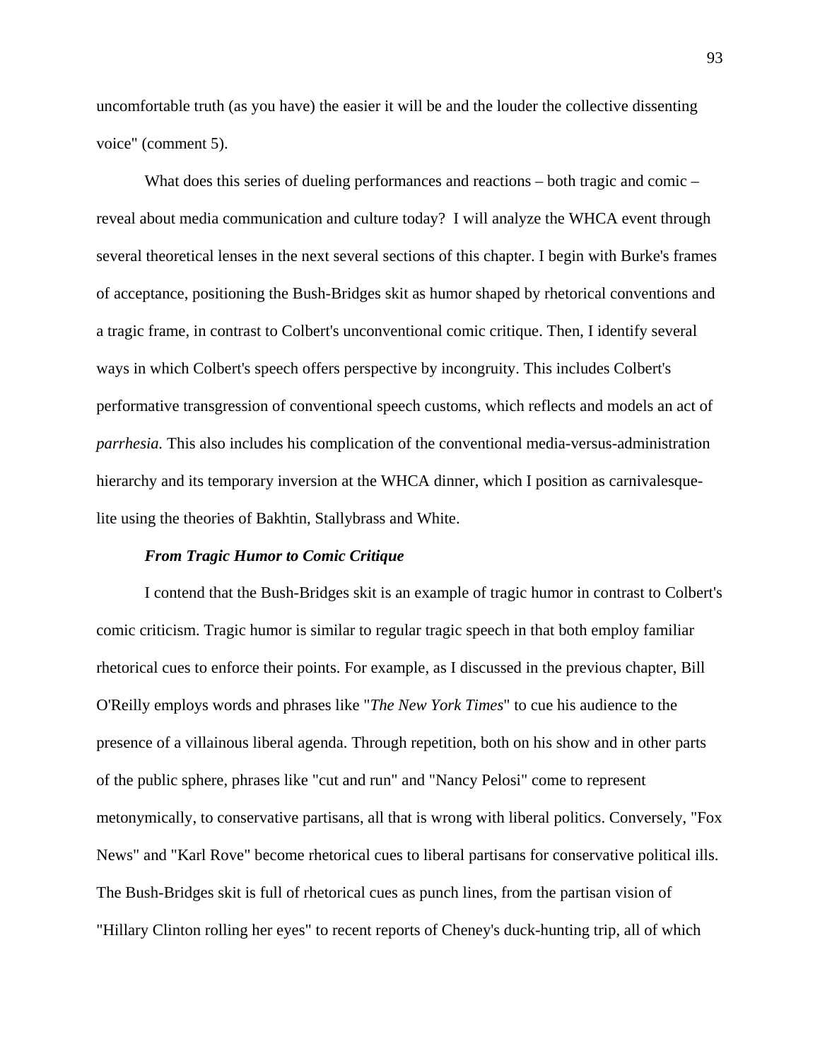uncomfortable truth (as you have) the easier it will be and the louder the collective dissenting voice" (comment 5).

What does this series of dueling performances and reactions – both tragic and comic – reveal about media communication and culture today? I will analyze the WHCA event through several theoretical lenses in the next several sections of this chapter. I begin with Burke's frames of acceptance, positioning the Bush-Bridges skit as humor shaped by rhetorical conventions and a tragic frame, in contrast to Colbert's unconventional comic critique. Then, I identify several ways in which Colbert's speech offers perspective by incongruity. This includes Colbert's performative transgression of conventional speech customs, which reflects and models an act of *parrhesia.* This also includes his complication of the conventional media-versus-administration hierarchy and its temporary inversion at the WHCA dinner, which I position as carnivalesque-lite using the theories of Bakhtin, Stallybrass and White.

### *From Tragic Humor to Comic Critique*

I contend that the Bush-Bridges skit is an example of tragic humor in contrast to Colbert's comic criticism. Tragic humor is similar to regular tragic speech in that both employ familiar rhetorical cues to enforce their points. For example, as I discussed in the previous chapter, Bill O'Reilly employs words and phrases like "*The New York Times*" to cue his audience to the presence of a villainous liberal agenda. Through repetition, both on his show and in other parts of the public sphere, phrases like "cut and run" and "Nancy Pelosi" come to represent metonymically, to conservative partisans, all that is wrong with liberal politics. Conversely, "Fox News" and "Karl Rove" become rhetorical cues to liberal partisans for conservative political ills. The Bush-Bridges skit is full of rhetorical cues as punch lines, from the partisan vision of "Hillary Clinton rolling her eyes" to recent reports of Cheney's duck-hunting trip, all of which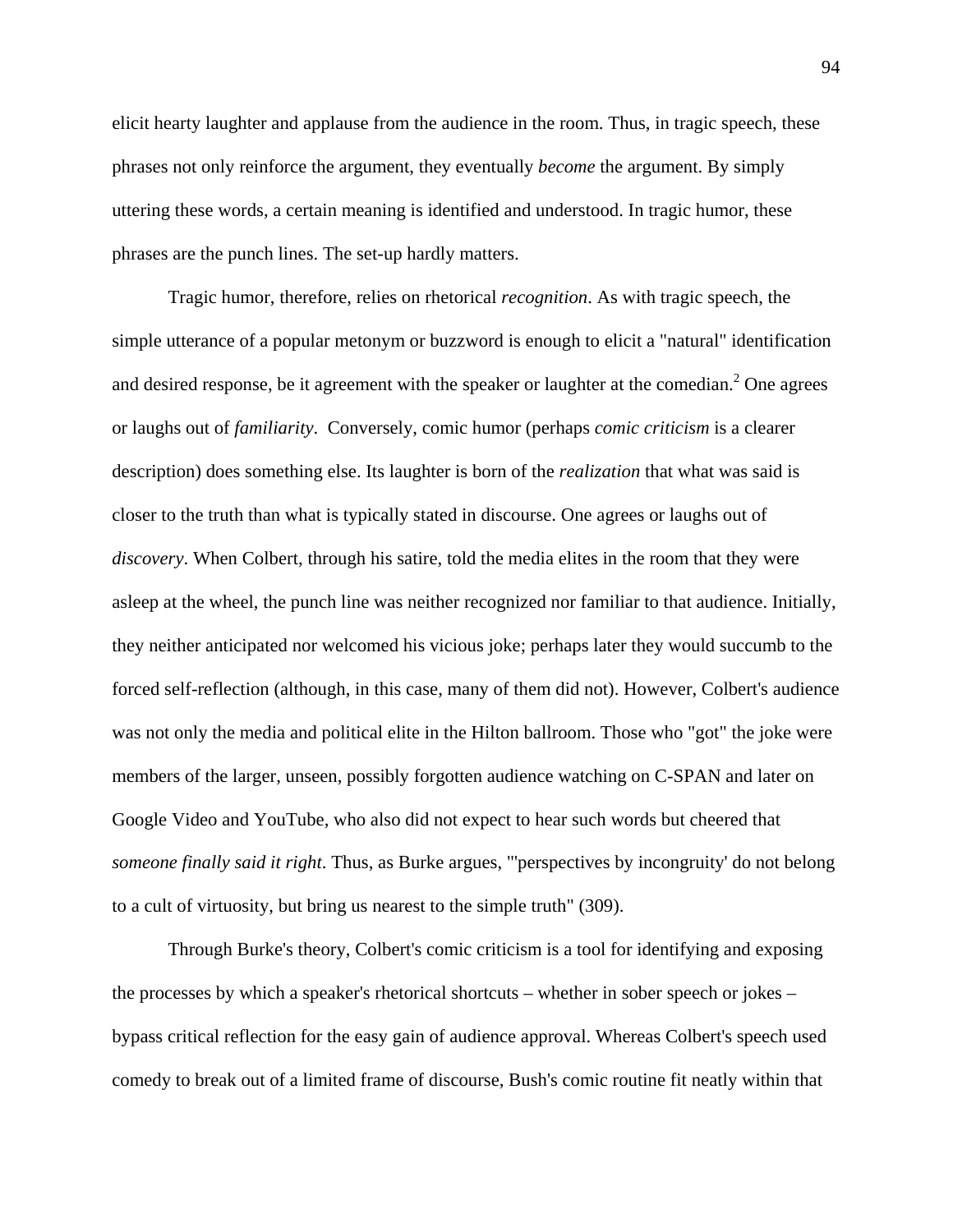elicit hearty laughter and applause from the audience in the room. Thus, in tragic speech, these phrases not only reinforce the argument, they eventually *become* the argument. By simply uttering these words, a certain meaning is identified and understood. In tragic humor, these phrases are the punch lines. The set-up hardly matters.

Tragic humor, therefore, relies on rhetorical *recognition*. As with tragic speech, the simple utterance of a popular metonym or buzzword is enough to elicit a "natural" identification and desired response, be it agreement with the speaker or laughter at the comedian.[2] One agrees or laughs out of *familiarity*. Conversely, comic humor (perhaps *comic criticism* is a clearer description) does something else. Its laughter is born of the *realization* that what was said is closer to the truth than what is typically stated in discourse. One agrees or laughs out of *discovery*. When Colbert, through his satire, told the media elites in the room that they were asleep at the wheel, the punch line was neither recognized nor familiar to that audience. Initially, they neither anticipated nor welcomed his vicious joke; perhaps later they would succumb to the forced self-reflection (although, in this case, many of them did not). However, Colbert's audience was not only the media and political elite in the Hilton ballroom. Those who "got" the joke were members of the larger, unseen, possibly forgotten audience watching on C-SPAN and later on Google Video and YouTube, who also did not expect to hear such words but cheered that *someone finally said it right*. Thus, as Burke argues, "'perspectives by incongruity' do not belong to a cult of virtuosity, but bring us nearest to the simple truth" (309).

Through Burke's theory, Colbert's comic criticism is a tool for identifying and exposing the processes by which a speaker's rhetorical shortcuts – whether in sober speech or jokes – bypass critical reflection for the easy gain of audience approval. Whereas Colbert's speech used comedy to break out of a limited frame of discourse, Bush's comic routine fit neatly within that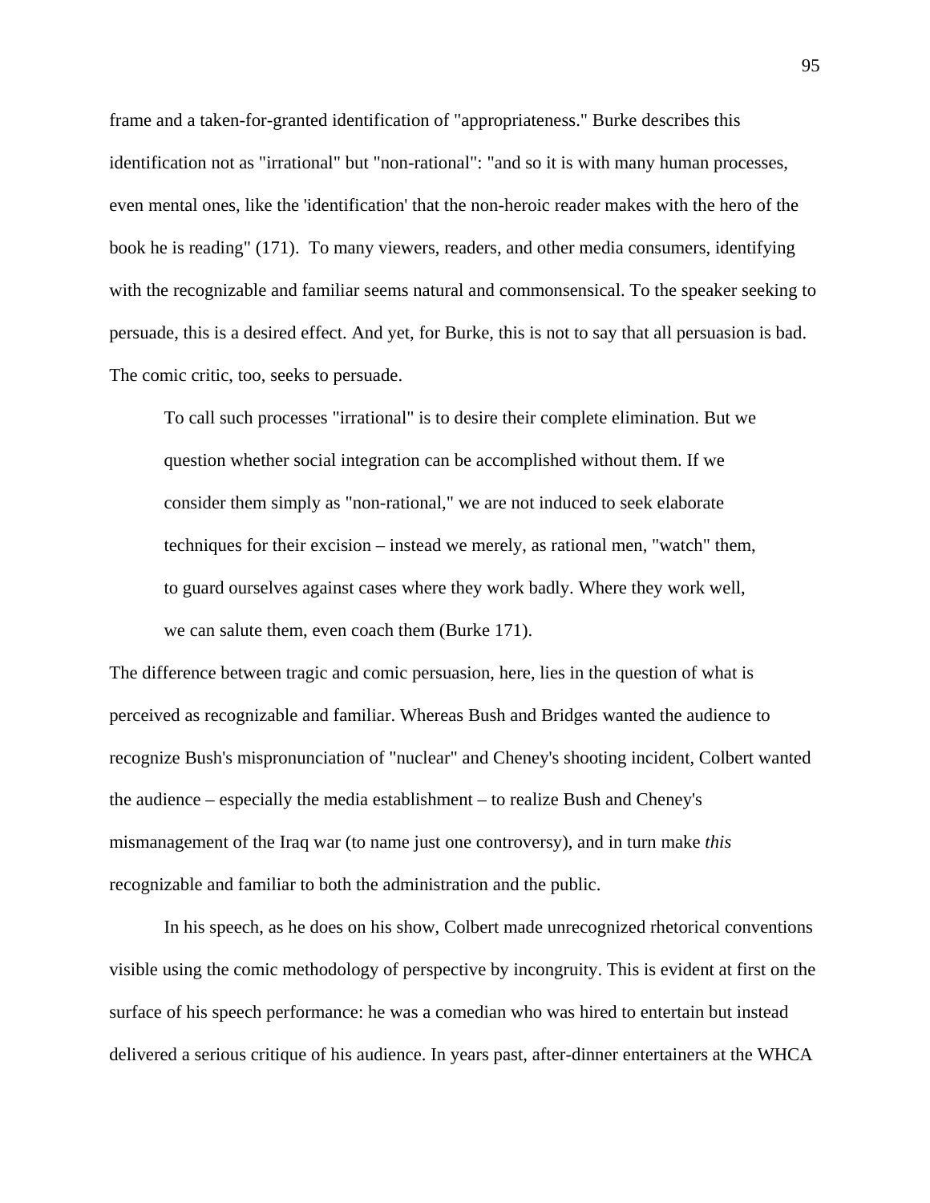frame and a taken-for-granted identification of "appropriateness." Burke describes this identification not as "irrational" but "non-rational": "and so it is with many human processes, even mental ones, like the 'identification' that the non-heroic reader makes with the hero of the book he is reading" (171). To many viewers, readers, and other media consumers, identifying with the recognizable and familiar seems natural and commonsensical. To the speaker seeking to persuade, this is a desired effect. And yet, for Burke, this is not to say that all persuasion is bad. The comic critic, too, seeks to persuade.

> To call such processes "irrational" is to desire their complete elimination. But we question whether social integration can be accomplished without them. If we consider them simply as "non-rational," we are not induced to seek elaborate techniques for their excision – instead we merely, as rational men, "watch" them, to guard ourselves against cases where they work badly. Where they work well, we can salute them, even coach them (Burke 171).

The difference between tragic and comic persuasion, here, lies in the question of what is perceived as recognizable and familiar. Whereas Bush and Bridges wanted the audience to recognize Bush's mispronunciation of "nuclear" and Cheney's shooting incident, Colbert wanted the audience – especially the media establishment – to realize Bush and Cheney's mismanagement of the Iraq war (to name just one controversy), and in turn make *this* recognizable and familiar to both the administration and the public.

In his speech, as he does on his show, Colbert made unrecognized rhetorical conventions visible using the comic methodology of perspective by incongruity. This is evident at first on the surface of his speech performance: he was a comedian who was hired to entertain but instead delivered a serious critique of his audience. In years past, after-dinner entertainers at the WHCA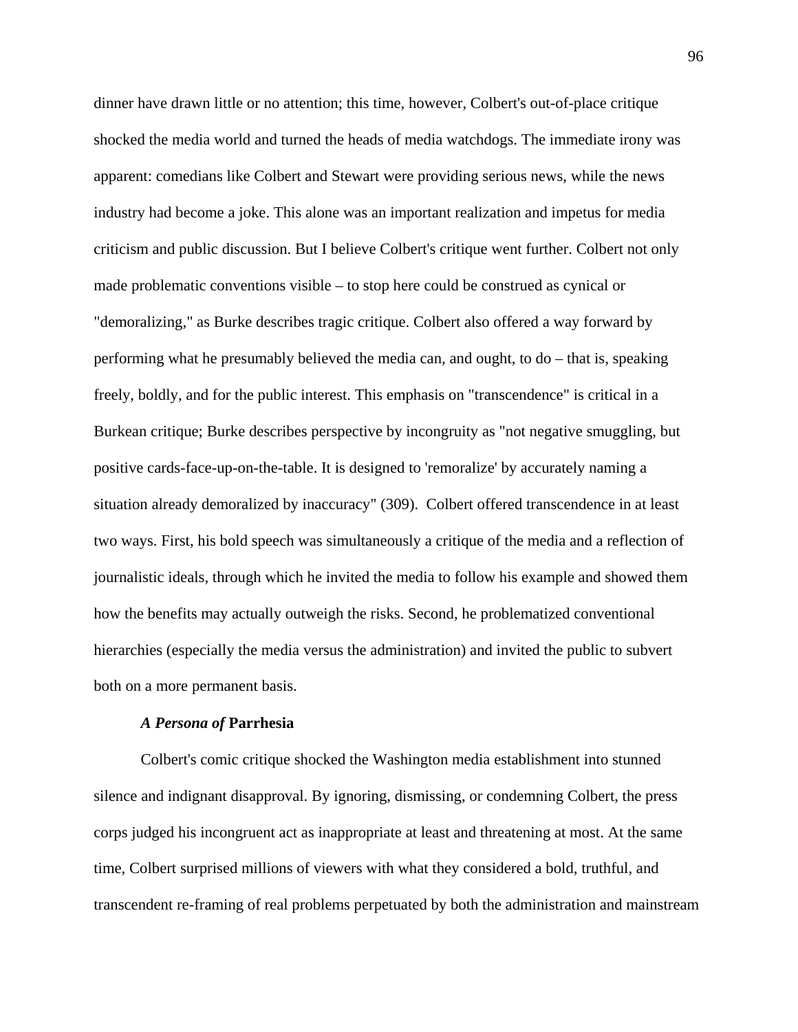dinner have drawn little or no attention; this time, however, Colbert's out-of-place critique shocked the media world and turned the heads of media watchdogs. The immediate irony was apparent: comedians like Colbert and Stewart were providing serious news, while the news industry had become a joke. This alone was an important realization and impetus for media criticism and public discussion. But I believe Colbert's critique went further. Colbert not only made problematic conventions visible – to stop here could be construed as cynical or "demoralizing," as Burke describes tragic critique. Colbert also offered a way forward by performing what he presumably believed the media can, and ought, to do – that is, speaking freely, boldly, and for the public interest. This emphasis on "transcendence" is critical in a Burkean critique; Burke describes perspective by incongruity as "not negative smuggling, but positive cards-face-up-on-the-table. It is designed to 'remoralize' by accurately naming a situation already demoralized by inaccuracy" (309). Colbert offered transcendence in at least two ways. First, his bold speech was simultaneously a critique of the media and a reflection of journalistic ideals, through which he invited the media to follow his example and showed them how the benefits may actually outweigh the risks. Second, he problematized conventional hierarchies (especially the media versus the administration) and invited the public to subvert both on a more permanent basis.

### *A Persona of* **Parrhesia**

Colbert's comic critique shocked the Washington media establishment into stunned silence and indignant disapproval. By ignoring, dismissing, or condemning Colbert, the press corps judged his incongruent act as inappropriate at least and threatening at most. At the same time, Colbert surprised millions of viewers with what they considered a bold, truthful, and transcendent re-framing of real problems perpetuated by both the administration and mainstream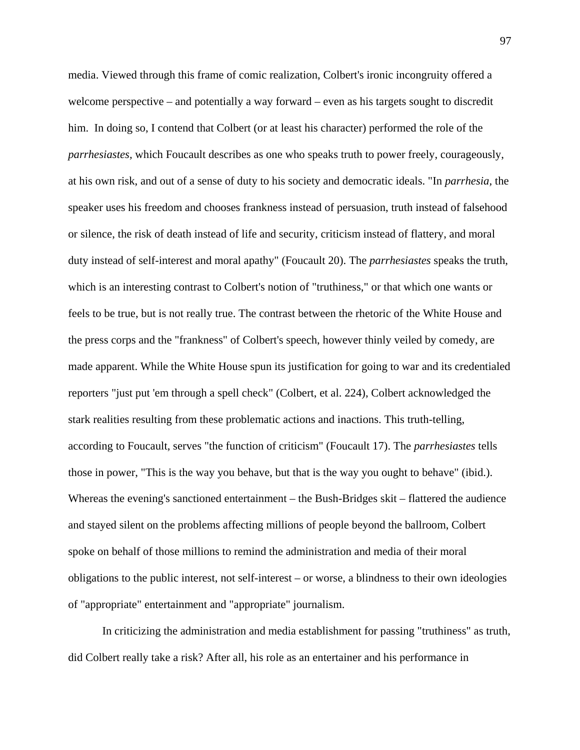media. Viewed through this frame of comic realization, Colbert's ironic incongruity offered a welcome perspective – and potentially a way forward – even as his targets sought to discredit him. In doing so, I contend that Colbert (or at least his character) performed the role of the *parrhesiastes*, which Foucault describes as one who speaks truth to power freely, courageously, at his own risk, and out of a sense of duty to his society and democratic ideals. "In *parrhesia*, the speaker uses his freedom and chooses frankness instead of persuasion, truth instead of falsehood or silence, the risk of death instead of life and security, criticism instead of flattery, and moral duty instead of self-interest and moral apathy" (Foucault 20). The *parrhesiastes* speaks the truth, which is an interesting contrast to Colbert's notion of "truthiness," or that which one wants or feels to be true, but is not really true. The contrast between the rhetoric of the White House and the press corps and the "frankness" of Colbert's speech, however thinly veiled by comedy, are made apparent. While the White House spun its justification for going to war and its credentialed reporters "just put 'em through a spell check" (Colbert, et al. 224), Colbert acknowledged the stark realities resulting from these problematic actions and inactions. This truth-telling, according to Foucault, serves "the function of criticism" (Foucault 17). The *parrhesiastes* tells those in power, "This is the way you behave, but that is the way you ought to behave" (ibid.). Whereas the evening's sanctioned entertainment – the Bush-Bridges skit – flattered the audience and stayed silent on the problems affecting millions of people beyond the ballroom, Colbert spoke on behalf of those millions to remind the administration and media of their moral obligations to the public interest, not self-interest – or worse, a blindness to their own ideologies of "appropriate" entertainment and "appropriate" journalism.

In criticizing the administration and media establishment for passing "truthiness" as truth, did Colbert really take a risk? After all, his role as an entertainer and his performance in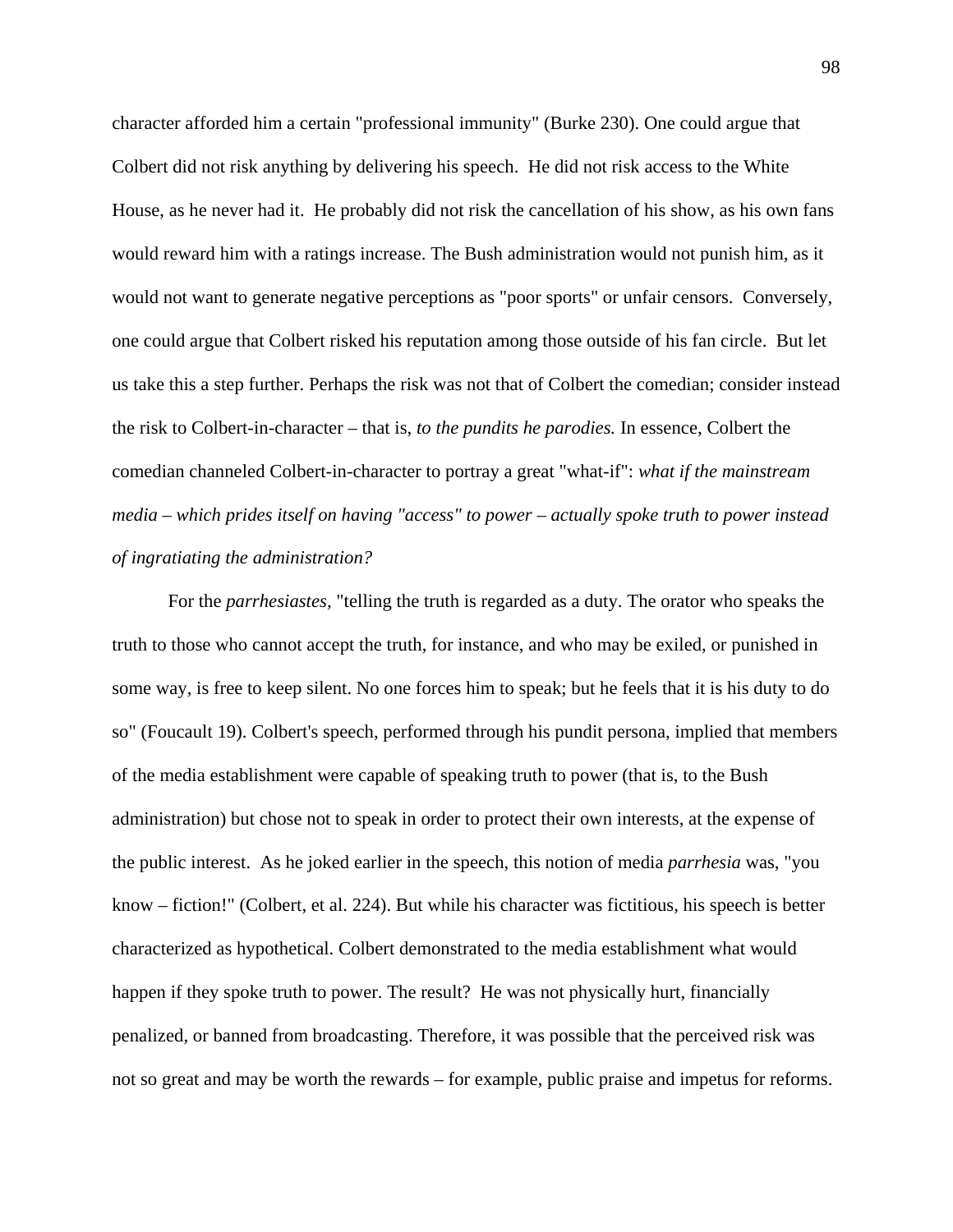character afforded him a certain "professional immunity" (Burke 230). One could argue that Colbert did not risk anything by delivering his speech. He did not risk access to the White House, as he never had it. He probably did not risk the cancellation of his show, as his own fans would reward him with a ratings increase. The Bush administration would not punish him, as it would not want to generate negative perceptions as "poor sports" or unfair censors. Conversely, one could argue that Colbert risked his reputation among those outside of his fan circle. But let us take this a step further. Perhaps the risk was not that of Colbert the comedian; consider instead the risk to Colbert-in-character – that is, *to the pundits he parodies.* In essence, Colbert the comedian channeled Colbert-in-character to portray a great "what-if": *what if the mainstream media – which prides itself on having "access" to power – actually spoke truth to power instead of ingratiating the administration?*

For the *parrhesiastes*, "telling the truth is regarded as a duty. The orator who speaks the truth to those who cannot accept the truth, for instance, and who may be exiled, or punished in some way, is free to keep silent. No one forces him to speak; but he feels that it is his duty to do so" (Foucault 19). Colbert's speech, performed through his pundit persona, implied that members of the media establishment were capable of speaking truth to power (that is, to the Bush administration) but chose not to speak in order to protect their own interests, at the expense of the public interest. As he joked earlier in the speech, this notion of media *parrhesia* was, "you know – fiction!" (Colbert, et al. 224). But while his character was fictitious, his speech is better characterized as hypothetical. Colbert demonstrated to the media establishment what would happen if they spoke truth to power. The result? He was not physically hurt, financially penalized, or banned from broadcasting. Therefore, it was possible that the perceived risk was not so great and may be worth the rewards – for example, public praise and impetus for reforms.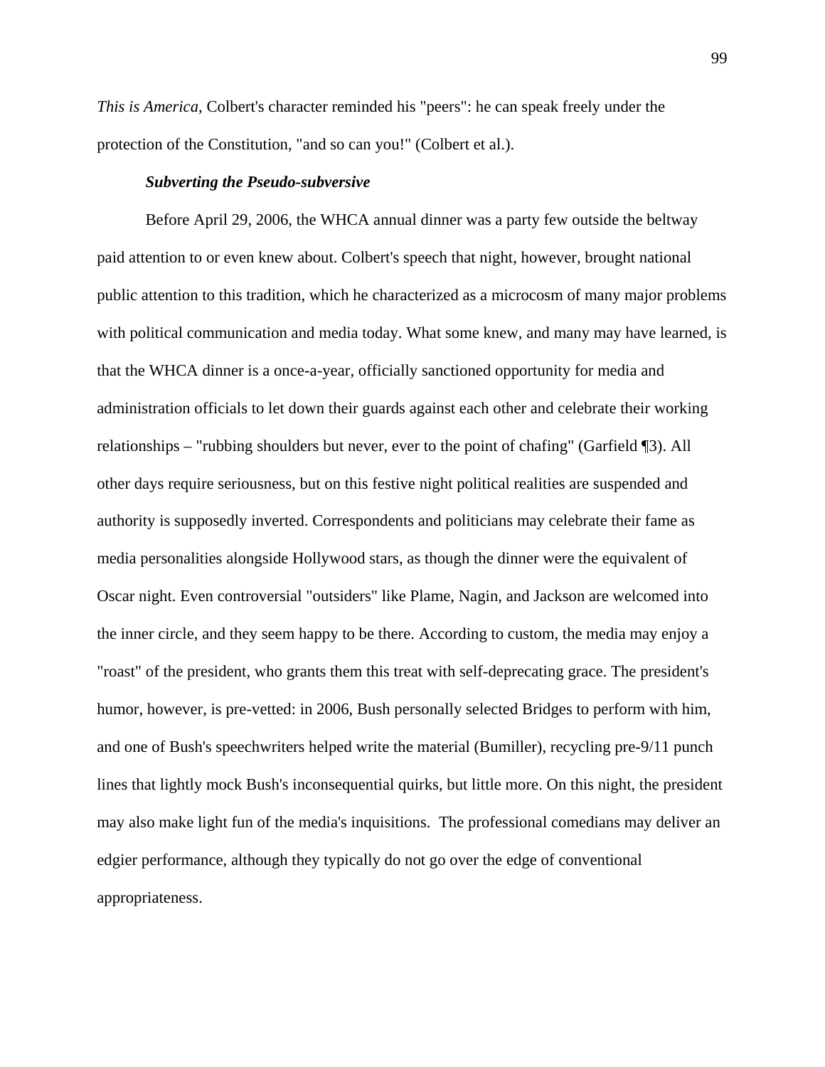*This is America,* Colbert's character reminded his "peers": he can speak freely under the protection of the Constitution, "and so can you!" (Colbert et al.).

***Subverting the Pseudo-subversive***

Before April 29, 2006, the WHCA annual dinner was a party few outside the beltway paid attention to or even knew about. Colbert's speech that night, however, brought national public attention to this tradition, which he characterized as a microcosm of many major problems with political communication and media today. What some knew, and many may have learned, is that the WHCA dinner is a once-a-year, officially sanctioned opportunity for media and administration officials to let down their guards against each other and celebrate their working relationships – "rubbing shoulders but never, ever to the point of chafing" (Garfield ¶3). All other days require seriousness, but on this festive night political realities are suspended and authority is supposedly inverted. Correspondents and politicians may celebrate their fame as media personalities alongside Hollywood stars, as though the dinner were the equivalent of Oscar night. Even controversial "outsiders" like Plame, Nagin, and Jackson are welcomed into the inner circle, and they seem happy to be there. According to custom, the media may enjoy a "roast" of the president, who grants them this treat with self-deprecating grace. The president's humor, however, is pre-vetted: in 2006, Bush personally selected Bridges to perform with him, and one of Bush's speechwriters helped write the material (Bumiller), recycling pre-9/11 punch lines that lightly mock Bush's inconsequential quirks, but little more. On this night, the president may also make light fun of the media's inquisitions. The professional comedians may deliver an edgier performance, although they typically do not go over the edge of conventional appropriateness.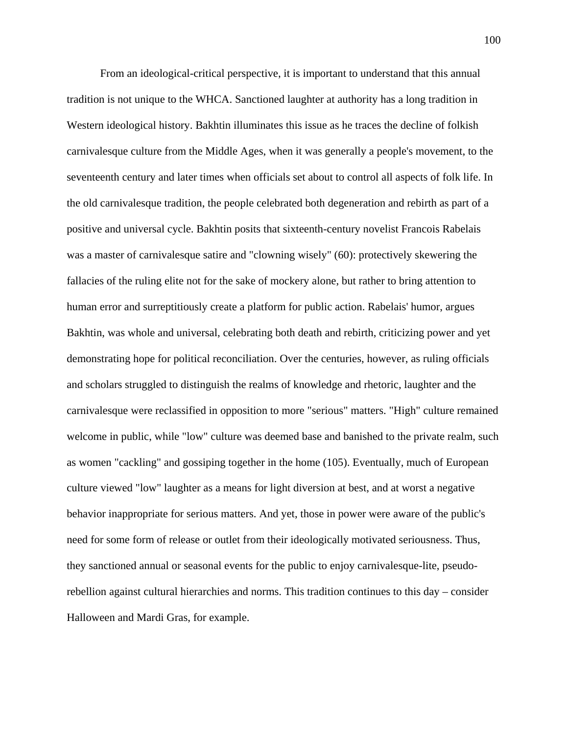From an ideological-critical perspective, it is important to understand that this annual tradition is not unique to the WHCA. Sanctioned laughter at authority has a long tradition in Western ideological history. Bakhtin illuminates this issue as he traces the decline of folkish carnivalesque culture from the Middle Ages, when it was generally a people's movement, to the seventeenth century and later times when officials set about to control all aspects of folk life. In the old carnivalesque tradition, the people celebrated both degeneration and rebirth as part of a positive and universal cycle. Bakhtin posits that sixteenth-century novelist Francois Rabelais was a master of carnivalesque satire and "clowning wisely" (60): protectively skewering the fallacies of the ruling elite not for the sake of mockery alone, but rather to bring attention to human error and surreptitiously create a platform for public action. Rabelais' humor, argues Bakhtin, was whole and universal, celebrating both death and rebirth, criticizing power and yet demonstrating hope for political reconciliation. Over the centuries, however, as ruling officials and scholars struggled to distinguish the realms of knowledge and rhetoric, laughter and the carnivalesque were reclassified in opposition to more "serious" matters. "High" culture remained welcome in public, while "low" culture was deemed base and banished to the private realm, such as women "cackling" and gossiping together in the home (105). Eventually, much of European culture viewed "low" laughter as a means for light diversion at best, and at worst a negative behavior inappropriate for serious matters. And yet, those in power were aware of the public's need for some form of release or outlet from their ideologically motivated seriousness. Thus, they sanctioned annual or seasonal events for the public to enjoy carnivalesque-lite, pseudo-rebellion against cultural hierarchies and norms. This tradition continues to this day – consider Halloween and Mardi Gras, for example.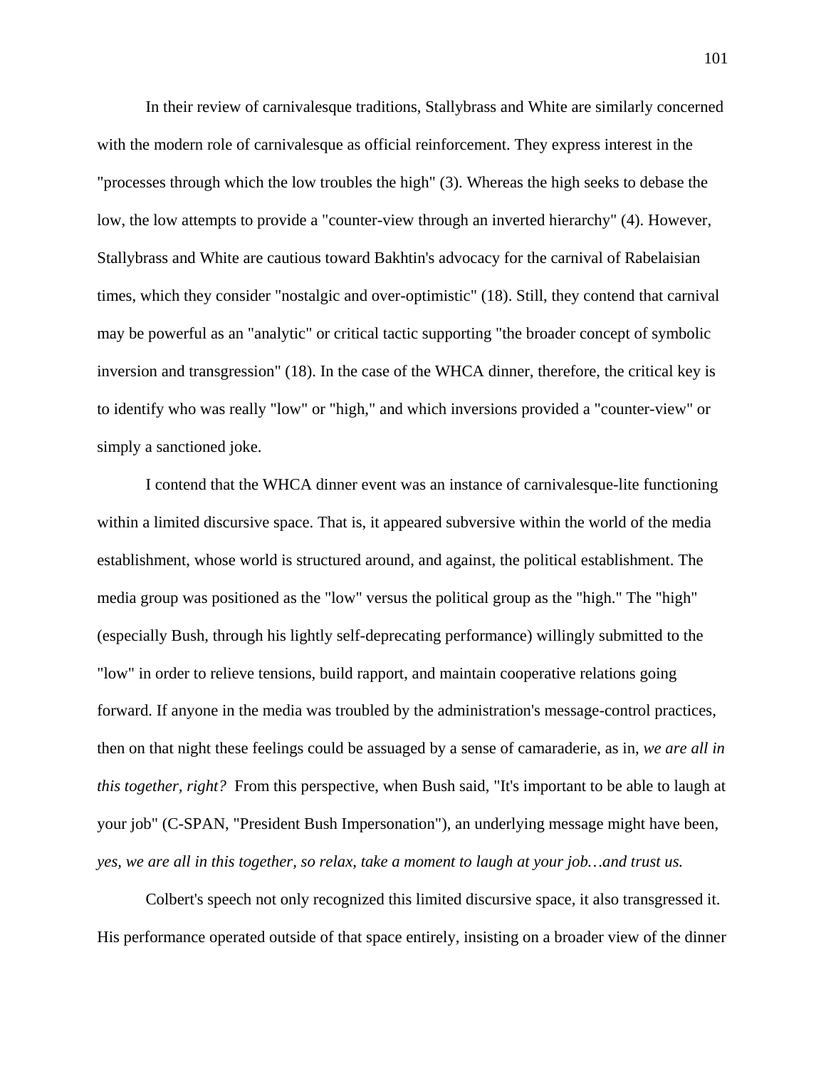In their review of carnivalesque traditions, Stallybrass and White are similarly concerned with the modern role of carnivalesque as official reinforcement. They express interest in the "processes through which the low troubles the high" (3). Whereas the high seeks to debase the low, the low attempts to provide a "counter-view through an inverted hierarchy" (4). However, Stallybrass and White are cautious toward Bakhtin's advocacy for the carnival of Rabelaisian times, which they consider "nostalgic and over-optimistic" (18). Still, they contend that carnival may be powerful as an "analytic" or critical tactic supporting "the broader concept of symbolic inversion and transgression" (18). In the case of the WHCA dinner, therefore, the critical key is to identify who was really "low" or "high," and which inversions provided a "counter-view" or simply a sanctioned joke.

I contend that the WHCA dinner event was an instance of carnivalesque-lite functioning within a limited discursive space. That is, it appeared subversive within the world of the media establishment, whose world is structured around, and against, the political establishment. The media group was positioned as the "low" versus the political group as the "high." The "high" (especially Bush, through his lightly self-deprecating performance) willingly submitted to the "low" in order to relieve tensions, build rapport, and maintain cooperative relations going forward. If anyone in the media was troubled by the administration's message-control practices, then on that night these feelings could be assuaged by a sense of camaraderie, as in, *we are all in this together, right?* From this perspective, when Bush said, "It's important to be able to laugh at your job" (C-SPAN, "President Bush Impersonation"), an underlying message might have been, *yes, we are all in this together, so relax, take a moment to laugh at your job…and trust us.*

Colbert's speech not only recognized this limited discursive space, it also transgressed it. His performance operated outside of that space entirely, insisting on a broader view of the dinner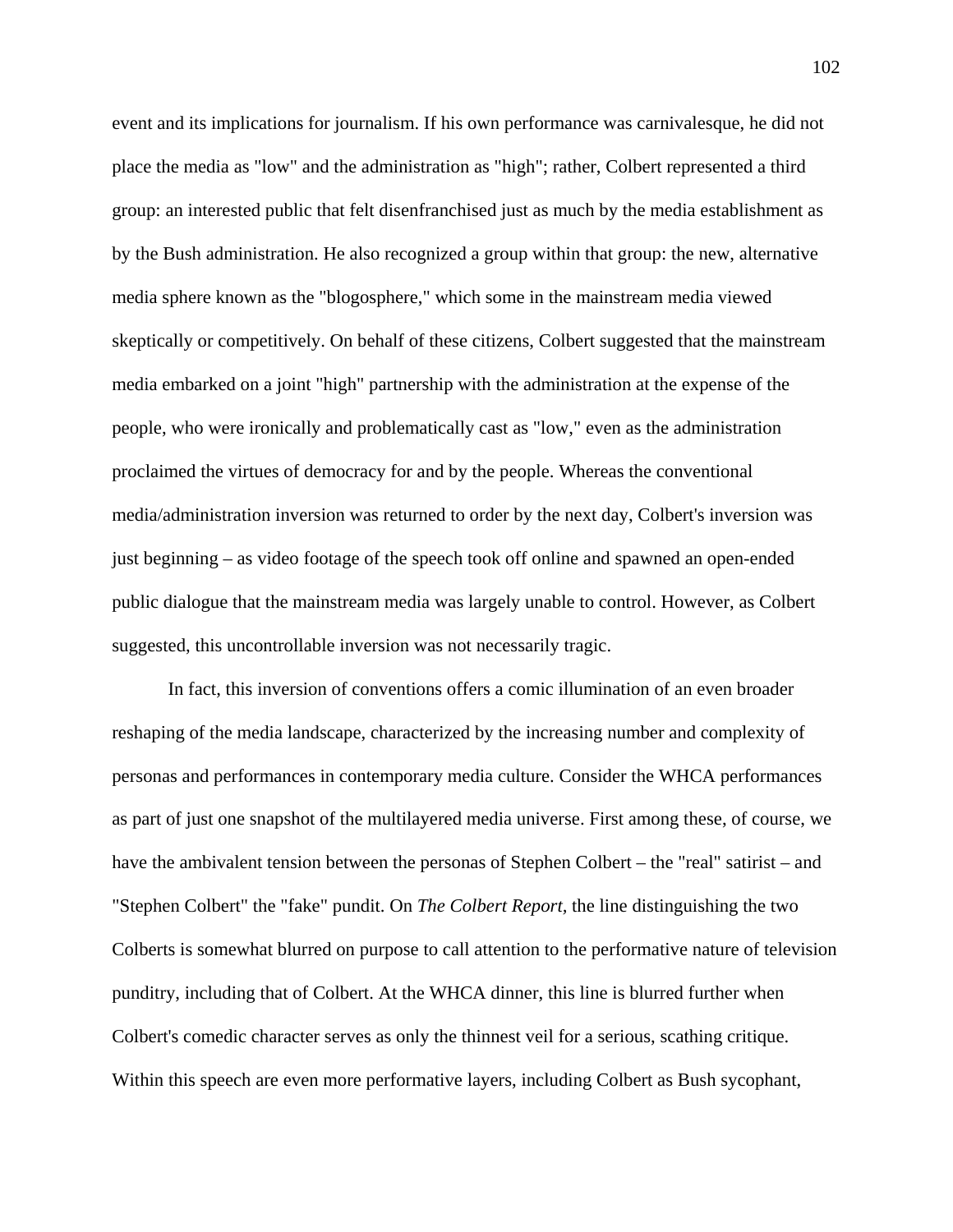event and its implications for journalism. If his own performance was carnivalesque, he did not place the media as "low" and the administration as "high"; rather, Colbert represented a third group: an interested public that felt disenfranchised just as much by the media establishment as by the Bush administration. He also recognized a group within that group: the new, alternative media sphere known as the "blogosphere," which some in the mainstream media viewed skeptically or competitively. On behalf of these citizens, Colbert suggested that the mainstream media embarked on a joint "high" partnership with the administration at the expense of the people, who were ironically and problematically cast as "low," even as the administration proclaimed the virtues of democracy for and by the people. Whereas the conventional media/administration inversion was returned to order by the next day, Colbert's inversion was just beginning – as video footage of the speech took off online and spawned an open-ended public dialogue that the mainstream media was largely unable to control. However, as Colbert suggested, this uncontrollable inversion was not necessarily tragic.

In fact, this inversion of conventions offers a comic illumination of an even broader reshaping of the media landscape, characterized by the increasing number and complexity of personas and performances in contemporary media culture. Consider the WHCA performances as part of just one snapshot of the multilayered media universe. First among these, of course, we have the ambivalent tension between the personas of Stephen Colbert – the "real" satirist – and "Stephen Colbert" the "fake" pundit. On *The Colbert Report*, the line distinguishing the two Colberts is somewhat blurred on purpose to call attention to the performative nature of television punditry, including that of Colbert. At the WHCA dinner, this line is blurred further when Colbert's comedic character serves as only the thinnest veil for a serious, scathing critique. Within this speech are even more performative layers, including Colbert as Bush sycophant,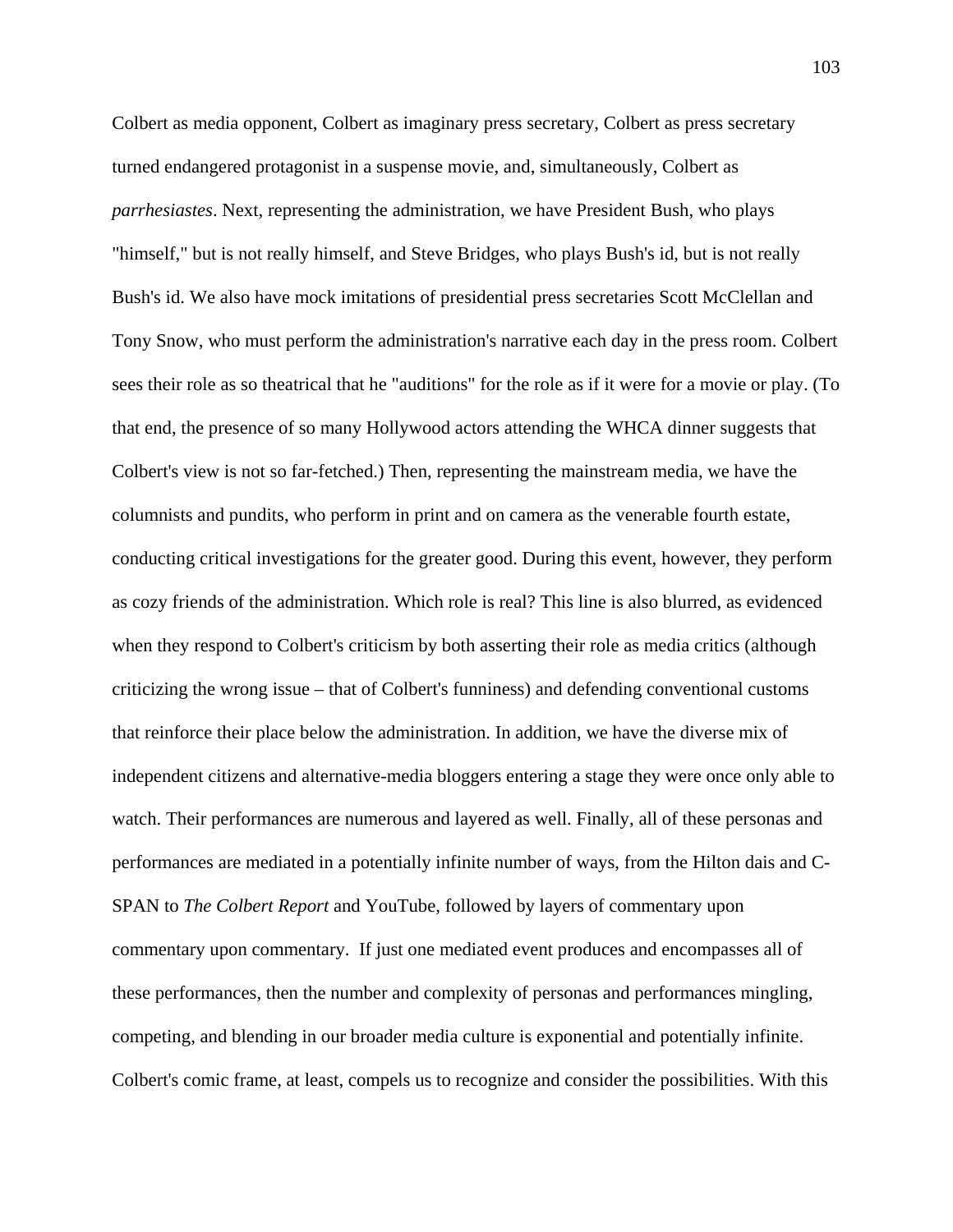Colbert as media opponent, Colbert as imaginary press secretary, Colbert as press secretary turned endangered protagonist in a suspense movie, and, simultaneously, Colbert as *parrhesiastes*. Next, representing the administration, we have President Bush, who plays "himself," but is not really himself, and Steve Bridges, who plays Bush's id, but is not really Bush's id. We also have mock imitations of presidential press secretaries Scott McClellan and Tony Snow, who must perform the administration's narrative each day in the press room. Colbert sees their role as so theatrical that he "auditions" for the role as if it were for a movie or play. (To that end, the presence of so many Hollywood actors attending the WHCA dinner suggests that Colbert's view is not so far-fetched.) Then, representing the mainstream media, we have the columnists and pundits, who perform in print and on camera as the venerable fourth estate, conducting critical investigations for the greater good. During this event, however, they perform as cozy friends of the administration. Which role is real? This line is also blurred, as evidenced when they respond to Colbert's criticism by both asserting their role as media critics (although criticizing the wrong issue – that of Colbert's funniness) and defending conventional customs that reinforce their place below the administration. In addition, we have the diverse mix of independent citizens and alternative-media bloggers entering a stage they were once only able to watch. Their performances are numerous and layered as well. Finally, all of these personas and performances are mediated in a potentially infinite number of ways, from the Hilton dais and C-SPAN to *The Colbert Report* and YouTube, followed by layers of commentary upon commentary upon commentary. If just one mediated event produces and encompasses all of these performances, then the number and complexity of personas and performances mingling, competing, and blending in our broader media culture is exponential and potentially infinite. Colbert's comic frame, at least, compels us to recognize and consider the possibilities. With this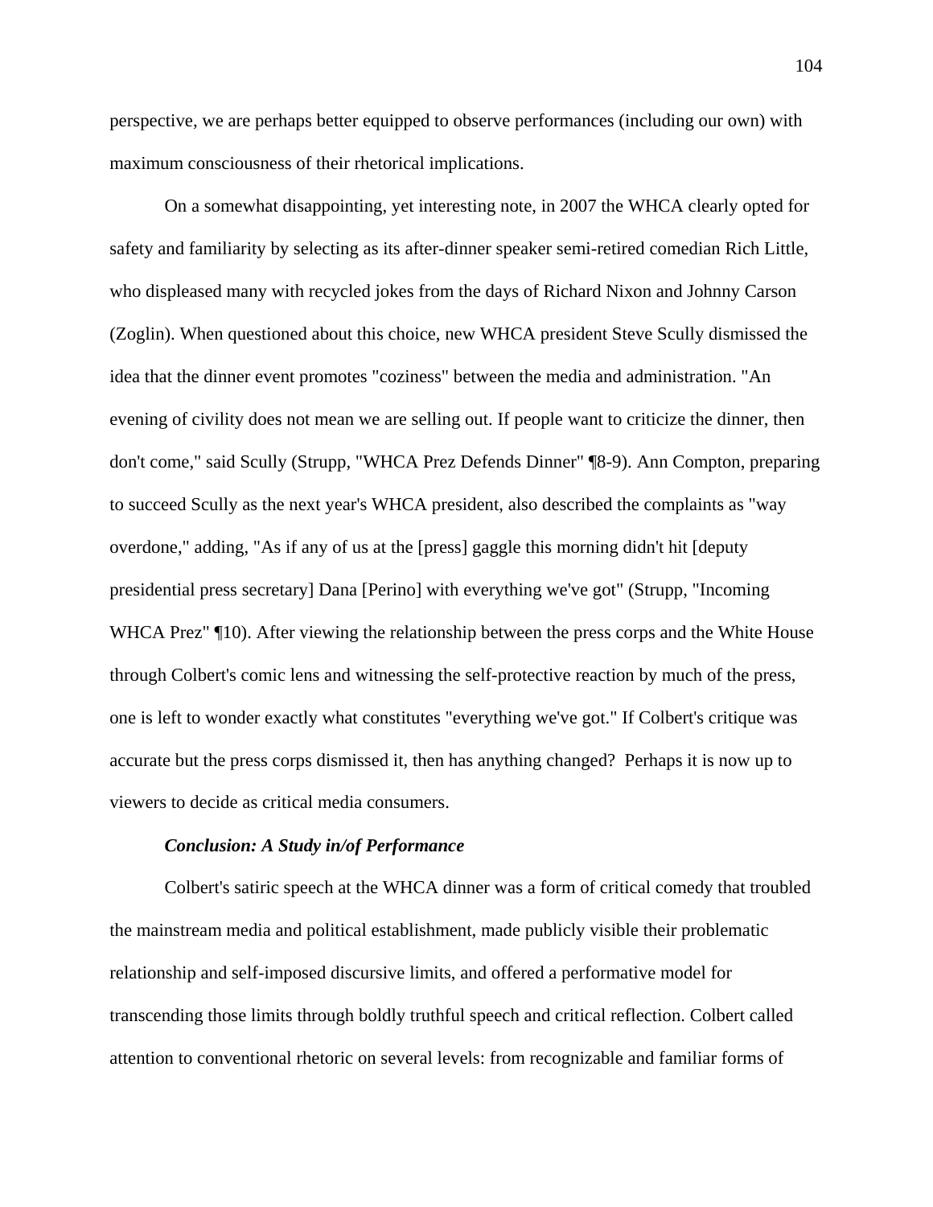perspective, we are perhaps better equipped to observe performances (including our own) with maximum consciousness of their rhetorical implications.

On a somewhat disappointing, yet interesting note, in 2007 the WHCA clearly opted for safety and familiarity by selecting as its after-dinner speaker semi-retired comedian Rich Little, who displeased many with recycled jokes from the days of Richard Nixon and Johnny Carson (Zoglin). When questioned about this choice, new WHCA president Steve Scully dismissed the idea that the dinner event promotes "coziness" between the media and administration. "An evening of civility does not mean we are selling out. If people want to criticize the dinner, then don't come," said Scully (Strupp, "WHCA Prez Defends Dinner" ¶8-9). Ann Compton, preparing to succeed Scully as the next year's WHCA president, also described the complaints as "way overdone," adding, "As if any of us at the [press] gaggle this morning didn't hit [deputy presidential press secretary] Dana [Perino] with everything we've got" (Strupp, "Incoming WHCA Prez" ¶10). After viewing the relationship between the press corps and the White House through Colbert's comic lens and witnessing the self-protective reaction by much of the press, one is left to wonder exactly what constitutes "everything we've got." If Colbert's critique was accurate but the press corps dismissed it, then has anything changed? Perhaps it is now up to viewers to decide as critical media consumers.

***Conclusion: A Study in/of Performance***

Colbert's satiric speech at the WHCA dinner was a form of critical comedy that troubled the mainstream media and political establishment, made publicly visible their problematic relationship and self-imposed discursive limits, and offered a performative model for transcending those limits through boldly truthful speech and critical reflection. Colbert called attention to conventional rhetoric on several levels: from recognizable and familiar forms of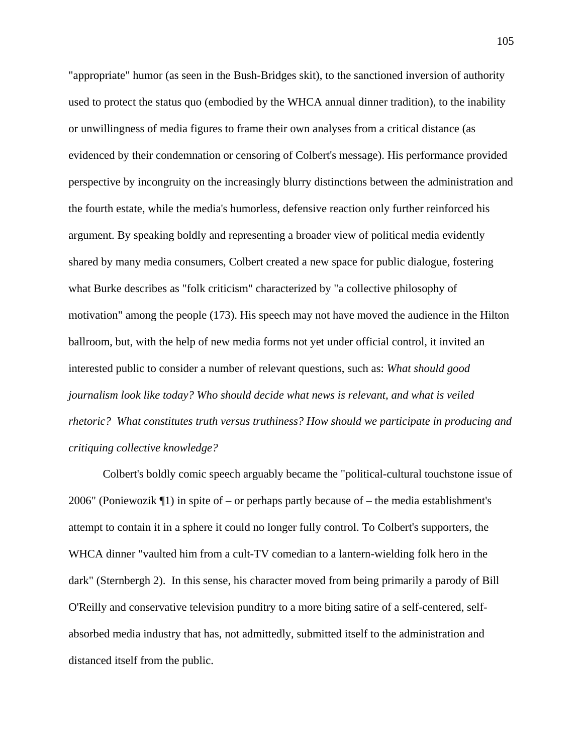"appropriate" humor (as seen in the Bush-Bridges skit), to the sanctioned inversion of authority used to protect the status quo (embodied by the WHCA annual dinner tradition), to the inability or unwillingness of media figures to frame their own analyses from a critical distance (as evidenced by their condemnation or censoring of Colbert's message). His performance provided perspective by incongruity on the increasingly blurry distinctions between the administration and the fourth estate, while the media's humorless, defensive reaction only further reinforced his argument. By speaking boldly and representing a broader view of political media evidently shared by many media consumers, Colbert created a new space for public dialogue, fostering what Burke describes as "folk criticism" characterized by "a collective philosophy of motivation" among the people (173). His speech may not have moved the audience in the Hilton ballroom, but, with the help of new media forms not yet under official control, it invited an interested public to consider a number of relevant questions, such as: *What should good journalism look like today? Who should decide what news is relevant, and what is veiled rhetoric? What constitutes truth versus truthiness? How should we participate in producing and critiquing collective knowledge?*

Colbert's boldly comic speech arguably became the "political-cultural touchstone issue of 2006" (Poniewozik ¶1) in spite of – or perhaps partly because of – the media establishment's attempt to contain it in a sphere it could no longer fully control. To Colbert's supporters, the WHCA dinner "vaulted him from a cult-TV comedian to a lantern-wielding folk hero in the dark" (Sternbergh 2). In this sense, his character moved from being primarily a parody of Bill O'Reilly and conservative television punditry to a more biting satire of a self-centered, self-absorbed media industry that has, not admittedly, submitted itself to the administration and distanced itself from the public.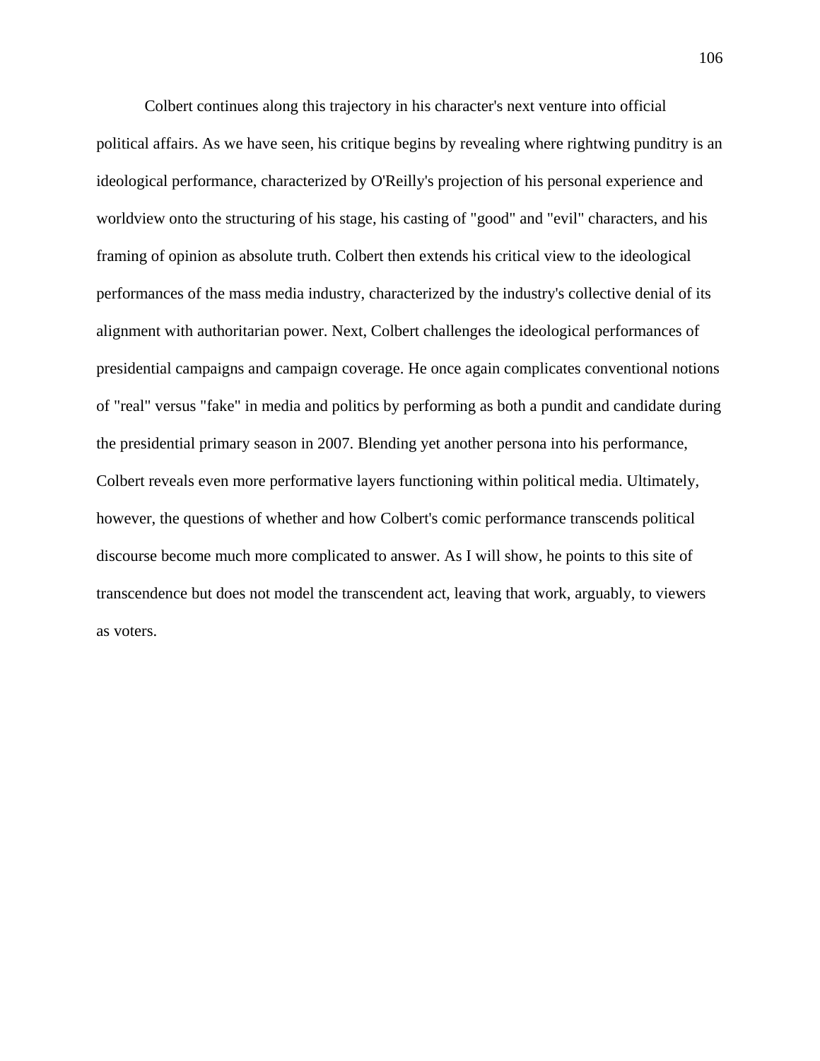Colbert continues along this trajectory in his character's next venture into official political affairs. As we have seen, his critique begins by revealing where rightwing punditry is an ideological performance, characterized by O'Reilly's projection of his personal experience and worldview onto the structuring of his stage, his casting of "good" and "evil" characters, and his framing of opinion as absolute truth. Colbert then extends his critical view to the ideological performances of the mass media industry, characterized by the industry's collective denial of its alignment with authoritarian power. Next, Colbert challenges the ideological performances of presidential campaigns and campaign coverage. He once again complicates conventional notions of "real" versus "fake" in media and politics by performing as both a pundit and candidate during the presidential primary season in 2007. Blending yet another persona into his performance, Colbert reveals even more performative layers functioning within political media. Ultimately, however, the questions of whether and how Colbert's comic performance transcends political discourse become much more complicated to answer. As I will show, he points to this site of transcendence but does not model the transcendent act, leaving that work, arguably, to viewers as voters.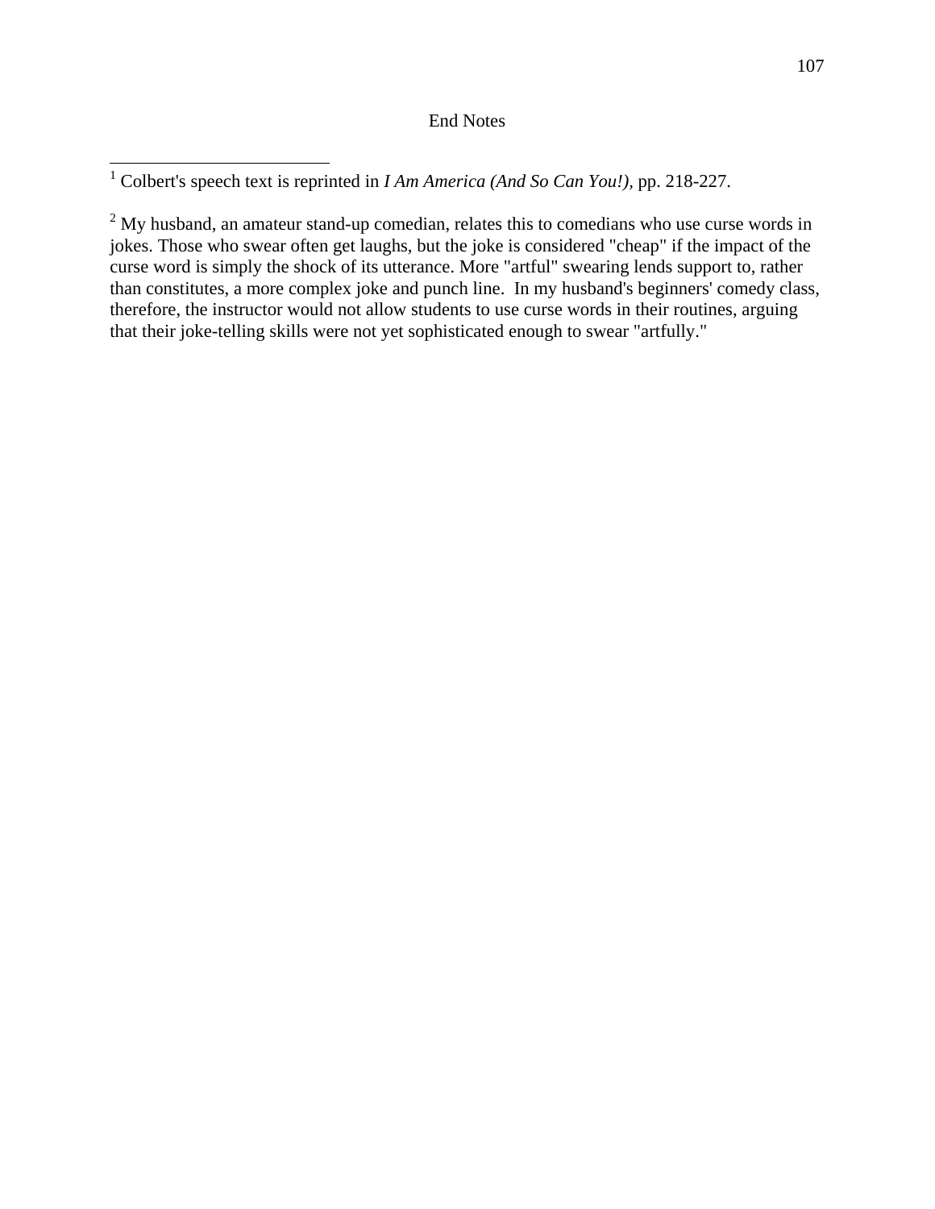## End Notes

[1] Colbert's speech text is reprinted in *I Am America (And So Can You!)*, pp. 218-227.

[2] My husband, an amateur stand-up comedian, relates this to comedians who use curse words in jokes. Those who swear often get laughs, but the joke is considered "cheap" if the impact of the curse word is simply the shock of its utterance. More "artful" swearing lends support to, rather than constitutes, a more complex joke and punch line. In my husband's beginners' comedy class, therefore, the instructor would not allow students to use curse words in their routines, arguing that their joke-telling skills were not yet sophisticated enough to swear "artfully."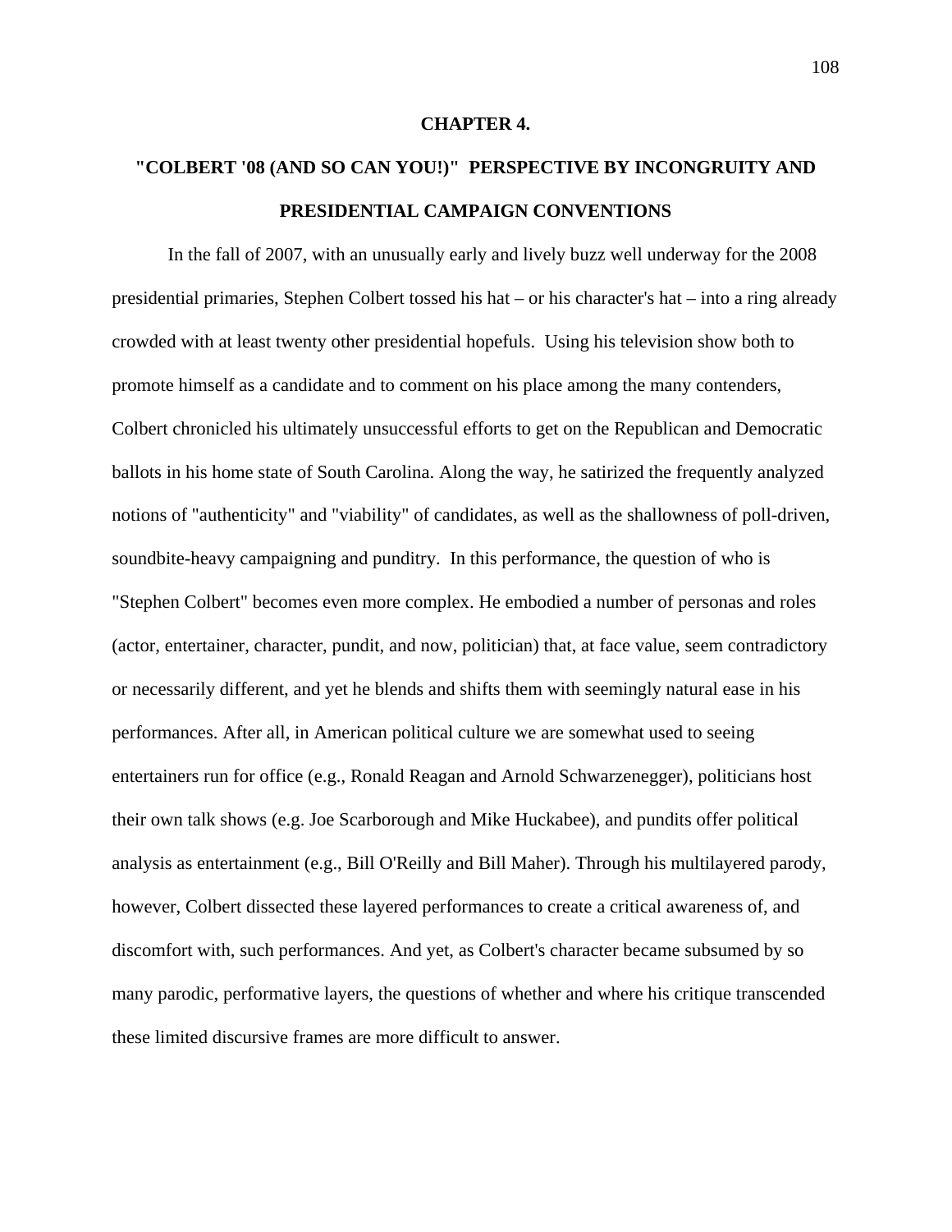# CHAPTER 4.

## "COLBERT '08 (AND SO CAN YOU!)" PERSPECTIVE BY INCONGRUITY AND PRESIDENTIAL CAMPAIGN CONVENTIONS

In the fall of 2007, with an unusually early and lively buzz well underway for the 2008 presidential primaries, Stephen Colbert tossed his hat – or his character's hat – into a ring already crowded with at least twenty other presidential hopefuls. Using his television show both to promote himself as a candidate and to comment on his place among the many contenders, Colbert chronicled his ultimately unsuccessful efforts to get on the Republican and Democratic ballots in his home state of South Carolina. Along the way, he satirized the frequently analyzed notions of "authenticity" and "viability" of candidates, as well as the shallowness of poll-driven, soundbite-heavy campaigning and punditry. In this performance, the question of who is "Stephen Colbert" becomes even more complex. He embodied a number of personas and roles (actor, entertainer, character, pundit, and now, politician) that, at face value, seem contradictory or necessarily different, and yet he blends and shifts them with seemingly natural ease in his performances. After all, in American political culture we are somewhat used to seeing entertainers run for office (e.g., Ronald Reagan and Arnold Schwarzenegger), politicians host their own talk shows (e.g. Joe Scarborough and Mike Huckabee), and pundits offer political analysis as entertainment (e.g., Bill O'Reilly and Bill Maher). Through his multilayered parody, however, Colbert dissected these layered performances to create a critical awareness of, and discomfort with, such performances. And yet, as Colbert's character became subsumed by so many parodic, performative layers, the questions of whether and where his critique transcended these limited discursive frames are more difficult to answer.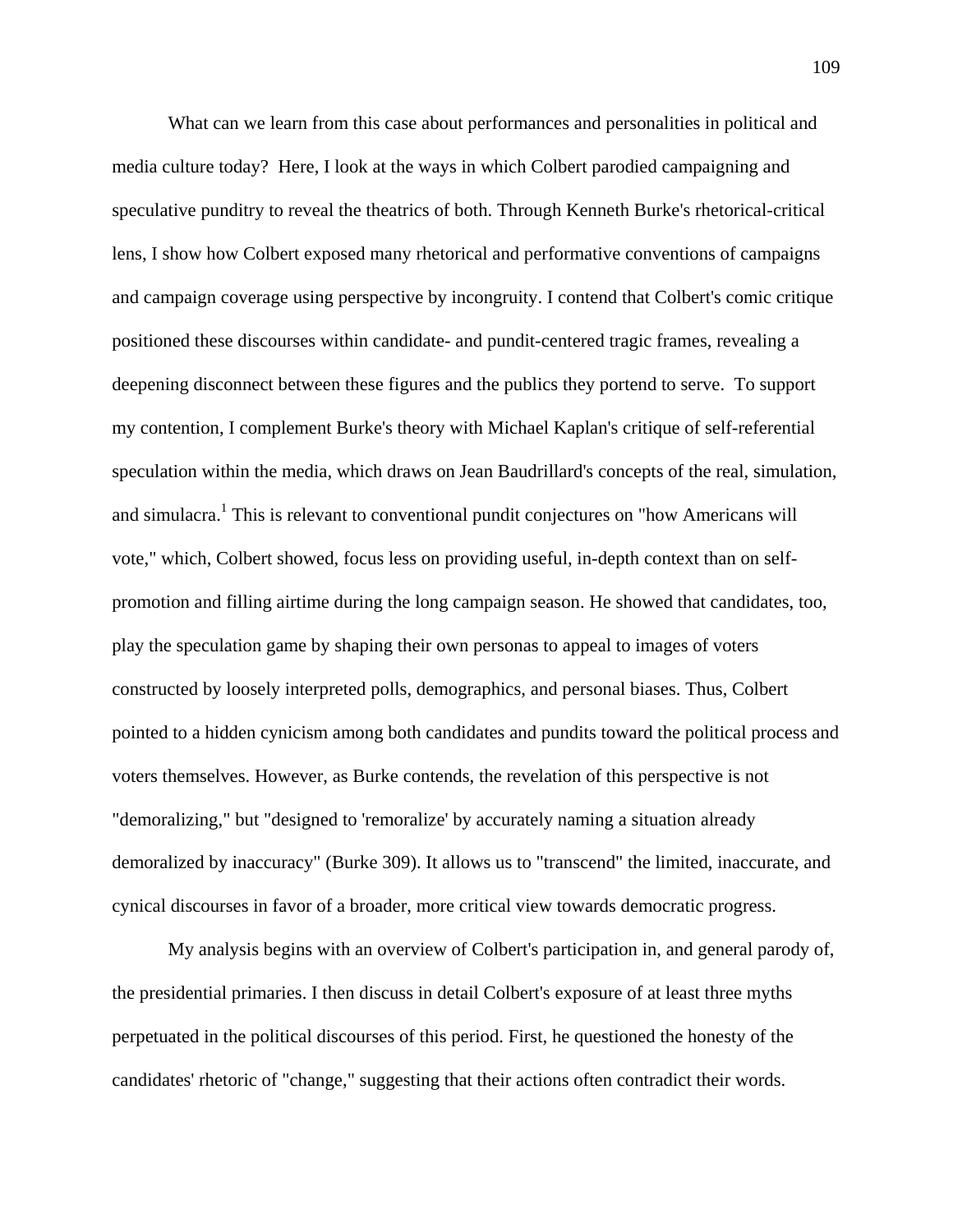What can we learn from this case about performances and personalities in political and media culture today? Here, I look at the ways in which Colbert parodied campaigning and speculative punditry to reveal the theatrics of both. Through Kenneth Burke's rhetorical-critical lens, I show how Colbert exposed many rhetorical and performative conventions of campaigns and campaign coverage using perspective by incongruity. I contend that Colbert's comic critique positioned these discourses within candidate- and pundit-centered tragic frames, revealing a deepening disconnect between these figures and the publics they portend to serve. To support my contention, I complement Burke's theory with Michael Kaplan's critique of self-referential speculation within the media, which draws on Jean Baudrillard's concepts of the real, simulation, and simulacra.[1] This is relevant to conventional pundit conjectures on "how Americans will vote," which, Colbert showed, focus less on providing useful, in-depth context than on self-promotion and filling airtime during the long campaign season. He showed that candidates, too, play the speculation game by shaping their own personas to appeal to images of voters constructed by loosely interpreted polls, demographics, and personal biases. Thus, Colbert pointed to a hidden cynicism among both candidates and pundits toward the political process and voters themselves. However, as Burke contends, the revelation of this perspective is not "demoralizing," but "designed to 'remoralize' by accurately naming a situation already demoralized by inaccuracy" (Burke 309). It allows us to "transcend" the limited, inaccurate, and cynical discourses in favor of a broader, more critical view towards democratic progress.

My analysis begins with an overview of Colbert's participation in, and general parody of, the presidential primaries. I then discuss in detail Colbert's exposure of at least three myths perpetuated in the political discourses of this period. First, he questioned the honesty of the candidates' rhetoric of "change," suggesting that their actions often contradict their words.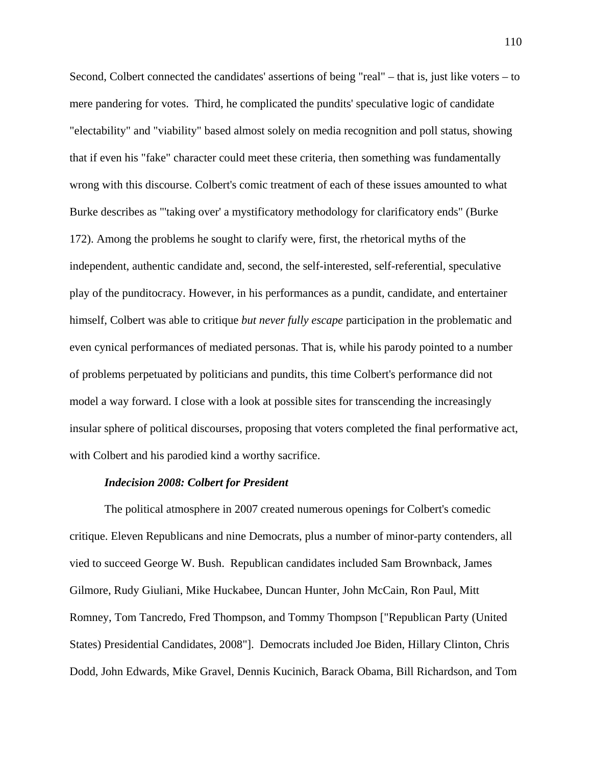Second, Colbert connected the candidates' assertions of being "real" – that is, just like voters – to mere pandering for votes. Third, he complicated the pundits' speculative logic of candidate "electability" and "viability" based almost solely on media recognition and poll status, showing that if even his "fake" character could meet these criteria, then something was fundamentally wrong with this discourse. Colbert's comic treatment of each of these issues amounted to what Burke describes as "'taking over' a mystificatory methodology for clarificatory ends" (Burke 172). Among the problems he sought to clarify were, first, the rhetorical myths of the independent, authentic candidate and, second, the self-interested, self-referential, speculative play of the punditocracy. However, in his performances as a pundit, candidate, and entertainer himself, Colbert was able to critique *but never fully escape* participation in the problematic and even cynical performances of mediated personas. That is, while his parody pointed to a number of problems perpetuated by politicians and pundits, this time Colbert's performance did not model a way forward. I close with a look at possible sites for transcending the increasingly insular sphere of political discourses, proposing that voters completed the final performative act, with Colbert and his parodied kind a worthy sacrifice.

***Indecision 2008: Colbert for President***

The political atmosphere in 2007 created numerous openings for Colbert's comedic critique. Eleven Republicans and nine Democrats, plus a number of minor-party contenders, all vied to succeed George W. Bush. Republican candidates included Sam Brownback, James Gilmore, Rudy Giuliani, Mike Huckabee, Duncan Hunter, John McCain, Ron Paul, Mitt Romney, Tom Tancredo, Fred Thompson, and Tommy Thompson ["Republican Party (United States) Presidential Candidates, 2008"]. Democrats included Joe Biden, Hillary Clinton, Chris Dodd, John Edwards, Mike Gravel, Dennis Kucinich, Barack Obama, Bill Richardson, and Tom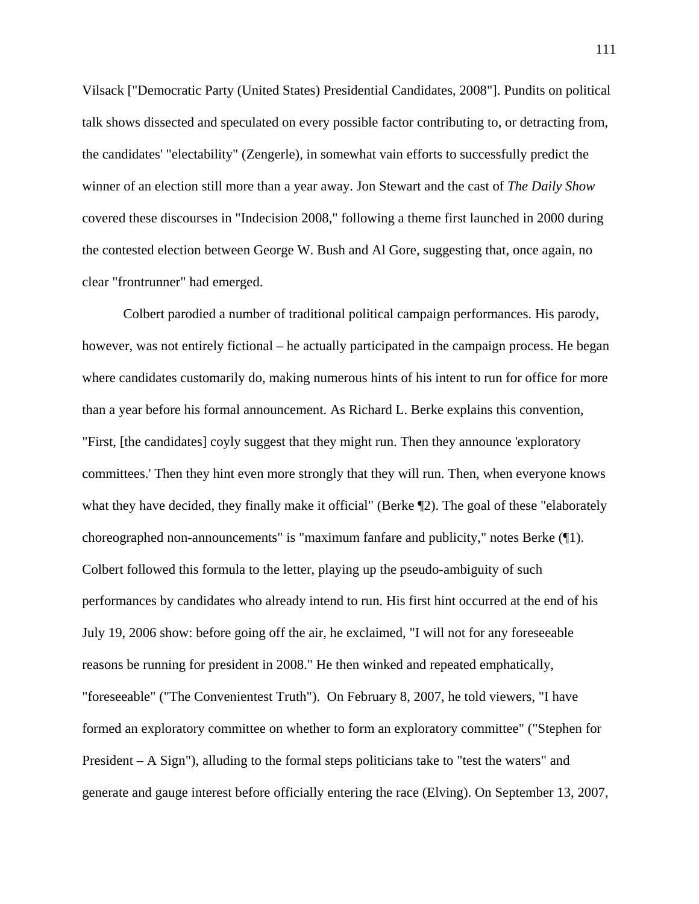Vilsack ["Democratic Party (United States) Presidential Candidates, 2008"]. Pundits on political talk shows dissected and speculated on every possible factor contributing to, or detracting from, the candidates' "electability" (Zengerle), in somewhat vain efforts to successfully predict the winner of an election still more than a year away. Jon Stewart and the cast of *The Daily Show* covered these discourses in "Indecision 2008," following a theme first launched in 2000 during the contested election between George W. Bush and Al Gore, suggesting that, once again, no clear "frontrunner" had emerged.

Colbert parodied a number of traditional political campaign performances. His parody, however, was not entirely fictional – he actually participated in the campaign process. He began where candidates customarily do, making numerous hints of his intent to run for office for more than a year before his formal announcement. As Richard L. Berke explains this convention, "First, [the candidates] coyly suggest that they might run. Then they announce 'exploratory committees.' Then they hint even more strongly that they will run. Then, when everyone knows what they have decided, they finally make it official" (Berke ¶2). The goal of these "elaborately choreographed non-announcements" is "maximum fanfare and publicity," notes Berke (¶1). Colbert followed this formula to the letter, playing up the pseudo-ambiguity of such performances by candidates who already intend to run. His first hint occurred at the end of his July 19, 2006 show: before going off the air, he exclaimed, "I will not for any foreseeable reasons be running for president in 2008." He then winked and repeated emphatically, "foreseeable" ("The Convenientest Truth"). On February 8, 2007, he told viewers, "I have formed an exploratory committee on whether to form an exploratory committee" ("Stephen for President – A Sign"), alluding to the formal steps politicians take to "test the waters" and generate and gauge interest before officially entering the race (Elving). On September 13, 2007,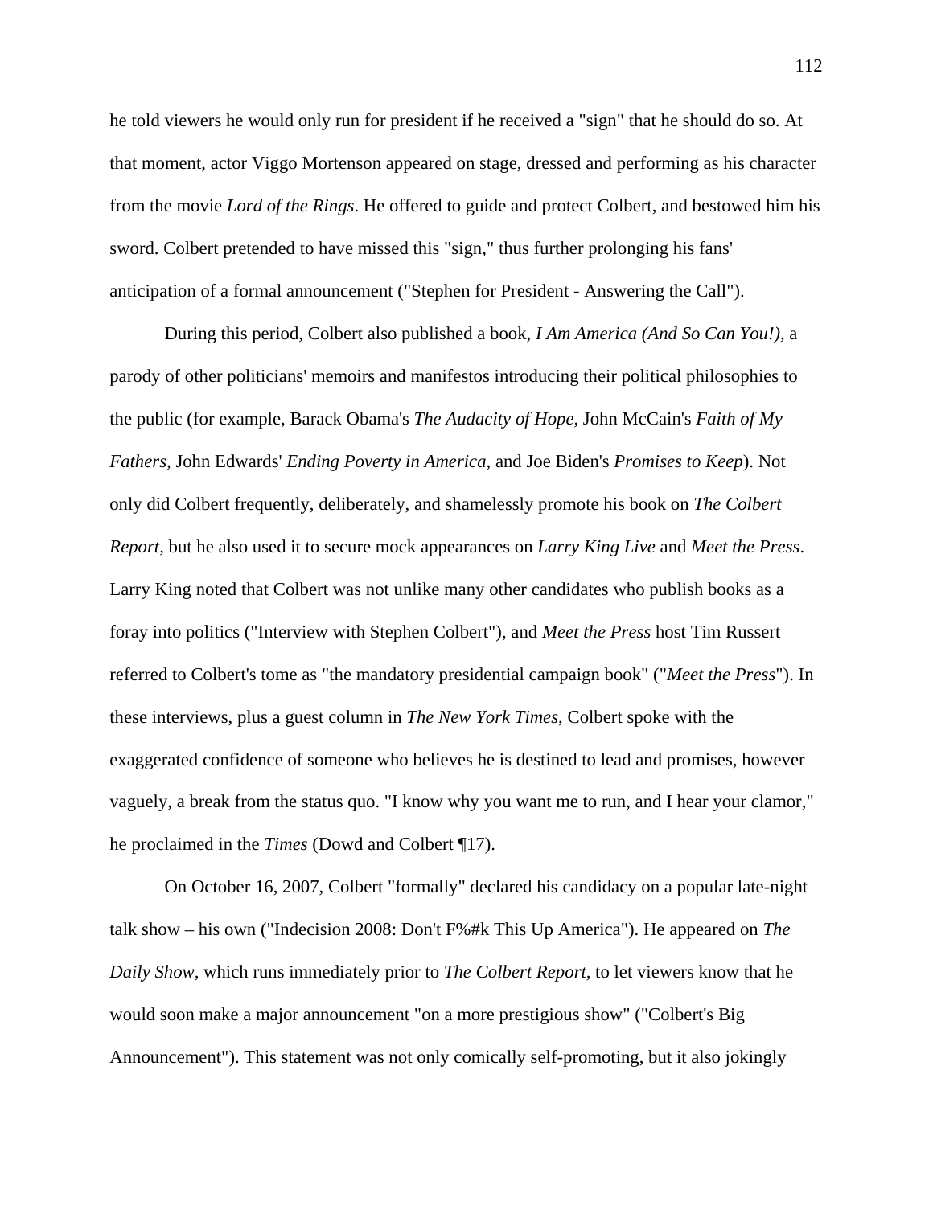he told viewers he would only run for president if he received a "sign" that he should do so. At that moment, actor Viggo Mortenson appeared on stage, dressed and performing as his character from the movie *Lord of the Rings*. He offered to guide and protect Colbert, and bestowed him his sword. Colbert pretended to have missed this "sign," thus further prolonging his fans' anticipation of a formal announcement ("Stephen for President - Answering the Call").

During this period, Colbert also published a book, *I Am America (And So Can You!),* a parody of other politicians' memoirs and manifestos introducing their political philosophies to the public (for example, Barack Obama's *The Audacity of Hope*, John McCain's *Faith of My Fathers*, John Edwards' *Ending Poverty in America*, and Joe Biden's *Promises to Keep*). Not only did Colbert frequently, deliberately, and shamelessly promote his book on *The Colbert Report*, but he also used it to secure mock appearances on *Larry King Live* and *Meet the Press*. Larry King noted that Colbert was not unlike many other candidates who publish books as a foray into politics ("Interview with Stephen Colbert"), and *Meet the Press* host Tim Russert referred to Colbert's tome as "the mandatory presidential campaign book" ("*Meet the Press*"). In these interviews, plus a guest column in *The New York Times*, Colbert spoke with the exaggerated confidence of someone who believes he is destined to lead and promises, however vaguely, a break from the status quo. "I know why you want me to run, and I hear your clamor," he proclaimed in the *Times* (Dowd and Colbert ¶17).

On October 16, 2007, Colbert "formally" declared his candidacy on a popular late-night talk show – his own ("Indecision 2008: Don't F%#k This Up America"). He appeared on *The Daily Show*, which runs immediately prior to *The Colbert Report*, to let viewers know that he would soon make a major announcement "on a more prestigious show" ("Colbert's Big Announcement"). This statement was not only comically self-promoting, but it also jokingly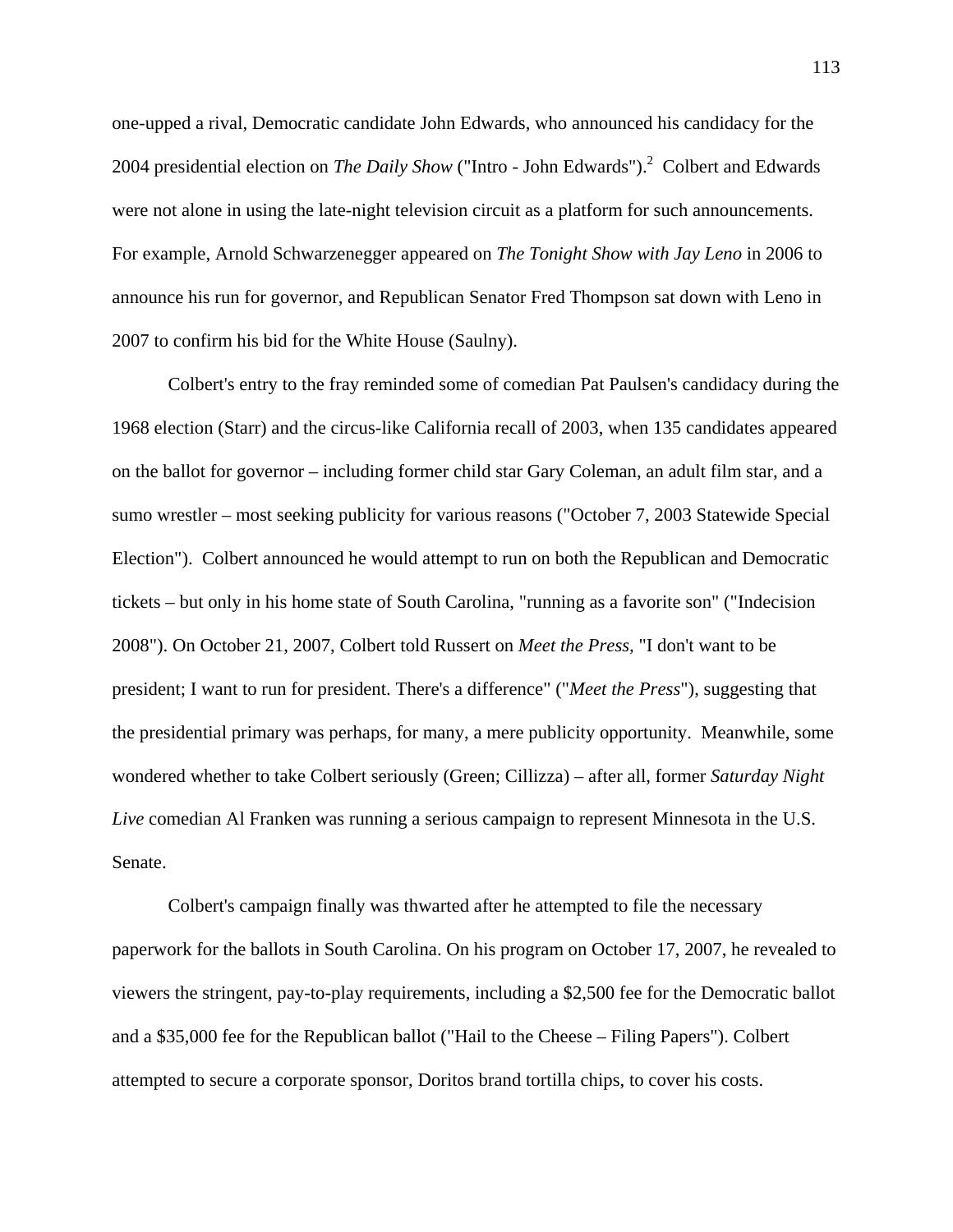one-upped a rival, Democratic candidate John Edwards, who announced his candidacy for the 2004 presidential election on *The Daily Show* ("Intro - John Edwards").[2] Colbert and Edwards were not alone in using the late-night television circuit as a platform for such announcements. For example, Arnold Schwarzenegger appeared on *The Tonight Show with Jay Leno* in 2006 to announce his run for governor, and Republican Senator Fred Thompson sat down with Leno in 2007 to confirm his bid for the White House (Saulny).

Colbert's entry to the fray reminded some of comedian Pat Paulsen's candidacy during the 1968 election (Starr) and the circus-like California recall of 2003, when 135 candidates appeared on the ballot for governor – including former child star Gary Coleman, an adult film star, and a sumo wrestler – most seeking publicity for various reasons ("October 7, 2003 Statewide Special Election"). Colbert announced he would attempt to run on both the Republican and Democratic tickets – but only in his home state of South Carolina, "running as a favorite son" ("Indecision 2008"). On October 21, 2007, Colbert told Russert on *Meet the Press*, "I don't want to be president; I want to run for president. There's a difference" ("*Meet the Press*"), suggesting that the presidential primary was perhaps, for many, a mere publicity opportunity. Meanwhile, some wondered whether to take Colbert seriously (Green; Cillizza) – after all, former *Saturday Night Live* comedian Al Franken was running a serious campaign to represent Minnesota in the U.S. Senate.

Colbert's campaign finally was thwarted after he attempted to file the necessary paperwork for the ballots in South Carolina. On his program on October 17, 2007, he revealed to viewers the stringent, pay-to-play requirements, including a $2,500 fee for the Democratic ballot and a $35,000 fee for the Republican ballot ("Hail to the Cheese – Filing Papers"). Colbert attempted to secure a corporate sponsor, Doritos brand tortilla chips, to cover his costs.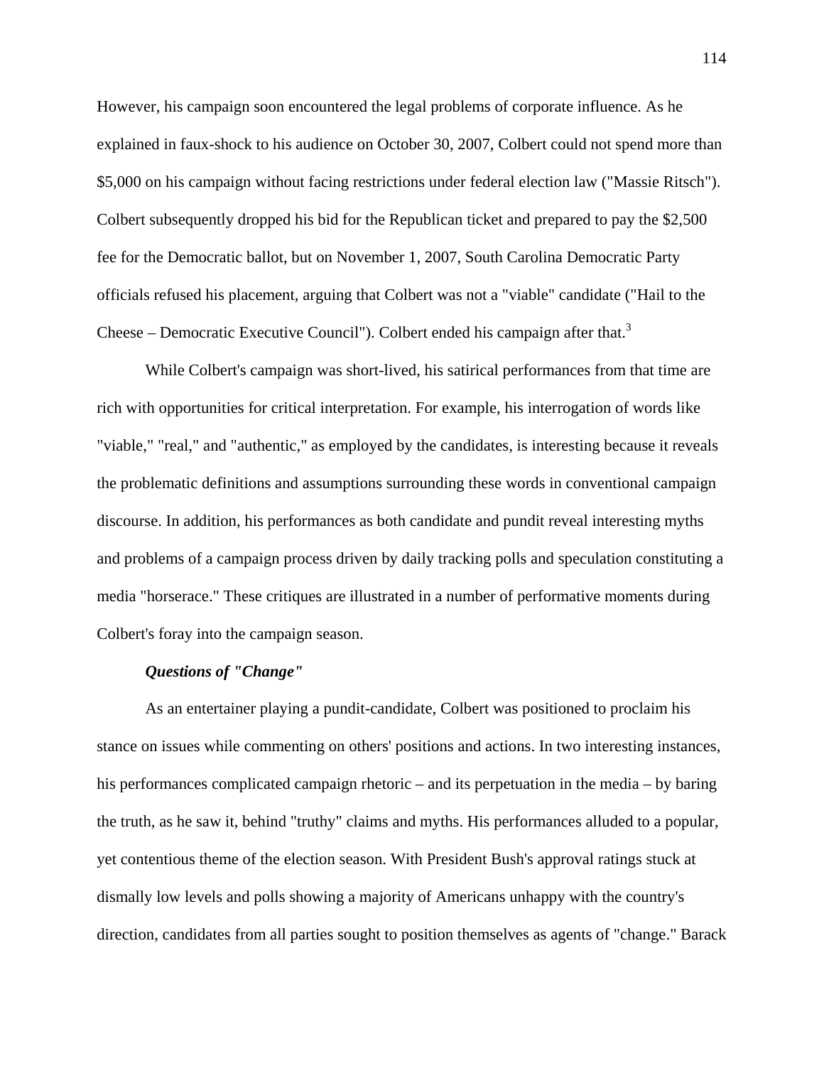However, his campaign soon encountered the legal problems of corporate influence. As he explained in faux-shock to his audience on October 30, 2007, Colbert could not spend more than $5,000 on his campaign without facing restrictions under federal election law ("Massie Ritsch"). Colbert subsequently dropped his bid for the Republican ticket and prepared to pay the $2,500 fee for the Democratic ballot, but on November 1, 2007, South Carolina Democratic Party officials refused his placement, arguing that Colbert was not a "viable" candidate ("Hail to the Cheese – Democratic Executive Council"). Colbert ended his campaign after that.[3]

While Colbert's campaign was short-lived, his satirical performances from that time are rich with opportunities for critical interpretation. For example, his interrogation of words like "viable," "real," and "authentic," as employed by the candidates, is interesting because it reveals the problematic definitions and assumptions surrounding these words in conventional campaign discourse. In addition, his performances as both candidate and pundit reveal interesting myths and problems of a campaign process driven by daily tracking polls and speculation constituting a media "horserace." These critiques are illustrated in a number of performative moments during Colbert's foray into the campaign season.

***Questions of "Change"***

As an entertainer playing a pundit-candidate, Colbert was positioned to proclaim his stance on issues while commenting on others' positions and actions. In two interesting instances, his performances complicated campaign rhetoric – and its perpetuation in the media – by baring the truth, as he saw it, behind "truthy" claims and myths. His performances alluded to a popular, yet contentious theme of the election season. With President Bush's approval ratings stuck at dismally low levels and polls showing a majority of Americans unhappy with the country's direction, candidates from all parties sought to position themselves as agents of "change." Barack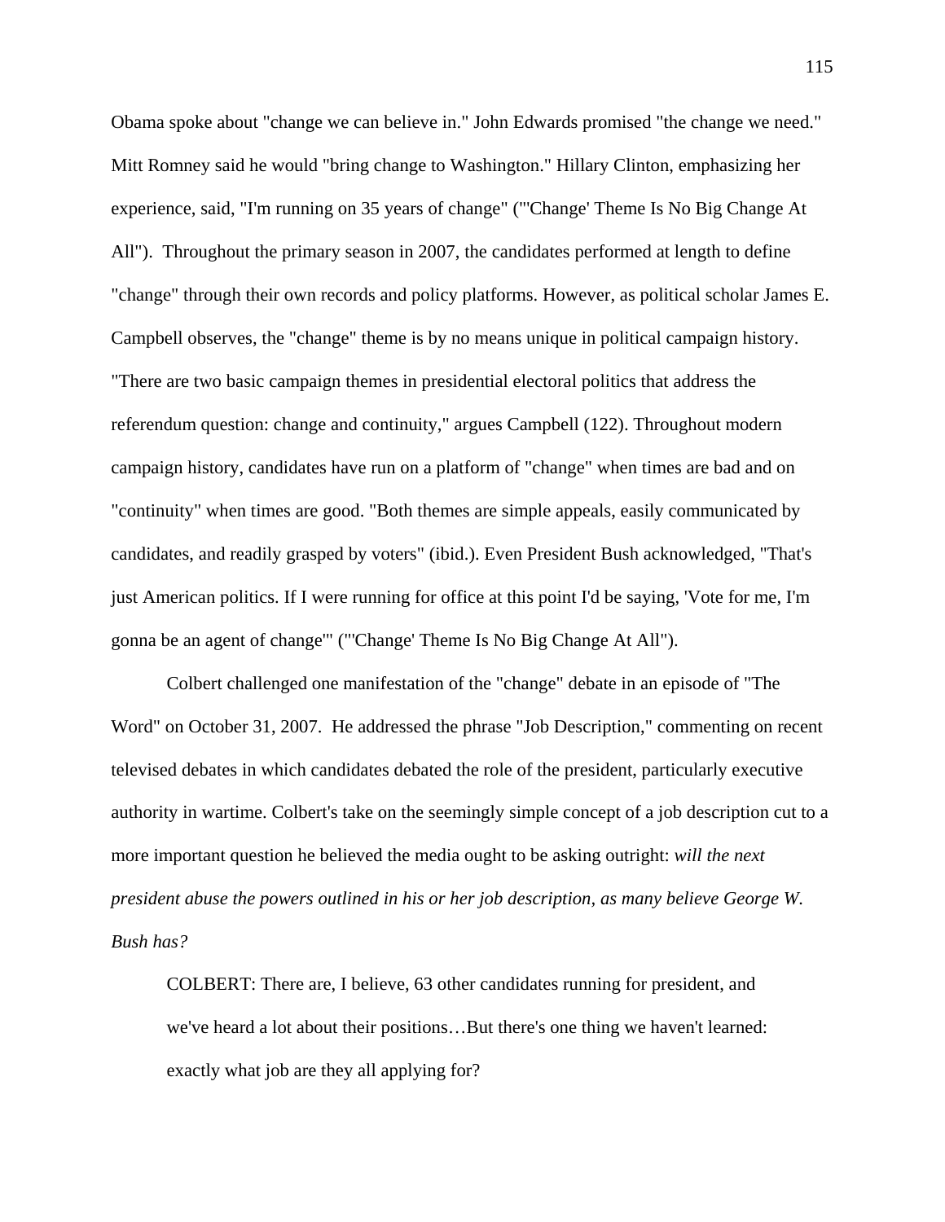Obama spoke about "change we can believe in." John Edwards promised "the change we need." Mitt Romney said he would "bring change to Washington." Hillary Clinton, emphasizing her experience, said, "I'm running on 35 years of change" ("'Change' Theme Is No Big Change At All"). Throughout the primary season in 2007, the candidates performed at length to define "change" through their own records and policy platforms. However, as political scholar James E. Campbell observes, the "change" theme is by no means unique in political campaign history. "There are two basic campaign themes in presidential electoral politics that address the referendum question: change and continuity," argues Campbell (122). Throughout modern campaign history, candidates have run on a platform of "change" when times are bad and on "continuity" when times are good. "Both themes are simple appeals, easily communicated by candidates, and readily grasped by voters" (ibid.). Even President Bush acknowledged, "That's just American politics. If I were running for office at this point I'd be saying, 'Vote for me, I'm gonna be an agent of change'" ("'Change' Theme Is No Big Change At All").

Colbert challenged one manifestation of the "change" debate in an episode of "The Word" on October 31, 2007. He addressed the phrase "Job Description," commenting on recent televised debates in which candidates debated the role of the president, particularly executive authority in wartime. Colbert's take on the seemingly simple concept of a job description cut to a more important question he believed the media ought to be asking outright: *will the next president abuse the powers outlined in his or her job description, as many believe George W. Bush has?*

> COLBERT: There are, I believe, 63 other candidates running for president, and we've heard a lot about their positions…But there's one thing we haven't learned: exactly what job are they all applying for?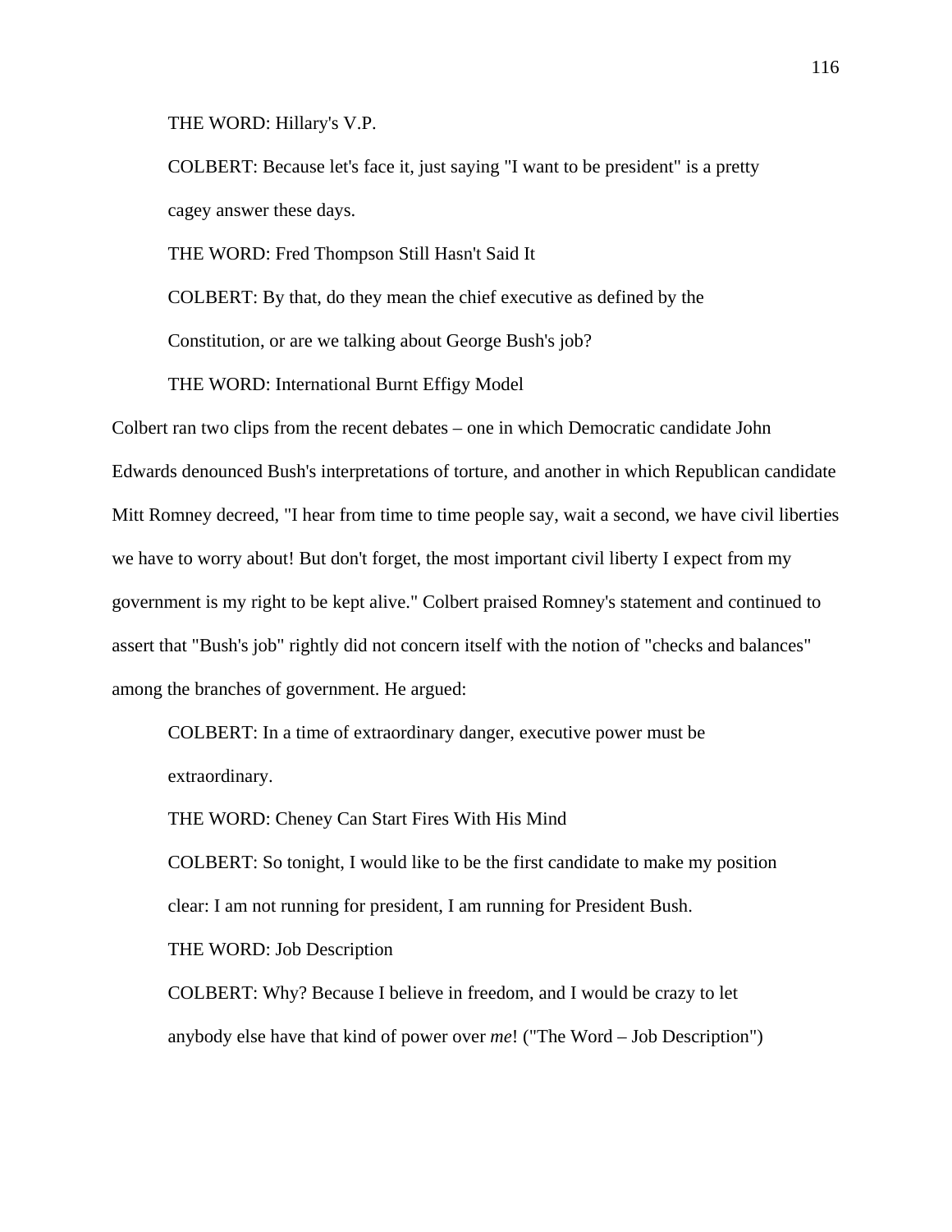THE WORD: Hillary's V.P.

COLBERT: Because let's face it, just saying "I want to be president" is a pretty cagey answer these days.

THE WORD: Fred Thompson Still Hasn't Said It

COLBERT: By that, do they mean the chief executive as defined by the Constitution, or are we talking about George Bush's job?

THE WORD: International Burnt Effigy Model

Colbert ran two clips from the recent debates – one in which Democratic candidate John Edwards denounced Bush's interpretations of torture, and another in which Republican candidate Mitt Romney decreed, "I hear from time to time people say, wait a second, we have civil liberties we have to worry about! But don't forget, the most important civil liberty I expect from my government is my right to be kept alive." Colbert praised Romney's statement and continued to assert that "Bush's job" rightly did not concern itself with the notion of "checks and balances" among the branches of government. He argued:

COLBERT: In a time of extraordinary danger, executive power must be extraordinary.

THE WORD: Cheney Can Start Fires With His Mind

COLBERT: So tonight, I would like to be the first candidate to make my position clear: I am not running for president, I am running for President Bush.

THE WORD: Job Description

COLBERT: Why? Because I believe in freedom, and I would be crazy to let anybody else have that kind of power over *me*! ("The Word – Job Description")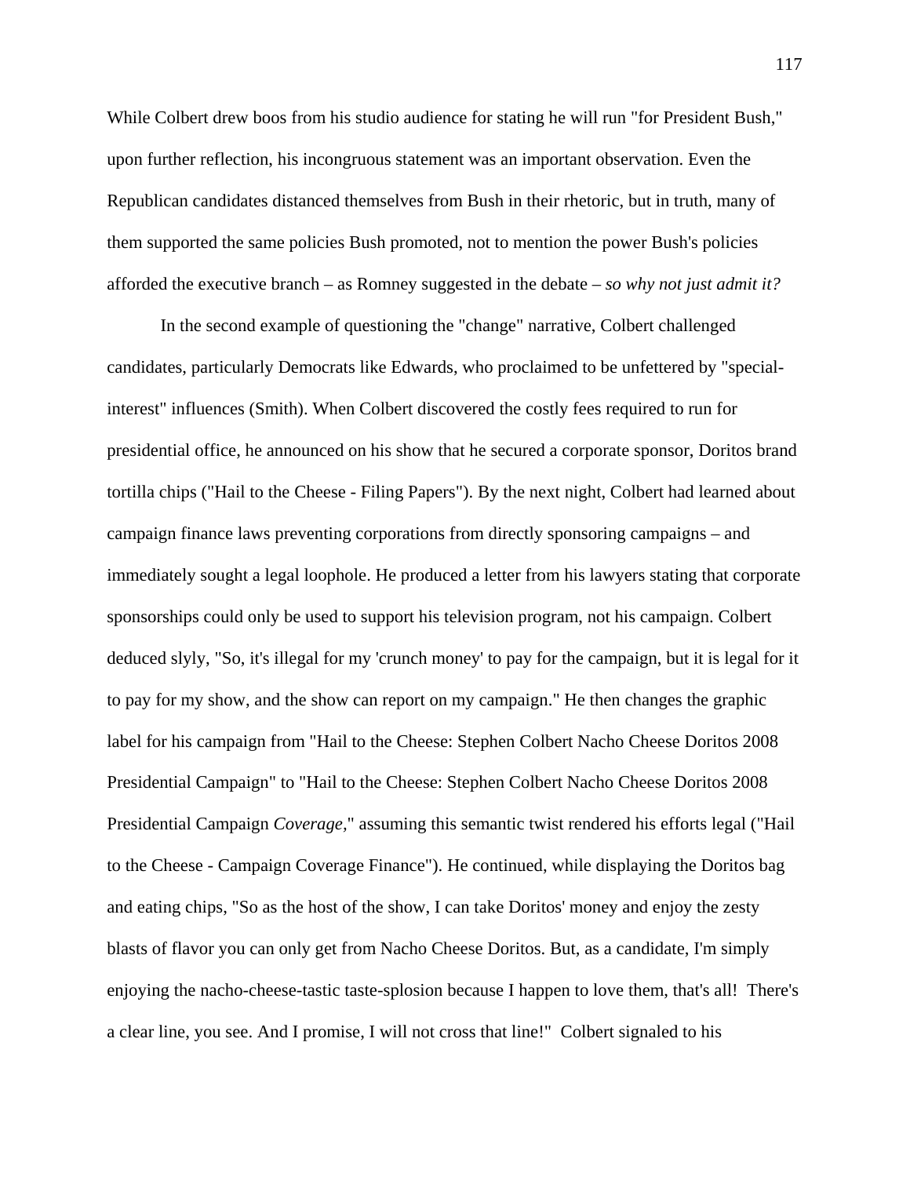While Colbert drew boos from his studio audience for stating he will run "for President Bush," upon further reflection, his incongruous statement was an important observation. Even the Republican candidates distanced themselves from Bush in their rhetoric, but in truth, many of them supported the same policies Bush promoted, not to mention the power Bush's policies afforded the executive branch – as Romney suggested in the debate – *so why not just admit it?*

In the second example of questioning the "change" narrative, Colbert challenged candidates, particularly Democrats like Edwards, who proclaimed to be unfettered by "special-interest" influences (Smith). When Colbert discovered the costly fees required to run for presidential office, he announced on his show that he secured a corporate sponsor, Doritos brand tortilla chips ("Hail to the Cheese - Filing Papers"). By the next night, Colbert had learned about campaign finance laws preventing corporations from directly sponsoring campaigns – and immediately sought a legal loophole. He produced a letter from his lawyers stating that corporate sponsorships could only be used to support his television program, not his campaign. Colbert deduced slyly, "So, it's illegal for my 'crunch money' to pay for the campaign, but it is legal for it to pay for my show, and the show can report on my campaign." He then changes the graphic label for his campaign from "Hail to the Cheese: Stephen Colbert Nacho Cheese Doritos 2008 Presidential Campaign" to "Hail to the Cheese: Stephen Colbert Nacho Cheese Doritos 2008 Presidential Campaign *Coverage*," assuming this semantic twist rendered his efforts legal ("Hail to the Cheese - Campaign Coverage Finance"). He continued, while displaying the Doritos bag and eating chips, "So as the host of the show, I can take Doritos' money and enjoy the zesty blasts of flavor you can only get from Nacho Cheese Doritos. But, as a candidate, I'm simply enjoying the nacho-cheese-tastic taste-splosion because I happen to love them, that's all! There's a clear line, you see. And I promise, I will not cross that line!" Colbert signaled to his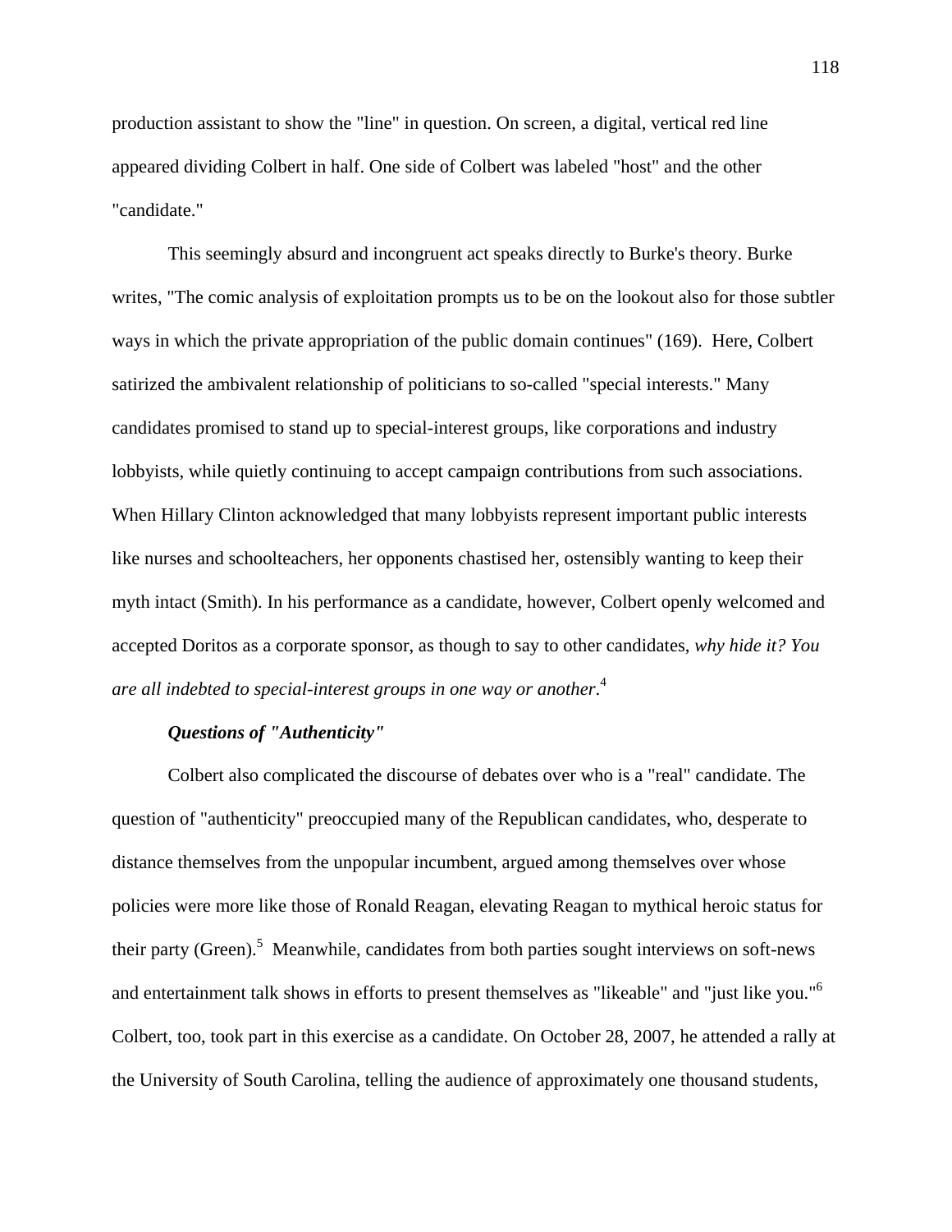production assistant to show the "line" in question. On screen, a digital, vertical red line appeared dividing Colbert in half. One side of Colbert was labeled "host" and the other "candidate."

This seemingly absurd and incongruent act speaks directly to Burke's theory. Burke writes, "The comic analysis of exploitation prompts us to be on the lookout also for those subtler ways in which the private appropriation of the public domain continues" (169). Here, Colbert satirized the ambivalent relationship of politicians to so-called "special interests." Many candidates promised to stand up to special-interest groups, like corporations and industry lobbyists, while quietly continuing to accept campaign contributions from such associations. When Hillary Clinton acknowledged that many lobbyists represent important public interests like nurses and schoolteachers, her opponents chastised her, ostensibly wanting to keep their myth intact (Smith). In his performance as a candidate, however, Colbert openly welcomed and accepted Doritos as a corporate sponsor, as though to say to other candidates, *why hide it? You are all indebted to special-interest groups in one way or another*.[4]

***Questions of "Authenticity"***

Colbert also complicated the discourse of debates over who is a "real" candidate. The question of "authenticity" preoccupied many of the Republican candidates, who, desperate to distance themselves from the unpopular incumbent, argued among themselves over whose policies were more like those of Ronald Reagan, elevating Reagan to mythical heroic status for their party (Green).[5] Meanwhile, candidates from both parties sought interviews on soft-news and entertainment talk shows in efforts to present themselves as "likeable" and "just like you."[6] Colbert, too, took part in this exercise as a candidate. On October 28, 2007, he attended a rally at the University of South Carolina, telling the audience of approximately one thousand students,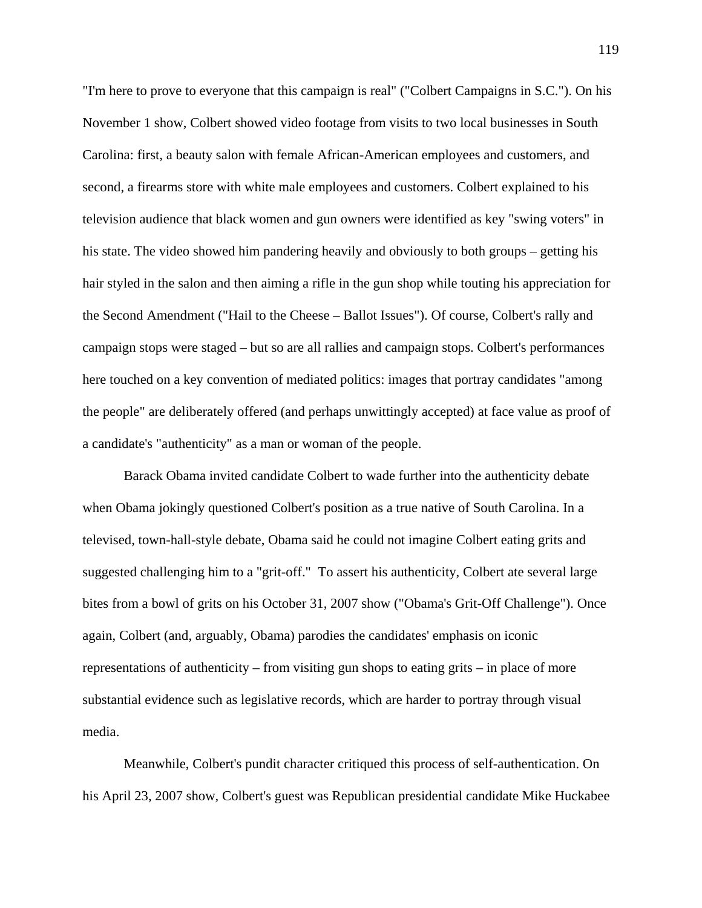"I'm here to prove to everyone that this campaign is real" ("Colbert Campaigns in S.C."). On his November 1 show, Colbert showed video footage from visits to two local businesses in South Carolina: first, a beauty salon with female African-American employees and customers, and second, a firearms store with white male employees and customers. Colbert explained to his television audience that black women and gun owners were identified as key "swing voters" in his state. The video showed him pandering heavily and obviously to both groups – getting his hair styled in the salon and then aiming a rifle in the gun shop while touting his appreciation for the Second Amendment ("Hail to the Cheese – Ballot Issues"). Of course, Colbert's rally and campaign stops were staged – but so are all rallies and campaign stops. Colbert's performances here touched on a key convention of mediated politics: images that portray candidates "among the people" are deliberately offered (and perhaps unwittingly accepted) at face value as proof of a candidate's "authenticity" as a man or woman of the people.

Barack Obama invited candidate Colbert to wade further into the authenticity debate when Obama jokingly questioned Colbert's position as a true native of South Carolina. In a televised, town-hall-style debate, Obama said he could not imagine Colbert eating grits and suggested challenging him to a "grit-off." To assert his authenticity, Colbert ate several large bites from a bowl of grits on his October 31, 2007 show ("Obama's Grit-Off Challenge"). Once again, Colbert (and, arguably, Obama) parodies the candidates' emphasis on iconic representations of authenticity – from visiting gun shops to eating grits – in place of more substantial evidence such as legislative records, which are harder to portray through visual media.

Meanwhile, Colbert's pundit character critiqued this process of self-authentication. On his April 23, 2007 show, Colbert's guest was Republican presidential candidate Mike Huckabee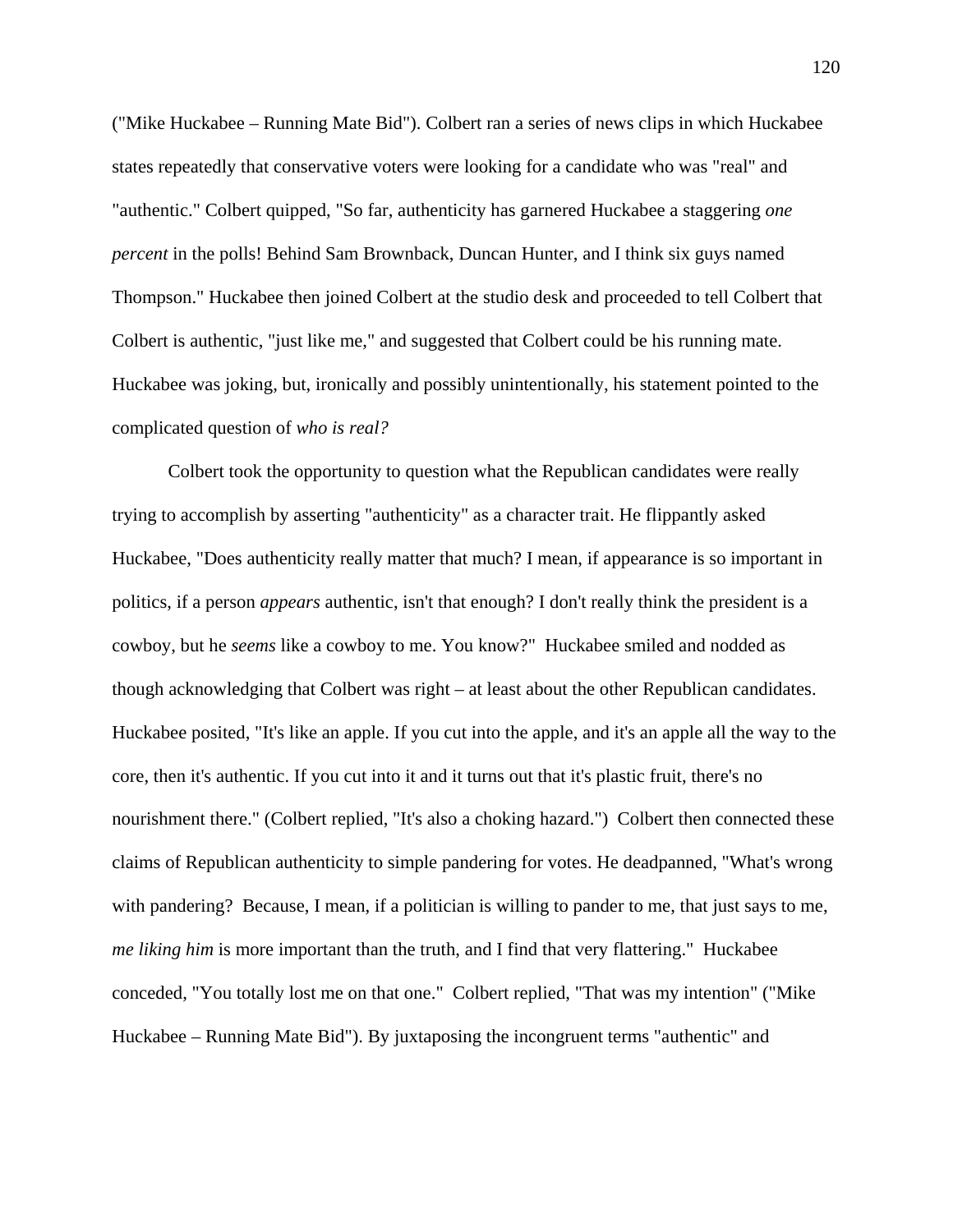("Mike Huckabee – Running Mate Bid"). Colbert ran a series of news clips in which Huckabee states repeatedly that conservative voters were looking for a candidate who was "real" and "authentic." Colbert quipped, "So far, authenticity has garnered Huckabee a staggering *one percent* in the polls! Behind Sam Brownback, Duncan Hunter, and I think six guys named Thompson." Huckabee then joined Colbert at the studio desk and proceeded to tell Colbert that Colbert is authentic, "just like me," and suggested that Colbert could be his running mate. Huckabee was joking, but, ironically and possibly unintentionally, his statement pointed to the complicated question of *who is real?*

Colbert took the opportunity to question what the Republican candidates were really trying to accomplish by asserting "authenticity" as a character trait. He flippantly asked Huckabee, "Does authenticity really matter that much? I mean, if appearance is so important in politics, if a person *appears* authentic, isn't that enough? I don't really think the president is a cowboy, but he *seems* like a cowboy to me. You know?" Huckabee smiled and nodded as though acknowledging that Colbert was right – at least about the other Republican candidates. Huckabee posited, "It's like an apple. If you cut into the apple, and it's an apple all the way to the core, then it's authentic. If you cut into it and it turns out that it's plastic fruit, there's no nourishment there." (Colbert replied, "It's also a choking hazard.") Colbert then connected these claims of Republican authenticity to simple pandering for votes. He deadpanned, "What's wrong with pandering? Because, I mean, if a politician is willing to pander to me, that just says to me, *me liking him* is more important than the truth, and I find that very flattering." Huckabee conceded, "You totally lost me on that one." Colbert replied, "That was my intention" ("Mike Huckabee – Running Mate Bid"). By juxtaposing the incongruent terms "authentic" and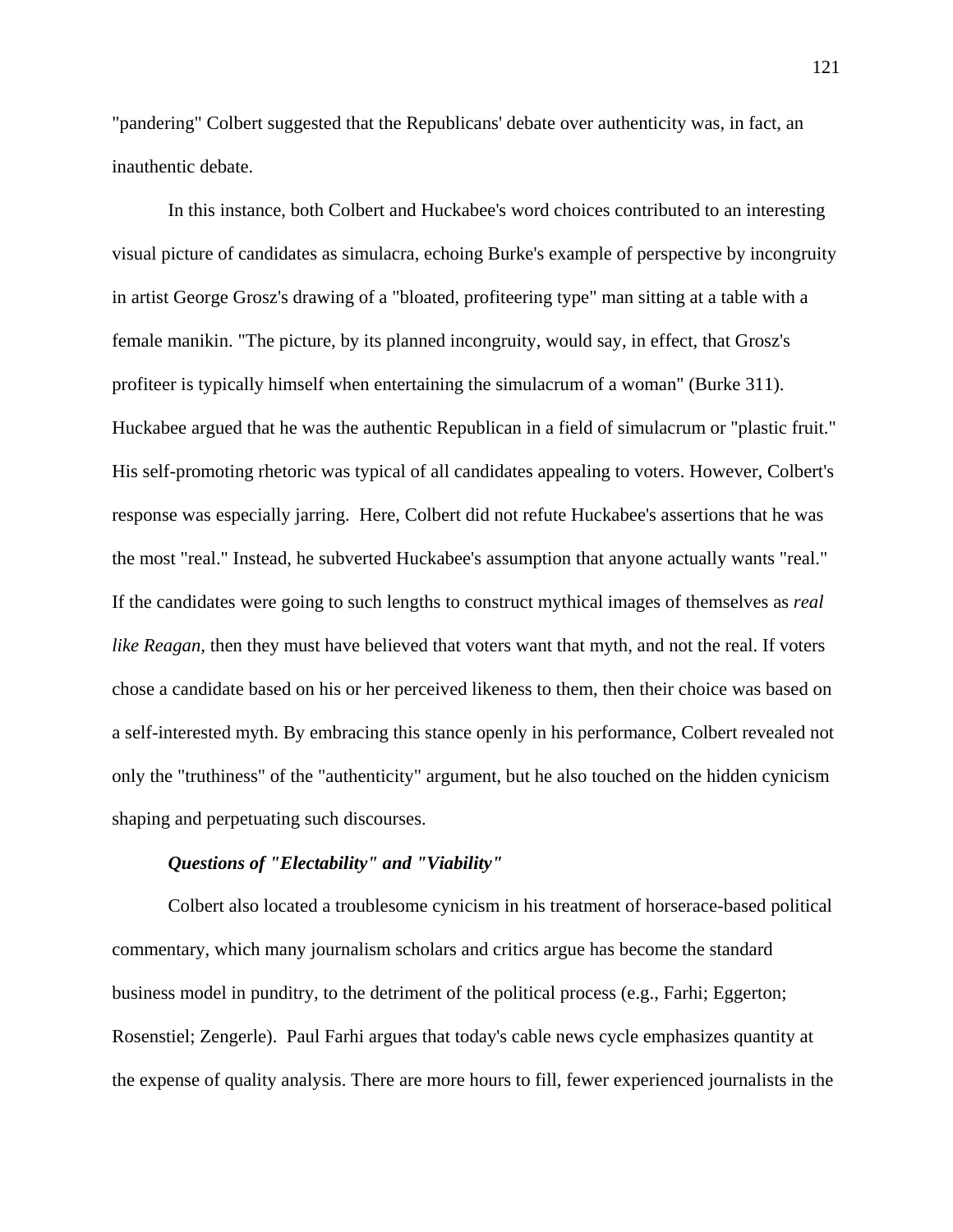"pandering" Colbert suggested that the Republicans' debate over authenticity was, in fact, an inauthentic debate.

In this instance, both Colbert and Huckabee's word choices contributed to an interesting visual picture of candidates as simulacra, echoing Burke's example of perspective by incongruity in artist George Grosz's drawing of a "bloated, profiteering type" man sitting at a table with a female manikin. "The picture, by its planned incongruity, would say, in effect, that Grosz's profiteer is typically himself when entertaining the simulacrum of a woman" (Burke 311). Huckabee argued that he was the authentic Republican in a field of simulacrum or "plastic fruit." His self-promoting rhetoric was typical of all candidates appealing to voters. However, Colbert's response was especially jarring. Here, Colbert did not refute Huckabee's assertions that he was the most "real." Instead, he subverted Huckabee's assumption that anyone actually wants "real." If the candidates were going to such lengths to construct mythical images of themselves as *real like Reagan*, then they must have believed that voters want that myth, and not the real. If voters chose a candidate based on his or her perceived likeness to them, then their choice was based on a self-interested myth. By embracing this stance openly in his performance, Colbert revealed not only the "truthiness" of the "authenticity" argument, but he also touched on the hidden cynicism shaping and perpetuating such discourses.

### *Questions of "Electability" and "Viability"*

Colbert also located a troublesome cynicism in his treatment of horserace-based political commentary, which many journalism scholars and critics argue has become the standard business model in punditry, to the detriment of the political process (e.g., Farhi; Eggerton; Rosenstiel; Zengerle). Paul Farhi argues that today's cable news cycle emphasizes quantity at the expense of quality analysis. There are more hours to fill, fewer experienced journalists in the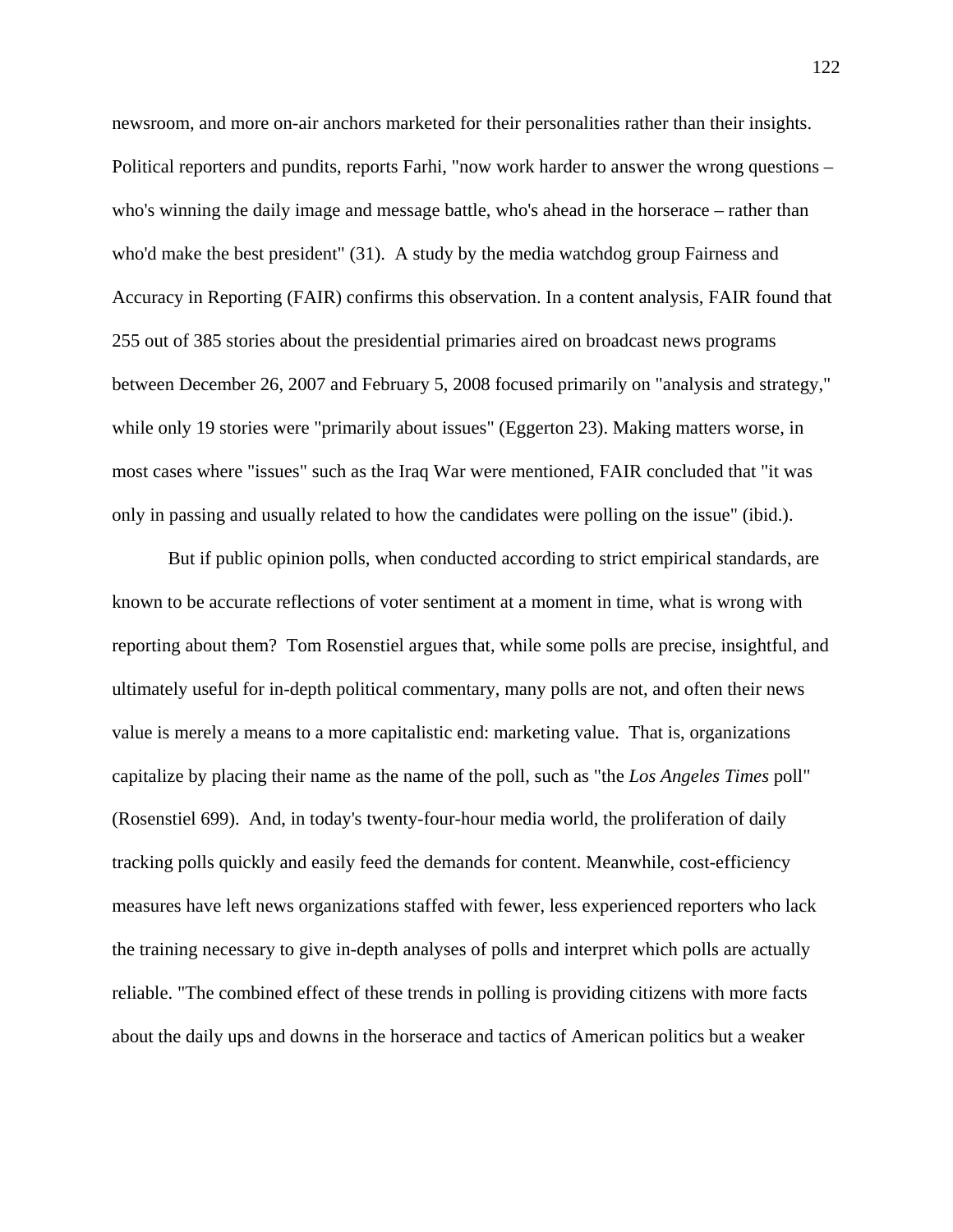newsroom, and more on-air anchors marketed for their personalities rather than their insights. Political reporters and pundits, reports Farhi, "now work harder to answer the wrong questions – who's winning the daily image and message battle, who's ahead in the horserace – rather than who'd make the best president" (31). A study by the media watchdog group Fairness and Accuracy in Reporting (FAIR) confirms this observation. In a content analysis, FAIR found that 255 out of 385 stories about the presidential primaries aired on broadcast news programs between December 26, 2007 and February 5, 2008 focused primarily on "analysis and strategy," while only 19 stories were "primarily about issues" (Eggerton 23). Making matters worse, in most cases where "issues" such as the Iraq War were mentioned, FAIR concluded that "it was only in passing and usually related to how the candidates were polling on the issue" (ibid.).

But if public opinion polls, when conducted according to strict empirical standards, are known to be accurate reflections of voter sentiment at a moment in time, what is wrong with reporting about them? Tom Rosenstiel argues that, while some polls are precise, insightful, and ultimately useful for in-depth political commentary, many polls are not, and often their news value is merely a means to a more capitalistic end: marketing value. That is, organizations capitalize by placing their name as the name of the poll, such as "the *Los Angeles Times* poll" (Rosenstiel 699). And, in today's twenty-four-hour media world, the proliferation of daily tracking polls quickly and easily feed the demands for content. Meanwhile, cost-efficiency measures have left news organizations staffed with fewer, less experienced reporters who lack the training necessary to give in-depth analyses of polls and interpret which polls are actually reliable. "The combined effect of these trends in polling is providing citizens with more facts about the daily ups and downs in the horserace and tactics of American politics but a weaker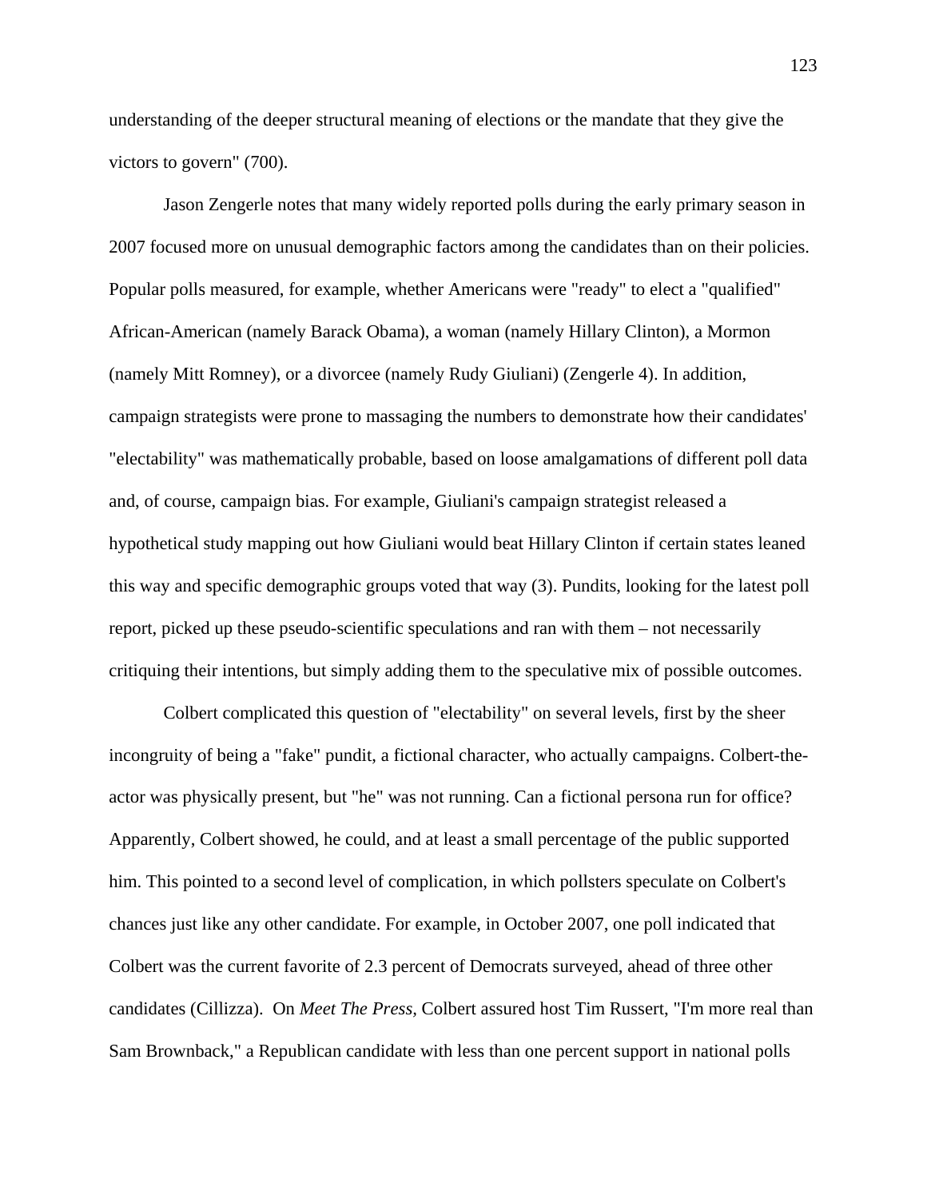understanding of the deeper structural meaning of elections or the mandate that they give the victors to govern" (700).

Jason Zengerle notes that many widely reported polls during the early primary season in 2007 focused more on unusual demographic factors among the candidates than on their policies. Popular polls measured, for example, whether Americans were "ready" to elect a "qualified" African-American (namely Barack Obama), a woman (namely Hillary Clinton), a Mormon (namely Mitt Romney), or a divorcee (namely Rudy Giuliani) (Zengerle 4). In addition, campaign strategists were prone to massaging the numbers to demonstrate how their candidates' "electability" was mathematically probable, based on loose amalgamations of different poll data and, of course, campaign bias. For example, Giuliani's campaign strategist released a hypothetical study mapping out how Giuliani would beat Hillary Clinton if certain states leaned this way and specific demographic groups voted that way (3). Pundits, looking for the latest poll report, picked up these pseudo-scientific speculations and ran with them – not necessarily critiquing their intentions, but simply adding them to the speculative mix of possible outcomes.

Colbert complicated this question of "electability" on several levels, first by the sheer incongruity of being a "fake" pundit, a fictional character, who actually campaigns. Colbert-the-actor was physically present, but "he" was not running. Can a fictional persona run for office? Apparently, Colbert showed, he could, and at least a small percentage of the public supported him. This pointed to a second level of complication, in which pollsters speculate on Colbert's chances just like any other candidate. For example, in October 2007, one poll indicated that Colbert was the current favorite of 2.3 percent of Democrats surveyed, ahead of three other candidates (Cillizza). On *Meet The Press*, Colbert assured host Tim Russert, "I'm more real than Sam Brownback," a Republican candidate with less than one percent support in national polls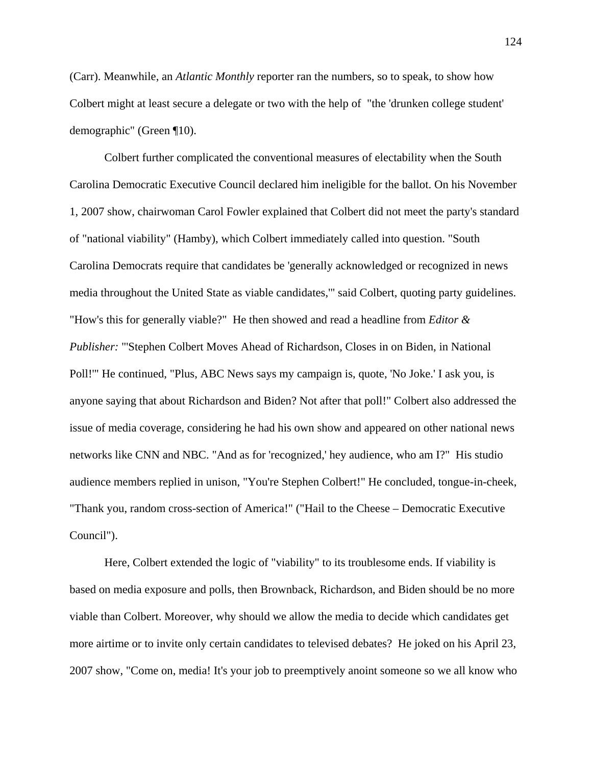(Carr). Meanwhile, an *Atlantic Monthly* reporter ran the numbers, so to speak, to show how Colbert might at least secure a delegate or two with the help of "the 'drunken college student' demographic" (Green ¶10).

Colbert further complicated the conventional measures of electability when the South Carolina Democratic Executive Council declared him ineligible for the ballot. On his November 1, 2007 show, chairwoman Carol Fowler explained that Colbert did not meet the party's standard of "national viability" (Hamby), which Colbert immediately called into question. "South Carolina Democrats require that candidates be 'generally acknowledged or recognized in news media throughout the United State as viable candidates,'" said Colbert, quoting party guidelines. "How's this for generally viable?" He then showed and read a headline from *Editor & Publisher:* "'Stephen Colbert Moves Ahead of Richardson, Closes in on Biden, in National Poll!'" He continued, "Plus, ABC News says my campaign is, quote, 'No Joke.' I ask you, is anyone saying that about Richardson and Biden? Not after that poll!" Colbert also addressed the issue of media coverage, considering he had his own show and appeared on other national news networks like CNN and NBC. "And as for 'recognized,' hey audience, who am I?" His studio audience members replied in unison, "You're Stephen Colbert!" He concluded, tongue-in-cheek, "Thank you, random cross-section of America!" ("Hail to the Cheese – Democratic Executive Council").

Here, Colbert extended the logic of "viability" to its troublesome ends. If viability is based on media exposure and polls, then Brownback, Richardson, and Biden should be no more viable than Colbert. Moreover, why should we allow the media to decide which candidates get more airtime or to invite only certain candidates to televised debates? He joked on his April 23, 2007 show, "Come on, media! It's your job to preemptively anoint someone so we all know who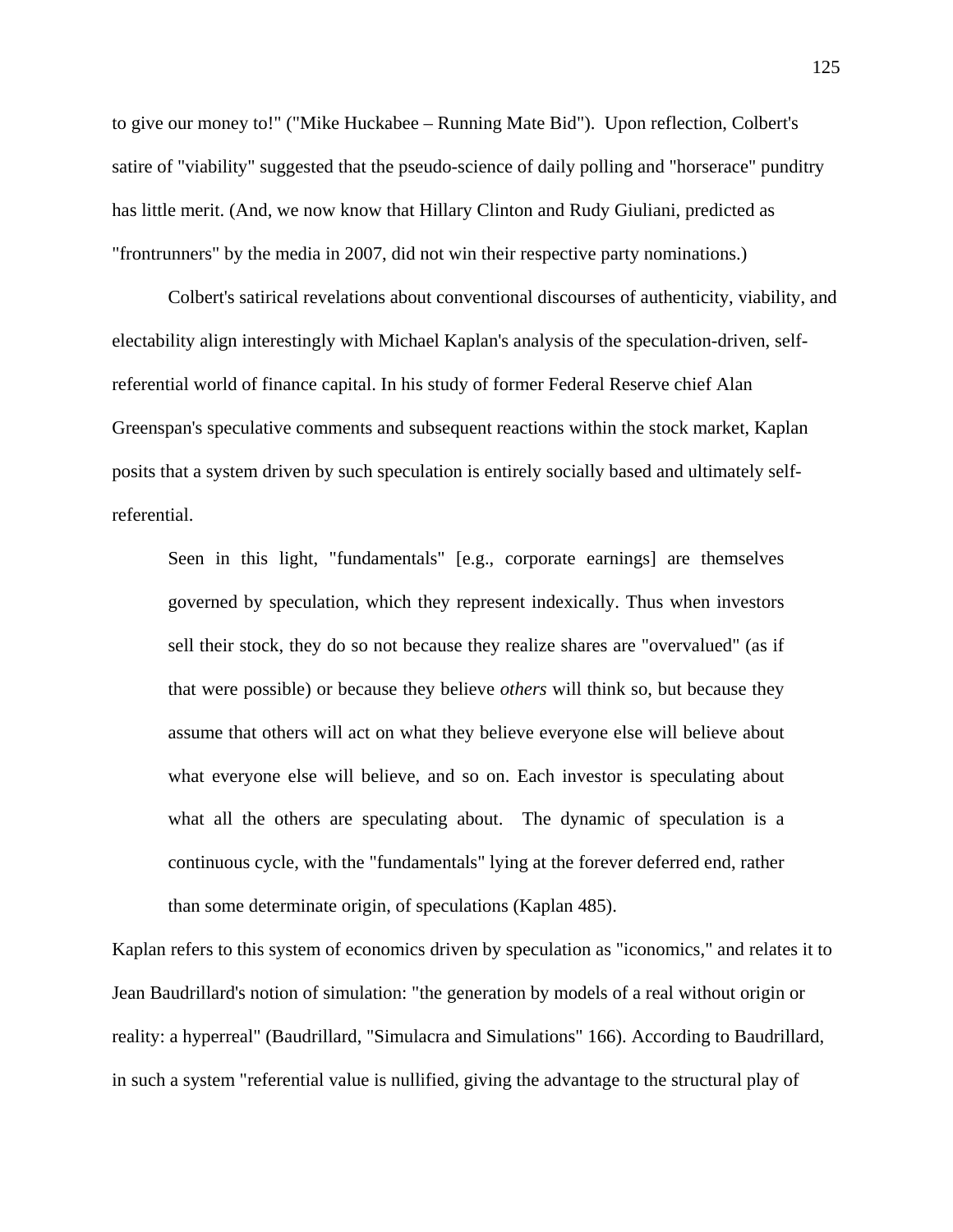to give our money to!" ("Mike Huckabee – Running Mate Bid"). Upon reflection, Colbert's satire of "viability" suggested that the pseudo-science of daily polling and "horserace" punditry has little merit. (And, we now know that Hillary Clinton and Rudy Giuliani, predicted as "frontrunners" by the media in 2007, did not win their respective party nominations.)

Colbert's satirical revelations about conventional discourses of authenticity, viability, and electability align interestingly with Michael Kaplan's analysis of the speculation-driven, self-referential world of finance capital. In his study of former Federal Reserve chief Alan Greenspan's speculative comments and subsequent reactions within the stock market, Kaplan posits that a system driven by such speculation is entirely socially based and ultimately self-referential.

> Seen in this light, "fundamentals" [e.g., corporate earnings] are themselves governed by speculation, which they represent indexically. Thus when investors sell their stock, they do so not because they realize shares are "overvalued" (as if that were possible) or because they believe *others* will think so, but because they assume that others will act on what they believe everyone else will believe about what everyone else will believe, and so on. Each investor is speculating about what all the others are speculating about. The dynamic of speculation is a continuous cycle, with the "fundamentals" lying at the forever deferred end, rather than some determinate origin, of speculations (Kaplan 485).

Kaplan refers to this system of economics driven by speculation as "iconomics," and relates it to Jean Baudrillard's notion of simulation: "the generation by models of a real without origin or reality: a hyperreal" (Baudrillard, "Simulacra and Simulations" 166). According to Baudrillard, in such a system "referential value is nullified, giving the advantage to the structural play of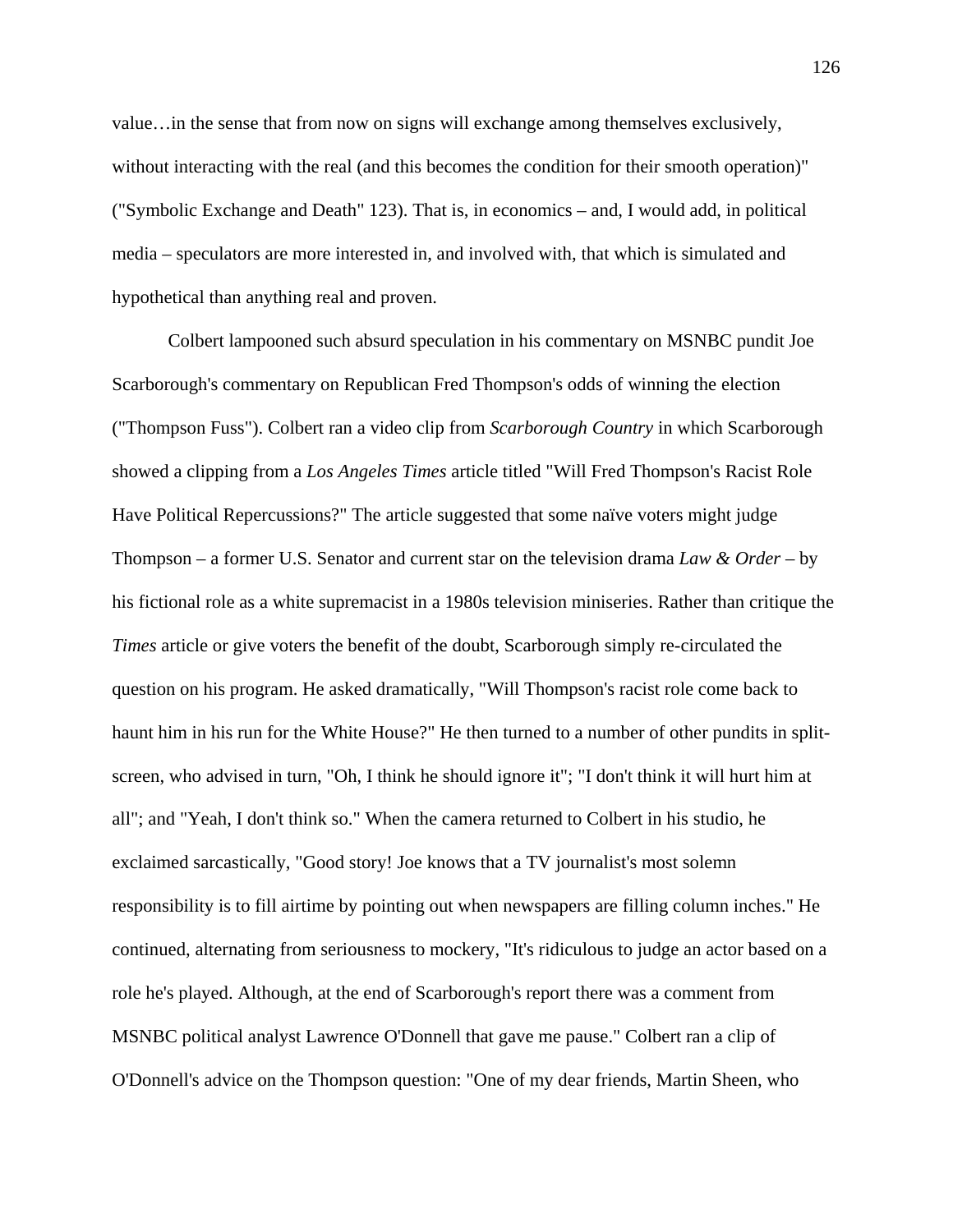value…in the sense that from now on signs will exchange among themselves exclusively, without interacting with the real (and this becomes the condition for their smooth operation)" ("Symbolic Exchange and Death" 123). That is, in economics – and, I would add, in political media – speculators are more interested in, and involved with, that which is simulated and hypothetical than anything real and proven.

Colbert lampooned such absurd speculation in his commentary on MSNBC pundit Joe Scarborough's commentary on Republican Fred Thompson's odds of winning the election ("Thompson Fuss"). Colbert ran a video clip from *Scarborough Country* in which Scarborough showed a clipping from a *Los Angeles Times* article titled "Will Fred Thompson's Racist Role Have Political Repercussions?" The article suggested that some naïve voters might judge Thompson – a former U.S. Senator and current star on the television drama *Law & Order* – by his fictional role as a white supremacist in a 1980s television miniseries. Rather than critique the *Times* article or give voters the benefit of the doubt, Scarborough simply re-circulated the question on his program. He asked dramatically, "Will Thompson's racist role come back to haunt him in his run for the White House?" He then turned to a number of other pundits in split-screen, who advised in turn, "Oh, I think he should ignore it"; "I don't think it will hurt him at all"; and "Yeah, I don't think so." When the camera returned to Colbert in his studio, he exclaimed sarcastically, "Good story! Joe knows that a TV journalist's most solemn responsibility is to fill airtime by pointing out when newspapers are filling column inches." He continued, alternating from seriousness to mockery, "It's ridiculous to judge an actor based on a role he's played. Although, at the end of Scarborough's report there was a comment from MSNBC political analyst Lawrence O'Donnell that gave me pause." Colbert ran a clip of O'Donnell's advice on the Thompson question: "One of my dear friends, Martin Sheen, who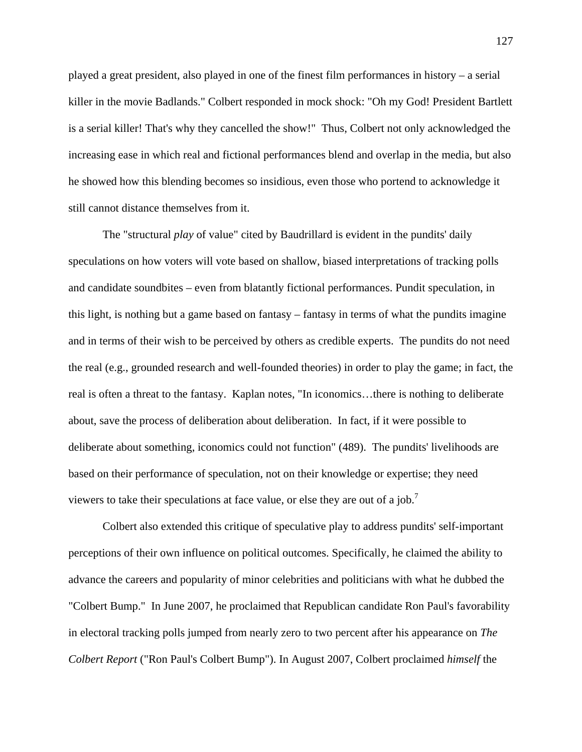played a great president, also played in one of the finest film performances in history – a serial killer in the movie Badlands." Colbert responded in mock shock: "Oh my God! President Bartlett is a serial killer! That's why they cancelled the show!" Thus, Colbert not only acknowledged the increasing ease in which real and fictional performances blend and overlap in the media, but also he showed how this blending becomes so insidious, even those who portend to acknowledge it still cannot distance themselves from it.

The "structural *play* of value" cited by Baudrillard is evident in the pundits' daily speculations on how voters will vote based on shallow, biased interpretations of tracking polls and candidate soundbites – even from blatantly fictional performances. Pundit speculation, in this light, is nothing but a game based on fantasy – fantasy in terms of what the pundits imagine and in terms of their wish to be perceived by others as credible experts. The pundits do not need the real (e.g., grounded research and well-founded theories) in order to play the game; in fact, the real is often a threat to the fantasy. Kaplan notes, "In iconomics…there is nothing to deliberate about, save the process of deliberation about deliberation. In fact, if it were possible to deliberate about something, iconomics could not function" (489). The pundits' livelihoods are based on their performance of speculation, not on their knowledge or expertise; they need viewers to take their speculations at face value, or else they are out of a job.[7]

Colbert also extended this critique of speculative play to address pundits' self-important perceptions of their own influence on political outcomes. Specifically, he claimed the ability to advance the careers and popularity of minor celebrities and politicians with what he dubbed the "Colbert Bump." In June 2007, he proclaimed that Republican candidate Ron Paul's favorability in electoral tracking polls jumped from nearly zero to two percent after his appearance on *The Colbert Report* ("Ron Paul's Colbert Bump"). In August 2007, Colbert proclaimed *himself* the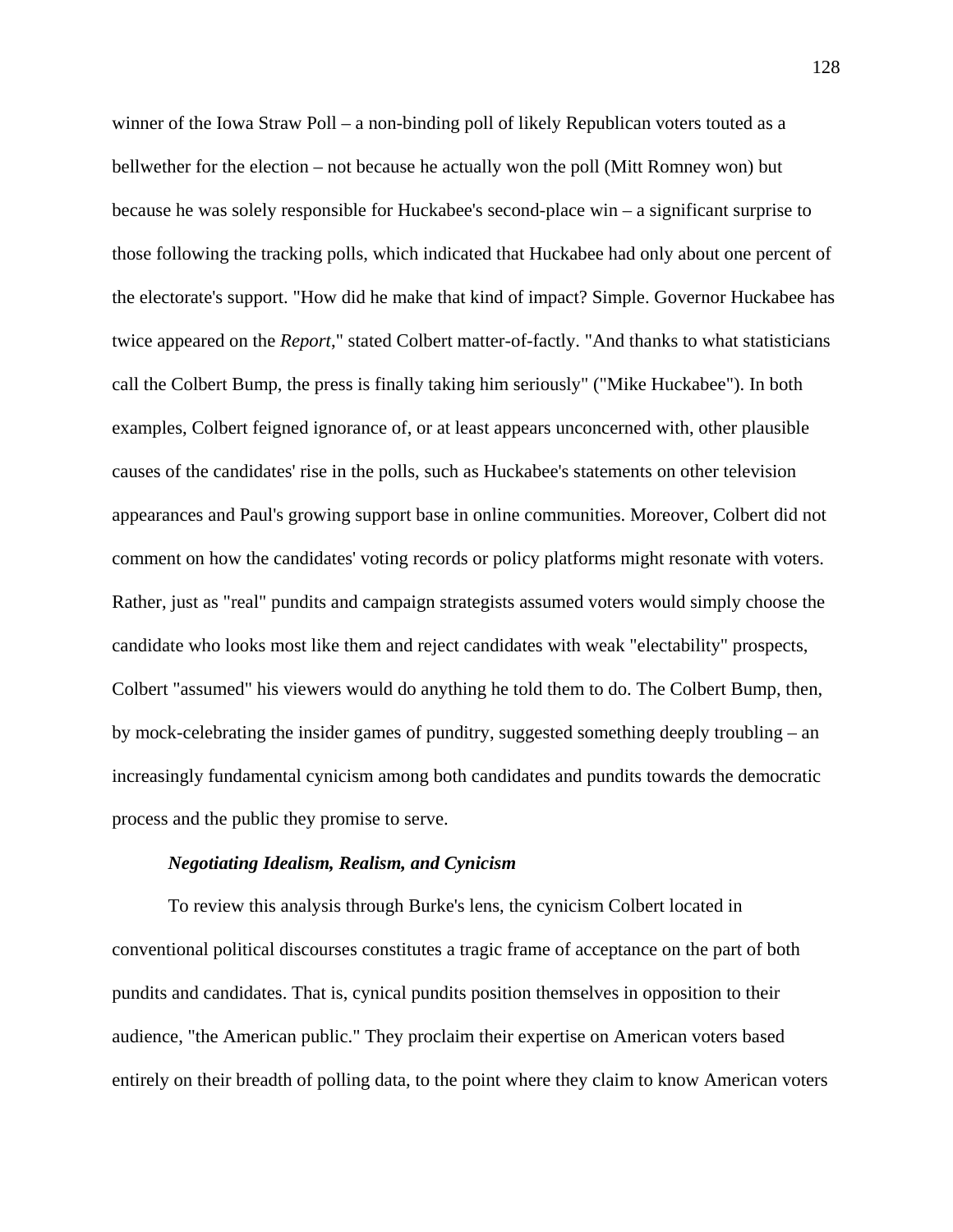winner of the Iowa Straw Poll – a non-binding poll of likely Republican voters touted as a bellwether for the election – not because he actually won the poll (Mitt Romney won) but because he was solely responsible for Huckabee's second-place win – a significant surprise to those following the tracking polls, which indicated that Huckabee had only about one percent of the electorate's support. "How did he make that kind of impact? Simple. Governor Huckabee has twice appeared on the *Report*," stated Colbert matter-of-factly. "And thanks to what statisticians call the Colbert Bump, the press is finally taking him seriously" ("Mike Huckabee"). In both examples, Colbert feigned ignorance of, or at least appears unconcerned with, other plausible causes of the candidates' rise in the polls, such as Huckabee's statements on other television appearances and Paul's growing support base in online communities. Moreover, Colbert did not comment on how the candidates' voting records or policy platforms might resonate with voters. Rather, just as "real" pundits and campaign strategists assumed voters would simply choose the candidate who looks most like them and reject candidates with weak "electability" prospects, Colbert "assumed" his viewers would do anything he told them to do. The Colbert Bump, then, by mock-celebrating the insider games of punditry, suggested something deeply troubling – an increasingly fundamental cynicism among both candidates and pundits towards the democratic process and the public they promise to serve.

### *Negotiating Idealism, Realism, and Cynicism*

To review this analysis through Burke's lens, the cynicism Colbert located in conventional political discourses constitutes a tragic frame of acceptance on the part of both pundits and candidates. That is, cynical pundits position themselves in opposition to their audience, "the American public." They proclaim their expertise on American voters based entirely on their breadth of polling data, to the point where they claim to know American voters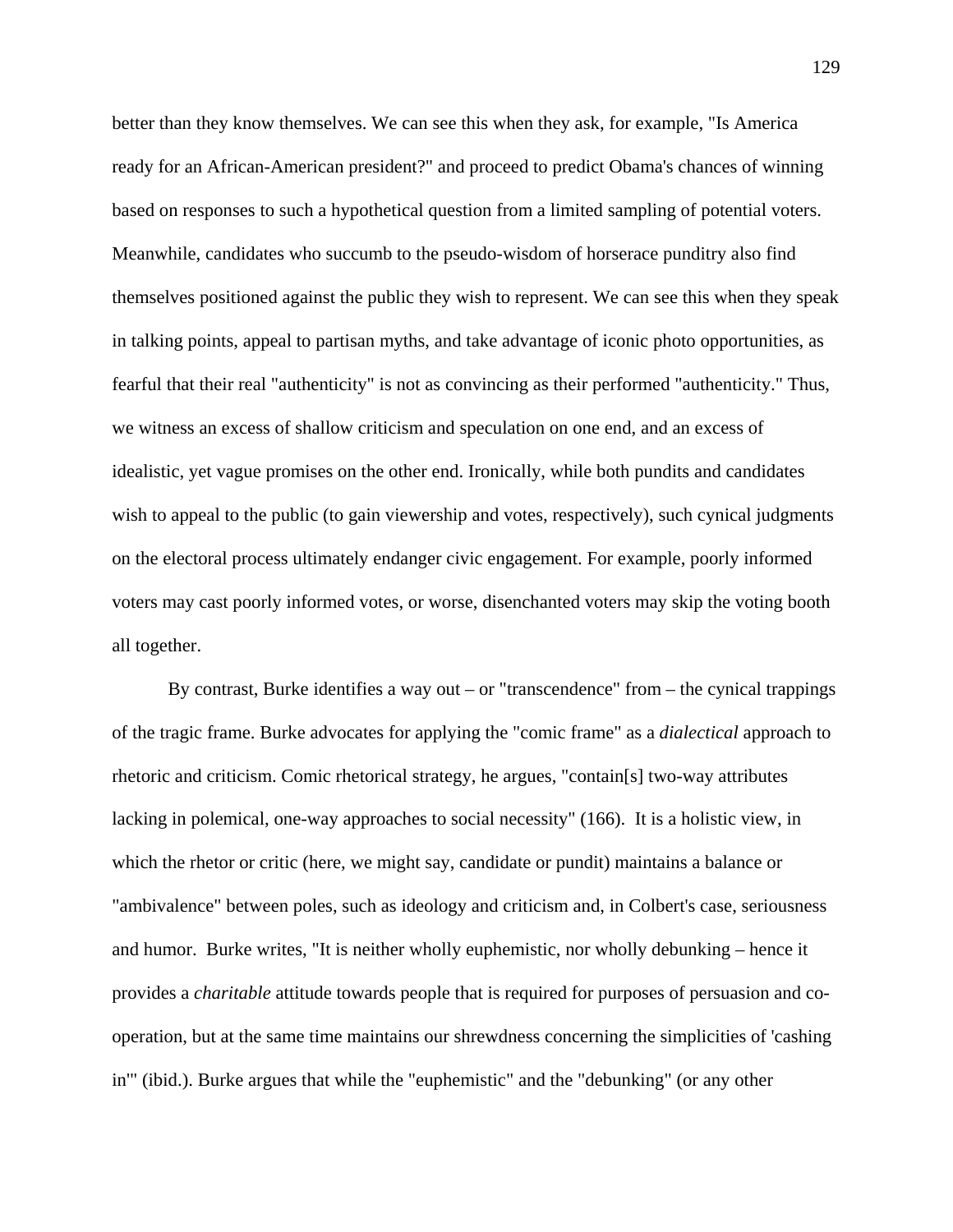better than they know themselves. We can see this when they ask, for example, "Is America ready for an African-American president?" and proceed to predict Obama's chances of winning based on responses to such a hypothetical question from a limited sampling of potential voters. Meanwhile, candidates who succumb to the pseudo-wisdom of horserace punditry also find themselves positioned against the public they wish to represent. We can see this when they speak in talking points, appeal to partisan myths, and take advantage of iconic photo opportunities, as fearful that their real "authenticity" is not as convincing as their performed "authenticity." Thus, we witness an excess of shallow criticism and speculation on one end, and an excess of idealistic, yet vague promises on the other end. Ironically, while both pundits and candidates wish to appeal to the public (to gain viewership and votes, respectively), such cynical judgments on the electoral process ultimately endanger civic engagement. For example, poorly informed voters may cast poorly informed votes, or worse, disenchanted voters may skip the voting booth all together.

By contrast, Burke identifies a way out – or "transcendence" from – the cynical trappings of the tragic frame. Burke advocates for applying the "comic frame" as a *dialectical* approach to rhetoric and criticism. Comic rhetorical strategy, he argues, "contain[s] two-way attributes lacking in polemical, one-way approaches to social necessity" (166). It is a holistic view, in which the rhetor or critic (here, we might say, candidate or pundit) maintains a balance or "ambivalence" between poles, such as ideology and criticism and, in Colbert's case, seriousness and humor. Burke writes, "It is neither wholly euphemistic, nor wholly debunking – hence it provides a *charitable* attitude towards people that is required for purposes of persuasion and co-operation, but at the same time maintains our shrewdness concerning the simplicities of 'cashing in'" (ibid.). Burke argues that while the "euphemistic" and the "debunking" (or any other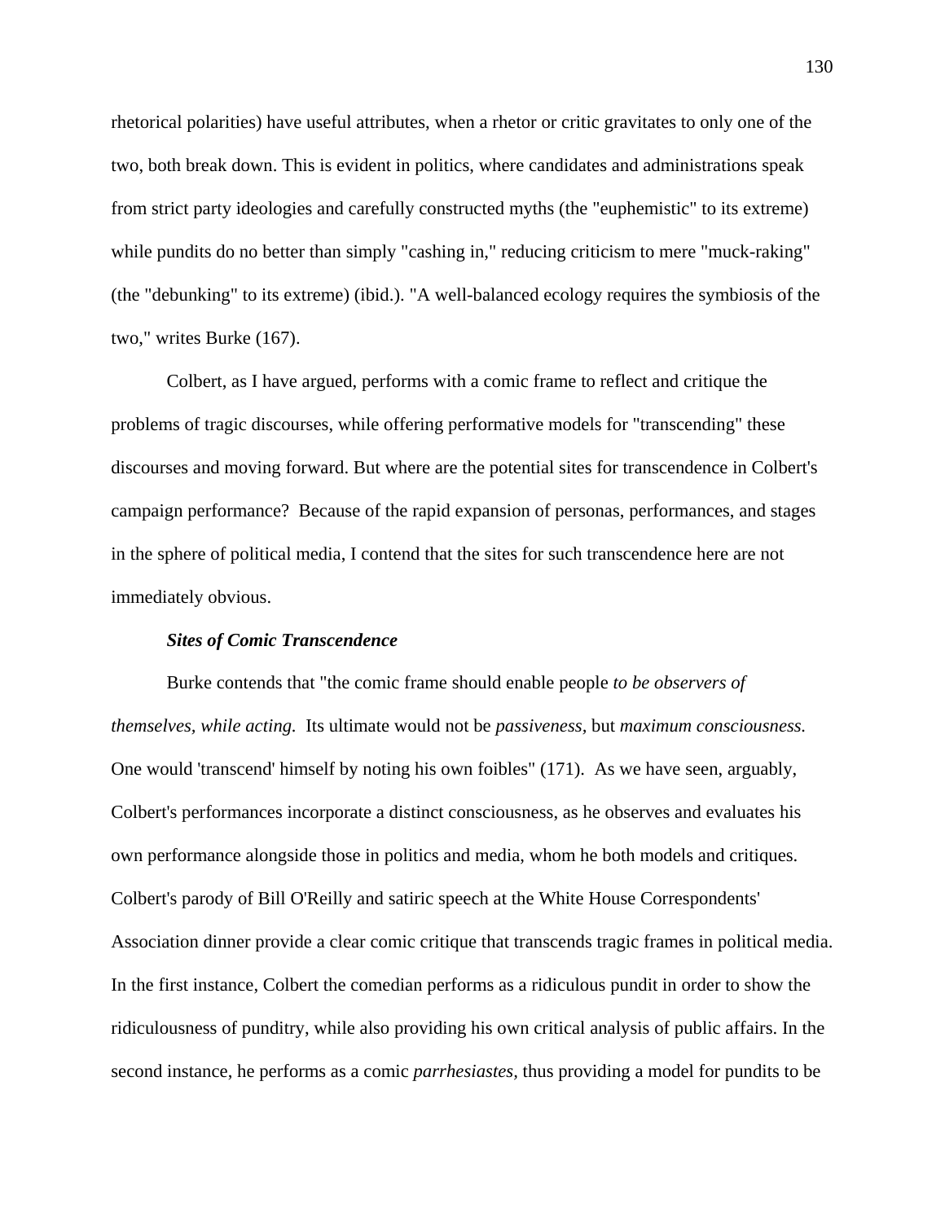rhetorical polarities) have useful attributes, when a rhetor or critic gravitates to only one of the two, both break down. This is evident in politics, where candidates and administrations speak from strict party ideologies and carefully constructed myths (the "euphemistic" to its extreme) while pundits do no better than simply "cashing in," reducing criticism to mere "muck-raking" (the "debunking" to its extreme) (ibid.). "A well-balanced ecology requires the symbiosis of the two," writes Burke (167).

Colbert, as I have argued, performs with a comic frame to reflect and critique the problems of tragic discourses, while offering performative models for "transcending" these discourses and moving forward. But where are the potential sites for transcendence in Colbert's campaign performance? Because of the rapid expansion of personas, performances, and stages in the sphere of political media, I contend that the sites for such transcendence here are not immediately obvious.

### *Sites of Comic Transcendence*

Burke contends that "the comic frame should enable people *to be observers of themselves, while acting.* Its ultimate would not be *passiveness,* but *maximum consciousness.* One would 'transcend' himself by noting his own foibles" (171). As we have seen, arguably, Colbert's performances incorporate a distinct consciousness, as he observes and evaluates his own performance alongside those in politics and media, whom he both models and critiques. Colbert's parody of Bill O'Reilly and satiric speech at the White House Correspondents' Association dinner provide a clear comic critique that transcends tragic frames in political media. In the first instance, Colbert the comedian performs as a ridiculous pundit in order to show the ridiculousness of punditry, while also providing his own critical analysis of public affairs. In the second instance, he performs as a comic *parrhesiastes,* thus providing a model for pundits to be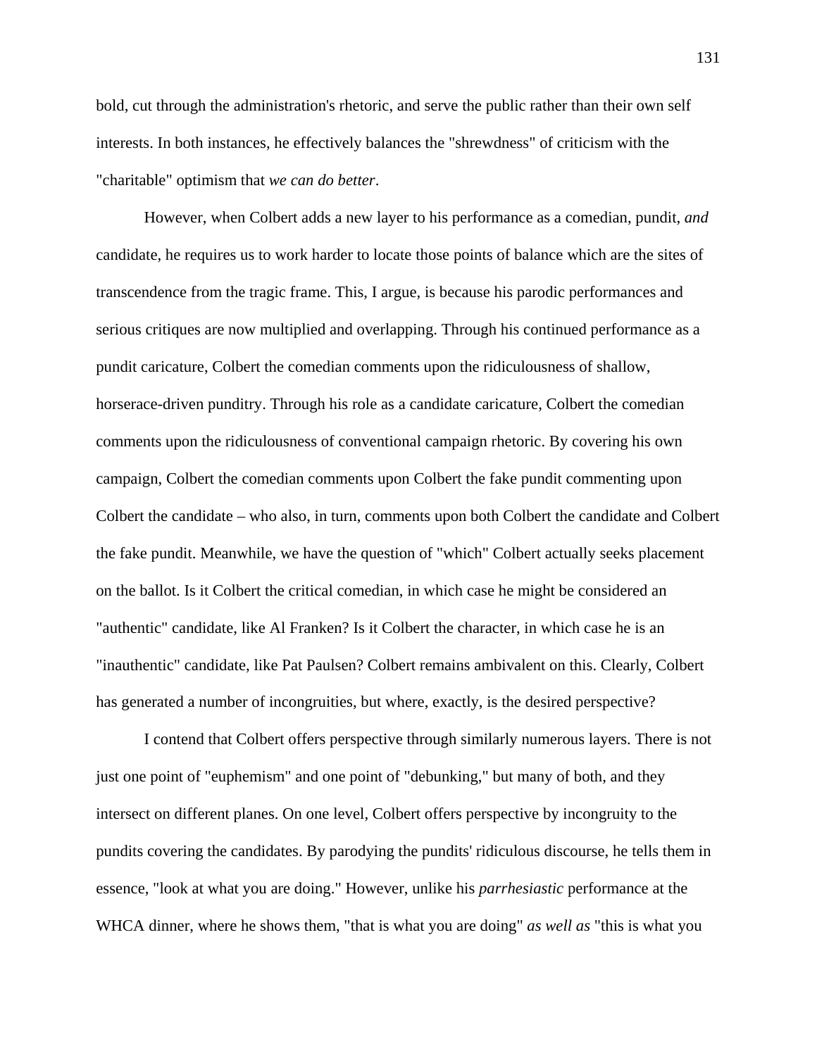bold, cut through the administration's rhetoric, and serve the public rather than their own self interests. In both instances, he effectively balances the "shrewdness" of criticism with the "charitable" optimism that *we can do better*.

However, when Colbert adds a new layer to his performance as a comedian, pundit, *and* candidate, he requires us to work harder to locate those points of balance which are the sites of transcendence from the tragic frame. This, I argue, is because his parodic performances and serious critiques are now multiplied and overlapping. Through his continued performance as a pundit caricature, Colbert the comedian comments upon the ridiculousness of shallow, horserace-driven punditry. Through his role as a candidate caricature, Colbert the comedian comments upon the ridiculousness of conventional campaign rhetoric. By covering his own campaign, Colbert the comedian comments upon Colbert the fake pundit commenting upon Colbert the candidate – who also, in turn, comments upon both Colbert the candidate and Colbert the fake pundit. Meanwhile, we have the question of "which" Colbert actually seeks placement on the ballot. Is it Colbert the critical comedian, in which case he might be considered an "authentic" candidate, like Al Franken? Is it Colbert the character, in which case he is an "inauthentic" candidate, like Pat Paulsen? Colbert remains ambivalent on this. Clearly, Colbert has generated a number of incongruities, but where, exactly, is the desired perspective?

I contend that Colbert offers perspective through similarly numerous layers. There is not just one point of "euphemism" and one point of "debunking," but many of both, and they intersect on different planes. On one level, Colbert offers perspective by incongruity to the pundits covering the candidates. By parodying the pundits' ridiculous discourse, he tells them in essence, "look at what you are doing." However, unlike his *parrhesiastic* performance at the WHCA dinner, where he shows them, "that is what you are doing" *as well as* "this is what you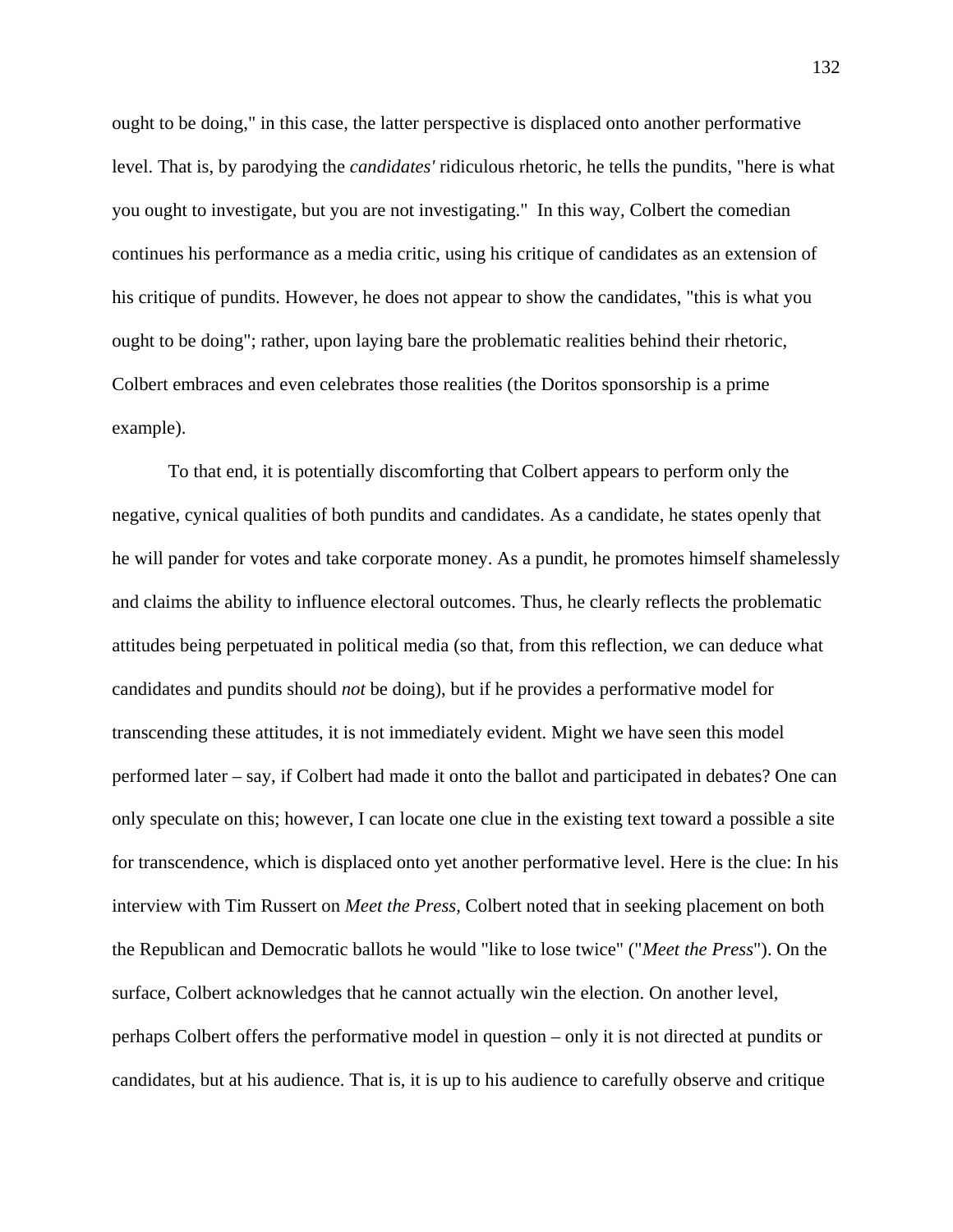ought to be doing," in this case, the latter perspective is displaced onto another performative level. That is, by parodying the *candidates'* ridiculous rhetoric, he tells the pundits, "here is what you ought to investigate, but you are not investigating." In this way, Colbert the comedian continues his performance as a media critic, using his critique of candidates as an extension of his critique of pundits. However, he does not appear to show the candidates, "this is what you ought to be doing"; rather, upon laying bare the problematic realities behind their rhetoric, Colbert embraces and even celebrates those realities (the Doritos sponsorship is a prime example).

To that end, it is potentially discomforting that Colbert appears to perform only the negative, cynical qualities of both pundits and candidates. As a candidate, he states openly that he will pander for votes and take corporate money. As a pundit, he promotes himself shamelessly and claims the ability to influence electoral outcomes. Thus, he clearly reflects the problematic attitudes being perpetuated in political media (so that, from this reflection, we can deduce what candidates and pundits should *not* be doing), but if he provides a performative model for transcending these attitudes, it is not immediately evident. Might we have seen this model performed later – say, if Colbert had made it onto the ballot and participated in debates? One can only speculate on this; however, I can locate one clue in the existing text toward a possible a site for transcendence, which is displaced onto yet another performative level. Here is the clue: In his interview with Tim Russert on *Meet the Press*, Colbert noted that in seeking placement on both the Republican and Democratic ballots he would "like to lose twice" ("*Meet the Press*"). On the surface, Colbert acknowledges that he cannot actually win the election. On another level, perhaps Colbert offers the performative model in question – only it is not directed at pundits or candidates, but at his audience. That is, it is up to his audience to carefully observe and critique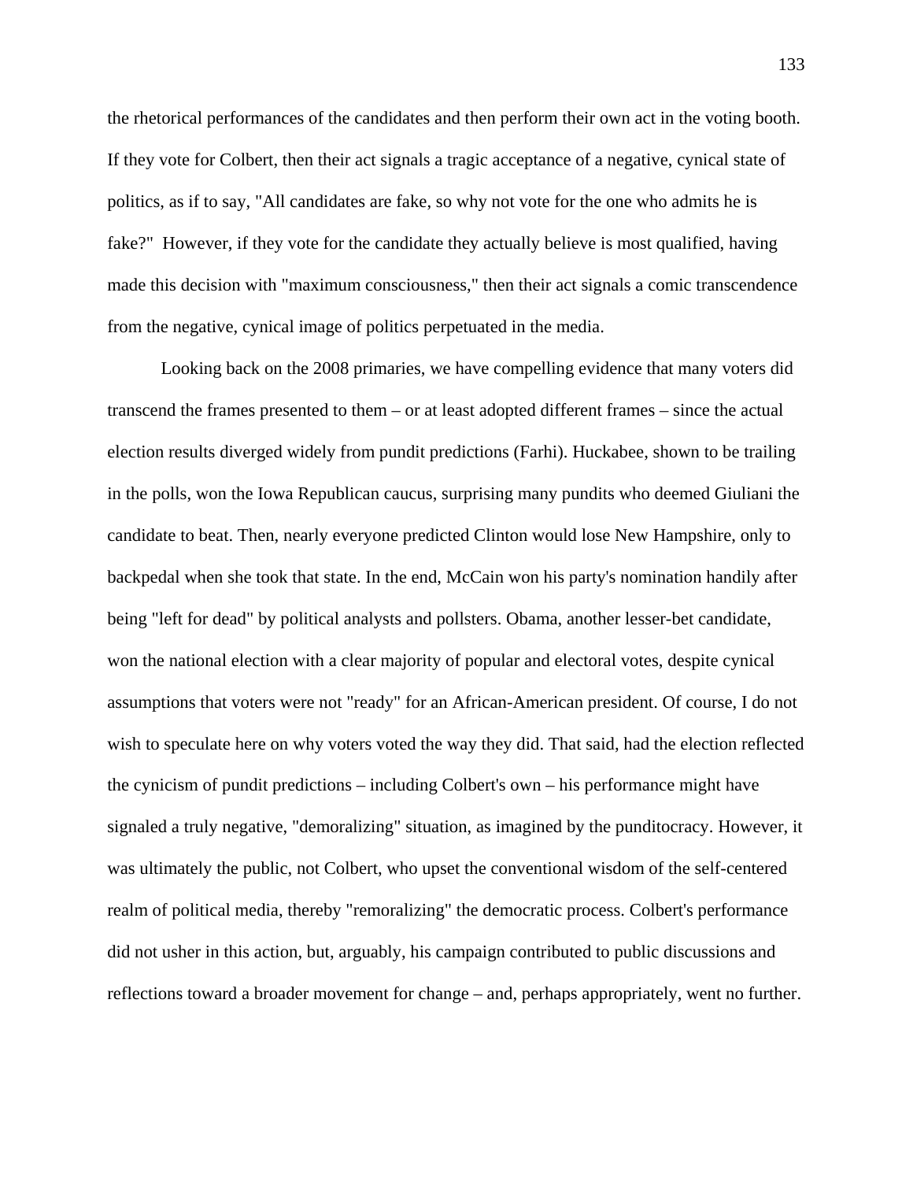the rhetorical performances of the candidates and then perform their own act in the voting booth. If they vote for Colbert, then their act signals a tragic acceptance of a negative, cynical state of politics, as if to say, "All candidates are fake, so why not vote for the one who admits he is fake?" However, if they vote for the candidate they actually believe is most qualified, having made this decision with "maximum consciousness," then their act signals a comic transcendence from the negative, cynical image of politics perpetuated in the media.

Looking back on the 2008 primaries, we have compelling evidence that many voters did transcend the frames presented to them – or at least adopted different frames – since the actual election results diverged widely from pundit predictions (Farhi). Huckabee, shown to be trailing in the polls, won the Iowa Republican caucus, surprising many pundits who deemed Giuliani the candidate to beat. Then, nearly everyone predicted Clinton would lose New Hampshire, only to backpedal when she took that state. In the end, McCain won his party's nomination handily after being "left for dead" by political analysts and pollsters. Obama, another lesser-bet candidate, won the national election with a clear majority of popular and electoral votes, despite cynical assumptions that voters were not "ready" for an African-American president. Of course, I do not wish to speculate here on why voters voted the way they did. That said, had the election reflected the cynicism of pundit predictions – including Colbert's own – his performance might have signaled a truly negative, "demoralizing" situation, as imagined by the punditocracy. However, it was ultimately the public, not Colbert, who upset the conventional wisdom of the self-centered realm of political media, thereby "remoralizing" the democratic process. Colbert's performance did not usher in this action, but, arguably, his campaign contributed to public discussions and reflections toward a broader movement for change – and, perhaps appropriately, went no further.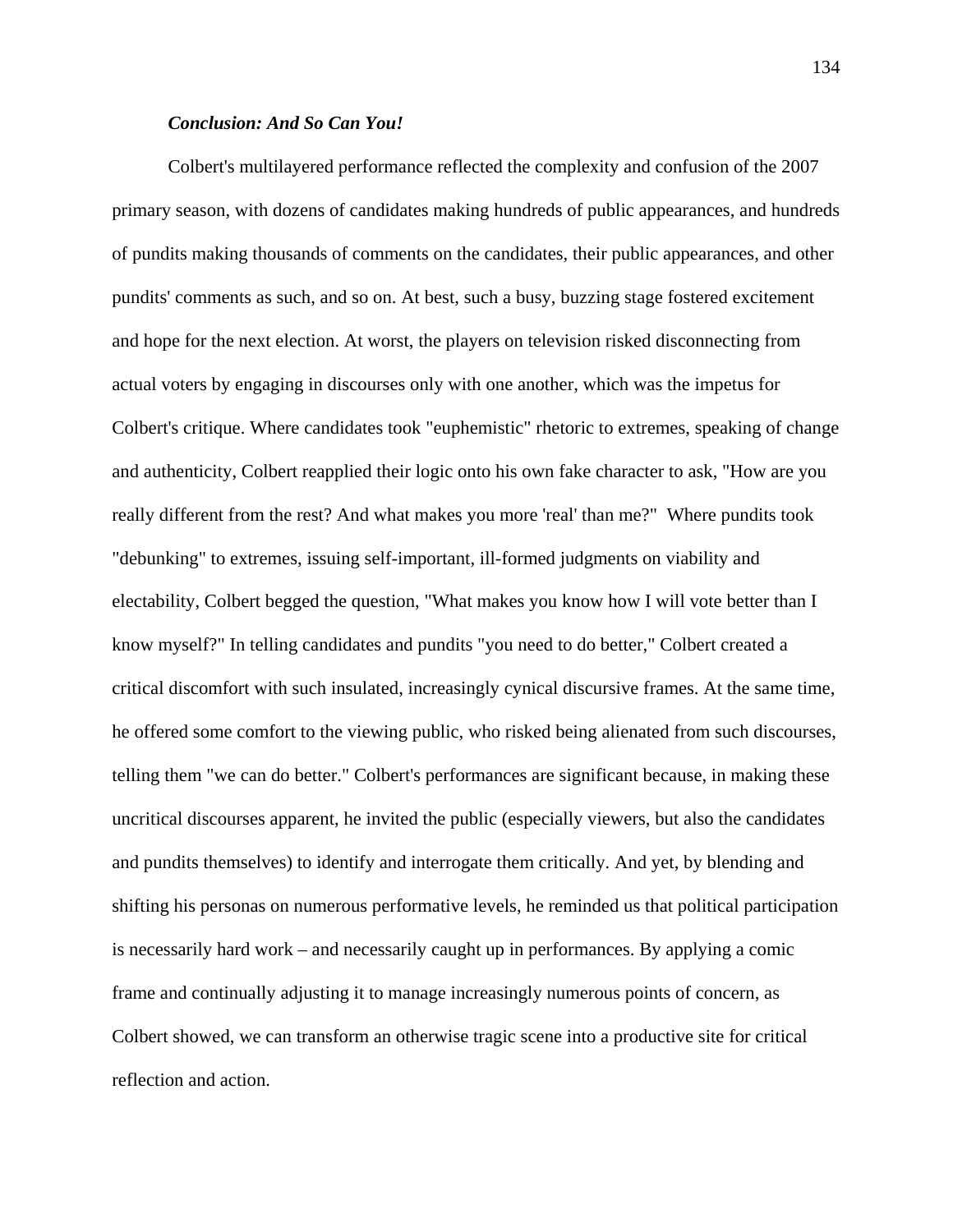***Conclusion: And So Can You!***

Colbert's multilayered performance reflected the complexity and confusion of the 2007 primary season, with dozens of candidates making hundreds of public appearances, and hundreds of pundits making thousands of comments on the candidates, their public appearances, and other pundits' comments as such, and so on. At best, such a busy, buzzing stage fostered excitement and hope for the next election. At worst, the players on television risked disconnecting from actual voters by engaging in discourses only with one another, which was the impetus for Colbert's critique. Where candidates took "euphemistic" rhetoric to extremes, speaking of change and authenticity, Colbert reapplied their logic onto his own fake character to ask, "How are you really different from the rest? And what makes you more 'real' than me?" Where pundits took "debunking" to extremes, issuing self-important, ill-formed judgments on viability and electability, Colbert begged the question, "What makes you know how I will vote better than I know myself?" In telling candidates and pundits "you need to do better," Colbert created a critical discomfort with such insulated, increasingly cynical discursive frames. At the same time, he offered some comfort to the viewing public, who risked being alienated from such discourses, telling them "we can do better." Colbert's performances are significant because, in making these uncritical discourses apparent, he invited the public (especially viewers, but also the candidates and pundits themselves) to identify and interrogate them critically. And yet, by blending and shifting his personas on numerous performative levels, he reminded us that political participation is necessarily hard work – and necessarily caught up in performances. By applying a comic frame and continually adjusting it to manage increasingly numerous points of concern, as Colbert showed, we can transform an otherwise tragic scene into a productive site for critical reflection and action.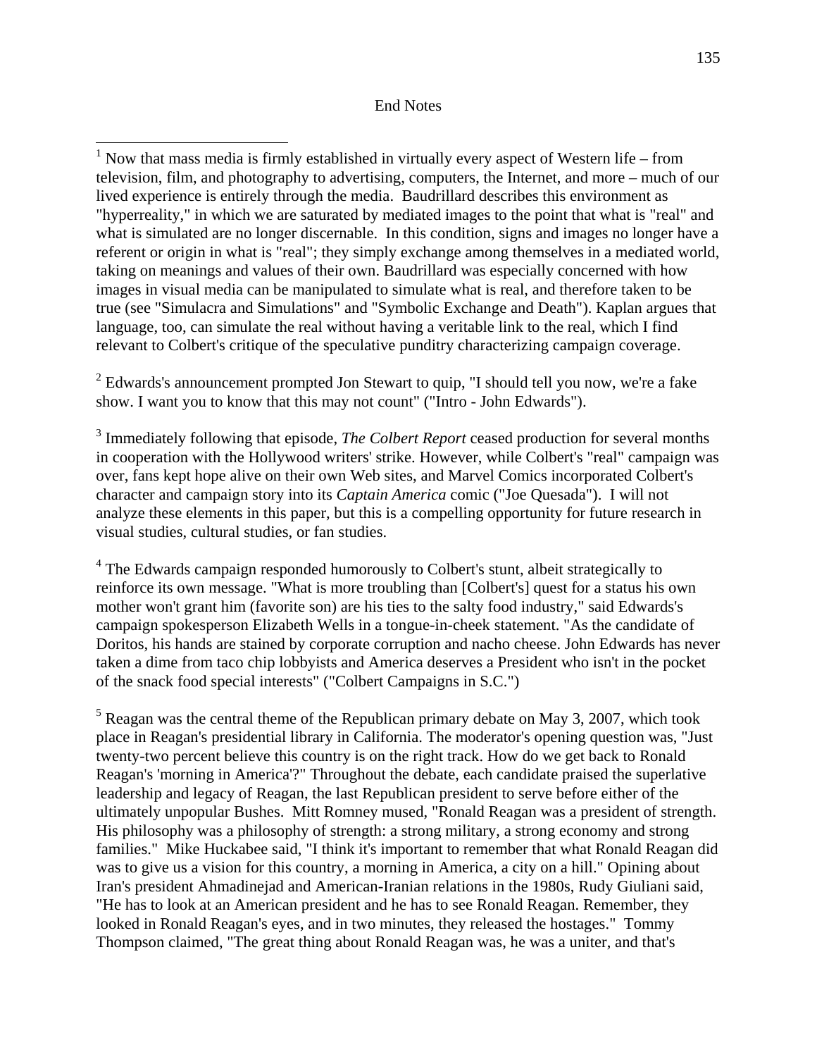End Notes

[1] Now that mass media is firmly established in virtually every aspect of Western life – from television, film, and photography to advertising, computers, the Internet, and more – much of our lived experience is entirely through the media. Baudrillard describes this environment as "hyperreality," in which we are saturated by mediated images to the point that what is "real" and what is simulated are no longer discernable. In this condition, signs and images no longer have a referent or origin in what is "real"; they simply exchange among themselves in a mediated world, taking on meanings and values of their own. Baudrillard was especially concerned with how images in visual media can be manipulated to simulate what is real, and therefore taken to be true (see "Simulacra and Simulations" and "Symbolic Exchange and Death"). Kaplan argues that language, too, can simulate the real without having a veritable link to the real, which I find relevant to Colbert's critique of the speculative punditry characterizing campaign coverage.

[2] Edwards's announcement prompted Jon Stewart to quip, "I should tell you now, we're a fake show. I want you to know that this may not count" ("Intro - John Edwards").

[3] Immediately following that episode, *The Colbert Report* ceased production for several months in cooperation with the Hollywood writers' strike. However, while Colbert's "real" campaign was over, fans kept hope alive on their own Web sites, and Marvel Comics incorporated Colbert's character and campaign story into its *Captain America* comic ("Joe Quesada"). I will not analyze these elements in this paper, but this is a compelling opportunity for future research in visual studies, cultural studies, or fan studies.

[4] The Edwards campaign responded humorously to Colbert's stunt, albeit strategically to reinforce its own message. "What is more troubling than [Colbert's] quest for a status his own mother won't grant him (favorite son) are his ties to the salty food industry," said Edwards's campaign spokesperson Elizabeth Wells in a tongue-in-cheek statement. "As the candidate of Doritos, his hands are stained by corporate corruption and nacho cheese. John Edwards has never taken a dime from taco chip lobbyists and America deserves a President who isn't in the pocket of the snack food special interests" ("Colbert Campaigns in S.C.")

[5] Reagan was the central theme of the Republican primary debate on May 3, 2007, which took place in Reagan's presidential library in California. The moderator's opening question was, "Just twenty-two percent believe this country is on the right track. How do we get back to Ronald Reagan's 'morning in America'?" Throughout the debate, each candidate praised the superlative leadership and legacy of Reagan, the last Republican president to serve before either of the ultimately unpopular Bushes. Mitt Romney mused, "Ronald Reagan was a president of strength. His philosophy was a philosophy of strength: a strong military, a strong economy and strong families." Mike Huckabee said, "I think it's important to remember that what Ronald Reagan did was to give us a vision for this country, a morning in America, a city on a hill." Opining about Iran's president Ahmadinejad and American-Iranian relations in the 1980s, Rudy Giuliani said, "He has to look at an American president and he has to see Ronald Reagan. Remember, they looked in Ronald Reagan's eyes, and in two minutes, they released the hostages." Tommy Thompson claimed, "The great thing about Ronald Reagan was, he was a uniter, and that's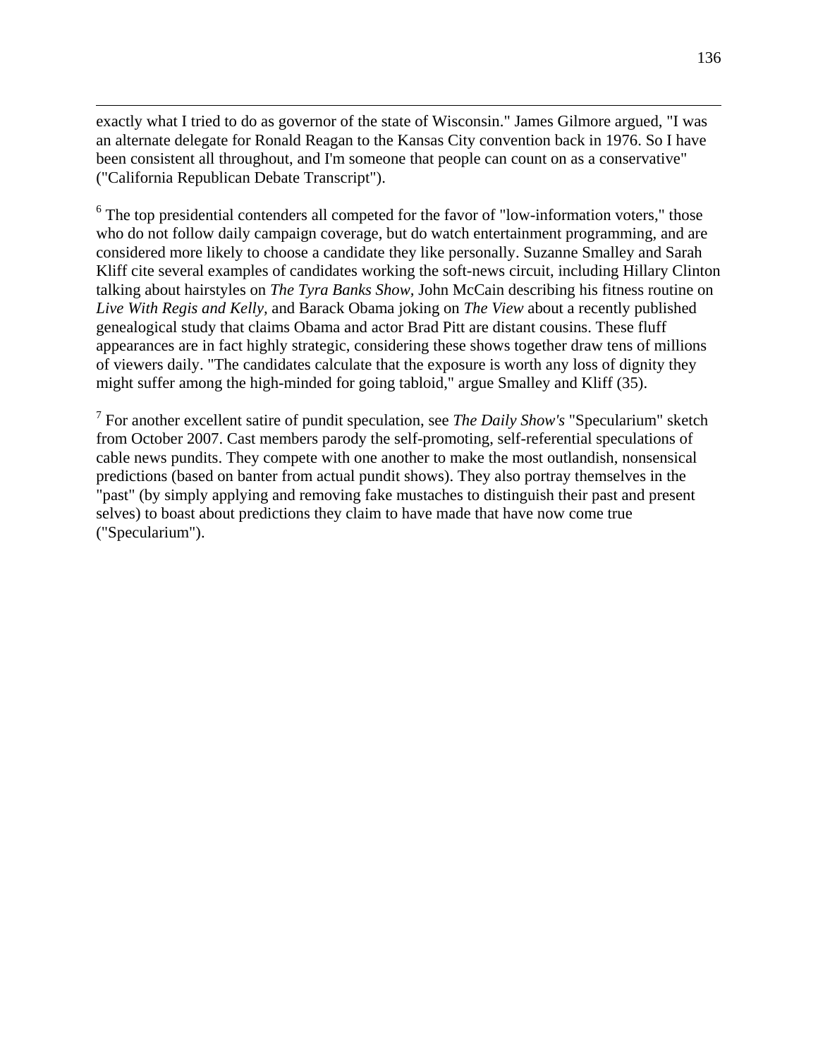exactly what I tried to do as governor of the state of Wisconsin." James Gilmore argued, "I was an alternate delegate for Ronald Reagan to the Kansas City convention back in 1976. So I have been consistent all throughout, and I'm someone that people can count on as a conservative" ("California Republican Debate Transcript").

[6] The top presidential contenders all competed for the favor of "low-information voters," those who do not follow daily campaign coverage, but do watch entertainment programming, and are considered more likely to choose a candidate they like personally. Suzanne Smalley and Sarah Kliff cite several examples of candidates working the soft-news circuit, including Hillary Clinton talking about hairstyles on *The Tyra Banks Show,* John McCain describing his fitness routine on *Live With Regis and Kelly,* and Barack Obama joking on *The View* about a recently published genealogical study that claims Obama and actor Brad Pitt are distant cousins. These fluff appearances are in fact highly strategic, considering these shows together draw tens of millions of viewers daily. "The candidates calculate that the exposure is worth any loss of dignity they might suffer among the high-minded for going tabloid," argue Smalley and Kliff (35).

[7] For another excellent satire of pundit speculation, see *The Daily Show's* "Specularium" sketch from October 2007. Cast members parody the self-promoting, self-referential speculations of cable news pundits. They compete with one another to make the most outlandish, nonsensical predictions (based on banter from actual pundit shows). They also portray themselves in the "past" (by simply applying and removing fake mustaches to distinguish their past and present selves) to boast about predictions they claim to have made that have now come true ("Specularium").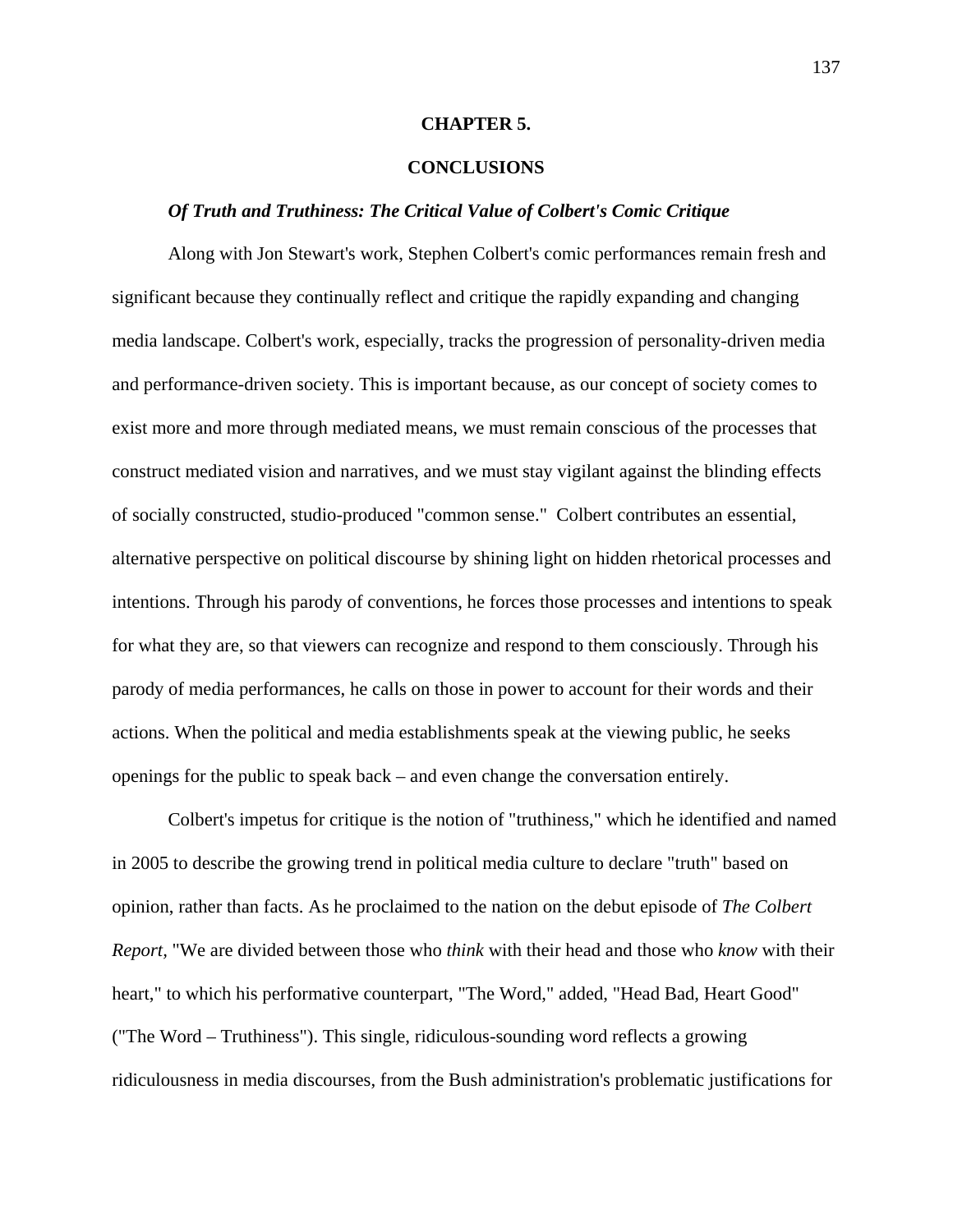# CHAPTER 5.

# CONCLUSIONS

### *Of Truth and Truthiness: The Critical Value of Colbert's Comic Critique*

Along with Jon Stewart's work, Stephen Colbert's comic performances remain fresh and significant because they continually reflect and critique the rapidly expanding and changing media landscape. Colbert's work, especially, tracks the progression of personality-driven media and performance-driven society. This is important because, as our concept of society comes to exist more and more through mediated means, we must remain conscious of the processes that construct mediated vision and narratives, and we must stay vigilant against the blinding effects of socially constructed, studio-produced "common sense." Colbert contributes an essential, alternative perspective on political discourse by shining light on hidden rhetorical processes and intentions. Through his parody of conventions, he forces those processes and intentions to speak for what they are, so that viewers can recognize and respond to them consciously. Through his parody of media performances, he calls on those in power to account for their words and their actions. When the political and media establishments speak at the viewing public, he seeks openings for the public to speak back – and even change the conversation entirely.

Colbert's impetus for critique is the notion of "truthiness," which he identified and named in 2005 to describe the growing trend in political media culture to declare "truth" based on opinion, rather than facts. As he proclaimed to the nation on the debut episode of *The Colbert Report,* "We are divided between those who *think* with their head and those who *know* with their heart," to which his performative counterpart, "The Word," added, "Head Bad, Heart Good" ("The Word – Truthiness"). This single, ridiculous-sounding word reflects a growing ridiculousness in media discourses, from the Bush administration's problematic justifications for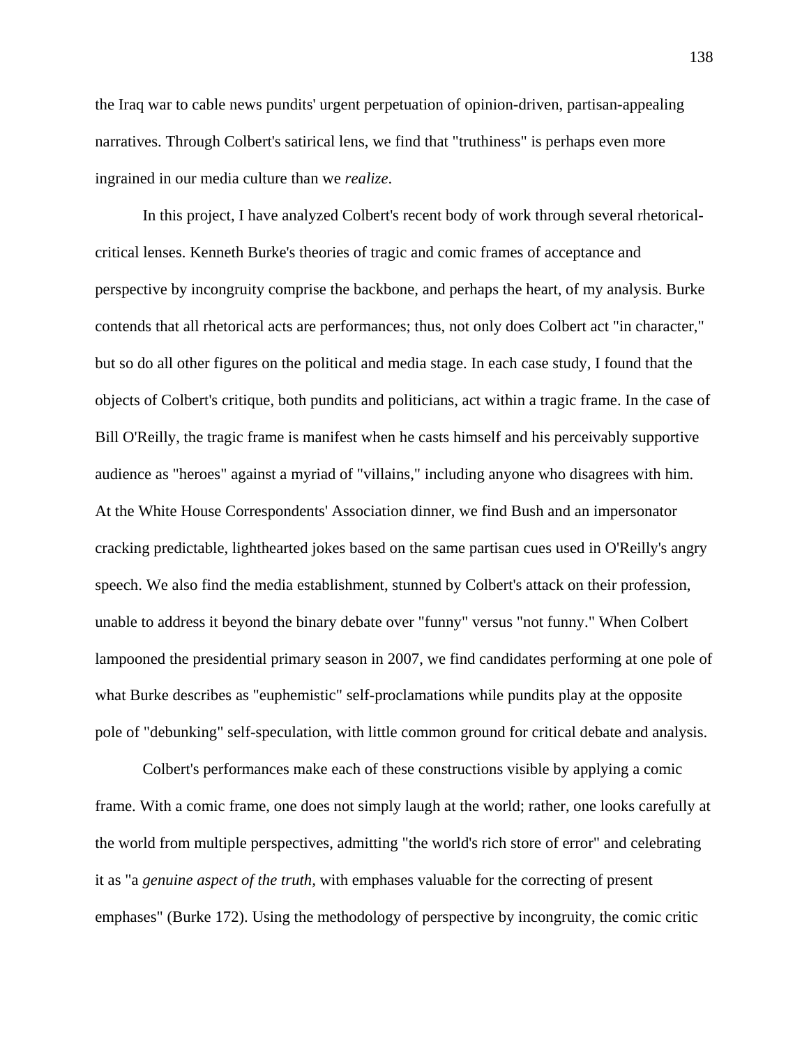the Iraq war to cable news pundits' urgent perpetuation of opinion-driven, partisan-appealing narratives. Through Colbert's satirical lens, we find that "truthiness" is perhaps even more ingrained in our media culture than we *realize*.

In this project, I have analyzed Colbert's recent body of work through several rhetorical-critical lenses. Kenneth Burke's theories of tragic and comic frames of acceptance and perspective by incongruity comprise the backbone, and perhaps the heart, of my analysis. Burke contends that all rhetorical acts are performances; thus, not only does Colbert act "in character," but so do all other figures on the political and media stage. In each case study, I found that the objects of Colbert's critique, both pundits and politicians, act within a tragic frame. In the case of Bill O'Reilly, the tragic frame is manifest when he casts himself and his perceivably supportive audience as "heroes" against a myriad of "villains," including anyone who disagrees with him. At the White House Correspondents' Association dinner, we find Bush and an impersonator cracking predictable, lighthearted jokes based on the same partisan cues used in O'Reilly's angry speech. We also find the media establishment, stunned by Colbert's attack on their profession, unable to address it beyond the binary debate over "funny" versus "not funny." When Colbert lampooned the presidential primary season in 2007, we find candidates performing at one pole of what Burke describes as "euphemistic" self-proclamations while pundits play at the opposite pole of "debunking" self-speculation, with little common ground for critical debate and analysis.

Colbert's performances make each of these constructions visible by applying a comic frame. With a comic frame, one does not simply laugh at the world; rather, one looks carefully at the world from multiple perspectives, admitting "the world's rich store of error" and celebrating it as "a *genuine aspect of the truth*, with emphases valuable for the correcting of present emphases" (Burke 172). Using the methodology of perspective by incongruity, the comic critic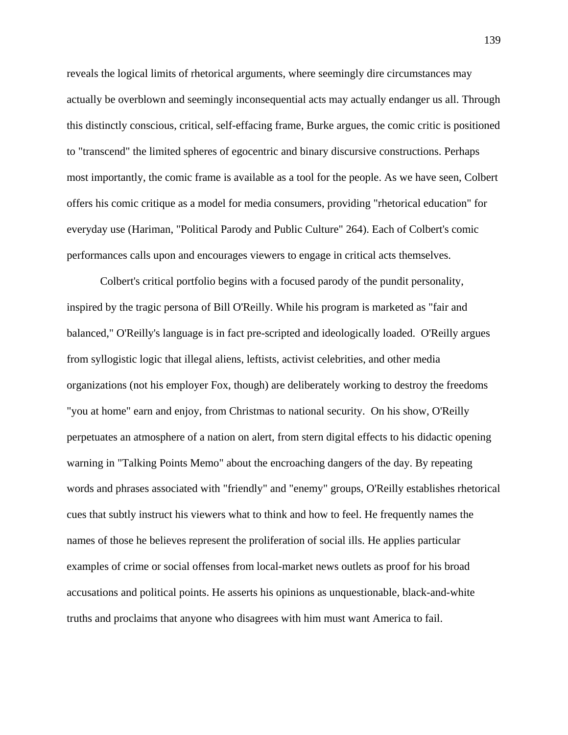reveals the logical limits of rhetorical arguments, where seemingly dire circumstances may actually be overblown and seemingly inconsequential acts may actually endanger us all. Through this distinctly conscious, critical, self-effacing frame, Burke argues, the comic critic is positioned to "transcend" the limited spheres of egocentric and binary discursive constructions. Perhaps most importantly, the comic frame is available as a tool for the people. As we have seen, Colbert offers his comic critique as a model for media consumers, providing "rhetorical education" for everyday use (Hariman, "Political Parody and Public Culture" 264). Each of Colbert's comic performances calls upon and encourages viewers to engage in critical acts themselves.

Colbert's critical portfolio begins with a focused parody of the pundit personality, inspired by the tragic persona of Bill O'Reilly. While his program is marketed as "fair and balanced," O'Reilly's language is in fact pre-scripted and ideologically loaded. O'Reilly argues from syllogistic logic that illegal aliens, leftists, activist celebrities, and other media organizations (not his employer Fox, though) are deliberately working to destroy the freedoms "you at home" earn and enjoy, from Christmas to national security. On his show, O'Reilly perpetuates an atmosphere of a nation on alert, from stern digital effects to his didactic opening warning in "Talking Points Memo" about the encroaching dangers of the day. By repeating words and phrases associated with "friendly" and "enemy" groups, O'Reilly establishes rhetorical cues that subtly instruct his viewers what to think and how to feel. He frequently names the names of those he believes represent the proliferation of social ills. He applies particular examples of crime or social offenses from local-market news outlets as proof for his broad accusations and political points. He asserts his opinions as unquestionable, black-and-white truths and proclaims that anyone who disagrees with him must want America to fail.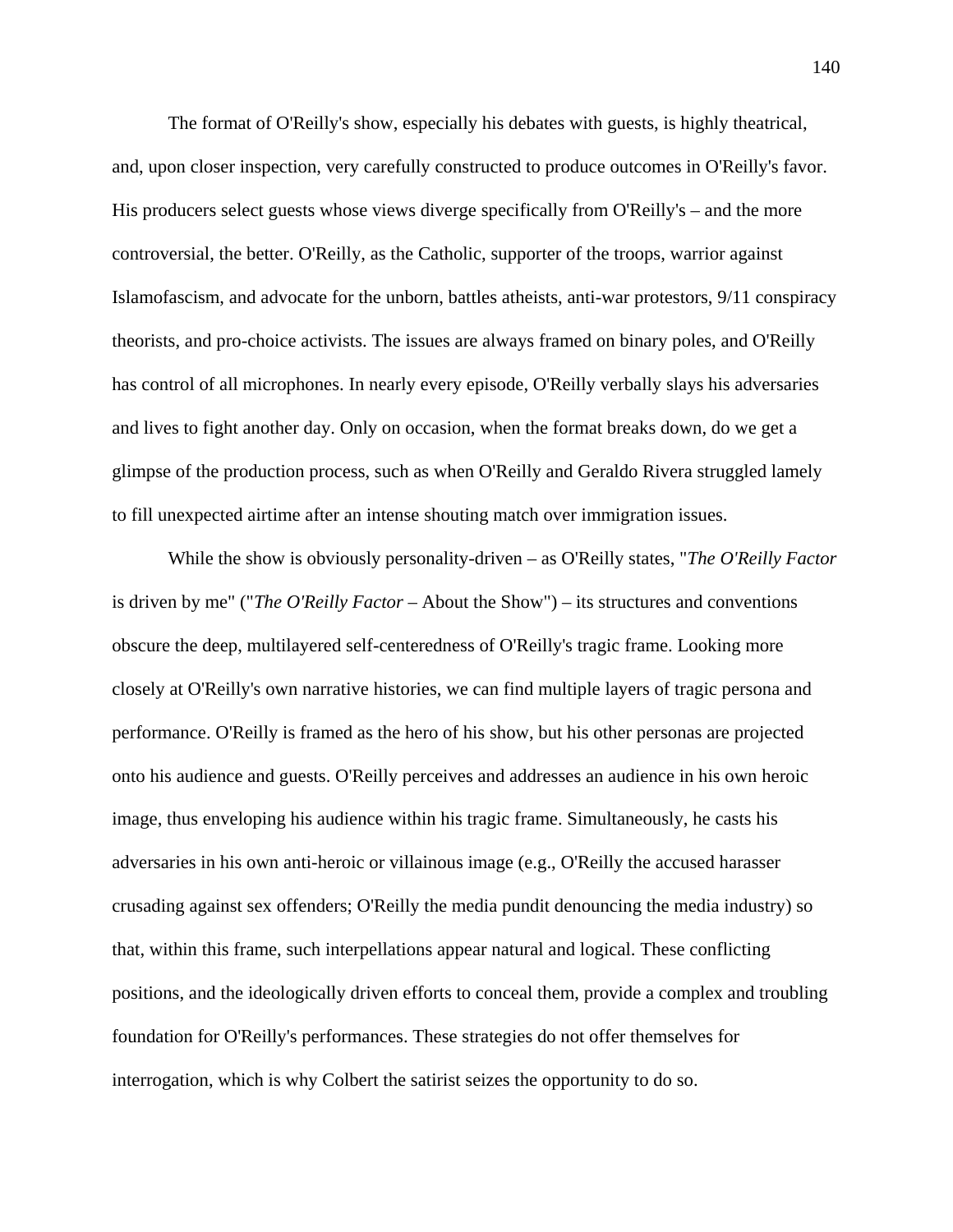The format of O'Reilly's show, especially his debates with guests, is highly theatrical, and, upon closer inspection, very carefully constructed to produce outcomes in O'Reilly's favor. His producers select guests whose views diverge specifically from O'Reilly's – and the more controversial, the better. O'Reilly, as the Catholic, supporter of the troops, warrior against Islamofascism, and advocate for the unborn, battles atheists, anti-war protestors, 9/11 conspiracy theorists, and pro-choice activists. The issues are always framed on binary poles, and O'Reilly has control of all microphones. In nearly every episode, O'Reilly verbally slays his adversaries and lives to fight another day. Only on occasion, when the format breaks down, do we get a glimpse of the production process, such as when O'Reilly and Geraldo Rivera struggled lamely to fill unexpected airtime after an intense shouting match over immigration issues.

While the show is obviously personality-driven – as O'Reilly states, "*The O'Reilly Factor* is driven by me" ("*The O'Reilly Factor* – About the Show") – its structures and conventions obscure the deep, multilayered self-centeredness of O'Reilly's tragic frame. Looking more closely at O'Reilly's own narrative histories, we can find multiple layers of tragic persona and performance. O'Reilly is framed as the hero of his show, but his other personas are projected onto his audience and guests. O'Reilly perceives and addresses an audience in his own heroic image, thus enveloping his audience within his tragic frame. Simultaneously, he casts his adversaries in his own anti-heroic or villainous image (e.g., O'Reilly the accused harasser crusading against sex offenders; O'Reilly the media pundit denouncing the media industry) so that, within this frame, such interpellations appear natural and logical. These conflicting positions, and the ideologically driven efforts to conceal them, provide a complex and troubling foundation for O'Reilly's performances. These strategies do not offer themselves for interrogation, which is why Colbert the satirist seizes the opportunity to do so.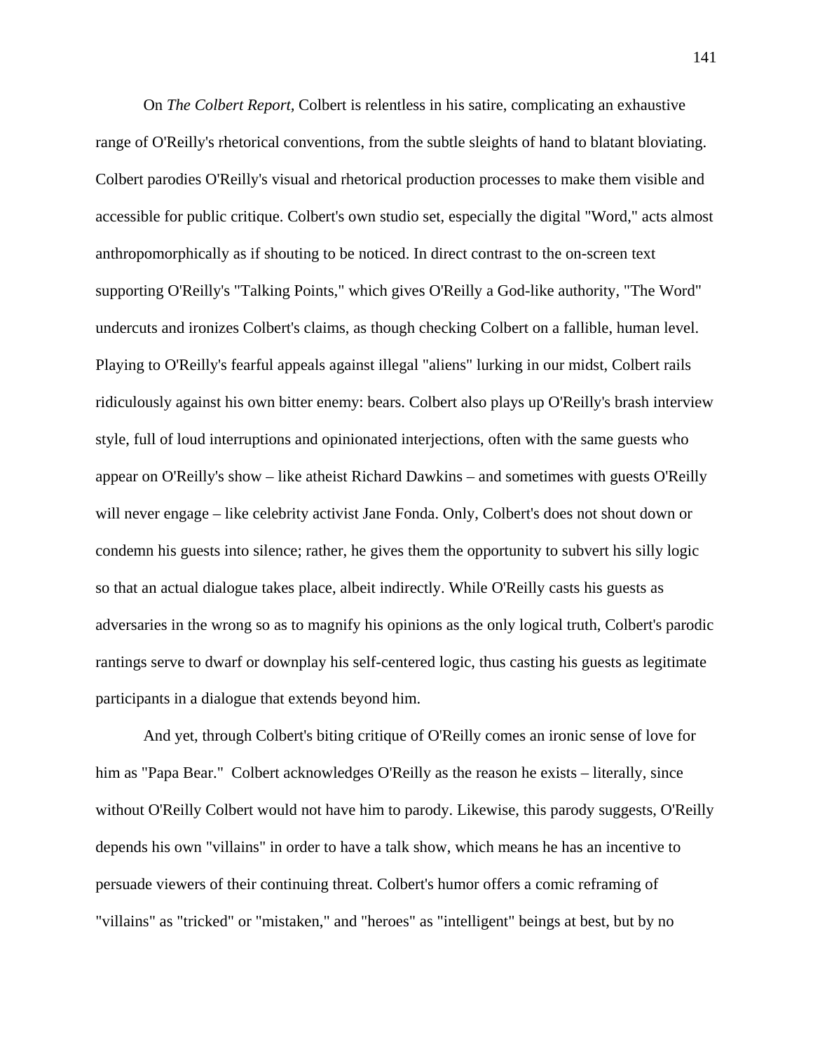On *The Colbert Report,* Colbert is relentless in his satire, complicating an exhaustive range of O'Reilly's rhetorical conventions, from the subtle sleights of hand to blatant bloviating. Colbert parodies O'Reilly's visual and rhetorical production processes to make them visible and accessible for public critique. Colbert's own studio set, especially the digital "Word," acts almost anthropomorphically as if shouting to be noticed. In direct contrast to the on-screen text supporting O'Reilly's "Talking Points," which gives O'Reilly a God-like authority, "The Word" undercuts and ironizes Colbert's claims, as though checking Colbert on a fallible, human level. Playing to O'Reilly's fearful appeals against illegal "aliens" lurking in our midst, Colbert rails ridiculously against his own bitter enemy: bears. Colbert also plays up O'Reilly's brash interview style, full of loud interruptions and opinionated interjections, often with the same guests who appear on O'Reilly's show – like atheist Richard Dawkins – and sometimes with guests O'Reilly will never engage – like celebrity activist Jane Fonda. Only, Colbert's does not shout down or condemn his guests into silence; rather, he gives them the opportunity to subvert his silly logic so that an actual dialogue takes place, albeit indirectly. While O'Reilly casts his guests as adversaries in the wrong so as to magnify his opinions as the only logical truth, Colbert's parodic rantings serve to dwarf or downplay his self-centered logic, thus casting his guests as legitimate participants in a dialogue that extends beyond him.

And yet, through Colbert's biting critique of O'Reilly comes an ironic sense of love for him as "Papa Bear." Colbert acknowledges O'Reilly as the reason he exists – literally, since without O'Reilly Colbert would not have him to parody. Likewise, this parody suggests, O'Reilly depends his own "villains" in order to have a talk show, which means he has an incentive to persuade viewers of their continuing threat. Colbert's humor offers a comic reframing of "villains" as "tricked" or "mistaken," and "heroes" as "intelligent" beings at best, but by no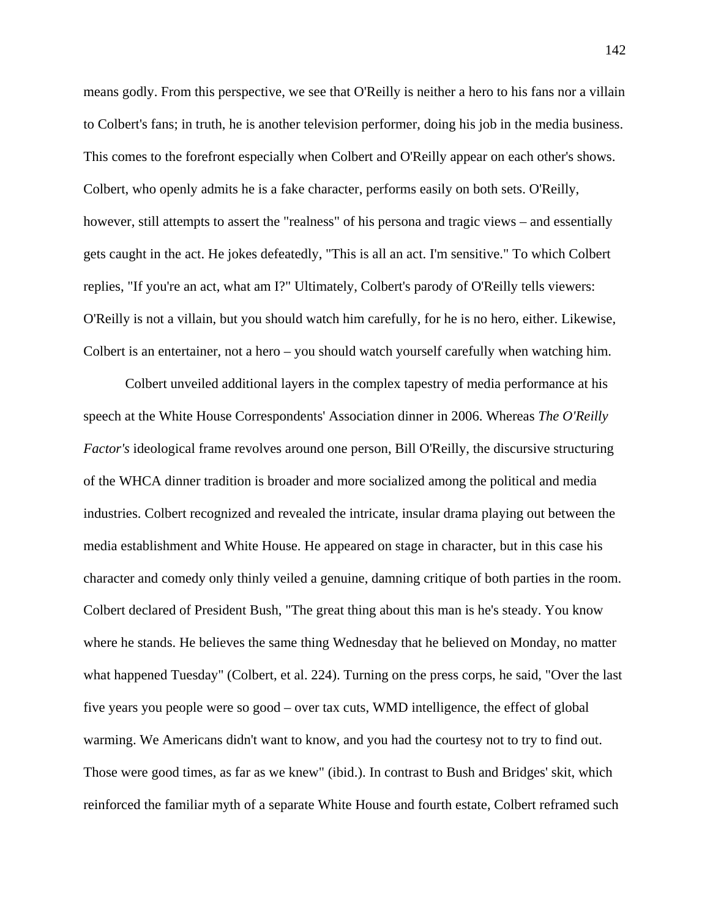means godly. From this perspective, we see that O'Reilly is neither a hero to his fans nor a villain to Colbert's fans; in truth, he is another television performer, doing his job in the media business. This comes to the forefront especially when Colbert and O'Reilly appear on each other's shows. Colbert, who openly admits he is a fake character, performs easily on both sets. O'Reilly, however, still attempts to assert the "realness" of his persona and tragic views – and essentially gets caught in the act. He jokes defeatedly, "This is all an act. I'm sensitive." To which Colbert replies, "If you're an act, what am I?" Ultimately, Colbert's parody of O'Reilly tells viewers: O'Reilly is not a villain, but you should watch him carefully, for he is no hero, either. Likewise, Colbert is an entertainer, not a hero – you should watch yourself carefully when watching him.

Colbert unveiled additional layers in the complex tapestry of media performance at his speech at the White House Correspondents' Association dinner in 2006. Whereas *The O'Reilly Factor's* ideological frame revolves around one person, Bill O'Reilly, the discursive structuring of the WHCA dinner tradition is broader and more socialized among the political and media industries. Colbert recognized and revealed the intricate, insular drama playing out between the media establishment and White House. He appeared on stage in character, but in this case his character and comedy only thinly veiled a genuine, damning critique of both parties in the room. Colbert declared of President Bush, "The great thing about this man is he's steady. You know where he stands. He believes the same thing Wednesday that he believed on Monday, no matter what happened Tuesday" (Colbert, et al. 224). Turning on the press corps, he said, "Over the last five years you people were so good – over tax cuts, WMD intelligence, the effect of global warming. We Americans didn't want to know, and you had the courtesy not to try to find out. Those were good times, as far as we knew" (ibid.). In contrast to Bush and Bridges' skit, which reinforced the familiar myth of a separate White House and fourth estate, Colbert reframed such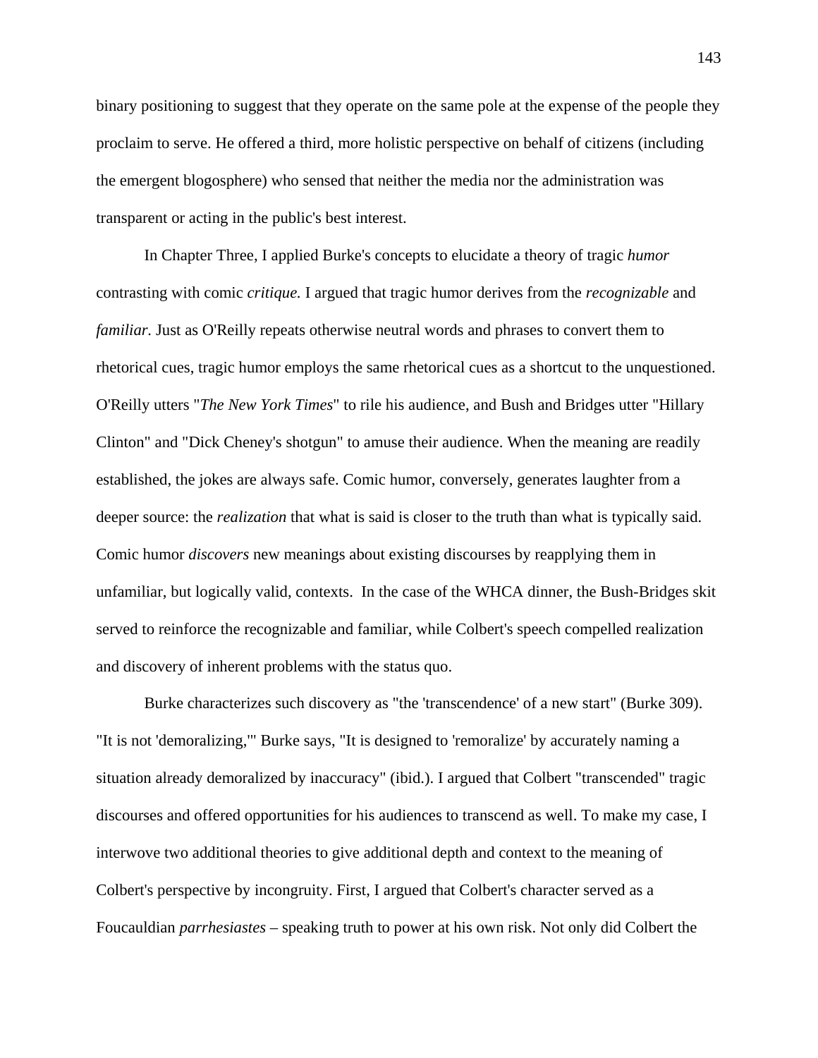binary positioning to suggest that they operate on the same pole at the expense of the people they proclaim to serve. He offered a third, more holistic perspective on behalf of citizens (including the emergent blogosphere) who sensed that neither the media nor the administration was transparent or acting in the public's best interest.

In Chapter Three, I applied Burke's concepts to elucidate a theory of tragic *humor* contrasting with comic *critique.* I argued that tragic humor derives from the *recognizable* and *familiar.* Just as O'Reilly repeats otherwise neutral words and phrases to convert them to rhetorical cues, tragic humor employs the same rhetorical cues as a shortcut to the unquestioned. O'Reilly utters "*The New York Times*" to rile his audience, and Bush and Bridges utter "Hillary Clinton" and "Dick Cheney's shotgun" to amuse their audience. When the meaning are readily established, the jokes are always safe. Comic humor, conversely, generates laughter from a deeper source: the *realization* that what is said is closer to the truth than what is typically said. Comic humor *discovers* new meanings about existing discourses by reapplying them in unfamiliar, but logically valid, contexts. In the case of the WHCA dinner, the Bush-Bridges skit served to reinforce the recognizable and familiar, while Colbert's speech compelled realization and discovery of inherent problems with the status quo.

Burke characterizes such discovery as "the 'transcendence' of a new start" (Burke 309). "It is not 'demoralizing,'" Burke says, "It is designed to 'remoralize' by accurately naming a situation already demoralized by inaccuracy" (ibid.). I argued that Colbert "transcended" tragic discourses and offered opportunities for his audiences to transcend as well. To make my case, I interwove two additional theories to give additional depth and context to the meaning of Colbert's perspective by incongruity. First, I argued that Colbert's character served as a Foucauldian *parrhesiastes* – speaking truth to power at his own risk. Not only did Colbert the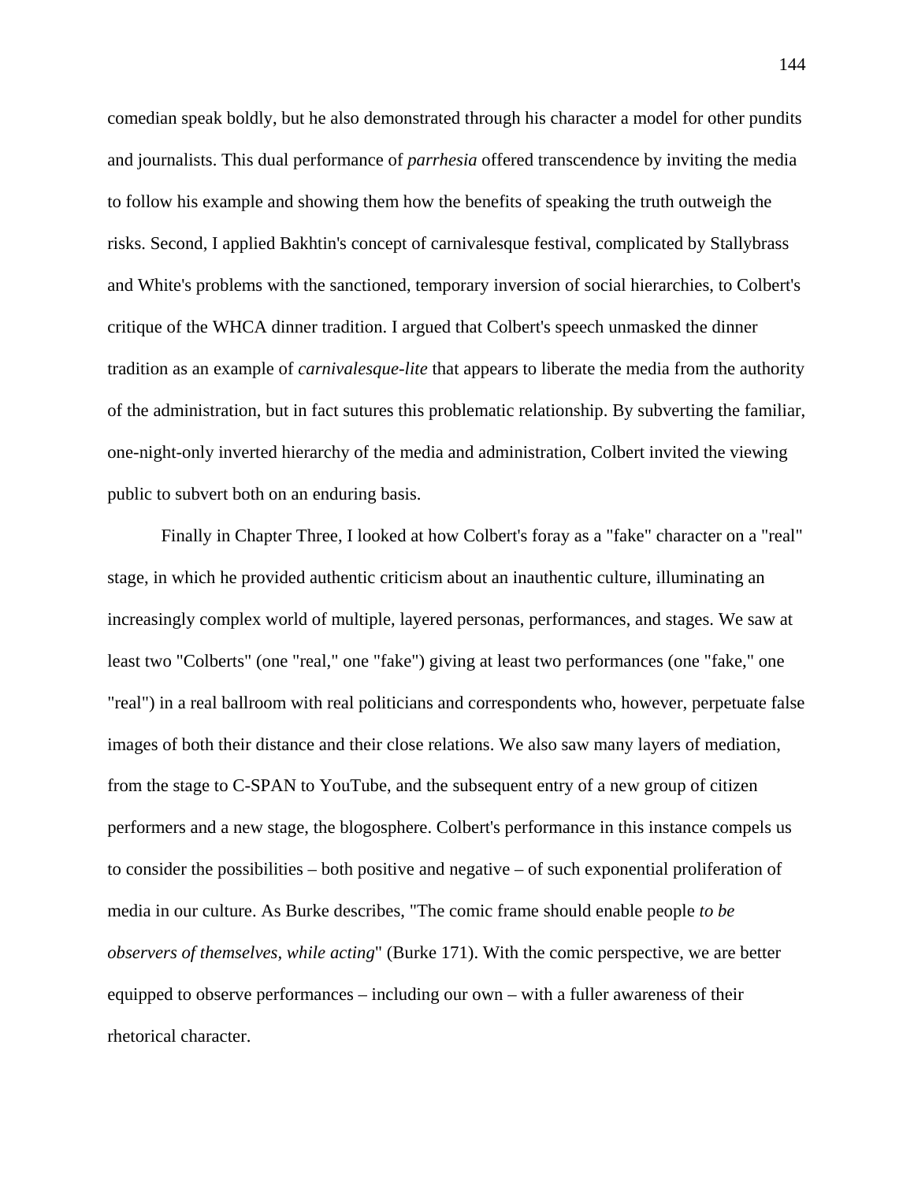comedian speak boldly, but he also demonstrated through his character a model for other pundits and journalists. This dual performance of *parrhesia* offered transcendence by inviting the media to follow his example and showing them how the benefits of speaking the truth outweigh the risks. Second, I applied Bakhtin's concept of carnivalesque festival, complicated by Stallybrass and White's problems with the sanctioned, temporary inversion of social hierarchies, to Colbert's critique of the WHCA dinner tradition. I argued that Colbert's speech unmasked the dinner tradition as an example of *carnivalesque-lite* that appears to liberate the media from the authority of the administration, but in fact sutures this problematic relationship. By subverting the familiar, one-night-only inverted hierarchy of the media and administration, Colbert invited the viewing public to subvert both on an enduring basis.

Finally in Chapter Three, I looked at how Colbert's foray as a "fake" character on a "real" stage, in which he provided authentic criticism about an inauthentic culture, illuminating an increasingly complex world of multiple, layered personas, performances, and stages. We saw at least two "Colberts" (one "real," one "fake") giving at least two performances (one "fake," one "real") in a real ballroom with real politicians and correspondents who, however, perpetuate false images of both their distance and their close relations. We also saw many layers of mediation, from the stage to C-SPAN to YouTube, and the subsequent entry of a new group of citizen performers and a new stage, the blogosphere. Colbert's performance in this instance compels us to consider the possibilities – both positive and negative – of such exponential proliferation of media in our culture. As Burke describes, "The comic frame should enable people *to be observers of themselves, while acting*" (Burke 171). With the comic perspective, we are better equipped to observe performances – including our own – with a fuller awareness of their rhetorical character.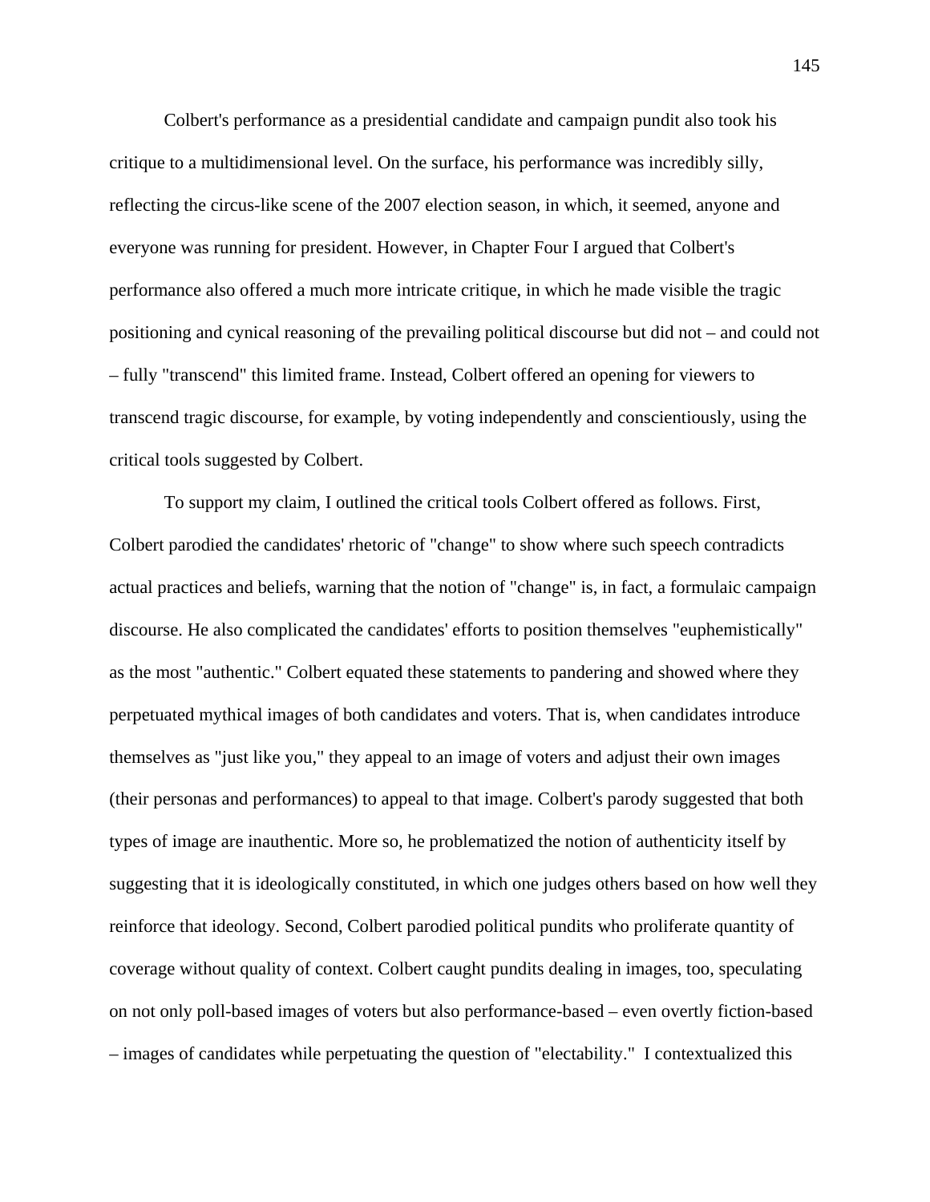Colbert's performance as a presidential candidate and campaign pundit also took his critique to a multidimensional level. On the surface, his performance was incredibly silly, reflecting the circus-like scene of the 2007 election season, in which, it seemed, anyone and everyone was running for president. However, in Chapter Four I argued that Colbert's performance also offered a much more intricate critique, in which he made visible the tragic positioning and cynical reasoning of the prevailing political discourse but did not – and could not – fully "transcend" this limited frame. Instead, Colbert offered an opening for viewers to transcend tragic discourse, for example, by voting independently and conscientiously, using the critical tools suggested by Colbert.

To support my claim, I outlined the critical tools Colbert offered as follows. First, Colbert parodied the candidates' rhetoric of "change" to show where such speech contradicts actual practices and beliefs, warning that the notion of "change" is, in fact, a formulaic campaign discourse. He also complicated the candidates' efforts to position themselves "euphemistically" as the most "authentic." Colbert equated these statements to pandering and showed where they perpetuated mythical images of both candidates and voters. That is, when candidates introduce themselves as "just like you," they appeal to an image of voters and adjust their own images (their personas and performances) to appeal to that image. Colbert's parody suggested that both types of image are inauthentic. More so, he problematized the notion of authenticity itself by suggesting that it is ideologically constituted, in which one judges others based on how well they reinforce that ideology. Second, Colbert parodied political pundits who proliferate quantity of coverage without quality of context. Colbert caught pundits dealing in images, too, speculating on not only poll-based images of voters but also performance-based – even overtly fiction-based – images of candidates while perpetuating the question of "electability." I contextualized this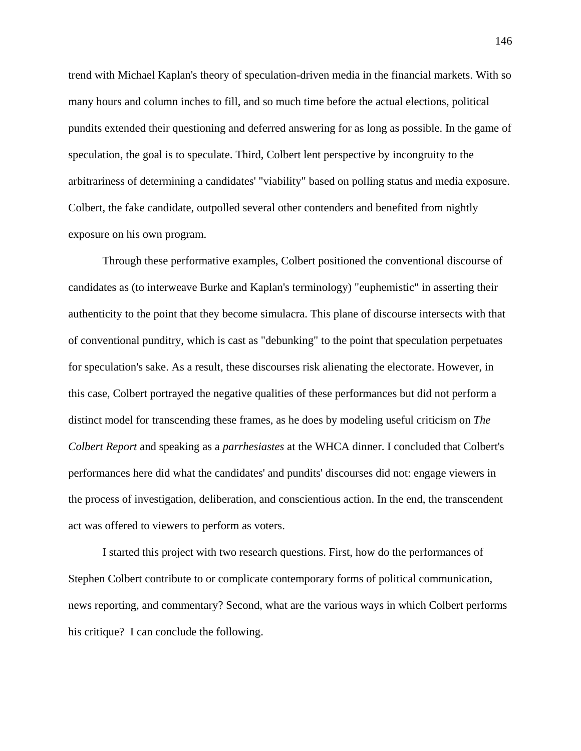trend with Michael Kaplan's theory of speculation-driven media in the financial markets. With so many hours and column inches to fill, and so much time before the actual elections, political pundits extended their questioning and deferred answering for as long as possible. In the game of speculation, the goal is to speculate. Third, Colbert lent perspective by incongruity to the arbitrariness of determining a candidates' "viability" based on polling status and media exposure. Colbert, the fake candidate, outpolled several other contenders and benefited from nightly exposure on his own program.

Through these performative examples, Colbert positioned the conventional discourse of candidates as (to interweave Burke and Kaplan's terminology) "euphemistic" in asserting their authenticity to the point that they become simulacra. This plane of discourse intersects with that of conventional punditry, which is cast as "debunking" to the point that speculation perpetuates for speculation's sake. As a result, these discourses risk alienating the electorate. However, in this case, Colbert portrayed the negative qualities of these performances but did not perform a distinct model for transcending these frames, as he does by modeling useful criticism on *The Colbert Report* and speaking as a *parrhesiastes* at the WHCA dinner. I concluded that Colbert's performances here did what the candidates' and pundits' discourses did not: engage viewers in the process of investigation, deliberation, and conscientious action. In the end, the transcendent act was offered to viewers to perform as voters.

I started this project with two research questions. First, how do the performances of Stephen Colbert contribute to or complicate contemporary forms of political communication, news reporting, and commentary? Second, what are the various ways in which Colbert performs his critique? I can conclude the following.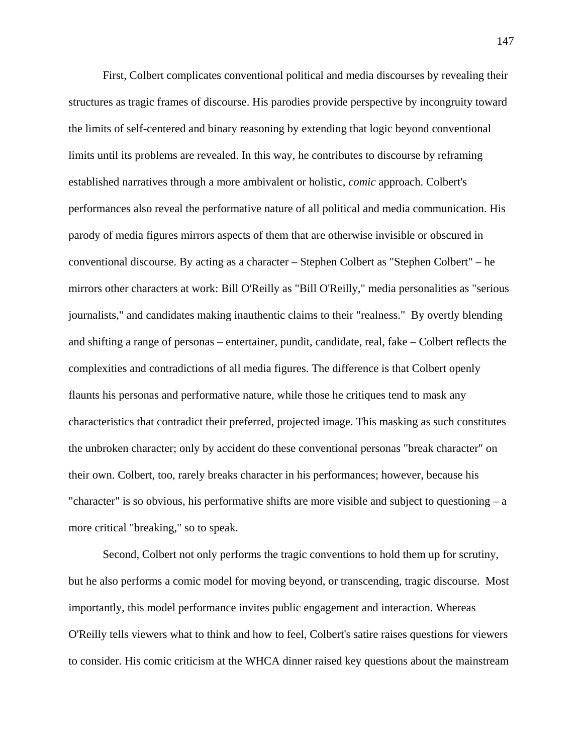First, Colbert complicates conventional political and media discourses by revealing their structures as tragic frames of discourse. His parodies provide perspective by incongruity toward the limits of self-centered and binary reasoning by extending that logic beyond conventional limits until its problems are revealed. In this way, he contributes to discourse by reframing established narratives through a more ambivalent or holistic, *comic* approach. Colbert's performances also reveal the performative nature of all political and media communication. His parody of media figures mirrors aspects of them that are otherwise invisible or obscured in conventional discourse. By acting as a character – Stephen Colbert as "Stephen Colbert" – he mirrors other characters at work: Bill O'Reilly as "Bill O'Reilly," media personalities as "serious journalists," and candidates making inauthentic claims to their "realness." By overtly blending and shifting a range of personas – entertainer, pundit, candidate, real, fake – Colbert reflects the complexities and contradictions of all media figures. The difference is that Colbert openly flaunts his personas and performative nature, while those he critiques tend to mask any characteristics that contradict their preferred, projected image. This masking as such constitutes the unbroken character; only by accident do these conventional personas "break character" on their own. Colbert, too, rarely breaks character in his performances; however, because his "character" is so obvious, his performative shifts are more visible and subject to questioning – a more critical "breaking," so to speak.

Second, Colbert not only performs the tragic conventions to hold them up for scrutiny, but he also performs a comic model for moving beyond, or transcending, tragic discourse. Most importantly, this model performance invites public engagement and interaction. Whereas O'Reilly tells viewers what to think and how to feel, Colbert's satire raises questions for viewers to consider. His comic criticism at the WHCA dinner raised key questions about the mainstream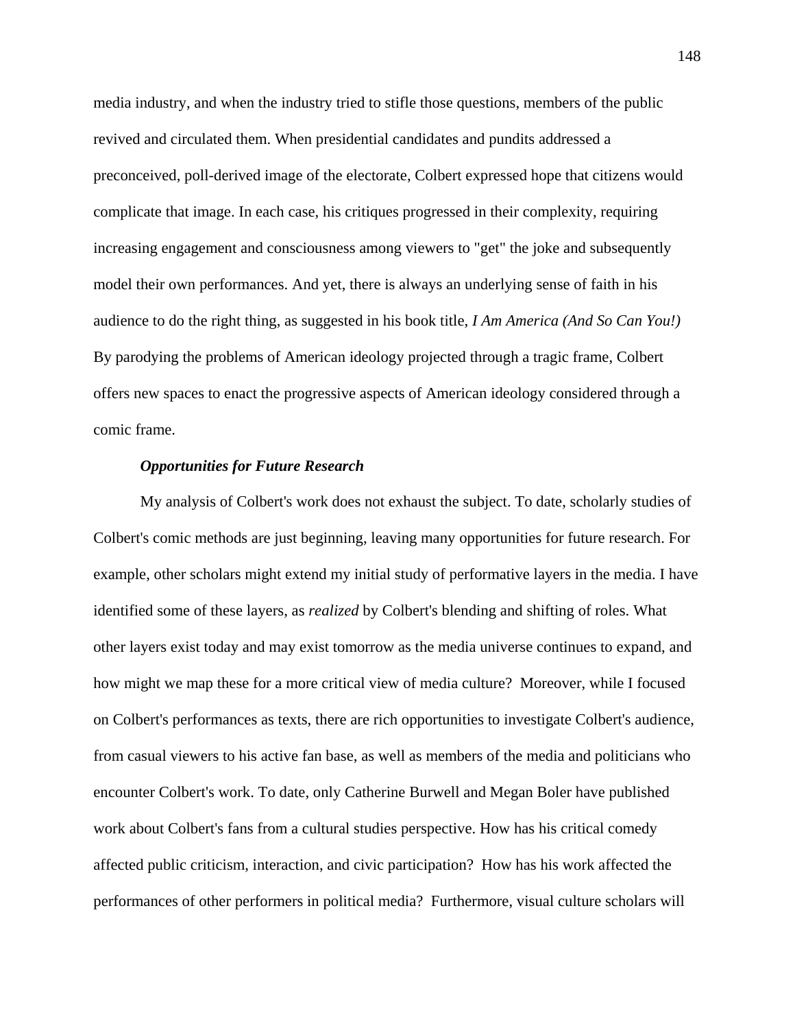media industry, and when the industry tried to stifle those questions, members of the public revived and circulated them. When presidential candidates and pundits addressed a preconceived, poll-derived image of the electorate, Colbert expressed hope that citizens would complicate that image. In each case, his critiques progressed in their complexity, requiring increasing engagement and consciousness among viewers to "get" the joke and subsequently model their own performances. And yet, there is always an underlying sense of faith in his audience to do the right thing, as suggested in his book title, *I Am America (And So Can You!)* By parodying the problems of American ideology projected through a tragic frame, Colbert offers new spaces to enact the progressive aspects of American ideology considered through a comic frame.

***Opportunities for Future Research***

My analysis of Colbert's work does not exhaust the subject. To date, scholarly studies of Colbert's comic methods are just beginning, leaving many opportunities for future research. For example, other scholars might extend my initial study of performative layers in the media. I have identified some of these layers, as *realized* by Colbert's blending and shifting of roles. What other layers exist today and may exist tomorrow as the media universe continues to expand, and how might we map these for a more critical view of media culture? Moreover, while I focused on Colbert's performances as texts, there are rich opportunities to investigate Colbert's audience, from casual viewers to his active fan base, as well as members of the media and politicians who encounter Colbert's work. To date, only Catherine Burwell and Megan Boler have published work about Colbert's fans from a cultural studies perspective. How has his critical comedy affected public criticism, interaction, and civic participation? How has his work affected the performances of other performers in political media? Furthermore, visual culture scholars will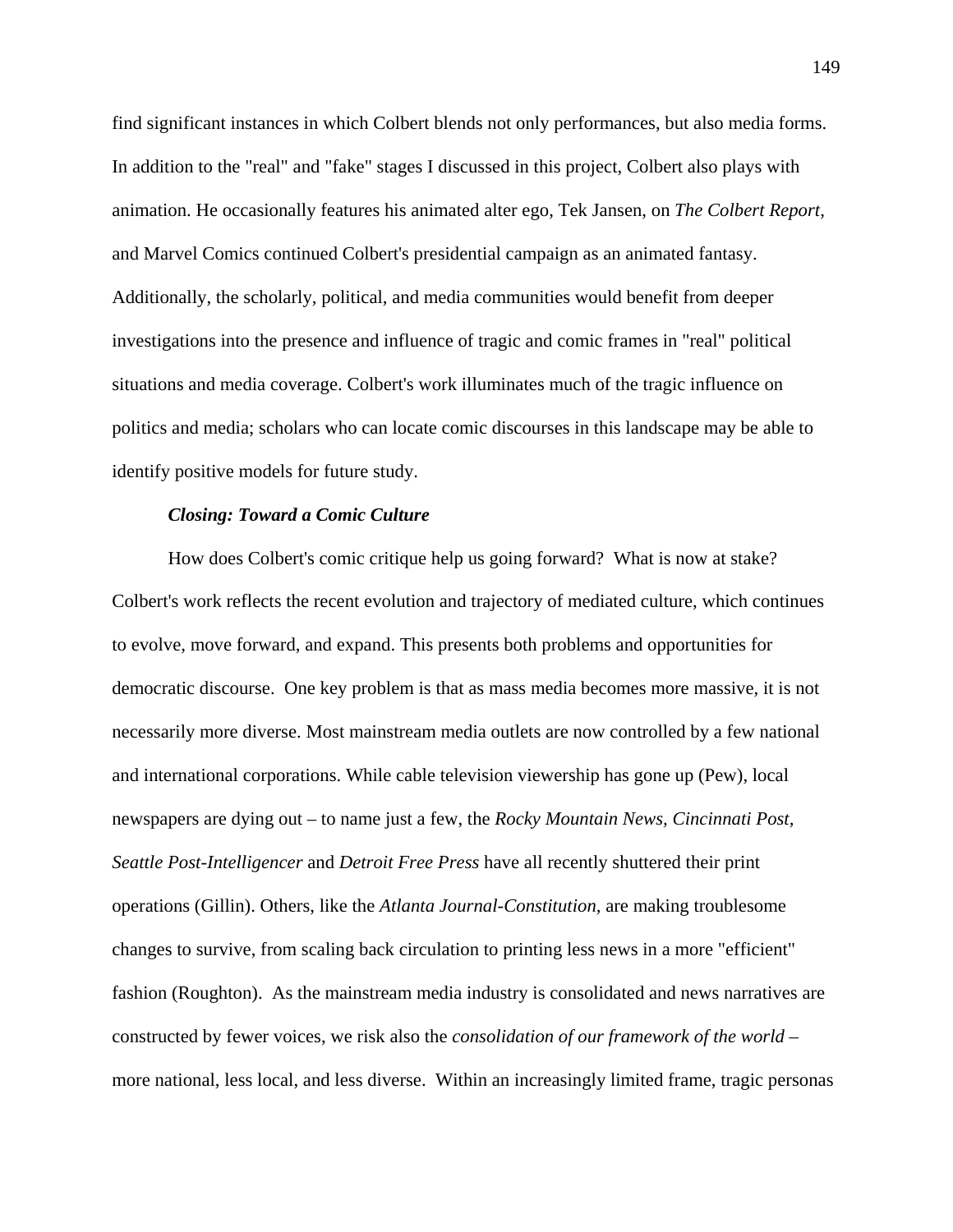find significant instances in which Colbert blends not only performances, but also media forms. In addition to the "real" and "fake" stages I discussed in this project, Colbert also plays with animation. He occasionally features his animated alter ego, Tek Jansen, on *The Colbert Report*, and Marvel Comics continued Colbert's presidential campaign as an animated fantasy. Additionally, the scholarly, political, and media communities would benefit from deeper investigations into the presence and influence of tragic and comic frames in "real" political situations and media coverage. Colbert's work illuminates much of the tragic influence on politics and media; scholars who can locate comic discourses in this landscape may be able to identify positive models for future study.

***Closing: Toward a Comic Culture***

How does Colbert's comic critique help us going forward? What is now at stake? Colbert's work reflects the recent evolution and trajectory of mediated culture, which continues to evolve, move forward, and expand. This presents both problems and opportunities for democratic discourse. One key problem is that as mass media becomes more massive, it is not necessarily more diverse. Most mainstream media outlets are now controlled by a few national and international corporations. While cable television viewership has gone up (Pew), local newspapers are dying out – to name just a few, the *Rocky Mountain News*, *Cincinnati Post*, *Seattle Post-Intelligencer* and *Detroit Free Press* have all recently shuttered their print operations (Gillin). Others, like the *Atlanta Journal-Constitution*, are making troublesome changes to survive, from scaling back circulation to printing less news in a more "efficient" fashion (Roughton). As the mainstream media industry is consolidated and news narratives are constructed by fewer voices, we risk also the *consolidation of our framework of the world* – more national, less local, and less diverse. Within an increasingly limited frame, tragic personas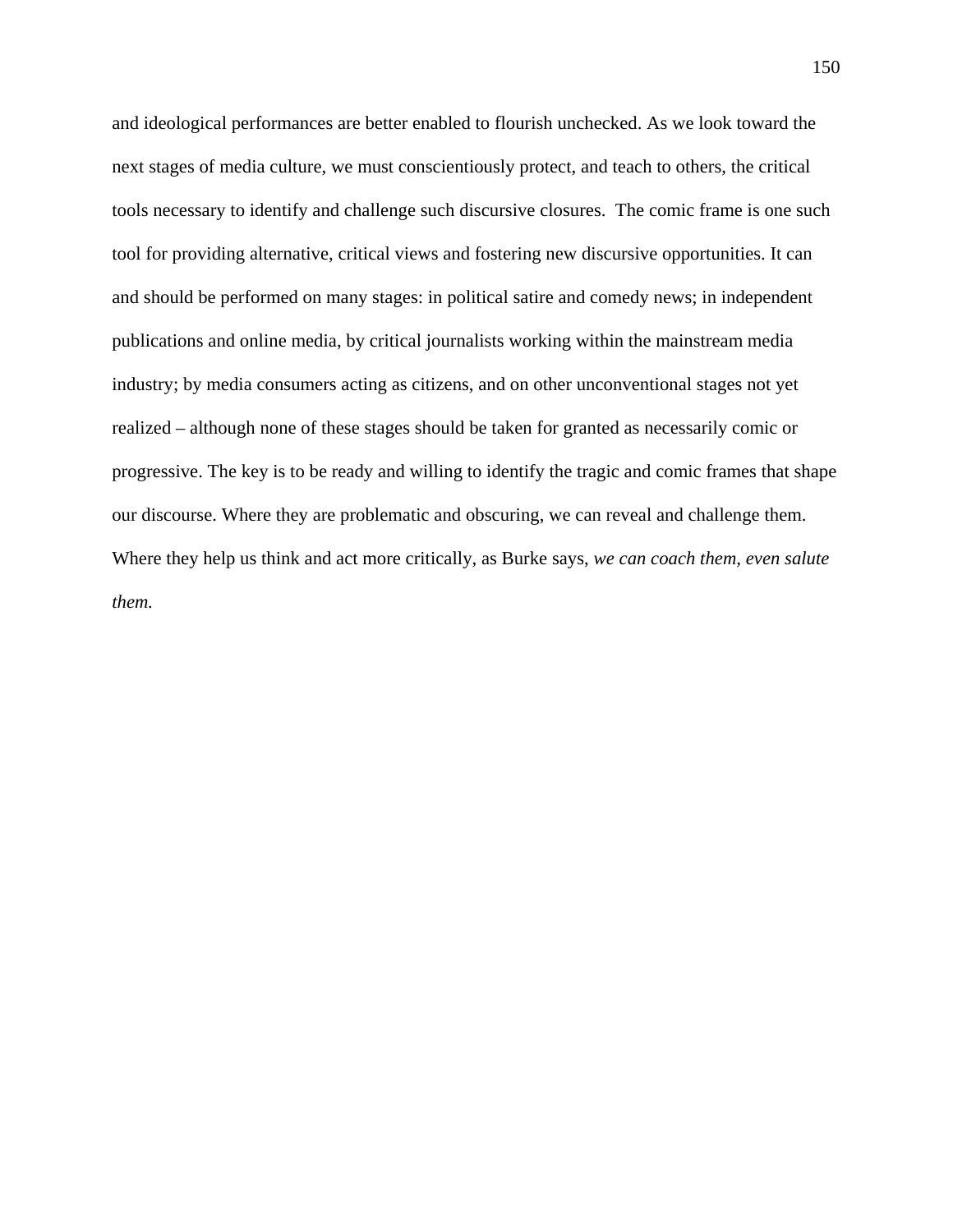and ideological performances are better enabled to flourish unchecked. As we look toward the next stages of media culture, we must conscientiously protect, and teach to others, the critical tools necessary to identify and challenge such discursive closures. The comic frame is one such tool for providing alternative, critical views and fostering new discursive opportunities. It can and should be performed on many stages: in political satire and comedy news; in independent publications and online media, by critical journalists working within the mainstream media industry; by media consumers acting as citizens, and on other unconventional stages not yet realized – although none of these stages should be taken for granted as necessarily comic or progressive. The key is to be ready and willing to identify the tragic and comic frames that shape our discourse. Where they are problematic and obscuring, we can reveal and challenge them. Where they help us think and act more critically, as Burke says, *we can coach them, even salute them.*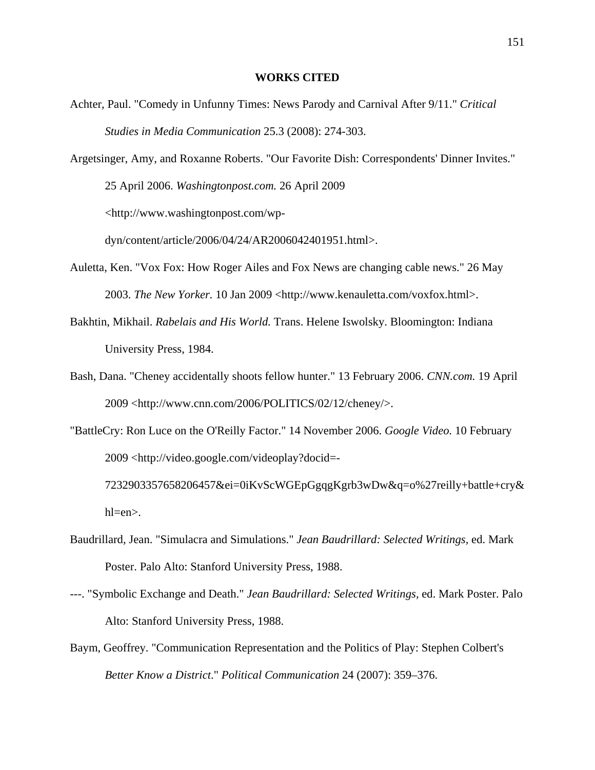## WORKS CITED

Achter, Paul. "Comedy in Unfunny Times: News Parody and Carnival After 9/11." *Critical Studies in Media Communication* 25.3 (2008): 274-303.

Argetsinger, Amy, and Roxanne Roberts. "Our Favorite Dish: Correspondents' Dinner Invites." 25 April 2006. *Washingtonpost.com.* 26 April 2009 <http://www.washingtonpost.com/wp-dyn/content/article/2006/04/24/AR2006042401951.html>.

Auletta, Ken. "Vox Fox: How Roger Ailes and Fox News are changing cable news." 26 May 2003. *The New Yorker.* 10 Jan 2009 <http://www.kenauletta.com/voxfox.html>.

Bakhtin, Mikhail. *Rabelais and His World.* Trans. Helene Iswolsky. Bloomington: Indiana University Press, 1984.

Bash, Dana. "Cheney accidentally shoots fellow hunter." 13 February 2006. *CNN.com.* 19 April 2009 <http://www.cnn.com/2006/POLITICS/02/12/cheney/>.

"BattleCry: Ron Luce on the O'Reilly Factor." 14 November 2006. *Google Video.* 10 February 2009 <http://video.google.com/videoplay?docid=-7232903357658206457&ei=0iKvScWGEpGgqgKgrb3wDw&q=o%27reilly+battle+cry&hl=en>.

Baudrillard, Jean. "Simulacra and Simulations." *Jean Baudrillard: Selected Writings,* ed. Mark Poster. Palo Alto: Stanford University Press, 1988.

---. "Symbolic Exchange and Death." *Jean Baudrillard: Selected Writings,* ed. Mark Poster. Palo Alto: Stanford University Press, 1988.

Baym, Geoffrey. "Communication Representation and the Politics of Play: Stephen Colbert's *Better Know a District*." *Political Communication* 24 (2007): 359–376.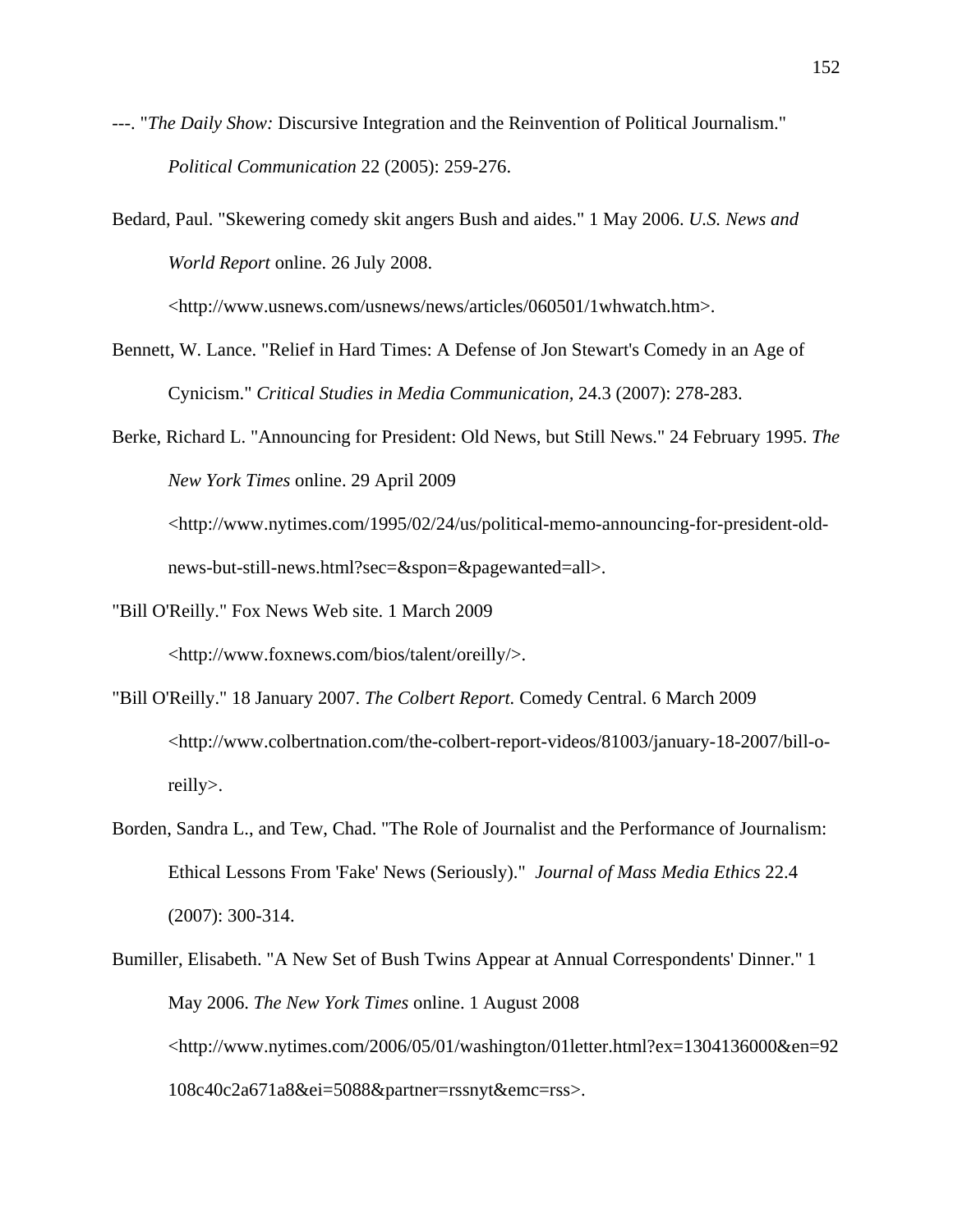---. "*The Daily Show:* Discursive Integration and the Reinvention of Political Journalism." *Political Communication* 22 (2005): 259-276.

Bedard, Paul. "Skewering comedy skit angers Bush and aides." 1 May 2006. *U.S. News and World Report* online. 26 July 2008. <http://www.usnews.com/usnews/news/articles/060501/1whwatch.htm>.

Bennett, W. Lance. "Relief in Hard Times: A Defense of Jon Stewart's Comedy in an Age of Cynicism." *Critical Studies in Media Communication,* 24.3 (2007): 278-283.

Berke, Richard L. "Announcing for President: Old News, but Still News." 24 February 1995. *The New York Times* online. 29 April 2009 <http://www.nytimes.com/1995/02/24/us/political-memo-announcing-for-president-old-news-but-still-news.html?sec=&spon=&pagewanted=all>.

"Bill O'Reilly." Fox News Web site. 1 March 2009 <http://www.foxnews.com/bios/talent/oreilly/>.

"Bill O'Reilly." 18 January 2007. *The Colbert Report.* Comedy Central. 6 March 2009 <http://www.colbertnation.com/the-colbert-report-videos/81003/january-18-2007/bill-o-reilly>.

Borden, Sandra L., and Tew, Chad. "The Role of Journalist and the Performance of Journalism: Ethical Lessons From 'Fake' News (Seriously)." *Journal of Mass Media Ethics* 22.4 (2007): 300-314.

Bumiller, Elisabeth. "A New Set of Bush Twins Appear at Annual Correspondents' Dinner." 1 May 2006. *The New York Times* online. 1 August 2008 <http://www.nytimes.com/2006/05/01/washington/01letter.html?ex=1304136000&en=92108c40c2a671a8&ei=5088&partner=rssnyt&emc=rss>.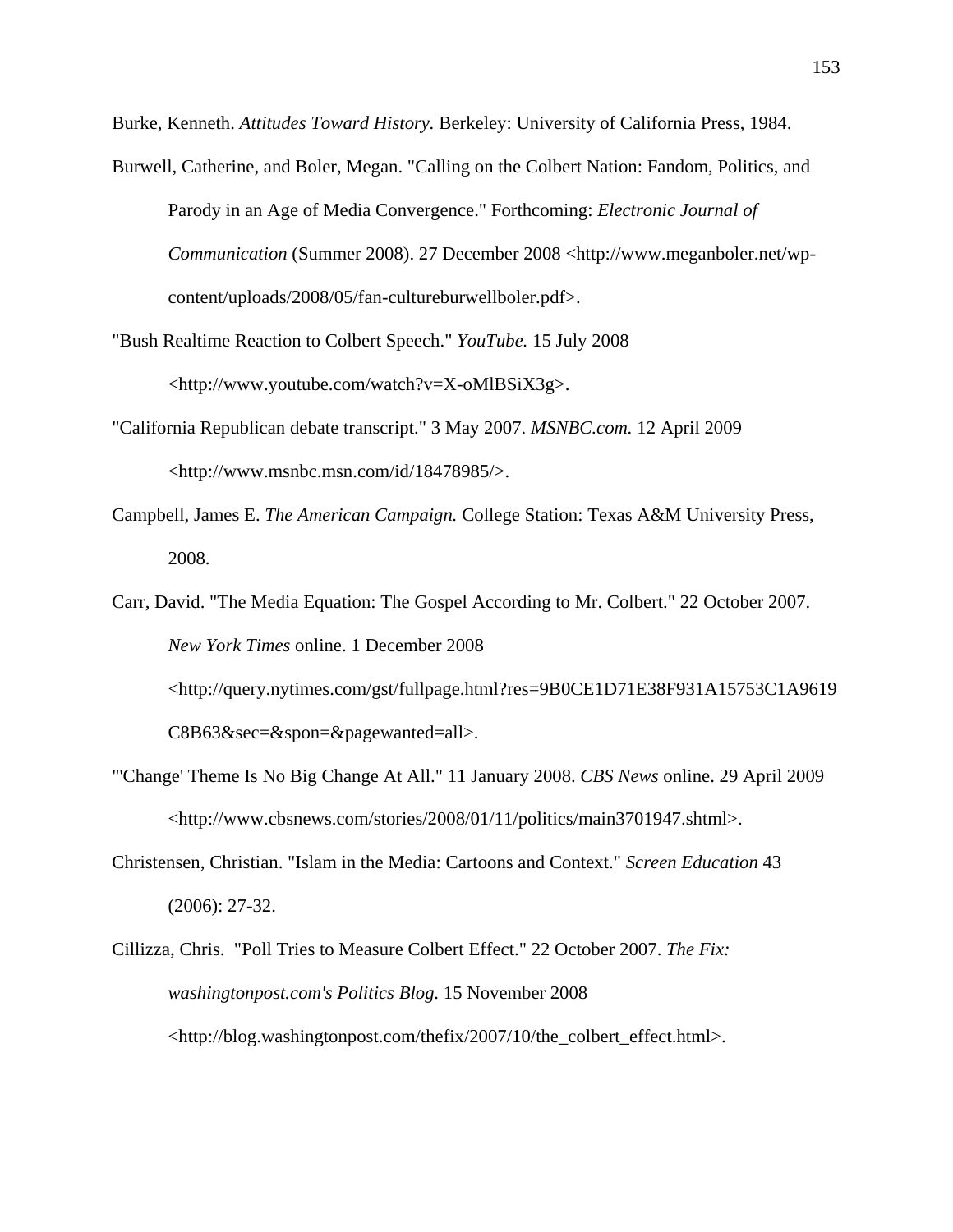Burke, Kenneth. *Attitudes Toward History.* Berkeley: University of California Press, 1984.

Burwell, Catherine, and Boler, Megan. "Calling on the Colbert Nation: Fandom, Politics, and Parody in an Age of Media Convergence." Forthcoming: *Electronic Journal of Communication* (Summer 2008). 27 December 2008 <http://www.meganboler.net/wp-content/uploads/2008/05/fan-cultureburwellboler.pdf>.

"Bush Realtime Reaction to Colbert Speech." *YouTube.* 15 July 2008 <http://www.youtube.com/watch?v=X-oMlBSiX3g>.

"California Republican debate transcript." 3 May 2007. *MSNBC.com.* 12 April 2009 <http://www.msnbc.msn.com/id/18478985/>.

Campbell, James E. *The American Campaign.* College Station: Texas A&M University Press, 2008.

Carr, David. "The Media Equation: The Gospel According to Mr. Colbert." 22 October 2007. *New York Times* online. 1 December 2008 <http://query.nytimes.com/gst/fullpage.html?res=9B0CE1D71E38F931A15753C1A9619C8B63&sec=&spon=&pagewanted=all>.

"'Change' Theme Is No Big Change At All." 11 January 2008. *CBS News* online. 29 April 2009 <http://www.cbsnews.com/stories/2008/01/11/politics/main3701947.shtml>.

Christensen, Christian. "Islam in the Media: Cartoons and Context." *Screen Education* 43 (2006): 27-32.

Cillizza, Chris. "Poll Tries to Measure Colbert Effect." 22 October 2007. *The Fix: washingtonpost.com's Politics Blog.* 15 November 2008 <http://blog.washingtonpost.com/thefix/2007/10/the_colbert_effect.html>.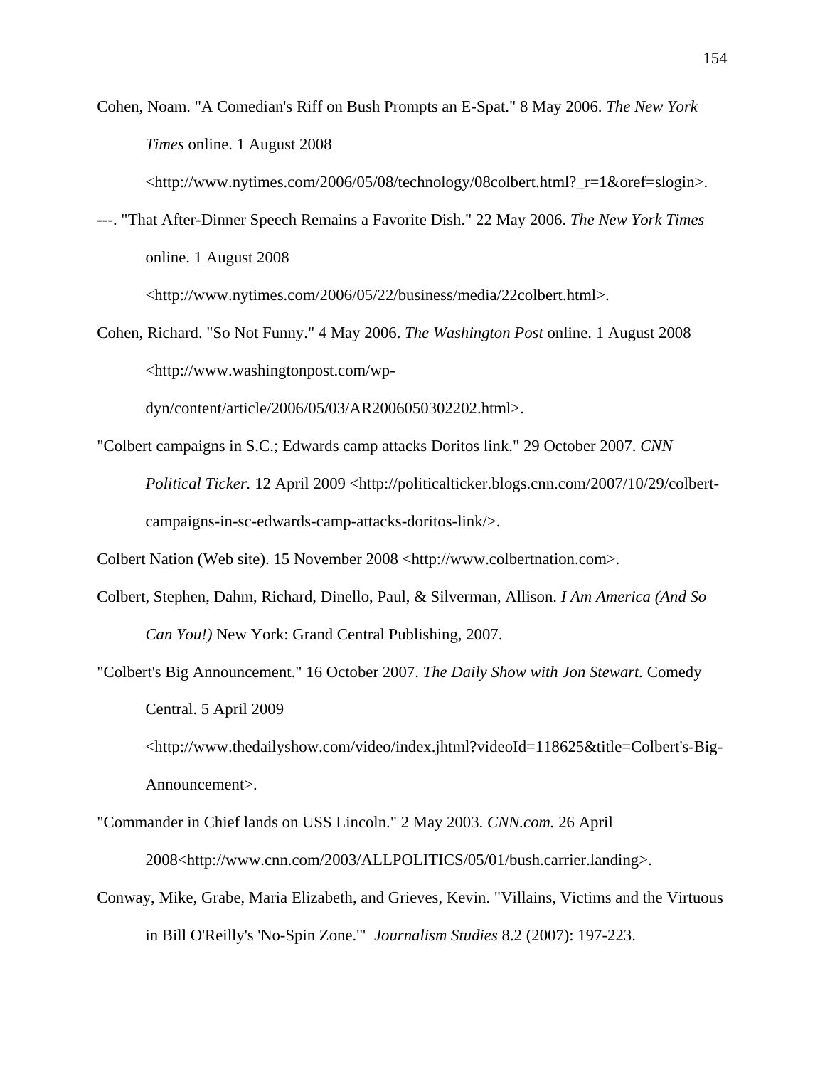Cohen, Noam. "A Comedian's Riff on Bush Prompts an E-Spat." 8 May 2006. *The New York Times* online. 1 August 2008 <http://www.nytimes.com/2006/05/08/technology/08colbert.html?_r=1&oref=slogin>.

---. "That After-Dinner Speech Remains a Favorite Dish." 22 May 2006. *The New York Times* online. 1 August 2008 <http://www.nytimes.com/2006/05/22/business/media/22colbert.html>.

Cohen, Richard. "So Not Funny." 4 May 2006. *The Washington Post* online. 1 August 2008 <http://www.washingtonpost.com/wp-dyn/content/article/2006/05/03/AR2006050302202.html>.

"Colbert campaigns in S.C.; Edwards camp attacks Doritos link." 29 October 2007. *CNN Political Ticker.* 12 April 2009 <http://politicalticker.blogs.cnn.com/2007/10/29/colbert-campaigns-in-sc-edwards-camp-attacks-doritos-link/>.

Colbert Nation (Web site). 15 November 2008 <http://www.colbertnation.com>.

Colbert, Stephen, Dahm, Richard, Dinello, Paul, & Silverman, Allison. *I Am America (And So Can You!)* New York: Grand Central Publishing, 2007.

"Colbert's Big Announcement." 16 October 2007. *The Daily Show with Jon Stewart.* Comedy Central. 5 April 2009 <http://www.thedailyshow.com/video/index.jhtml?videoId=118625&title=Colbert's-Big-Announcement>.

"Commander in Chief lands on USS Lincoln." 2 May 2003. *CNN.com.* 26 April 2008<http://www.cnn.com/2003/ALLPOLITICS/05/01/bush.carrier.landing>.

Conway, Mike, Grabe, Maria Elizabeth, and Grieves, Kevin. "Villains, Victims and the Virtuous in Bill O'Reilly's 'No-Spin Zone.'" *Journalism Studies* 8.2 (2007): 197-223.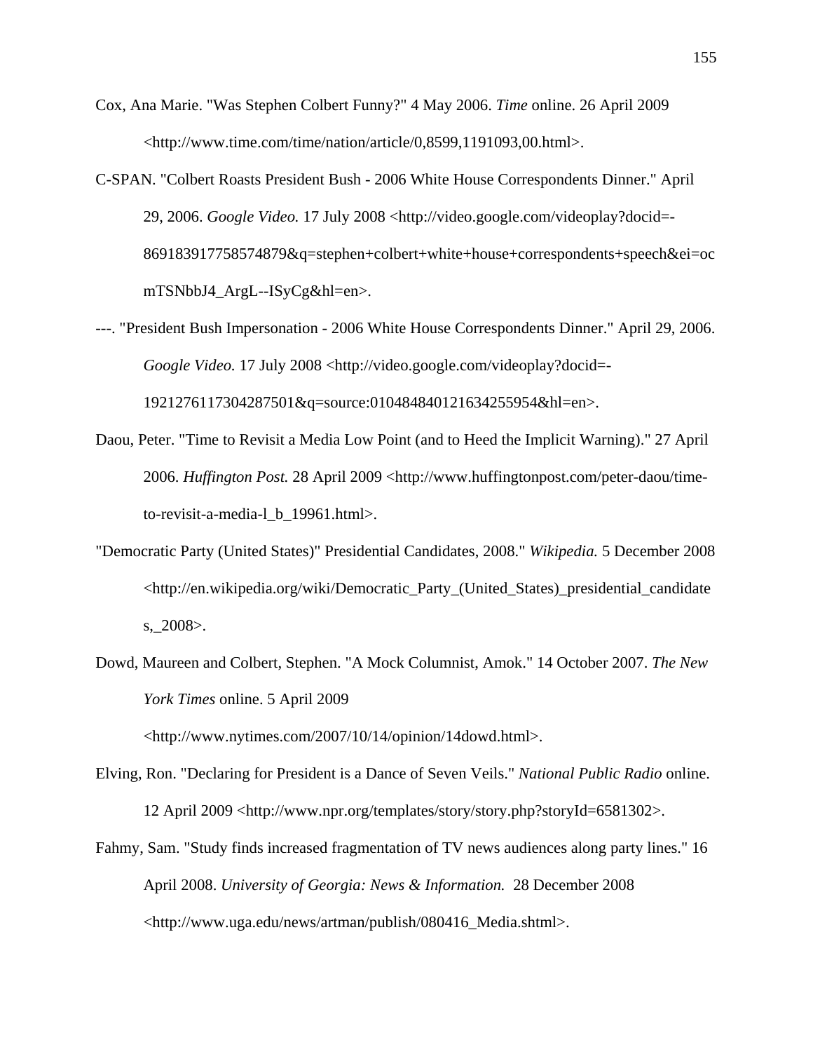Cox, Ana Marie. "Was Stephen Colbert Funny?" 4 May 2006. *Time* online. 26 April 2009 <http://www.time.com/time/nation/article/0,8599,1191093,00.html>.

C-SPAN. "Colbert Roasts President Bush - 2006 White House Correspondents Dinner." April 29, 2006. *Google Video.* 17 July 2008 <http://video.google.com/videoplay?docid=-869183917758574879&q=stephen+colbert+white+house+correspondents+speech&ei=ocmTSNbbJ4_ArgL--ISyCg&hl=en>.

---. "President Bush Impersonation - 2006 White House Correspondents Dinner." April 29, 2006. *Google Video.* 17 July 2008 <http://video.google.com/videoplay?docid=-1921276117304287501&q=source:010484840121634255954&hl=en>.

Daou, Peter. "Time to Revisit a Media Low Point (and to Heed the Implicit Warning)." 27 April 2006. *Huffington Post.* 28 April 2009 <http://www.huffingtonpost.com/peter-daou/time-to-revisit-a-media-l_b_19961.html>.

"Democratic Party (United States)" Presidential Candidates, 2008." *Wikipedia.* 5 December 2008 <http://en.wikipedia.org/wiki/Democratic_Party_(United_States)_presidential_candidates,_2008>.

Dowd, Maureen and Colbert, Stephen. "A Mock Columnist, Amok." 14 October 2007. *The New York Times* online. 5 April 2009 <http://www.nytimes.com/2007/10/14/opinion/14dowd.html>.

Elving, Ron. "Declaring for President is a Dance of Seven Veils." *National Public Radio* online. 12 April 2009 <http://www.npr.org/templates/story/story.php?storyId=6581302>.

Fahmy, Sam. "Study finds increased fragmentation of TV news audiences along party lines." 16 April 2008. *University of Georgia: News & Information.* 28 December 2008 <http://www.uga.edu/news/artman/publish/080416_Media.shtml>.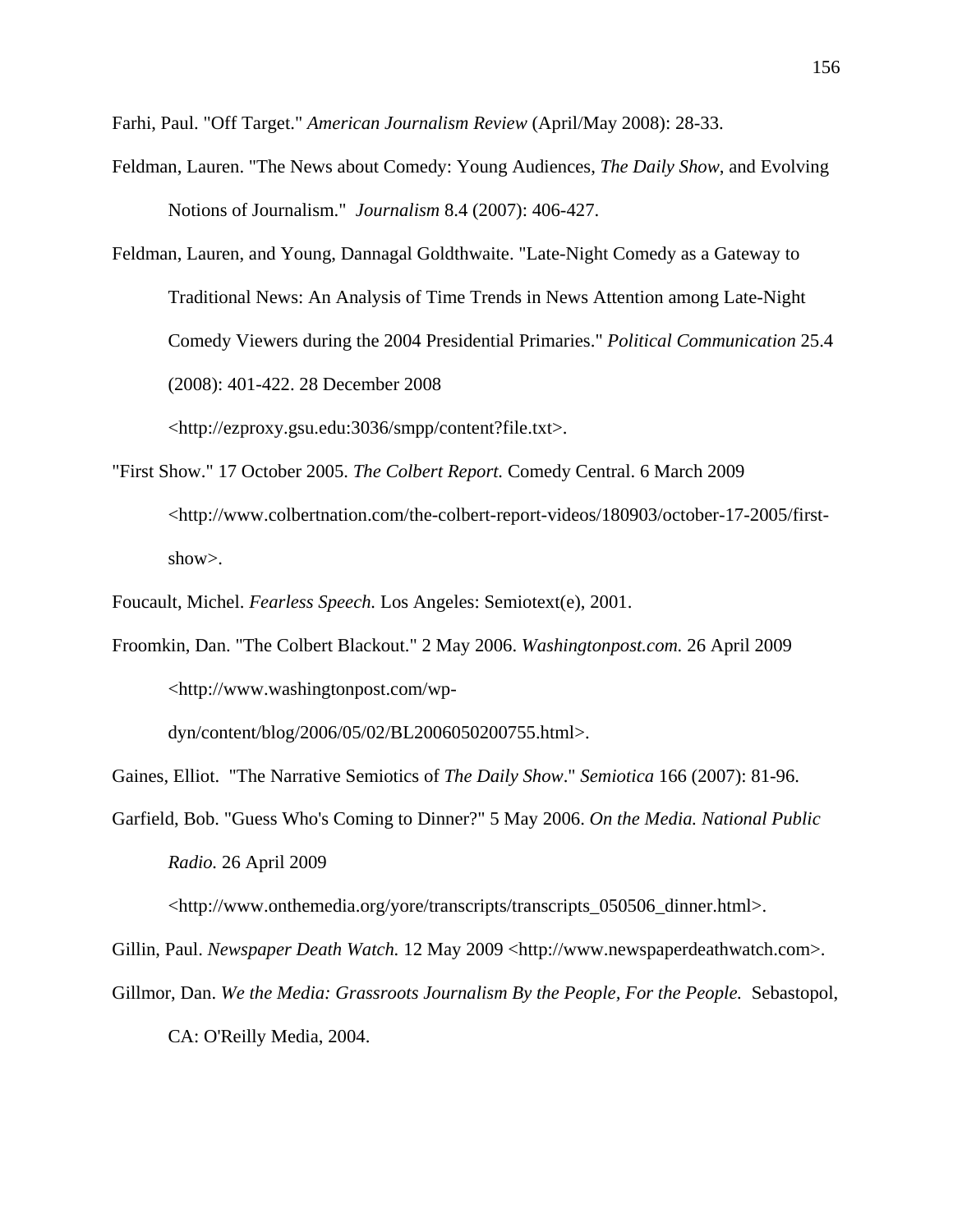Farhi, Paul. "Off Target." *American Journalism Review* (April/May 2008): 28-33.

Feldman, Lauren. "The News about Comedy: Young Audiences, *The Daily Show*, and Evolving Notions of Journalism." *Journalism* 8.4 (2007): 406-427.

Feldman, Lauren, and Young, Dannagal Goldthwaite. "Late-Night Comedy as a Gateway to Traditional News: An Analysis of Time Trends in News Attention among Late-Night Comedy Viewers during the 2004 Presidential Primaries." *Political Communication* 25.4 (2008): 401-422. 28 December 2008 <http://ezproxy.gsu.edu:3036/smpp/content?file.txt>.

"First Show." 17 October 2005. *The Colbert Report.* Comedy Central. 6 March 2009 <http://www.colbertnation.com/the-colbert-report-videos/180903/october-17-2005/first-show>.

Foucault, Michel. *Fearless Speech.* Los Angeles: Semiotext(e), 2001.

Froomkin, Dan. "The Colbert Blackout." 2 May 2006. *Washingtonpost.com.* 26 April 2009 <http://www.washingtonpost.com/wp-dyn/content/blog/2006/05/02/BL2006050200755.html>.

Gaines, Elliot. "The Narrative Semiotics of *The Daily Show*." *Semiotica* 166 (2007): 81-96.

Garfield, Bob. "Guess Who's Coming to Dinner?" 5 May 2006. *On the Media. National Public Radio.* 26 April 2009 <http://www.onthemedia.org/yore/transcripts/transcripts_050506_dinner.html>.

Gillin, Paul. *Newspaper Death Watch.* 12 May 2009 <http://www.newspaperdeathwatch.com>.

Gillmor, Dan. *We the Media: Grassroots Journalism By the People, For the People.* Sebastopol, CA: O'Reilly Media, 2004.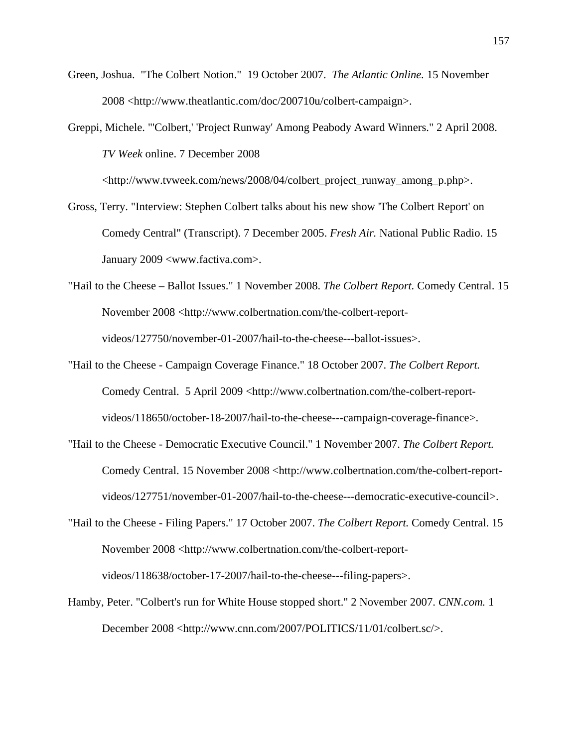Green, Joshua. "The Colbert Notion." 19 October 2007. *The Atlantic Online.* 15 November 2008 <http://www.theatlantic.com/doc/200710u/colbert-campaign>.

Greppi, Michele. "'Colbert,' 'Project Runway' Among Peabody Award Winners." 2 April 2008. *TV Week* online. 7 December 2008 <http://www.tvweek.com/news/2008/04/colbert_project_runway_among_p.php>.

Gross, Terry. "Interview: Stephen Colbert talks about his new show 'The Colbert Report' on Comedy Central" (Transcript). 7 December 2005. *Fresh Air.* National Public Radio. 15 January 2009 <www.factiva.com>.

"Hail to the Cheese – Ballot Issues." 1 November 2008. *The Colbert Report.* Comedy Central. 15 November 2008 <http://www.colbertnation.com/the-colbert-report-videos/127750/november-01-2007/hail-to-the-cheese---ballot-issues>.

"Hail to the Cheese - Campaign Coverage Finance." 18 October 2007. *The Colbert Report.* Comedy Central. 5 April 2009 <http://www.colbertnation.com/the-colbert-report-videos/118650/october-18-2007/hail-to-the-cheese---campaign-coverage-finance>.

"Hail to the Cheese - Democratic Executive Council." 1 November 2007. *The Colbert Report.* Comedy Central. 15 November 2008 <http://www.colbertnation.com/the-colbert-report-videos/127751/november-01-2007/hail-to-the-cheese---democratic-executive-council>.

"Hail to the Cheese - Filing Papers." 17 October 2007. *The Colbert Report.* Comedy Central. 15 November 2008 <http://www.colbertnation.com/the-colbert-report-videos/118638/october-17-2007/hail-to-the-cheese---filing-papers>.

Hamby, Peter. "Colbert's run for White House stopped short." 2 November 2007. *CNN.com.* 1 December 2008 <http://www.cnn.com/2007/POLITICS/11/01/colbert.sc/>.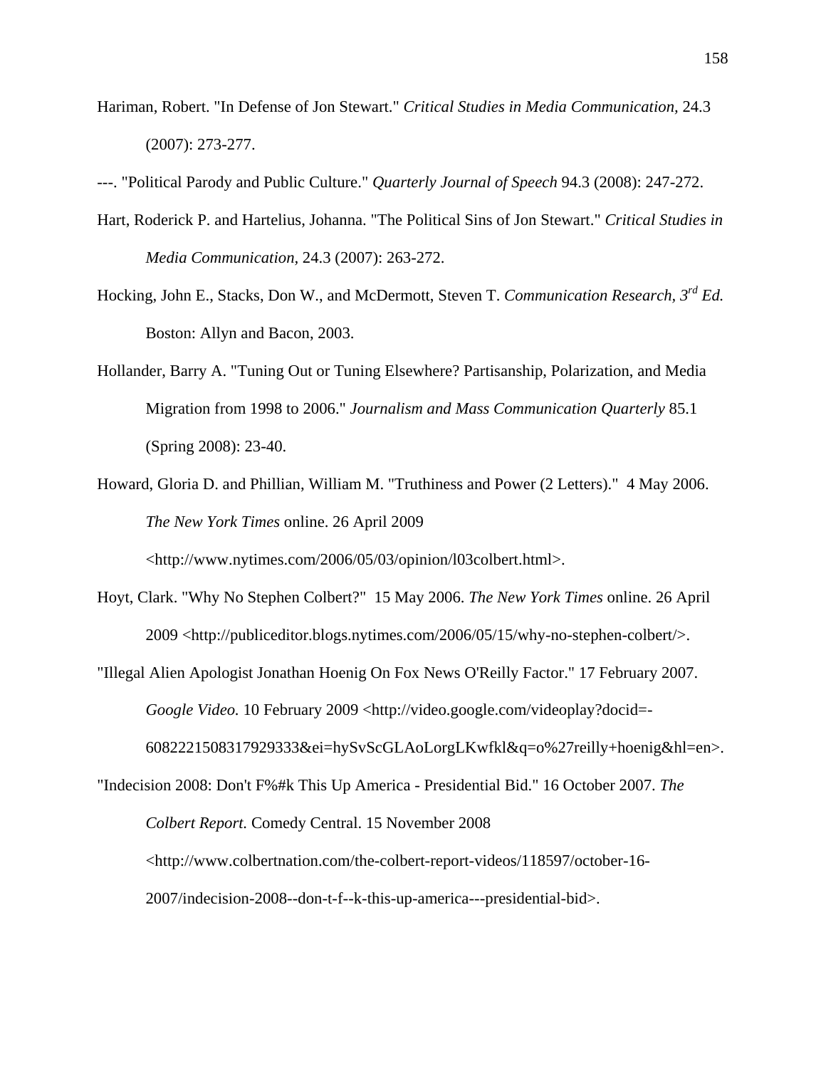Hariman, Robert. "In Defense of Jon Stewart." *Critical Studies in Media Communication,* 24.3 (2007): 273-277.

---. "Political Parody and Public Culture." *Quarterly Journal of Speech* 94.3 (2008): 247-272.

Hart, Roderick P. and Hartelius, Johanna. "The Political Sins of Jon Stewart." *Critical Studies in Media Communication,* 24.3 (2007): 263-272.

Hocking, John E., Stacks, Don W., and McDermott, Steven T. *Communication Research, 3rd Ed.* Boston: Allyn and Bacon, 2003.

Hollander, Barry A. "Tuning Out or Tuning Elsewhere? Partisanship, Polarization, and Media Migration from 1998 to 2006." *Journalism and Mass Communication Quarterly* 85.1 (Spring 2008): 23-40.

Howard, Gloria D. and Phillian, William M. "Truthiness and Power (2 Letters)." 4 May 2006. *The New York Times* online. 26 April 2009 <http://www.nytimes.com/2006/05/03/opinion/l03colbert.html>.

Hoyt, Clark. "Why No Stephen Colbert?" 15 May 2006. *The New York Times* online. 26 April 2009 <http://publiceditor.blogs.nytimes.com/2006/05/15/why-no-stephen-colbert/>.

"Illegal Alien Apologist Jonathan Hoenig On Fox News O'Reilly Factor." 17 February 2007. *Google Video.* 10 February 2009 <http://video.google.com/videoplay?docid=-6082221508317929333&ei=hySvScGLAoLorgLKwfkl&q=o%27reilly+hoenig&hl=en>.

"Indecision 2008: Don't F%#k This Up America - Presidential Bid." 16 October 2007. *The Colbert Report.* Comedy Central. 15 November 2008 <http://www.colbertnation.com/the-colbert-report-videos/118597/october-16-2007/indecision-2008--don-t-f--k-this-up-america---presidential-bid>.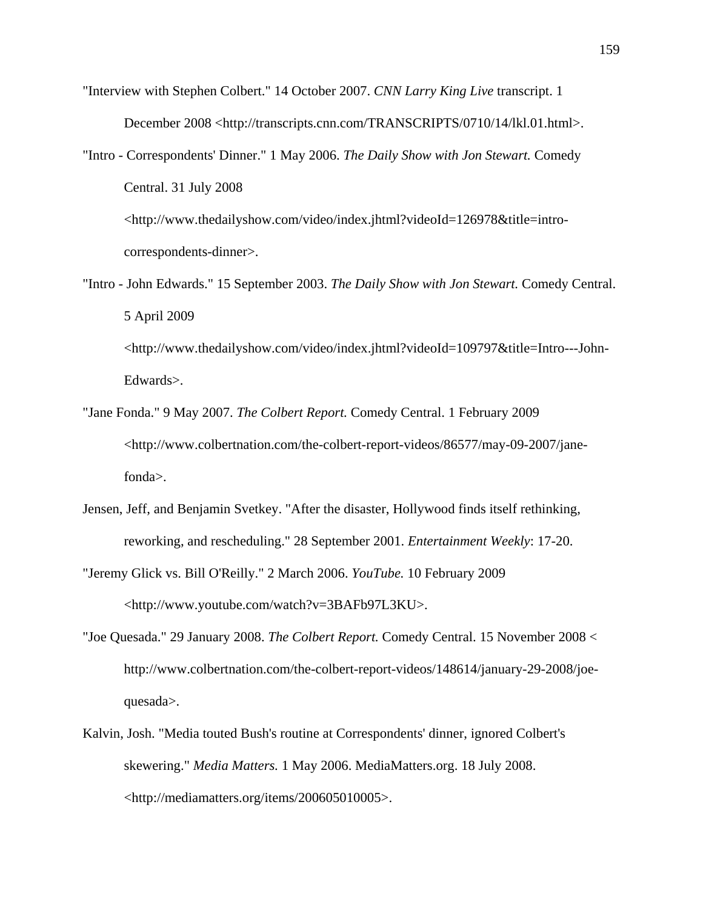"Interview with Stephen Colbert." 14 October 2007. *CNN Larry King Live* transcript. 1 December 2008 <http://transcripts.cnn.com/TRANSCRIPTS/0710/14/lkl.01.html>.

"Intro - Correspondents' Dinner." 1 May 2006. *The Daily Show with Jon Stewart.* Comedy Central. 31 July 2008 <http://www.thedailyshow.com/video/index.jhtml?videoId=126978&title=intro-correspondents-dinner>.

"Intro - John Edwards." 15 September 2003. *The Daily Show with Jon Stewart.* Comedy Central. 5 April 2009 <http://www.thedailyshow.com/video/index.jhtml?videoId=109797&title=Intro---John-Edwards>.

"Jane Fonda." 9 May 2007. *The Colbert Report.* Comedy Central. 1 February 2009 <http://www.colbertnation.com/the-colbert-report-videos/86577/may-09-2007/jane-fonda>.

Jensen, Jeff, and Benjamin Svetkey. "After the disaster, Hollywood finds itself rethinking, reworking, and rescheduling." 28 September 2001. *Entertainment Weekly*: 17-20.

"Jeremy Glick vs. Bill O'Reilly." 2 March 2006. *YouTube.* 10 February 2009 <http://www.youtube.com/watch?v=3BAFb97L3KU>.

"Joe Quesada." 29 January 2008. *The Colbert Report.* Comedy Central. 15 November 2008 < http://www.colbertnation.com/the-colbert-report-videos/148614/january-29-2008/joe-quesada>.

Kalvin, Josh. "Media touted Bush's routine at Correspondents' dinner, ignored Colbert's skewering." *Media Matters.* 1 May 2006. MediaMatters.org. 18 July 2008. <http://mediamatters.org/items/200605010005>.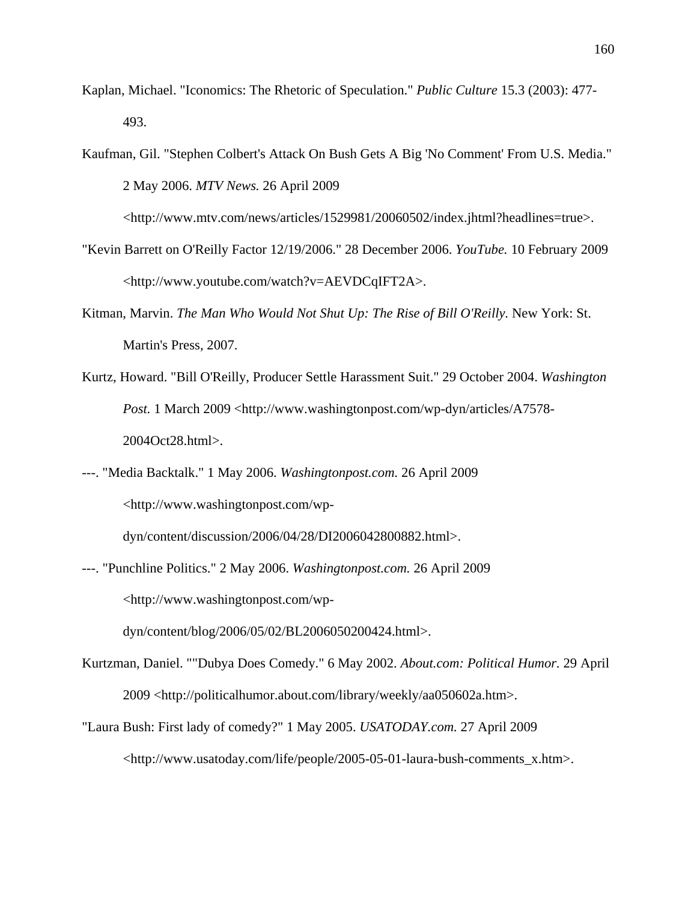Kaplan, Michael. "Iconomics: The Rhetoric of Speculation." *Public Culture* 15.3 (2003): 477-493.

Kaufman, Gil. "Stephen Colbert's Attack On Bush Gets A Big 'No Comment' From U.S. Media." 2 May 2006. *MTV News.* 26 April 2009 <http://www.mtv.com/news/articles/1529981/20060502/index.jhtml?headlines=true>.

"Kevin Barrett on O'Reilly Factor 12/19/2006." 28 December 2006. *YouTube.* 10 February 2009 <http://www.youtube.com/watch?v=AEVDCqIFT2A>.

Kitman, Marvin. *The Man Who Would Not Shut Up: The Rise of Bill O'Reilly.* New York: St. Martin's Press, 2007.

Kurtz, Howard. "Bill O'Reilly, Producer Settle Harassment Suit." 29 October 2004. *Washington Post.* 1 March 2009 <http://www.washingtonpost.com/wp-dyn/articles/A7578-2004Oct28.html>.

---. "Media Backtalk." 1 May 2006. *Washingtonpost.com.* 26 April 2009 <http://www.washingtonpost.com/wp-dyn/content/discussion/2006/04/28/DI2006042800882.html>.

---. "Punchline Politics." 2 May 2006. *Washingtonpost.com.* 26 April 2009 <http://www.washingtonpost.com/wp-dyn/content/blog/2006/05/02/BL2006050200424.html>.

Kurtzman, Daniel. ""Dubya Does Comedy." 6 May 2002. *About.com: Political Humor.* 29 April 2009 <http://politicalhumor.about.com/library/weekly/aa050602a.htm>.

"Laura Bush: First lady of comedy?" 1 May 2005. *USATODAY.com.* 27 April 2009 <http://www.usatoday.com/life/people/2005-05-01-laura-bush-comments_x.htm>.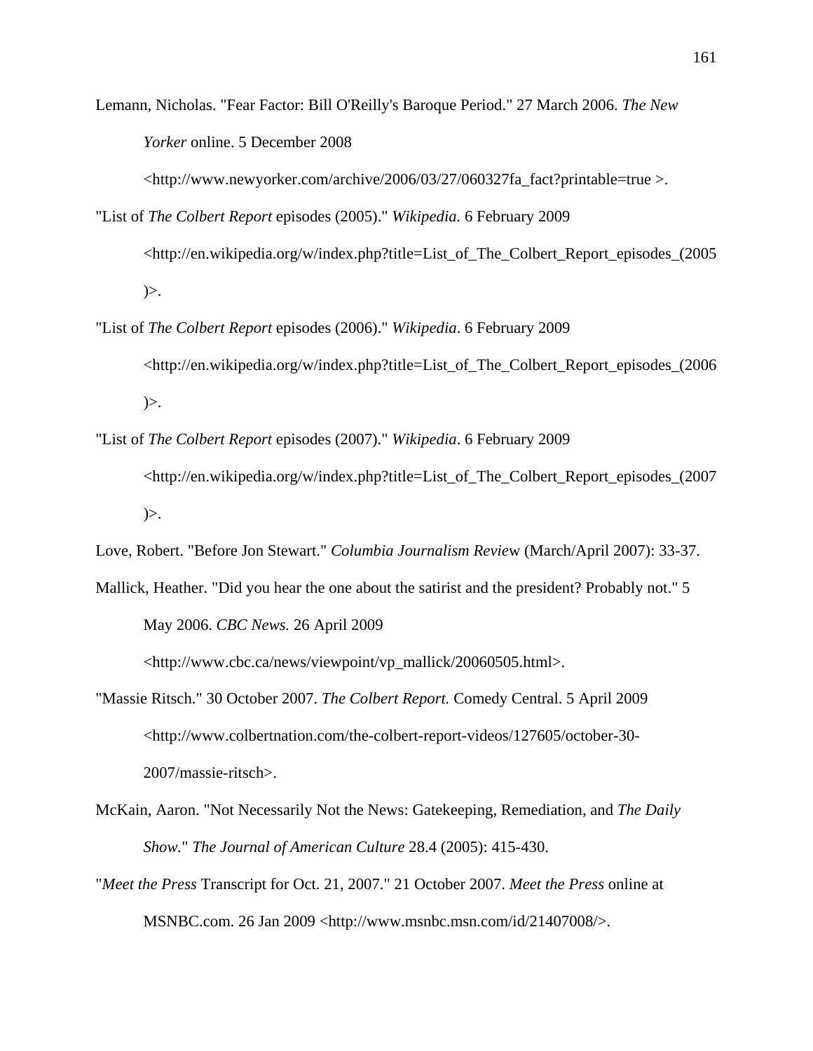Lemann, Nicholas. "Fear Factor: Bill O'Reilly's Baroque Period." 27 March 2006. *The New Yorker* online. 5 December 2008 <http://www.newyorker.com/archive/2006/03/27/060327fa_fact?printable=true >.

"List of *The Colbert Report* episodes (2005)." *Wikipedia.* 6 February 2009 <http://en.wikipedia.org/w/index.php?title=List_of_The_Colbert_Report_episodes_(2005)>.

"List of *The Colbert Report* episodes (2006)." *Wikipedia*. 6 February 2009 <http://en.wikipedia.org/w/index.php?title=List_of_The_Colbert_Report_episodes_(2006)>.

"List of *The Colbert Report* episodes (2007)." *Wikipedia*. 6 February 2009 <http://en.wikipedia.org/w/index.php?title=List_of_The_Colbert_Report_episodes_(2007)>.

Love, Robert. "Before Jon Stewart." *Columbia Journalism Review* (March/April 2007): 33-37.

Mallick, Heather. "Did you hear the one about the satirist and the president? Probably not." 5 May 2006. *CBC News.* 26 April 2009 <http://www.cbc.ca/news/viewpoint/vp_mallick/20060505.html>.

"Massie Ritsch." 30 October 2007. *The Colbert Report.* Comedy Central. 5 April 2009 <http://www.colbertnation.com/the-colbert-report-videos/127605/october-30-2007/massie-ritsch>.

McKain, Aaron. "Not Necessarily Not the News: Gatekeeping, Remediation, and *The Daily Show.*" *The Journal of American Culture* 28.4 (2005): 415-430.

"*Meet the Press* Transcript for Oct. 21, 2007." 21 October 2007. *Meet the Press* online at MSNBC.com. 26 Jan 2009 <http://www.msnbc.msn.com/id/21407008/>.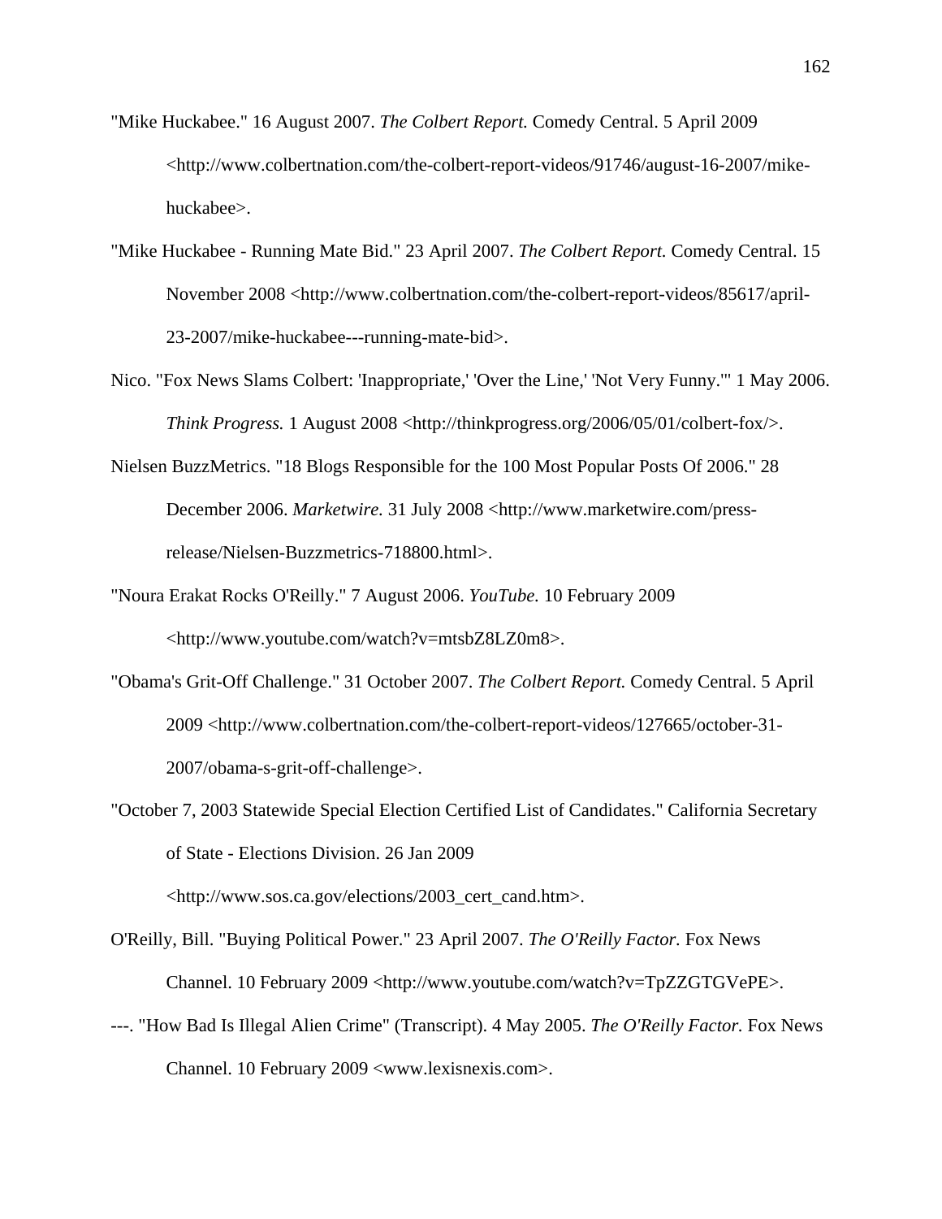"Mike Huckabee." 16 August 2007. *The Colbert Report.* Comedy Central. 5 April 2009 <http://www.colbertnation.com/the-colbert-report-videos/91746/august-16-2007/mike-huckabee>.

"Mike Huckabee - Running Mate Bid." 23 April 2007. *The Colbert Report.* Comedy Central. 15 November 2008 <http://www.colbertnation.com/the-colbert-report-videos/85617/april-23-2007/mike-huckabee---running-mate-bid>.

Nico. "Fox News Slams Colbert: 'Inappropriate,' 'Over the Line,' 'Not Very Funny.'" 1 May 2006. *Think Progress.* 1 August 2008 <http://thinkprogress.org/2006/05/01/colbert-fox/>.

Nielsen BuzzMetrics. "18 Blogs Responsible for the 100 Most Popular Posts Of 2006." 28 December 2006. *Marketwire.* 31 July 2008 <http://www.marketwire.com/press-release/Nielsen-Buzzmetrics-718800.html>.

"Noura Erakat Rocks O'Reilly." 7 August 2006. *YouTube.* 10 February 2009 <http://www.youtube.com/watch?v=mtsbZ8LZ0m8>.

"Obama's Grit-Off Challenge." 31 October 2007. *The Colbert Report.* Comedy Central. 5 April 2009 <http://www.colbertnation.com/the-colbert-report-videos/127665/october-31-2007/obama-s-grit-off-challenge>.

"October 7, 2003 Statewide Special Election Certified List of Candidates." California Secretary of State - Elections Division. 26 Jan 2009 <http://www.sos.ca.gov/elections/2003_cert_cand.htm>.

O'Reilly, Bill. "Buying Political Power." 23 April 2007. *The O'Reilly Factor.* Fox News Channel. 10 February 2009 <http://www.youtube.com/watch?v=TpZZGTGVePE>.

---. "How Bad Is Illegal Alien Crime" (Transcript). 4 May 2005. *The O'Reilly Factor.* Fox News Channel. 10 February 2009 <www.lexisnexis.com>.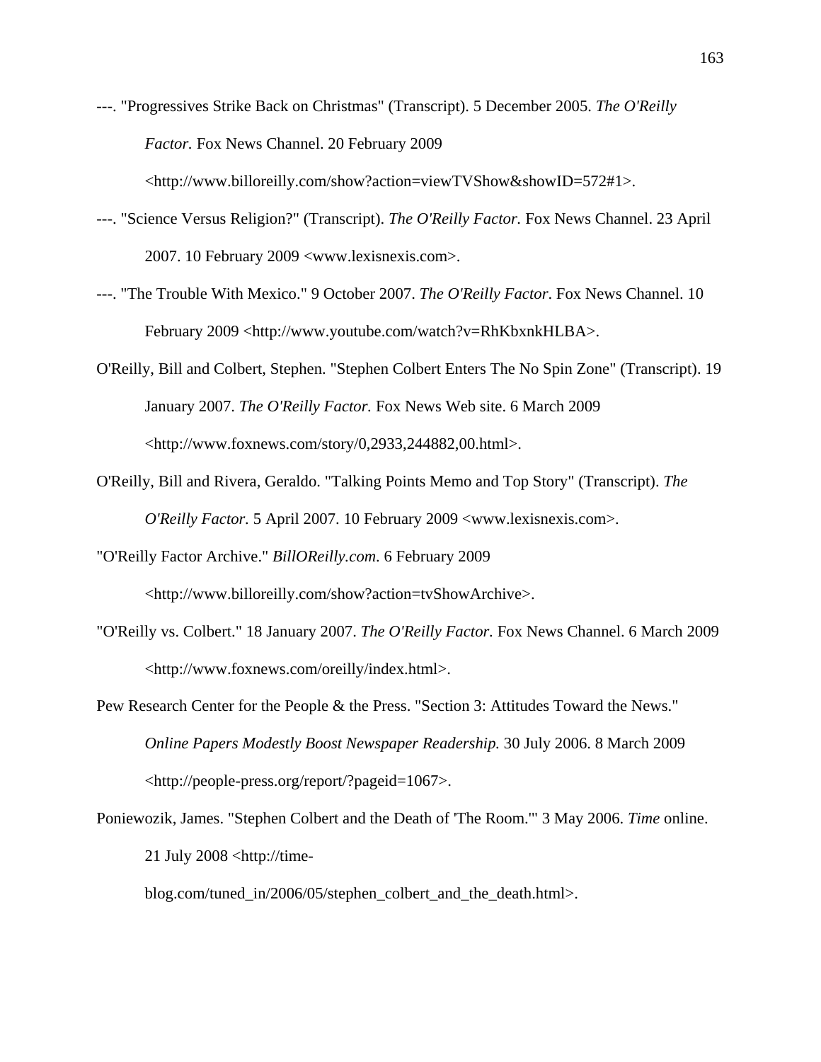---. "Progressives Strike Back on Christmas" (Transcript). 5 December 2005. *The O'Reilly Factor.* Fox News Channel. 20 February 2009 <http://www.billoreilly.com/show?action=viewTVShow&showID=572#1>.

---. "Science Versus Religion?" (Transcript). *The O'Reilly Factor.* Fox News Channel. 23 April 2007. 10 February 2009 <www.lexisnexis.com>.

---. "The Trouble With Mexico." 9 October 2007. *The O'Reilly Factor*. Fox News Channel. 10 February 2009 <http://www.youtube.com/watch?v=RhKbxnkHLBA>.

O'Reilly, Bill and Colbert, Stephen. "Stephen Colbert Enters The No Spin Zone" (Transcript). 19 January 2007. *The O'Reilly Factor.* Fox News Web site. 6 March 2009 <http://www.foxnews.com/story/0,2933,244882,00.html>.

O'Reilly, Bill and Rivera, Geraldo. "Talking Points Memo and Top Story" (Transcript). *The O'Reilly Factor.* 5 April 2007. 10 February 2009 <www.lexisnexis.com>.

"O'Reilly Factor Archive." *BillOReilly.com*. 6 February 2009 <http://www.billoreilly.com/show?action=tvShowArchive>.

"O'Reilly vs. Colbert." 18 January 2007. *The O'Reilly Factor.* Fox News Channel. 6 March 2009 <http://www.foxnews.com/oreilly/index.html>.

Pew Research Center for the People & the Press. "Section 3: Attitudes Toward the News." *Online Papers Modestly Boost Newspaper Readership.* 30 July 2006. 8 March 2009 <http://people-press.org/report/?pageid=1067>.

Poniewozik, James. "Stephen Colbert and the Death of 'The Room.'" 3 May 2006. *Time* online. 21 July 2008 <http://time-blog.com/tuned_in/2006/05/stephen_colbert_and_the_death.html>.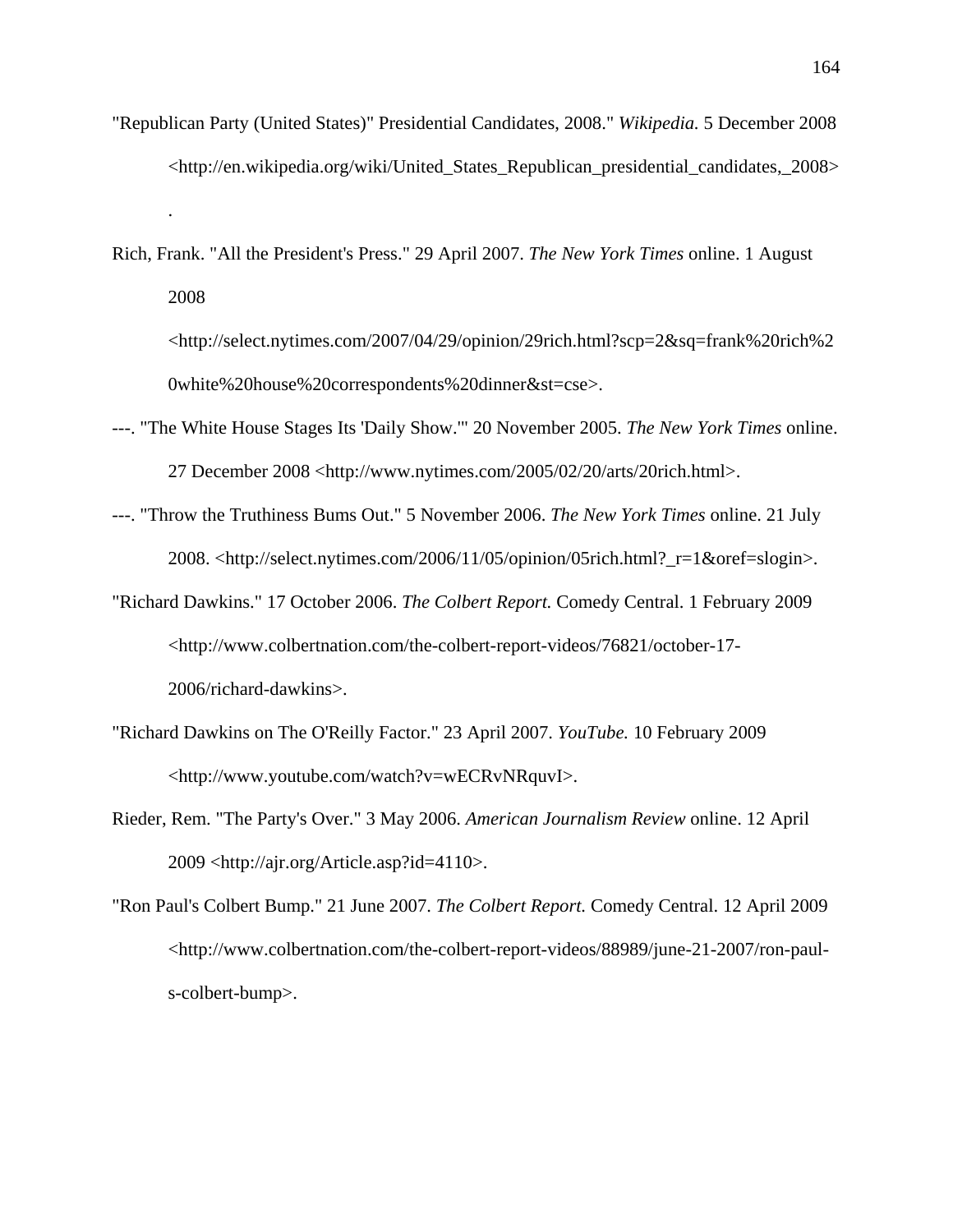"Republican Party (United States)" Presidential Candidates, 2008." *Wikipedia.* 5 December 2008 <http://en.wikipedia.org/wiki/United_States_Republican_presidential_candidates,_2008>.

Rich, Frank. "All the President's Press." 29 April 2007. *The New York Times* online. 1 August 2008 <http://select.nytimes.com/2007/04/29/opinion/29rich.html?scp=2&sq=frank%20rich%20white%20house%20correspondents%20dinner&st=cse>.

---. "The White House Stages Its 'Daily Show.'" 20 November 2005. *The New York Times* online. 27 December 2008 <http://www.nytimes.com/2005/02/20/arts/20rich.html>.

---. "Throw the Truthiness Bums Out." 5 November 2006. *The New York Times* online. 21 July 2008. <http://select.nytimes.com/2006/11/05/opinion/05rich.html?_r=1&oref=slogin>.

"Richard Dawkins." 17 October 2006. *The Colbert Report.* Comedy Central. 1 February 2009 <http://www.colbertnation.com/the-colbert-report-videos/76821/october-17-2006/richard-dawkins>.

"Richard Dawkins on The O'Reilly Factor." 23 April 2007. *YouTube.* 10 February 2009 <http://www.youtube.com/watch?v=wECRvNRquvI>.

Rieder, Rem. "The Party's Over." 3 May 2006. *American Journalism Review* online. 12 April 2009 <http://ajr.org/Article.asp?id=4110>.

"Ron Paul's Colbert Bump." 21 June 2007. *The Colbert Report.* Comedy Central. 12 April 2009 <http://www.colbertnation.com/the-colbert-report-videos/88989/june-21-2007/ron-paul-s-colbert-bump>.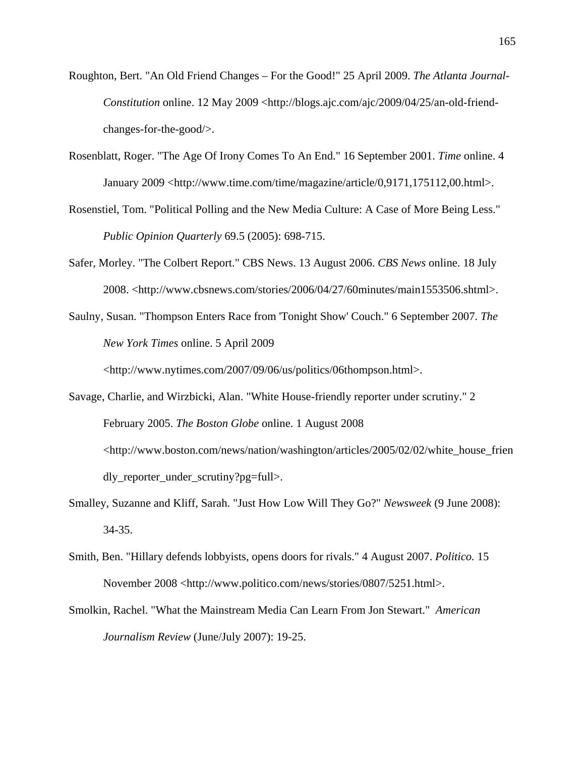Roughton, Bert. "An Old Friend Changes – For the Good!" 25 April 2009. *The Atlanta Journal-Constitution* online. 12 May 2009 <http://blogs.ajc.com/ajc/2009/04/25/an-old-friend-changes-for-the-good/>.

Rosenblatt, Roger. "The Age Of Irony Comes To An End." 16 September 2001. *Time* online. 4 January 2009 <http://www.time.com/time/magazine/article/0,9171,175112,00.html>.

Rosenstiel, Tom. "Political Polling and the New Media Culture: A Case of More Being Less." *Public Opinion Quarterly* 69.5 (2005): 698-715.

Safer, Morley. "The Colbert Report." CBS News. 13 August 2006. *CBS News* online. 18 July 2008. <http://www.cbsnews.com/stories/2006/04/27/60minutes/main1553506.shtml>.

Saulny, Susan. "Thompson Enters Race from 'Tonight Show' Couch." 6 September 2007. *The New York Times* online. 5 April 2009 <http://www.nytimes.com/2007/09/06/us/politics/06thompson.html>.

Savage, Charlie, and Wirzbicki, Alan. "White House-friendly reporter under scrutiny." 2 February 2005. *The Boston Globe* online. 1 August 2008 <http://www.boston.com/news/nation/washington/articles/2005/02/02/white_house_friendly_reporter_under_scrutiny?pg=full>.

Smalley, Suzanne and Kliff, Sarah. "Just How Low Will They Go?" *Newsweek* (9 June 2008): 34-35.

Smith, Ben. "Hillary defends lobbyists, opens doors for rivals." 4 August 2007. *Politico.* 15 November 2008 <http://www.politico.com/news/stories/0807/5251.html>.

Smolkin, Rachel. "What the Mainstream Media Can Learn From Jon Stewart." *American Journalism Review* (June/July 2007): 19-25.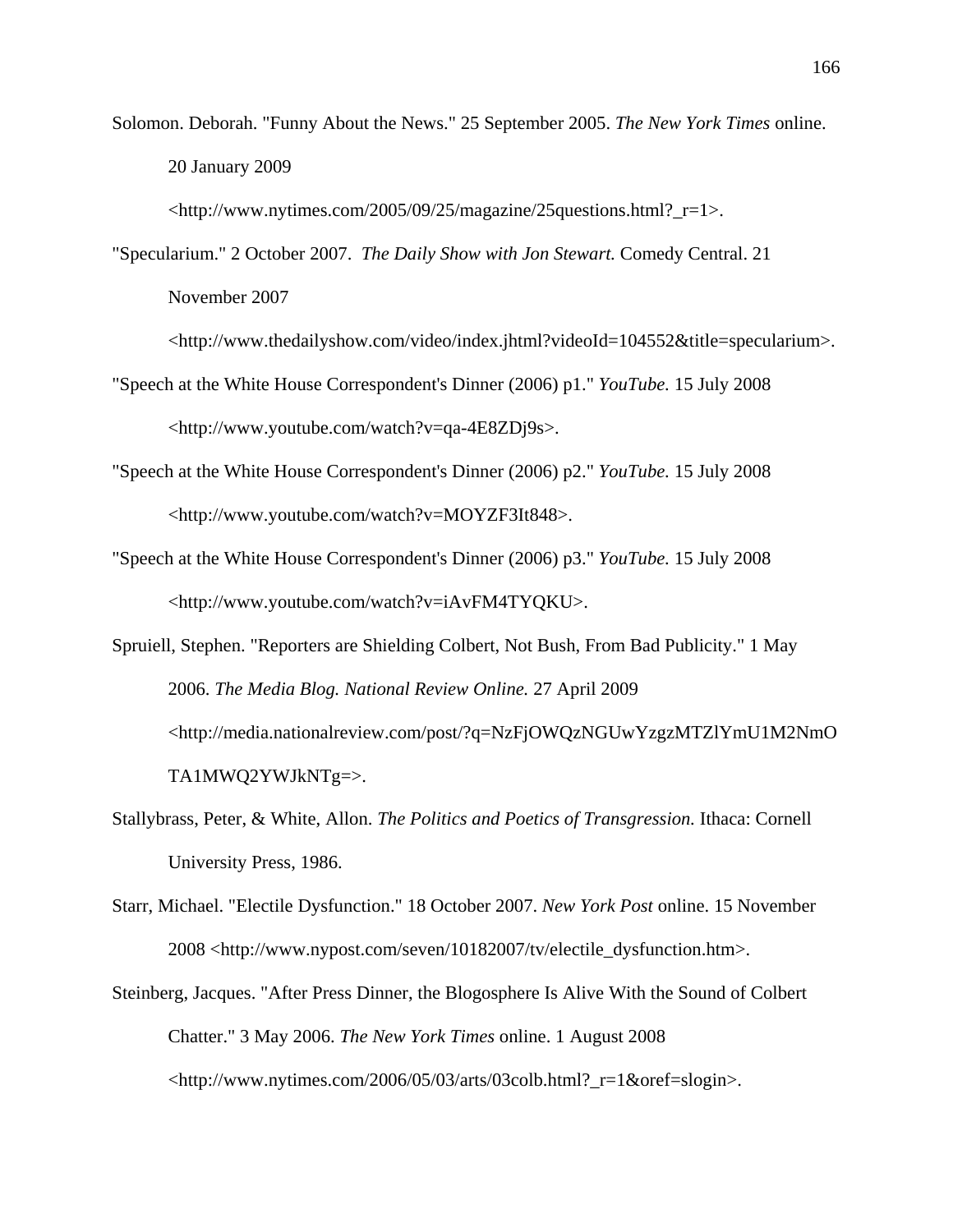Solomon. Deborah. "Funny About the News." 25 September 2005. *The New York Times* online. 20 January 2009 <http://www.nytimes.com/2005/09/25/magazine/25questions.html?_r=1>.

"Specularium." 2 October 2007. *The Daily Show with Jon Stewart.* Comedy Central. 21 November 2007 <http://www.thedailyshow.com/video/index.jhtml?videoId=104552&title=specularium>.

"Speech at the White House Correspondent's Dinner (2006) p1." *YouTube.* 15 July 2008 <http://www.youtube.com/watch?v=qa-4E8ZDj9s>.

"Speech at the White House Correspondent's Dinner (2006) p2." *YouTube.* 15 July 2008 <http://www.youtube.com/watch?v=MOYZF3It848>.

"Speech at the White House Correspondent's Dinner (2006) p3." *YouTube.* 15 July 2008 <http://www.youtube.com/watch?v=iAvFM4TYQKU>.

Spruiell, Stephen. "Reporters are Shielding Colbert, Not Bush, From Bad Publicity." 1 May 2006. *The Media Blog. National Review Online.* 27 April 2009 <http://media.nationalreview.com/post/?q=NzFjOWQzNGUwYzgzMTZlYmU1M2NmOTA1MWQ2YWJkNTg=>.

Stallybrass, Peter, & White, Allon. *The Politics and Poetics of Transgression.* Ithaca: Cornell University Press, 1986.

Starr, Michael. "Electile Dysfunction." 18 October 2007. *New York Post* online. 15 November 2008 <http://www.nypost.com/seven/10182007/tv/electile_dysfunction.htm>.

Steinberg, Jacques. "After Press Dinner, the Blogosphere Is Alive With the Sound of Colbert Chatter." 3 May 2006. *The New York Times* online. 1 August 2008 <http://www.nytimes.com/2006/05/03/arts/03colb.html?_r=1&oref=slogin>.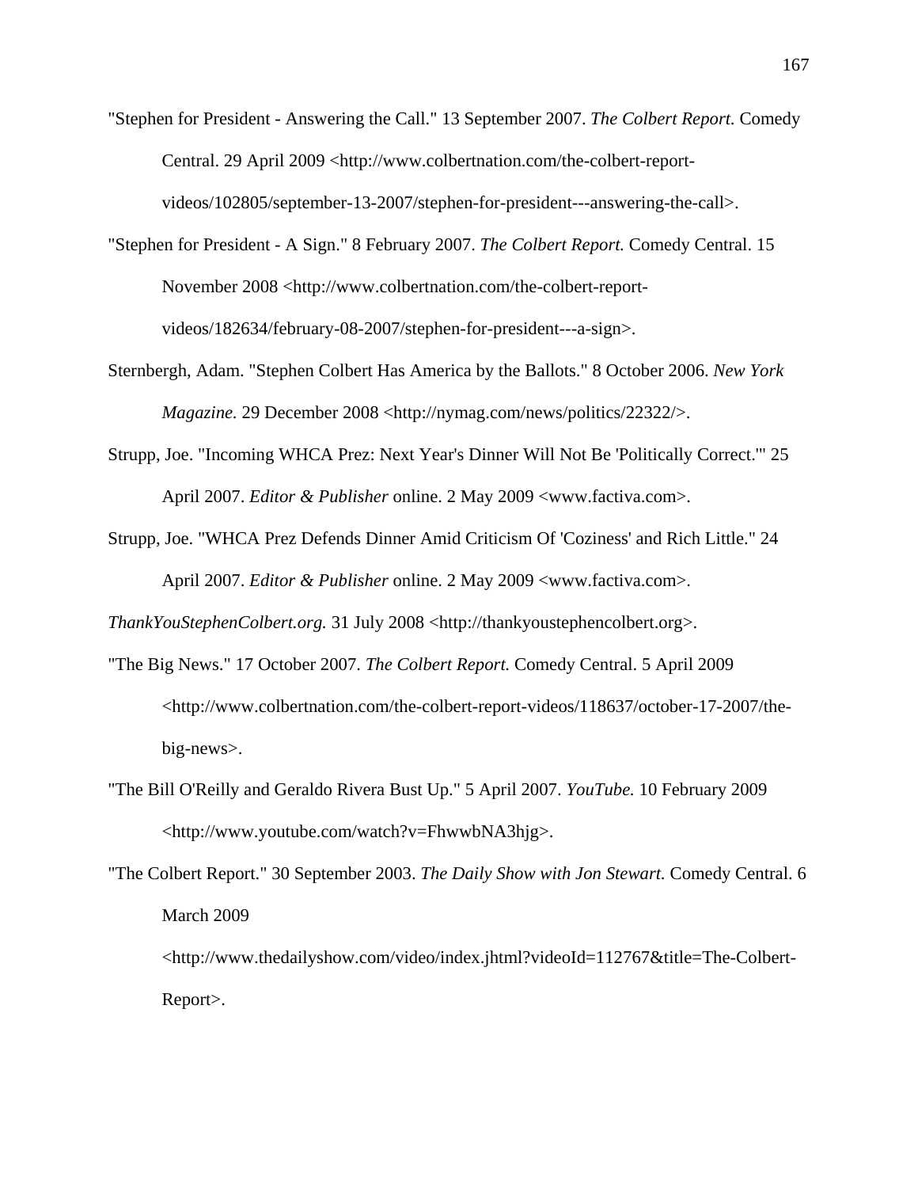"Stephen for President - Answering the Call." 13 September 2007. *The Colbert Report.* Comedy Central. 29 April 2009 <http://www.colbertnation.com/the-colbert-report-videos/102805/september-13-2007/stephen-for-president---answering-the-call>.

"Stephen for President - A Sign." 8 February 2007. *The Colbert Report.* Comedy Central. 15 November 2008 <http://www.colbertnation.com/the-colbert-report-videos/182634/february-08-2007/stephen-for-president---a-sign>.

Sternbergh, Adam. "Stephen Colbert Has America by the Ballots." 8 October 2006. *New York Magazine.* 29 December 2008 <http://nymag.com/news/politics/22322/>.

Strupp, Joe. "Incoming WHCA Prez: Next Year's Dinner Will Not Be 'Politically Correct.'" 25 April 2007. *Editor & Publisher* online. 2 May 2009 <www.factiva.com>.

Strupp, Joe. "WHCA Prez Defends Dinner Amid Criticism Of 'Coziness' and Rich Little." 24 April 2007. *Editor & Publisher* online. 2 May 2009 <www.factiva.com>.

*ThankYouStephenColbert.org.* 31 July 2008 <http://thankyoustephencolbert.org>.

"The Big News." 17 October 2007. *The Colbert Report.* Comedy Central. 5 April 2009 <http://www.colbertnation.com/the-colbert-report-videos/118637/october-17-2007/the-big-news>.

"The Bill O'Reilly and Geraldo Rivera Bust Up." 5 April 2007. *YouTube.* 10 February 2009 <http://www.youtube.com/watch?v=FhwwbNA3hjg>.

"The Colbert Report." 30 September 2003. *The Daily Show with Jon Stewart.* Comedy Central. 6 March 2009 <http://www.thedailyshow.com/video/index.jhtml?videoId=112767&title=The-Colbert-Report>.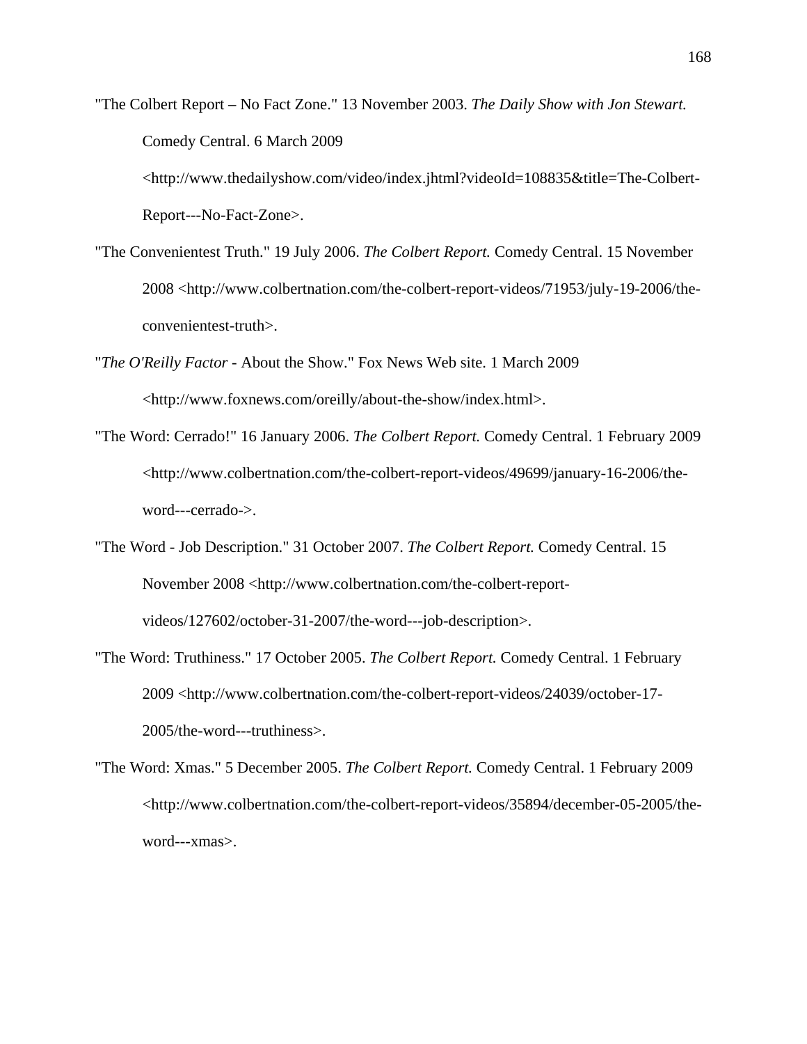"The Colbert Report – No Fact Zone." 13 November 2003. *The Daily Show with Jon Stewart.* Comedy Central. 6 March 2009 <http://www.thedailyshow.com/video/index.jhtml?videoId=108835&title=The-Colbert-Report---No-Fact-Zone>.

"The Convenientest Truth." 19 July 2006. *The Colbert Report.* Comedy Central. 15 November 2008 <http://www.colbertnation.com/the-colbert-report-videos/71953/july-19-2006/the-convenientest-truth>.

"*The O'Reilly Factor* - About the Show." Fox News Web site. 1 March 2009 <http://www.foxnews.com/oreilly/about-the-show/index.html>.

"The Word: Cerrado!" 16 January 2006. *The Colbert Report.* Comedy Central. 1 February 2009 <http://www.colbertnation.com/the-colbert-report-videos/49699/january-16-2006/the-word---cerrado->.

"The Word - Job Description." 31 October 2007. *The Colbert Report.* Comedy Central. 15 November 2008 <http://www.colbertnation.com/the-colbert-report-videos/127602/october-31-2007/the-word---job-description>.

"The Word: Truthiness." 17 October 2005. *The Colbert Report.* Comedy Central. 1 February 2009 <http://www.colbertnation.com/the-colbert-report-videos/24039/october-17-2005/the-word---truthiness>.

"The Word: Xmas." 5 December 2005. *The Colbert Report.* Comedy Central. 1 February 2009 <http://www.colbertnation.com/the-colbert-report-videos/35894/december-05-2005/the-word---xmas>.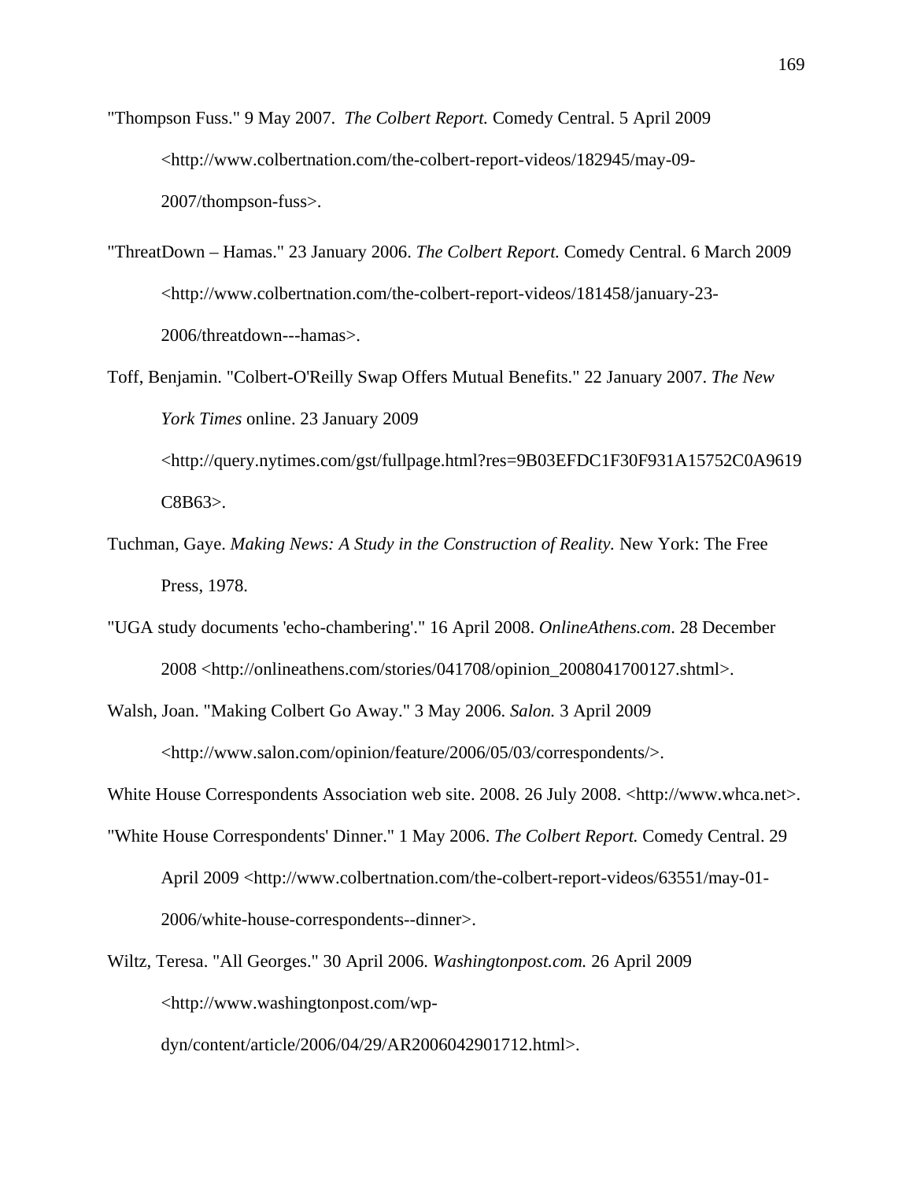"Thompson Fuss." 9 May 2007. *The Colbert Report.* Comedy Central. 5 April 2009 <http://www.colbertnation.com/the-colbert-report-videos/182945/may-09-2007/thompson-fuss>.

"ThreatDown – Hamas." 23 January 2006. *The Colbert Report.* Comedy Central. 6 March 2009 <http://www.colbertnation.com/the-colbert-report-videos/181458/january-23-2006/threatdown---hamas>.

Toff, Benjamin. "Colbert-O'Reilly Swap Offers Mutual Benefits." 22 January 2007. *The New York Times* online. 23 January 2009 <http://query.nytimes.com/gst/fullpage.html?res=9B03EFDC1F30F931A15752C0A9619C8B63>.

Tuchman, Gaye. *Making News: A Study in the Construction of Reality.* New York: The Free Press, 1978.

"UGA study documents 'echo-chambering'." 16 April 2008. *OnlineAthens.com.* 28 December 2008 <http://onlineathens.com/stories/041708/opinion_2008041700127.shtml>.

Walsh, Joan. "Making Colbert Go Away." 3 May 2006. *Salon.* 3 April 2009 <http://www.salon.com/opinion/feature/2006/05/03/correspondents/>.

White House Correspondents Association web site. 2008. 26 July 2008. <http://www.whca.net>.

"White House Correspondents' Dinner." 1 May 2006. *The Colbert Report.* Comedy Central. 29 April 2009 <http://www.colbertnation.com/the-colbert-report-videos/63551/may-01-2006/white-house-correspondents--dinner>.

Wiltz, Teresa. "All Georges." 30 April 2006. *Washingtonpost.com.* 26 April 2009 <http://www.washingtonpost.com/wp-dyn/content/article/2006/04/29/AR2006042901712.html>.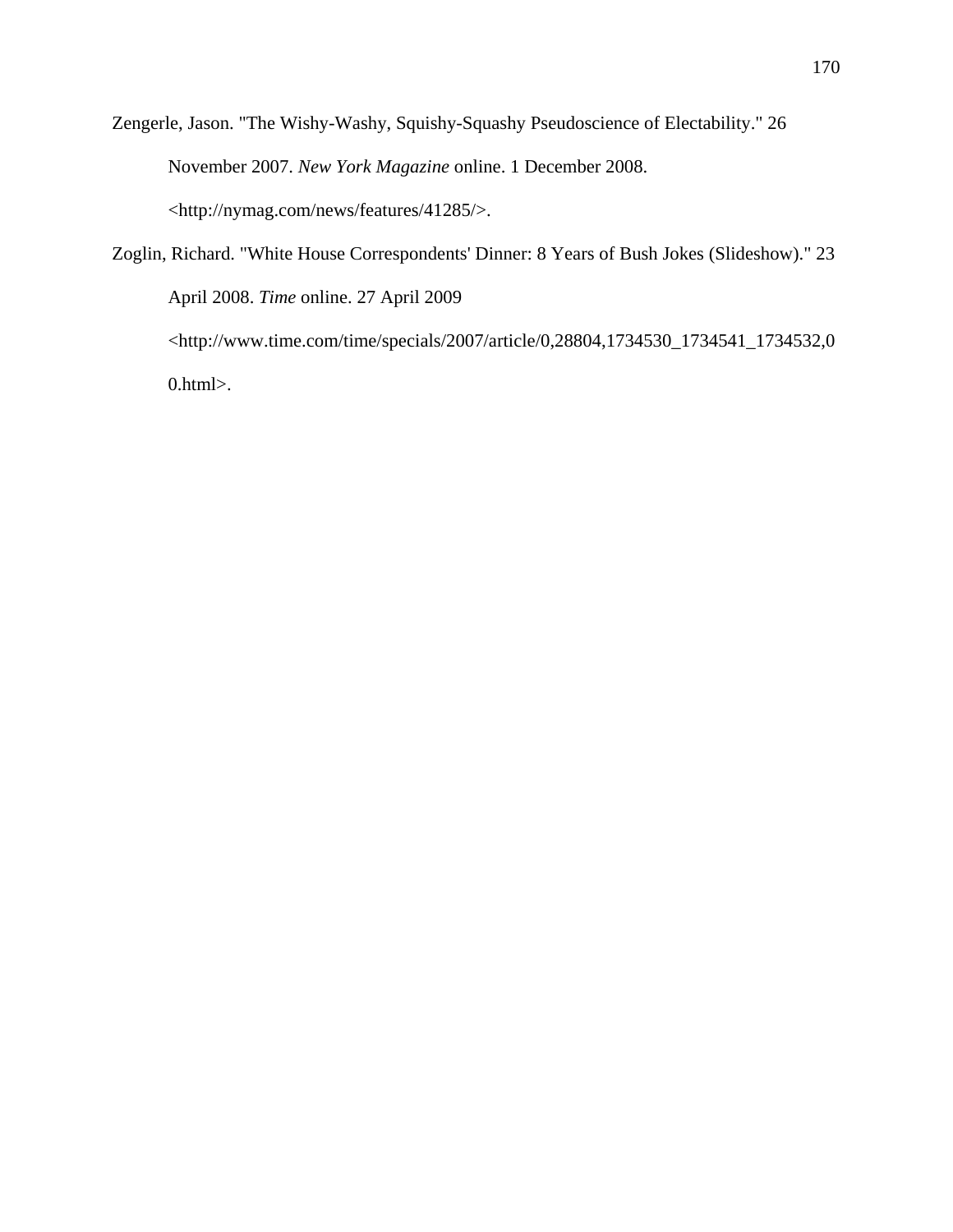Zengerle, Jason. "The Wishy-Washy, Squishy-Squashy Pseudoscience of Electability." 26 November 2007. *New York Magazine* online. 1 December 2008. <http://nymag.com/news/features/41285/>.

Zoglin, Richard. "White House Correspondents' Dinner: 8 Years of Bush Jokes (Slideshow)." 23 April 2008. *Time* online. 27 April 2009 <http://www.time.com/time/specials/2007/article/0,28804,1734530_1734541_1734532,00.html>.